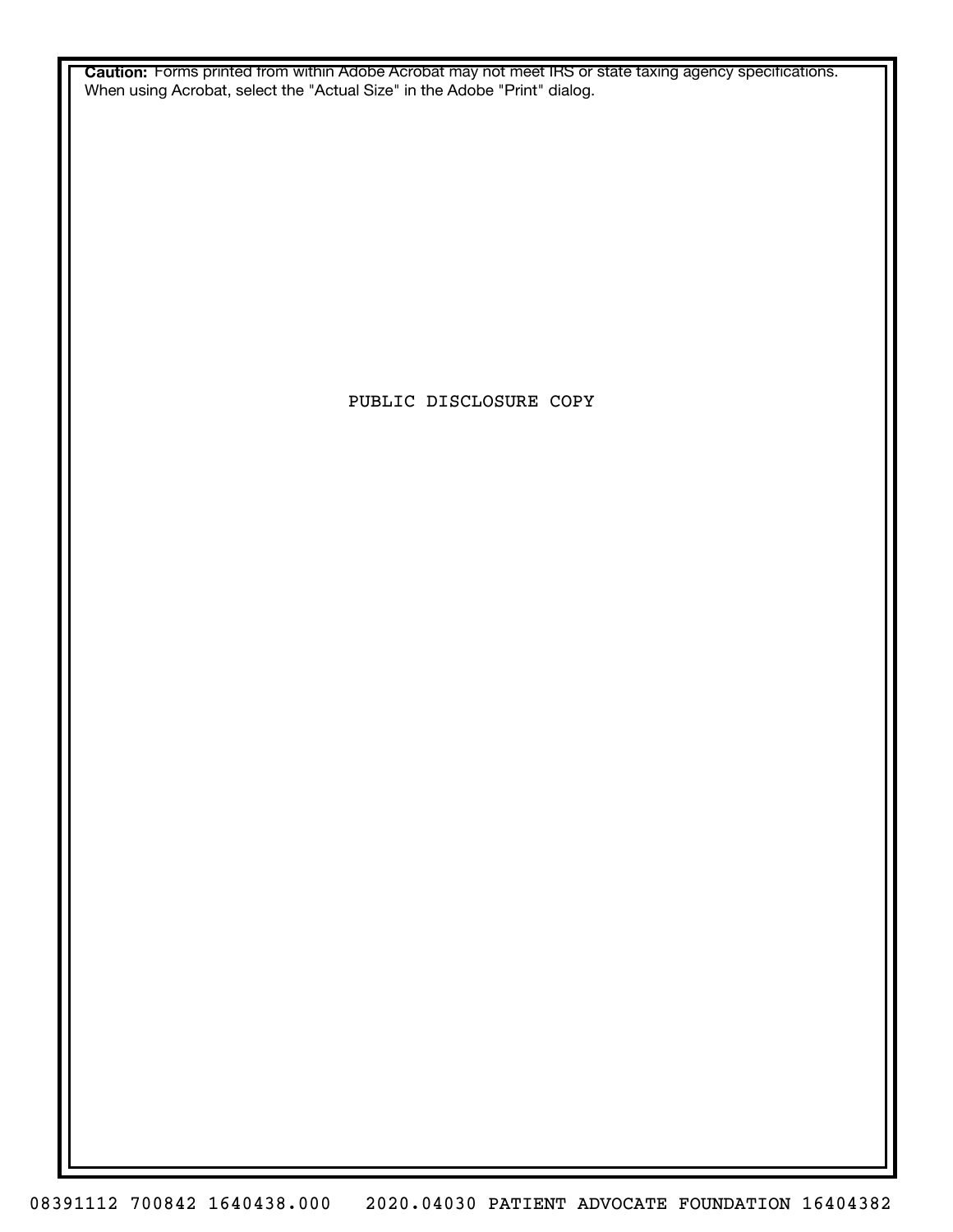**Caution:** Forms printed from within Adobe Acrobat may not meet IRS or state taxing agency specifications. When using Acrobat, select the "Actual Size" in the Adobe "Print" dialog.

PUBLIC DISCLOSURE COPY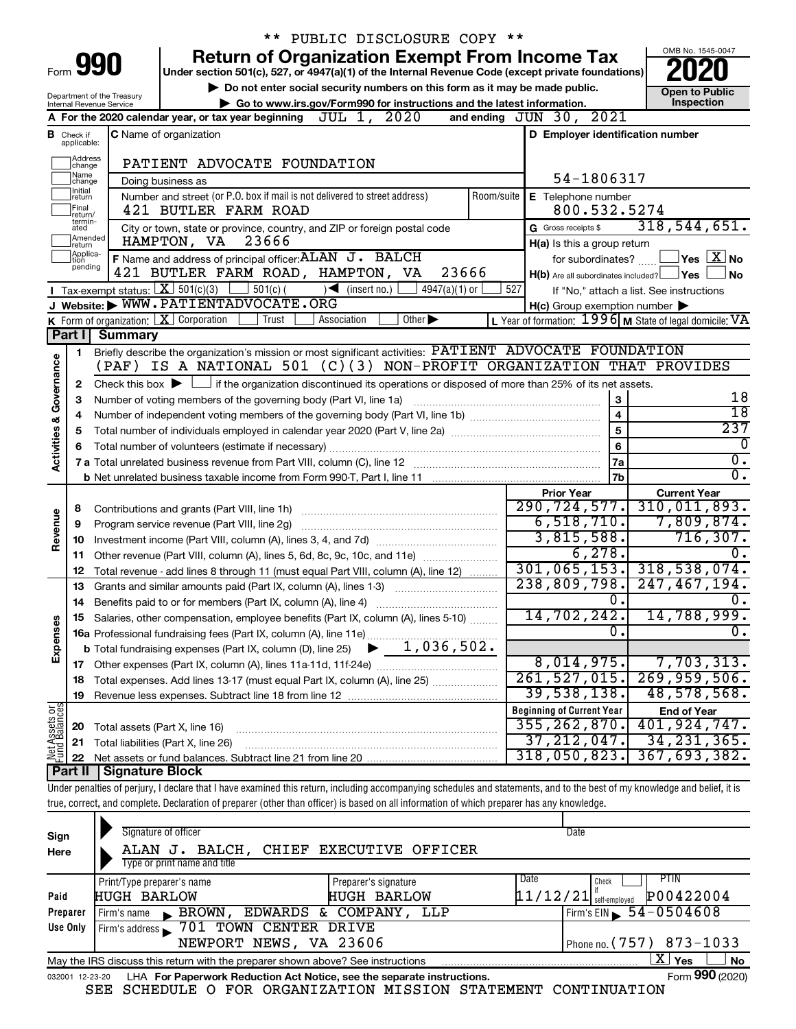\*\* PUBLIC DISCLOSURE COPY \*\*

# Form 990 — Return of Organization Exempt From Income Tax — 2020

Under section 501(c), 527, or 4947(a)(1) of the Internal Revenue Code (except private foundations)

▶ Do not enter social security numbers on this form as it may be made public.

▶ Go to www.irs.gov/Form990 for instructions and the latest information.

Department of the Treasury
Internal Revenue Service

OMB No. 1545-0047

Open to Public Inspection

**A** For the 2020 calendar year, or tax year beginning JUL 1, 2020 and ending JUN 30, 2021

**B** Check if applicable: Address change, Name change, Initial return, Final return/terminated, Amended return, Application pending

**C** Name of organization: PATIENT ADVOCATE FOUNDATION

Doing business as

Number and street (or P.O. box if mail is not delivered to street address): 421 BUTLER FARM ROAD    Room/suite

City or town, state or province, country, and ZIP or foreign postal code: HAMPTON, VA 23666

**D** Employer identification number: 54-1806317

**E** Telephone number: 800.532.5274

**G** Gross receipts $ 318,544,651.

**F** Name and address of principal officer: ALAN J. BALCH, 421 BUTLER FARM ROAD, HAMPTON, VA 23666

**H(a)** Is this a group return for subordinates? ☐ Yes ☒ No

**H(b)** Are all subordinates included? ☐ Yes ☐ No — If "No," attach a list. See instructions

**H(c)** Group exemption number ▶

**I** Tax-exempt status: ☒ 501(c)(3) ☐ 501(c)( ) ◀ (insert no.) ☐ 4947(a)(1) or ☐ 527

**J** Website: ▶ WWW.PATIENTADVOCATE.ORG

**K** Form of organization: ☒ Corporation ☐ Trust ☐ Association ☐ Other ▶

**L** Year of formation: 1996 **M** State of legal domicile: VA

## Part I Summary

**Activities & Governance**

1. Briefly describe the organization's mission or most significant activities: PATIENT ADVOCATE FOUNDATION (PAF) IS A NATIONAL 501 (C)(3) NON-PROFIT ORGANIZATION THAT PROVIDES
2. Check this box ▶ ☐ if the organization discontinued its operations or disposed of more than 25% of its net assets.

| | | | |
|---|---|---|---|
| 3 | Number of voting members of the governing body (Part VI, line 1a) | 3 | 18 |
| 4 | Number of independent voting members of the governing body (Part VI, line 1b) | 4 | 18 |
| 5 | Total number of individuals employed in calendar year 2020 (Part V, line 2a) | 5 | 237 |
| 6 | Total number of volunteers (estimate if necessary) | 6 | 0 |
| 7a | Total unrelated business revenue from Part VIII, column (C), line 12 | 7a | 0. |
| b | Net unrelated business taxable income from Form 990-T, Part I, line 11 | 7b | 0. |

| | | Prior Year | Current Year |
|---|---|---|---|
| **Revenue** | | | |
| 8 | Contributions and grants (Part VIII, line 1h) | 290,724,577. | 310,011,893. |
| 9 | Program service revenue (Part VIII, line 2g) | 6,518,710. | 7,809,874. |
| 10 | Investment income (Part VIII, column (A), lines 3, 4, and 7d) | 3,815,588. | 716,307. |
| 11 | Other revenue (Part VIII, column (A), lines 5, 6d, 8c, 9c, 10c, and 11e) | 6,278. | 0. |
| 12 | Total revenue - add lines 8 through 11 (must equal Part VIII, column (A), line 12) | 301,065,153. | 318,538,074. |
| **Expenses** | | | |
| 13 | Grants and similar amounts paid (Part IX, column (A), lines 1-3) | 238,809,798. | 247,467,194. |
| 14 | Benefits paid to or for members (Part IX, column (A), line 4) | 0. | 0. |
| 15 | Salaries, other compensation, employee benefits (Part IX, column (A), lines 5-10) | 14,702,242. | 14,788,999. |
| 16a | Professional fundraising fees (Part IX, column (A), line 11e) | 0. | 0. |
| b | Total fundraising expenses (Part IX, column (D), line 25) ▶ 1,036,502. | | |
| 17 | Other expenses (Part IX, column (A), lines 11a-11d, 11f-24e) | 8,014,975. | 7,703,313. |
| 18 | Total expenses. Add lines 13-17 (must equal Part IX, column (A), line 25) | 261,527,015. | 269,959,506. |
| 19 | Revenue less expenses. Subtract line 18 from line 12 | 39,538,138. | 48,578,568. |

| **Net Assets or Fund Balances** | | Beginning of Current Year | End of Year |
|---|---|---|---|
| 20 | Total assets (Part X, line 16) | 355,262,870. | 401,924,747. |
| 21 | Total liabilities (Part X, line 26) | 37,212,047. | 34,231,365. |
| 22 | Net assets or fund balances. Subtract line 21 from line 20 | 318,050,823. | 367,693,382. |

## Part II Signature Block

Under penalties of perjury, I declare that I have examined this return, including accompanying schedules and statements, and to the best of my knowledge and belief, it is true, correct, and complete. Declaration of preparer (other than officer) is based on all information of which preparer has any knowledge.

**Sign Here**

Signature of officer — Date

ALAN J. BALCH, CHIEF EXECUTIVE OFFICER
Type or print name and title

**Paid Preparer Use Only**

| Print/Type preparer's name | Preparer's signature | Date | Check if self-employed | PTIN |
|---|---|---|---|---|
| HUGH BARLOW | HUGH BARLOW | 11/12/21 | ☐ | P00422004 |

Firm's name ▶ BROWN, EDWARDS & COMPANY, LLP    Firm's EIN ▶ 54-0504608

Firm's address ▶ 701 TOWN CENTER DRIVE, NEWPORT NEWS, VA 23606    Phone no. (757) 873-1033

May the IRS discuss this return with the preparer shown above? See instructions ☒ Yes ☐ No

032001 12-23-20 LHA For Paperwork Reduction Act Notice, see the separate instructions. Form **990** (2020)

SEE SCHEDULE O FOR ORGANIZATION MISSION STATEMENT CONTINUATION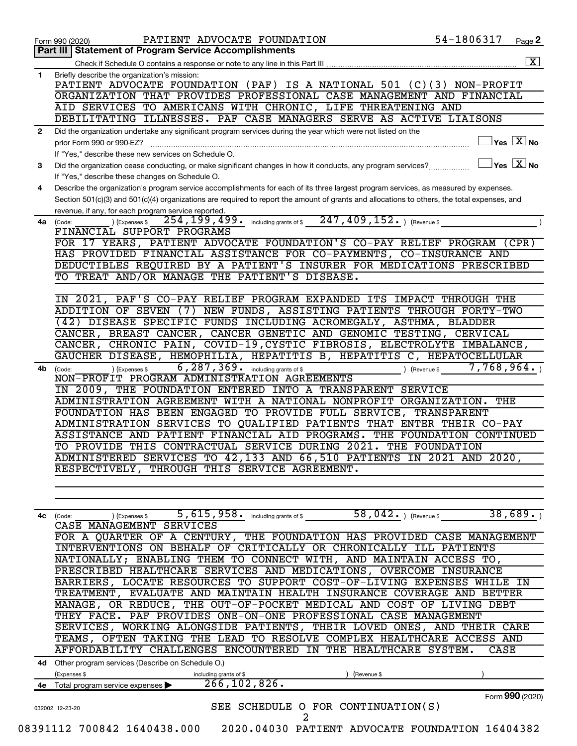Form 990 (2020) PATIENT ADVOCATE FOUNDATION 54-1806317

## Part III | Statement of Program Service Accomplishments

Check if Schedule O contains a response or note to any line in this Part III ..... [X]

**1** Briefly describe the organization's mission:

PATIENT ADVOCATE FOUNDATION (PAF) IS A NATIONAL 501 (C)(3) NON-PROFIT ORGANIZATION THAT PROVIDES PROFESSIONAL CASE MANAGEMENT AND FINANCIAL AID SERVICES TO AMERICANS WITH CHRONIC, LIFE THREATENING AND DEBILITATING ILLNESSES. PAF CASE MANAGERS SERVE AS ACTIVE LIAISONS

**2** Did the organization undertake any significant program services during the year which were not listed on the prior Form 990 or 990-EZ? ..... [ ] Yes [X] No

If "Yes," describe these new services on Schedule O.

**3** Did the organization cease conducting, or make significant changes in how it conducts, any program services? ..... [ ] Yes [X] No

If "Yes," describe these changes on Schedule O.

**4** Describe the organization's program service accomplishments for each of its three largest program services, as measured by expenses. Section 501(c)(3) and 501(c)(4) organizations are required to report the amount of grants and allocations to others, the total expenses, and revenue, if any, for each program service reported.

**4a** (Code: ) (Expenses $ 254,199,499. including grants of $ 247,409,152. ) (Revenue $ )

FINANCIAL SUPPORT PROGRAMS

FOR 17 YEARS, PATIENT ADVOCATE FOUNDATION'S CO-PAY RELIEF PROGRAM (CPR) HAS PROVIDED FINANCIAL ASSISTANCE FOR CO-PAYMENTS, CO-INSURANCE AND DEDUCTIBLES REQUIRED BY A PATIENT'S INSURER FOR MEDICATIONS PRESCRIBED TO TREAT AND/OR MANAGE THE PATIENT'S DISEASE.

IN 2021, PAF'S CO-PAY RELIEF PROGRAM EXPANDED ITS IMPACT THROUGH THE ADDITION OF SEVEN (7) NEW FUNDS, ASSISTING PATIENTS THROUGH FORTY-TWO (42) DISEASE SPECIFIC FUNDS INCLUDING ACROMEGALY, ASTHMA, BLADDER CANCER, BREAST CANCER, CANCER GENETIC AND GENOMIC TESTING, CERVICAL CANCER, CHRONIC PAIN, COVID-19,CYSTIC FIBROSIS, ELECTROLYTE IMBALANCE, GAUCHER DISEASE, HEMOPHILIA, HEPATITIS B, HEPATITIS C, HEPATOCELLULAR

**4b** (Code: ) (Expenses $ 6,287,369. including grants of $ ) (Revenue $ 7,768,964. )

NON-PROFIT PROGRAM ADMINISTRATION AGREEMENTS

IN 2009, THE FOUNDATION ENTERED INTO A TRANSPARENT SERVICE ADMINISTRATION AGREEMENT WITH A NATIONAL NONPROFIT ORGANIZATION. THE FOUNDATION HAS BEEN ENGAGED TO PROVIDE FULL SERVICE, TRANSPARENT ADMINISTRATION SERVICES TO QUALIFIED PATIENTS THAT ENTER THEIR CO-PAY ASSISTANCE AND PATIENT FINANCIAL AID PROGRAMS. THE FOUNDATION CONTINUED TO PROVIDE THIS CONTRACTUAL SERVICE DURING 2021. THE FOUNDATION ADMINISTERED SERVICES TO 42,133 AND 66,510 PATIENTS IN 2021 AND 2020, RESPECTIVELY, THROUGH THIS SERVICE AGREEMENT.

**4c** (Code: ) (Expenses $ 5,615,958. including grants of $ 58,042. ) (Revenue $ 38,689. )

CASE MANAGEMENT SERVICES

FOR A QUARTER OF A CENTURY, THE FOUNDATION HAS PROVIDED CASE MANAGEMENT INTERVENTIONS ON BEHALF OF CRITICALLY OR CHRONICALLY ILL PATIENTS NATIONALLY; ENABLING THEM TO CONNECT WITH, AND MAINTAIN ACCESS TO, PRESCRIBED HEALTHCARE SERVICES AND MEDICATIONS, OVERCOME INSURANCE BARRIERS, LOCATE RESOURCES TO SUPPORT COST-OF-LIVING EXPENSES WHILE IN TREATMENT, EVALUATE AND MAINTAIN HEALTH INSURANCE COVERAGE AND BETTER MANAGE, OR REDUCE, THE OUT-OF-POCKET MEDICAL AND COST OF LIVING DEBT THEY FACE. PAF PROVIDES ONE-ON-ONE PROFESSIONAL CASE MANAGEMENT SERVICES, WORKING ALONGSIDE PATIENTS, THEIR LOVED ONES, AND THEIR CARE TEAMS, OFTEN TAKING THE LEAD TO RESOLVE COMPLEX HEALTHCARE ACCESS AND AFFORDABILITY CHALLENGES ENCOUNTERED IN THE HEALTHCARE SYSTEM. CASE

**4d** Other program services (Describe on Schedule O.)

(Expenses $ including grants of $ ) (Revenue $ )

**4e** Total program service expenses ▶ 266,102,826.

SEE SCHEDULE O FOR CONTINUATION(S)

Form **990** (2020)

032002 12-23-20

08391112 700842 1640438.000 2020.04030 PATIENT ADVOCATE FOUNDATION 16404382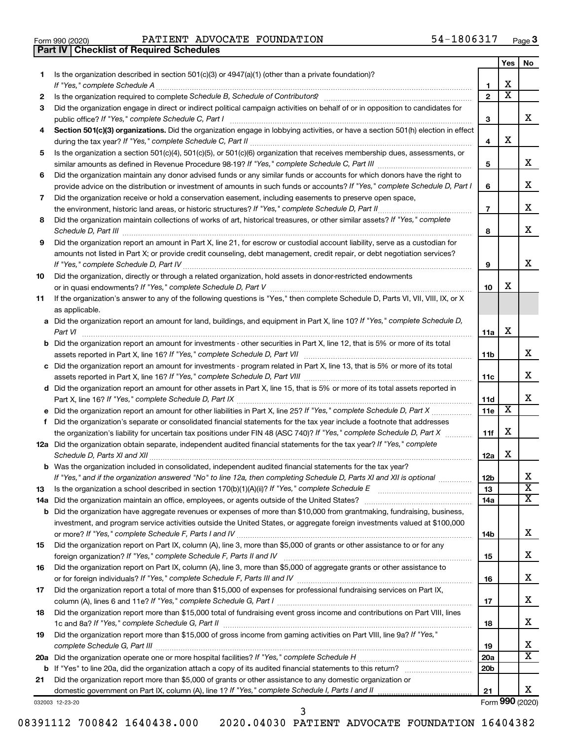Form 990 (2020) PATIENT ADVOCATE FOUNDATION 54-1806317 Page 3

## Part IV Checklist of Required Schedules

| | | | Yes | No |
|---|---|---|---|---|
| 1 | Is the organization described in section 501(c)(3) or 4947(a)(1) (other than a private foundation)? *If "Yes," complete Schedule A* | 1 | X | |
| 2 | Is the organization required to complete *Schedule B, Schedule of Contributors*? | 2 | X | |
| 3 | Did the organization engage in direct or indirect political campaign activities on behalf of or in opposition to candidates for public office? *If "Yes," complete Schedule C, Part I* | 3 | | X |
| 4 | **Section 501(c)(3) organizations.** Did the organization engage in lobbying activities, or have a section 501(h) election in effect during the tax year? *If "Yes," complete Schedule C, Part II* | 4 | X | |
| 5 | Is the organization a section 501(c)(4), 501(c)(5), or 501(c)(6) organization that receives membership dues, assessments, or similar amounts as defined in Revenue Procedure 98-19? *If "Yes," complete Schedule C, Part III* | 5 | | X |
| 6 | Did the organization maintain any donor advised funds or any similar funds or accounts for which donors have the right to provide advice on the distribution or investment of amounts in such funds or accounts? *If "Yes," complete Schedule D, Part I* | 6 | | X |
| 7 | Did the organization receive or hold a conservation easement, including easements to preserve open space, the environment, historic land areas, or historic structures? *If "Yes," complete Schedule D, Part II* | 7 | | X |
| 8 | Did the organization maintain collections of works of art, historical treasures, or other similar assets? *If "Yes," complete Schedule D, Part III* | 8 | | X |
| 9 | Did the organization report an amount in Part X, line 21, for escrow or custodial account liability, serve as a custodian for amounts not listed in Part X; or provide credit counseling, debt management, credit repair, or debt negotiation services? *If "Yes," complete Schedule D, Part IV* | 9 | | X |
| 10 | Did the organization, directly or through a related organization, hold assets in donor-restricted endowments or in quasi endowments? *If "Yes," complete Schedule D, Part V* | 10 | X | |
| 11 | If the organization's answer to any of the following questions is "Yes," then complete Schedule D, Parts VI, VII, VIII, IX, or X as applicable. | | | |
| a | Did the organization report an amount for land, buildings, and equipment in Part X, line 10? *If "Yes," complete Schedule D, Part VI* | 11a | X | |
| b | Did the organization report an amount for investments - other securities in Part X, line 12, that is 5% or more of its total assets reported in Part X, line 16? *If "Yes," complete Schedule D, Part VII* | 11b | | X |
| c | Did the organization report an amount for investments - program related in Part X, line 13, that is 5% or more of its total assets reported in Part X, line 16? *If "Yes," complete Schedule D, Part VIII* | 11c | | X |
| d | Did the organization report an amount for other assets in Part X, line 15, that is 5% or more of its total assets reported in Part X, line 16? *If "Yes," complete Schedule D, Part IX* | 11d | | X |
| e | Did the organization report an amount for other liabilities in Part X, line 25? *If "Yes," complete Schedule D, Part X* | 11e | X | |
| f | Did the organization's separate or consolidated financial statements for the tax year include a footnote that addresses the organization's liability for uncertain tax positions under FIN 48 (ASC 740)? *If "Yes," complete Schedule D, Part X* | 11f | X | |
| 12a | Did the organization obtain separate, independent audited financial statements for the tax year? *If "Yes," complete Schedule D, Parts XI and XII* | 12a | X | |
| b | Was the organization included in consolidated, independent audited financial statements for the tax year? *If "Yes," and if the organization answered "No" to line 12a, then completing Schedule D, Parts XI and XII is optional* | 12b | | X |
| 13 | Is the organization a school described in section 170(b)(1)(A)(ii)? *If "Yes," complete Schedule E* | 13 | | X |
| 14a | Did the organization maintain an office, employees, or agents outside of the United States? | 14a | | X |
| b | Did the organization have aggregate revenues or expenses of more than $10,000 from grantmaking, fundraising, business, investment, and program service activities outside the United States, or aggregate foreign investments valued at $100,000 or more? *If "Yes," complete Schedule F, Parts I and IV* | 14b | | X |
| 15 | Did the organization report on Part IX, column (A), line 3, more than $5,000 of grants or other assistance to or for any foreign organization? *If "Yes," complete Schedule F, Parts II and IV* | 15 | | X |
| 16 | Did the organization report on Part IX, column (A), line 3, more than $5,000 of aggregate grants or other assistance to or for foreign individuals? *If "Yes," complete Schedule F, Parts III and IV* | 16 | | X |
| 17 | Did the organization report a total of more than $15,000 of expenses for professional fundraising services on Part IX, column (A), lines 6 and 11e? *If "Yes," complete Schedule G, Part I* | 17 | | X |
| 18 | Did the organization report more than $15,000 total of fundraising event gross income and contributions on Part VIII, lines 1c and 8a? *If "Yes," complete Schedule G, Part II* | 18 | | X |
| 19 | Did the organization report more than $15,000 of gross income from gaming activities on Part VIII, line 9a? *If "Yes," complete Schedule G, Part III* | 19 | | X |
| 20a | Did the organization operate one or more hospital facilities? *If "Yes," complete Schedule H* | 20a | | X |
| b | If "Yes" to line 20a, did the organization attach a copy of its audited financial statements to this return? | 20b | | |
| 21 | Did the organization report more than $5,000 of grants or other assistance to any domestic organization or domestic government on Part IX, column (A), line 1? *If "Yes," complete Schedule I, Parts I and II* | 21 | | X |

032003 12-23-20

Form **990** (2020)

08391112 700842 1640438.000 2020.04030 PATIENT ADVOCATE FOUNDATION 16404382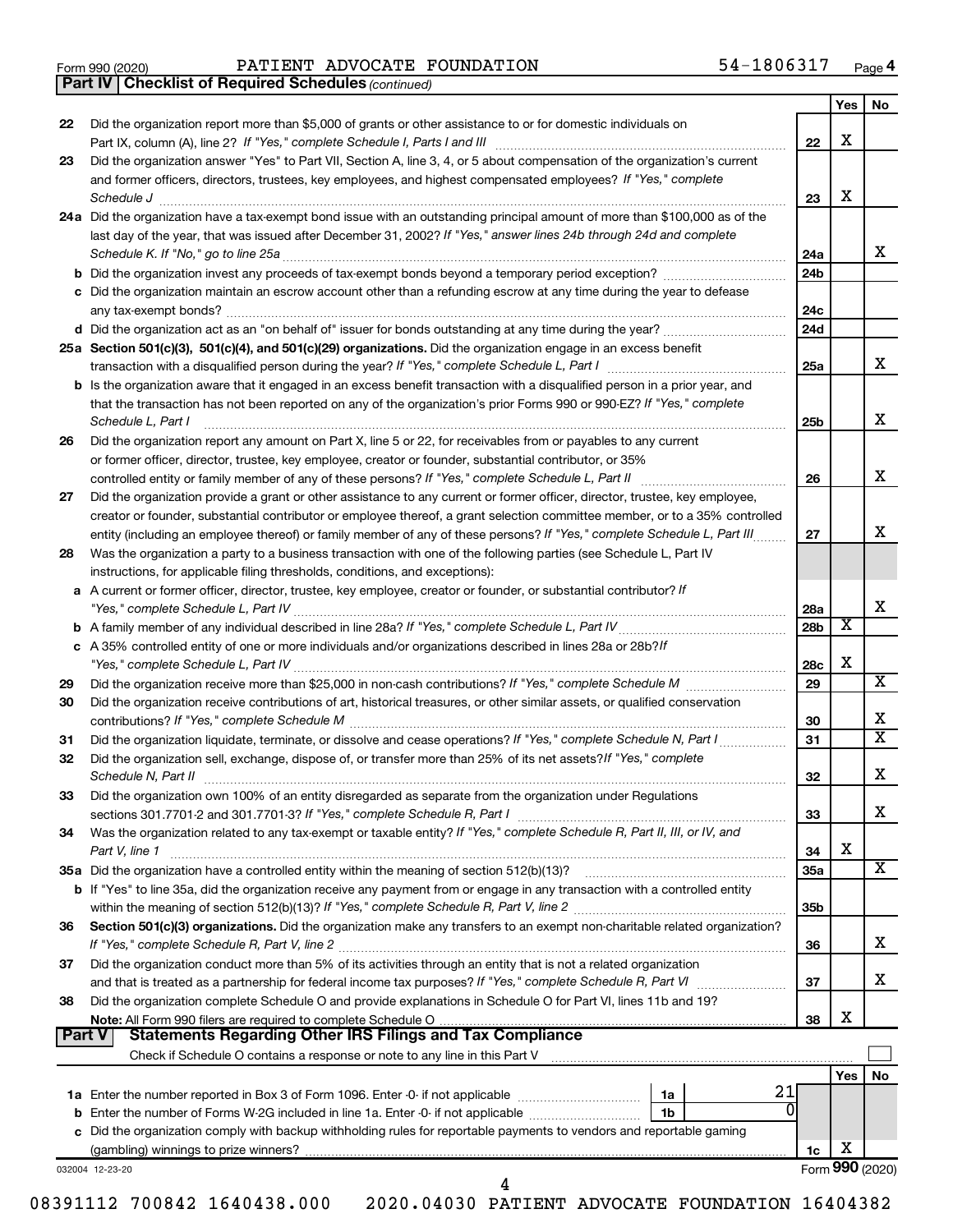Form 990 (2020) PATIENT ADVOCATE FOUNDATION 54-1806317

**Part IV | Checklist of Required Schedules** *(continued)*

| | | | Yes | No |
|---|---|---|---|---|
| 22 | Did the organization report more than $5,000 of grants or other assistance to or for domestic individuals on Part IX, column (A), line 2? *If "Yes," complete Schedule I, Parts I and III* | 22 | X | |
| 23 | Did the organization answer "Yes" to Part VII, Section A, line 3, 4, or 5 about compensation of the organization's current and former officers, directors, trustees, key employees, and highest compensated employees? *If "Yes," complete Schedule J* | 23 | X | |
| 24a | Did the organization have a tax-exempt bond issue with an outstanding principal amount of more than $100,000 as of the last day of the year, that was issued after December 31, 2002? *If "Yes," answer lines 24b through 24d and complete Schedule K. If "No," go to line 25a* | 24a | | X |
| b | Did the organization invest any proceeds of tax-exempt bonds beyond a temporary period exception? | 24b | | |
| c | Did the organization maintain an escrow account other than a refunding escrow at any time during the year to defease any tax-exempt bonds? | 24c | | |
| d | Did the organization act as an "on behalf of" issuer for bonds outstanding at any time during the year? | 24d | | |
| 25a | **Section 501(c)(3), 501(c)(4), and 501(c)(29) organizations.** Did the organization engage in an excess benefit transaction with a disqualified person during the year? *If "Yes," complete Schedule L, Part I* | 25a | | X |
| b | Is the organization aware that it engaged in an excess benefit transaction with a disqualified person in a prior year, and that the transaction has not been reported on any of the organization's prior Forms 990 or 990-EZ? *If "Yes," complete Schedule L, Part I* | 25b | | X |
| 26 | Did the organization report any amount on Part X, line 5 or 22, for receivables from or payables to any current or former officer, director, trustee, key employee, creator or founder, substantial contributor, or 35% controlled entity or family member of any of these persons? *If "Yes," complete Schedule L, Part II* | 26 | | X |
| 27 | Did the organization provide a grant or other assistance to any current or former officer, director, trustee, key employee, creator or founder, substantial contributor or employee thereof, a grant selection committee member, or to a 35% controlled entity (including an employee thereof) or family member of any of these persons? *If "Yes," complete Schedule L, Part III* | 27 | | X |
| 28 | Was the organization a party to a business transaction with one of the following parties (see Schedule L, Part IV instructions, for applicable filing thresholds, conditions, and exceptions): | | | |
| a | A current or former officer, director, trustee, key employee, creator or founder, or substantial contributor? *If "Yes," complete Schedule L, Part IV* | 28a | | X |
| b | A family member of any individual described in line 28a? *If "Yes," complete Schedule L, Part IV* | 28b | X | |
| c | A 35% controlled entity of one or more individuals and/or organizations described in lines 28a or 28b? *If "Yes," complete Schedule L, Part IV* | 28c | X | |
| 29 | Did the organization receive more than $25,000 in non-cash contributions? *If "Yes," complete Schedule M* | 29 | | X |
| 30 | Did the organization receive contributions of art, historical treasures, or other similar assets, or qualified conservation contributions? *If "Yes," complete Schedule M* | 30 | | X |
| 31 | Did the organization liquidate, terminate, or dissolve and cease operations? *If "Yes," complete Schedule N, Part I* | 31 | | X |
| 32 | Did the organization sell, exchange, dispose of, or transfer more than 25% of its net assets? *If "Yes," complete Schedule N, Part II* | 32 | | X |
| 33 | Did the organization own 100% of an entity disregarded as separate from the organization under Regulations sections 301.7701-2 and 301.7701-3? *If "Yes," complete Schedule R, Part I* | 33 | | X |
| 34 | Was the organization related to any tax-exempt or taxable entity? *If "Yes," complete Schedule R, Part II, III, or IV, and Part V, line 1* | 34 | X | |
| 35a | Did the organization have a controlled entity within the meaning of section 512(b)(13)? | 35a | | X |
| b | If "Yes" to line 35a, did the organization receive any payment from or engage in any transaction with a controlled entity within the meaning of section 512(b)(13)? *If "Yes," complete Schedule R, Part V, line 2* | 35b | | |
| 36 | **Section 501(c)(3) organizations.** Did the organization make any transfers to an exempt non-charitable related organization? *If "Yes," complete Schedule R, Part V, line 2* | 36 | | X |
| 37 | Did the organization conduct more than 5% of its activities through an entity that is not a related organization and that is treated as a partnership for federal income tax purposes? *If "Yes," complete Schedule R, Part VI* | 37 | | X |
| 38 | Did the organization complete Schedule O and provide explanations in Schedule O for Part VI, lines 11b and 19? **Note:** All Form 990 filers are required to complete Schedule O | 38 | X | |

**Part V | Statements Regarding Other IRS Filings and Tax Compliance**

Check if Schedule O contains a response or note to any line in this Part V ☐

| | | | | | Yes | No |
|---|---|---|---|---|---|---|
| 1a | Enter the number reported in Box 3 of Form 1096. Enter -0- if not applicable | 1a | 21 | | | |
| b | Enter the number of Forms W-2G included in line 1a. Enter -0- if not applicable | 1b | 0 | | | |
| c | Did the organization comply with backup withholding rules for reportable payments to vendors and reportable gaming (gambling) winnings to prize winners? | | | 1c | X | |

032004 12-23-20

Form **990** (2020)

08391112 700842 1640438.000 2020.04030 PATIENT ADVOCATE FOUNDATION 16404382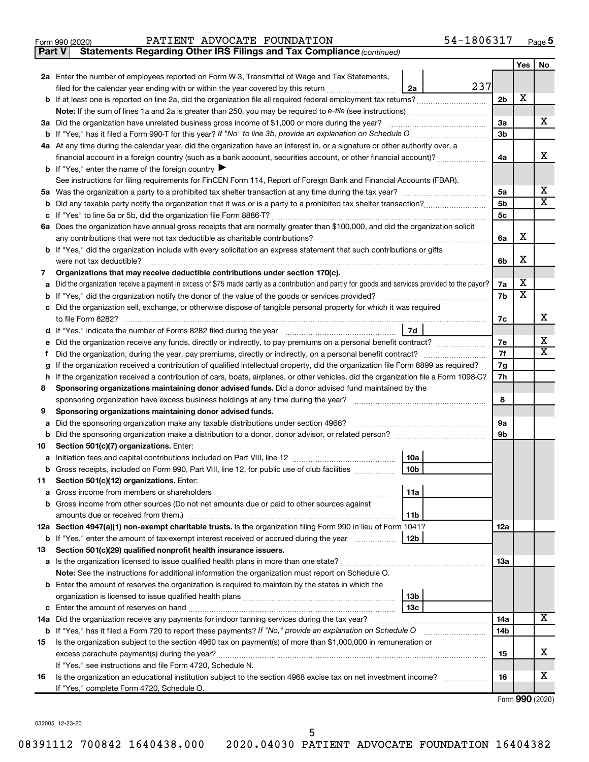Form 990 (2020) PATIENT ADVOCATE FOUNDATION 54-1806317 Page 5

**Part V Statements Regarding Other IRS Filings and Tax Compliance** *(continued)*

| | | | | Yes | No |
|---|---|---|---|---|---|
| **2a** | Enter the number of employees reported on Form W-3, Transmittal of Wage and Tax Statements, filed for the calendar year ending with or within the year covered by this return | 2a | 237 | | |
| **b** | If at least one is reported on line 2a, did the organization file all required federal employment tax returns? | | 2b | X | |
| | **Note:** If the sum of lines 1a and 2a is greater than 250, you may be required to *e-file* (see instructions) | | | | |
| **3a** | Did the organization have unrelated business gross income of $1,000 or more during the year? | | 3a | | X |
| **b** | If "Yes," has it filed a Form 990-T for this year? *If "No" to line 3b, provide an explanation on Schedule O* | | 3b | | |
| **4a** | At any time during the calendar year, did the organization have an interest in, or a signature or other authority over, a financial account in a foreign country (such as a bank account, securities account, or other financial account)? | | 4a | | X |
| **b** | If "Yes," enter the name of the foreign country ▶ | | | | |
| | See instructions for filing requirements for FinCEN Form 114, Report of Foreign Bank and Financial Accounts (FBAR). | | | | |
| **5a** | Was the organization a party to a prohibited tax shelter transaction at any time during the tax year? | | 5a | | X |
| **b** | Did any taxable party notify the organization that it was or is a party to a prohibited tax shelter transaction? | | 5b | | X |
| **c** | If "Yes" to line 5a or 5b, did the organization file Form 8886-T? | | 5c | | |
| **6a** | Does the organization have annual gross receipts that are normally greater than $100,000, and did the organization solicit any contributions that were not tax deductible as charitable contributions? | | 6a | X | |
| **b** | If "Yes," did the organization include with every solicitation an express statement that such contributions or gifts were not tax deductible? | | 6b | X | |
| **7** | **Organizations that may receive deductible contributions under section 170(c).** | | | | |
| **a** | Did the organization receive a payment in excess of $75 made partly as a contribution and partly for goods and services provided to the payor? | | 7a | X | |
| **b** | If "Yes," did the organization notify the donor of the value of the goods or services provided? | | 7b | X | |
| **c** | Did the organization sell, exchange, or otherwise dispose of tangible personal property for which it was required to file Form 8282? | | 7c | | X |
| **d** | If "Yes," indicate the number of Forms 8282 filed during the year | 7d | | | |
| **e** | Did the organization receive any funds, directly or indirectly, to pay premiums on a personal benefit contract? | | 7e | | X |
| **f** | Did the organization, during the year, pay premiums, directly or indirectly, on a personal benefit contract? | | 7f | | X |
| **g** | If the organization received a contribution of qualified intellectual property, did the organization file Form 8899 as required? | | 7g | | |
| **h** | If the organization received a contribution of cars, boats, airplanes, or other vehicles, did the organization file a Form 1098-C? | | 7h | | |
| **8** | **Sponsoring organizations maintaining donor advised funds.** Did a donor advised fund maintained by the sponsoring organization have excess business holdings at any time during the year? | | 8 | | |
| **9** | **Sponsoring organizations maintaining donor advised funds.** | | | | |
| **a** | Did the sponsoring organization make any taxable distributions under section 4966? | | 9a | | |
| **b** | Did the sponsoring organization make a distribution to a donor, donor advisor, or related person? | | 9b | | |
| **10** | **Section 501(c)(7) organizations.** Enter: | | | | |
| **a** | Initiation fees and capital contributions included on Part VIII, line 12 | 10a | | | |
| **b** | Gross receipts, included on Form 990, Part VIII, line 12, for public use of club facilities | 10b | | | |
| **11** | **Section 501(c)(12) organizations.** Enter: | | | | |
| **a** | Gross income from members or shareholders | 11a | | | |
| **b** | Gross income from other sources (Do not net amounts due or paid to other sources against amounts due or received from them.) | 11b | | | |
| **12a** | **Section 4947(a)(1) non-exempt charitable trusts.** Is the organization filing Form 990 in lieu of Form 1041? | | 12a | | |
| **b** | If "Yes," enter the amount of tax-exempt interest received or accrued during the year | 12b | | | |
| **13** | **Section 501(c)(29) qualified nonprofit health insurance issuers.** | | | | |
| **a** | Is the organization licensed to issue qualified health plans in more than one state? | | 13a | | |
| | **Note:** See the instructions for additional information the organization must report on Schedule O. | | | | |
| **b** | Enter the amount of reserves the organization is required to maintain by the states in which the organization is licensed to issue qualified health plans | 13b | | | |
| **c** | Enter the amount of reserves on hand | 13c | | | |
| **14a** | Did the organization receive any payments for indoor tanning services during the tax year? | | 14a | | X |
| **b** | If "Yes," has it filed a Form 720 to report these payments? *If "No," provide an explanation on Schedule O* | | 14b | | |
| **15** | Is the organization subject to the section 4960 tax on payment(s) of more than $1,000,000 in remuneration or excess parachute payment(s) during the year? | | 15 | | X |
| | If "Yes," see instructions and file Form 4720, Schedule N. | | | | |
| **16** | Is the organization an educational institution subject to the section 4968 excise tax on net investment income? | | 16 | | X |
| | If "Yes," complete Form 4720, Schedule O. | | | | |

Form **990** (2020)

032005 12-23-20

08391112 700842 1640438.000 2020.04030 PATIENT ADVOCATE FOUNDATION 16404382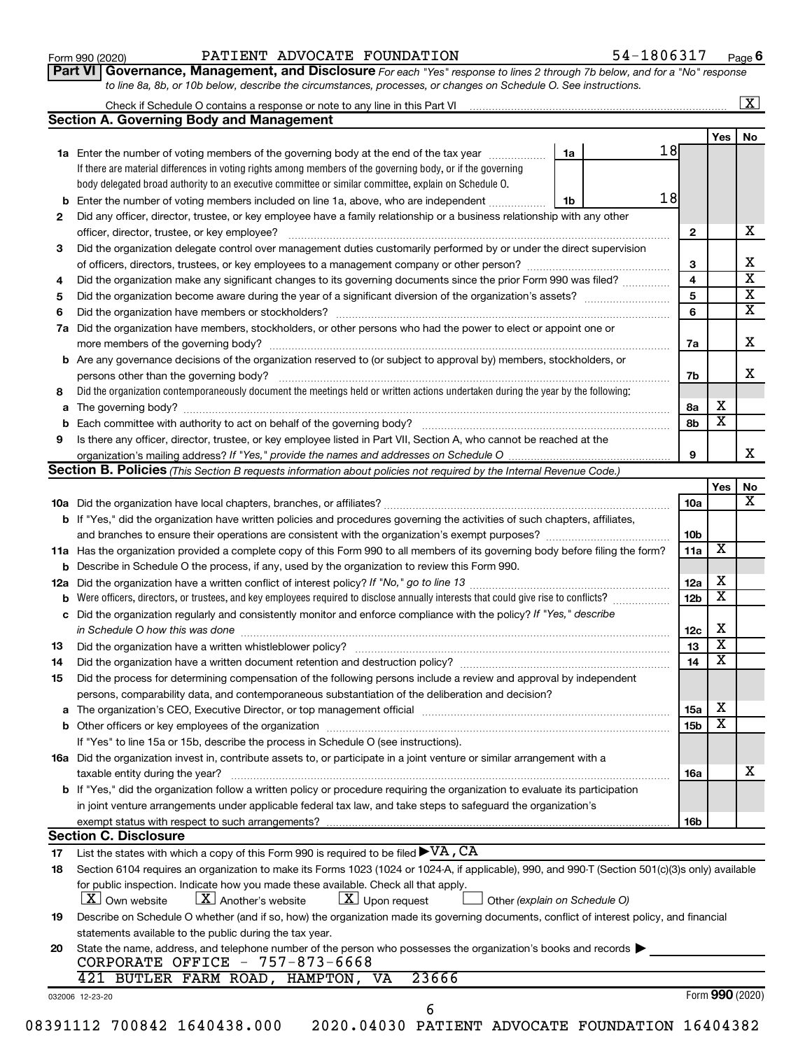Form 990 (2020) PATIENT ADVOCATE FOUNDATION 54-1806317 Page 6

**Part VI Governance, Management, and Disclosure** *For each "Yes" response to lines 2 through 7b below, and for a "No" response to line 8a, 8b, or 10b below, describe the circumstances, processes, or changes on Schedule O. See instructions.*

Check if Schedule O contains a response or note to any line in this Part VI ..... [X]

**Section A. Governing Body and Management**

| | | | | Yes | No |
|---|---|---|---|---|---|
| **1a** | Enter the number of voting members of the governing body at the end of the tax year ..... 1a 18. If there are material differences in voting rights among members of the governing body, or if the governing body delegated broad authority to an executive committee or similar committee, explain on Schedule O. | | | | |
| **b** | Enter the number of voting members included on line 1a, above, who are independent ..... 1b 18 | | | | |
| **2** | Did any officer, director, trustee, or key employee have a family relationship or a business relationship with any other officer, director, trustee, or key employee? | | 2 | | X |
| **3** | Did the organization delegate control over management duties customarily performed by or under the direct supervision of officers, directors, trustees, or key employees to a management company or other person? | | 3 | | X |
| **4** | Did the organization make any significant changes to its governing documents since the prior Form 990 was filed? | | 4 | | X |
| **5** | Did the organization become aware during the year of a significant diversion of the organization's assets? | | 5 | | X |
| **6** | Did the organization have members or stockholders? | | 6 | | X |
| **7a** | Did the organization have members, stockholders, or other persons who had the power to elect or appoint one or more members of the governing body? | | 7a | | X |
| **b** | Are any governance decisions of the organization reserved to (or subject to approval by) members, stockholders, or persons other than the governing body? | | 7b | | X |
| **8** | Did the organization contemporaneously document the meetings held or written actions undertaken during the year by the following: | | | | |
| **a** | The governing body? | | 8a | X | |
| **b** | Each committee with authority to act on behalf of the governing body? | | 8b | X | |
| **9** | Is there any officer, director, trustee, or key employee listed in Part VII, Section A, who cannot be reached at the organization's mailing address? *If "Yes," provide the names and addresses on Schedule O* | | 9 | | X |

**Section B. Policies** *(This Section B requests information about policies not required by the Internal Revenue Code.)*

| | | | Yes | No |
|---|---|---|---|---|
| **10a** | Did the organization have local chapters, branches, or affiliates? | 10a | | X |
| **b** | If "Yes," did the organization have written policies and procedures governing the activities of such chapters, affiliates, and branches to ensure their operations are consistent with the organization's exempt purposes? | 10b | | |
| **11a** | Has the organization provided a complete copy of this Form 990 to all members of its governing body before filing the form? | 11a | X | |
| **b** | Describe in Schedule O the process, if any, used by the organization to review this Form 990. | | | |
| **12a** | Did the organization have a written conflict of interest policy? *If "No," go to line 13* | 12a | X | |
| **b** | Were officers, directors, or trustees, and key employees required to disclose annually interests that could give rise to conflicts? | 12b | X | |
| **c** | Did the organization regularly and consistently monitor and enforce compliance with the policy? *If "Yes," describe in Schedule O how this was done* | 12c | X | |
| **13** | Did the organization have a written whistleblower policy? | 13 | X | |
| **14** | Did the organization have a written document retention and destruction policy? | 14 | X | |
| **15** | Did the process for determining compensation of the following persons include a review and approval by independent persons, comparability data, and contemporaneous substantiation of the deliberation and decision? | | | |
| **a** | The organization's CEO, Executive Director, or top management official | 15a | X | |
| **b** | Other officers or key employees of the organization | 15b | X | |
| | If "Yes" to line 15a or 15b, describe the process in Schedule O (see instructions). | | | |
| **16a** | Did the organization invest in, contribute assets to, or participate in a joint venture or similar arrangement with a taxable entity during the year? | 16a | | X |
| **b** | If "Yes," did the organization follow a written policy or procedure requiring the organization to evaluate its participation in joint venture arrangements under applicable federal tax law, and take steps to safeguard the organization's exempt status with respect to such arrangements? | 16b | | |

**Section C. Disclosure**

**17** List the states with which a copy of this Form 990 is required to be filed ▶ VA, CA

**18** Section 6104 requires an organization to make its Forms 1023 (1024 or 1024-A, if applicable), 990, and 990-T (Section 501(c)(3)s only) available for public inspection. Indicate how you made these available. Check all that apply.

[X] Own website [X] Another's website [X] Upon request [ ] Other *(explain on Schedule O)*

**19** Describe on Schedule O whether (and if so, how) the organization made its governing documents, conflict of interest policy, and financial statements available to the public during the tax year.

**20** State the name, address, and telephone number of the person who possesses the organization's books and records ▶

CORPORATE OFFICE - 757-873-6668
421 BUTLER FARM ROAD, HAMPTON, VA 23666

032006 12-23-20 Form **990** (2020)

08391112 700842 1640438.000 2020.04030 PATIENT ADVOCATE FOUNDATION 16404382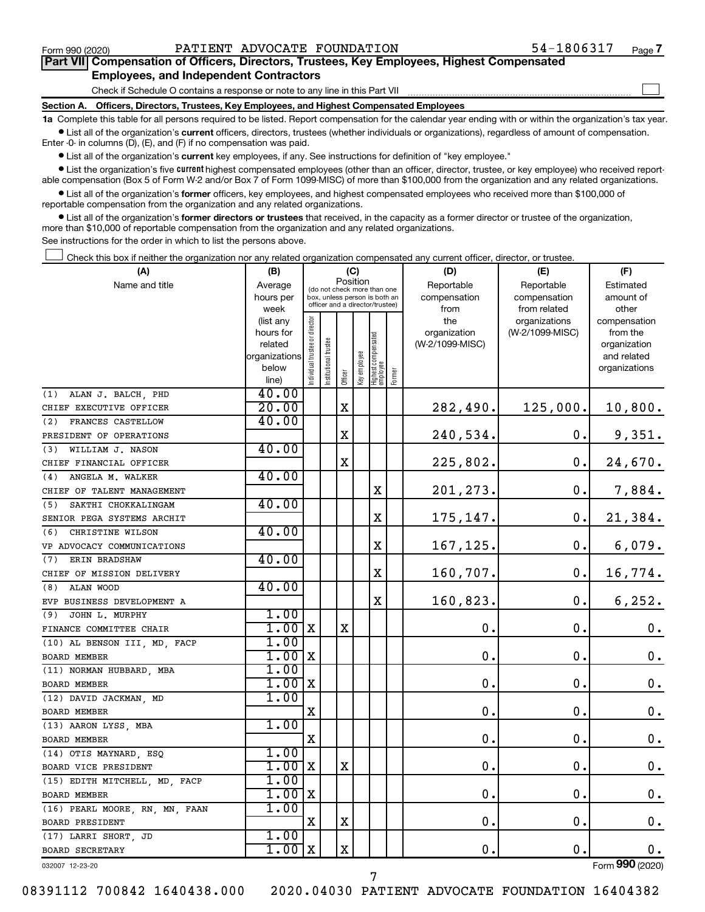Form 990 (2020) PATIENT ADVOCATE FOUNDATION 54-1806317

## Part VII Compensation of Officers, Directors, Trustees, Key Employees, Highest Compensated Employees, and Independent Contractors

Check if Schedule O contains a response or note to any line in this Part VII

### Section A. Officers, Directors, Trustees, Key Employees, and Highest Compensated Employees

**1a** Complete this table for all persons required to be listed. Report compensation for the calendar year ending with or within the organization's tax year.

- List all of the organization's **current** officers, directors, trustees (whether individuals or organizations), regardless of amount of compensation. Enter -0- in columns (D), (E), and (F) if no compensation was paid.
- List all of the organization's **current** key employees, if any. See instructions for definition of "key employee."
- List the organization's five **current** highest compensated employees (other than an officer, director, trustee, or key employee) who received reportable compensation (Box 5 of Form W-2 and/or Box 7 of Form 1099-MISC) of more than $100,000 from the organization and any related organizations.
- List all of the organization's **former** officers, key employees, and highest compensated employees who received more than $100,000 of reportable compensation from the organization and any related organizations.
- List all of the organization's **former directors or trustees** that received, in the capacity as a former director or trustee of the organization, more than $10,000 of reportable compensation from the organization and any related organizations.

See instructions for the order in which to list the persons above.

Check this box if neither the organization nor any related organization compensated any current officer, director, or trustee.

| (A) Name and title | (B) Average hours per week (list any hours for related organizations below line) | (C) Position: Individual trustee or director | Institutional trustee | Officer | Key employee | Highest compensated employee | Former | (D) Reportable compensation from the organization (W-2/1099-MISC) | (E) Reportable compensation from related organizations (W-2/1099-MISC) | (F) Estimated amount of other compensation from the organization and related organizations |
|---|---|---|---|---|---|---|---|---|---|---|
| (1) ALAN J. BALCH, PHD<br>CHIEF EXECUTIVE OFFICER | 40.00<br>20.00 | | | X | | | | 282,490. | 125,000. | 10,800. |
| (2) FRANCES CASTELLOW<br>PRESIDENT OF OPERATIONS | 40.00 | | | X | | | | 240,534. | 0. | 9,351. |
| (3) WILLIAM J. NASON<br>CHIEF FINANCIAL OFFICER | 40.00 | | | X | | | | 225,802. | 0. | 24,670. |
| (4) ANGELA M. WALKER<br>CHIEF OF TALENT MANAGEMENT | 40.00 | | | | | X | | 201,273. | 0. | 7,884. |
| (5) SAKTHI CHOKKALINGAM<br>SENIOR PEGA SYSTEMS ARCHIT | 40.00 | | | | | X | | 175,147. | 0. | 21,384. |
| (6) CHRISTINE WILSON<br>VP ADVOCACY COMMUNICATIONS | 40.00 | | | | | X | | 167,125. | 0. | 6,079. |
| (7) ERIN BRADSHAW<br>CHIEF OF MISSION DELIVERY | 40.00 | | | | | X | | 160,707. | 0. | 16,774. |
| (8) ALAN WOOD<br>EVP BUSINESS DEVELOPMENT A | 40.00 | | | | | X | | 160,823. | 0. | 6,252. |
| (9) JOHN L. MURPHY<br>FINANCE COMMITTEE CHAIR | 1.00<br>1.00 | X | | X | | | | 0. | 0. | 0. |
| (10) AL BENSON III, MD, FACP<br>BOARD MEMBER | 1.00<br>1.00 | X | | | | | | 0. | 0. | 0. |
| (11) NORMAN HUBBARD, MBA<br>BOARD MEMBER | 1.00<br>1.00 | X | | | | | | 0. | 0. | 0. |
| (12) DAVID JACKMAN, MD<br>BOARD MEMBER | 1.00 | X | | | | | | 0. | 0. | 0. |
| (13) AARON LYSS, MBA<br>BOARD MEMBER | 1.00 | X | | | | | | 0. | 0. | 0. |
| (14) OTIS MAYNARD, ESQ<br>BOARD VICE PRESIDENT | 1.00<br>1.00 | X | | X | | | | 0. | 0. | 0. |
| (15) EDITH MITCHELL, MD, FACP<br>BOARD MEMBER | 1.00<br>1.00 | X | | | | | | 0. | 0. | 0. |
| (16) PEARL MOORE, RN, MN, FAAN<br>BOARD PRESIDENT | 1.00 | X | | X | | | | 0. | 0. | 0. |
| (17) LARRI SHORT, JD<br>BOARD SECRETARY | 1.00<br>1.00 | X | | X | | | | 0. | 0. | 0. |

032007 12-23-20

Form 990 (2020)

08391112 700842 1640438.000 2020.04030 PATIENT ADVOCATE FOUNDATION 16404382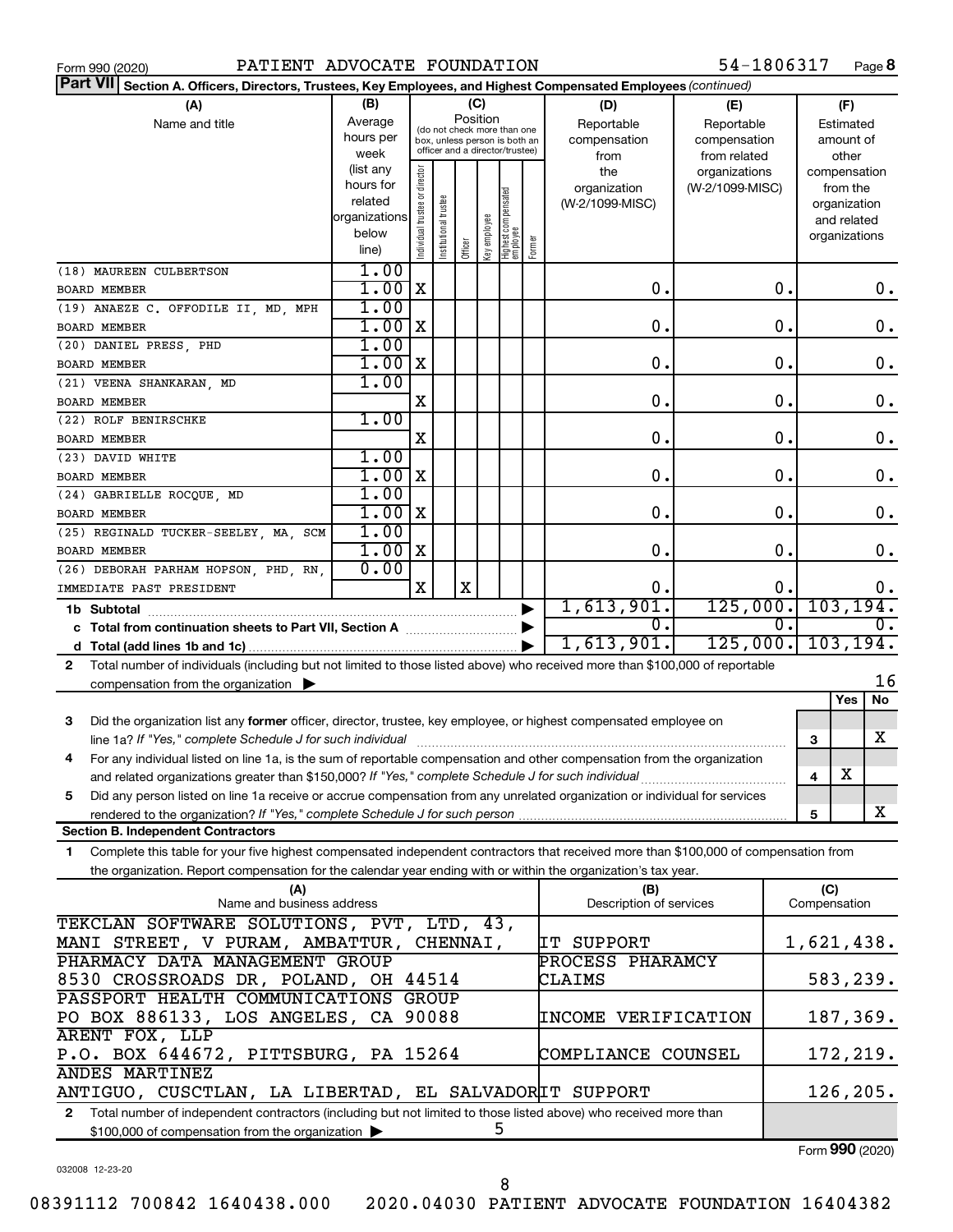Form 990 (2020) PATIENT ADVOCATE FOUNDATION 54-1806317

**Part VII** Section A. Officers, Directors, Trustees, Key Employees, and Highest Compensated Employees *(continued)*

| (A) Name and title | (B) Average hours per week (list any hours for related organizations below line) | Individual trustee or director | Institutional trustee | Officer | Key employee | Highest compensated employee | Former | (D) Reportable compensation from the organization (W-2/1099-MISC) | (E) Reportable compensation from related organizations (W-2/1099-MISC) | (F) Estimated amount of other compensation from the organization and related organizations |
|---|---|---|---|---|---|---|---|---|---|---|
| (18) MAUREEN CULBERTSON<br>BOARD MEMBER | 1.00<br>1.00 | X | | | | | | 0. | 0. | 0. |
| (19) ANAEZE C. OFFODILE II, MD, MPH<br>BOARD MEMBER | 1.00<br>1.00 | X | | | | | | 0. | 0. | 0. |
| (20) DANIEL PRESS, PHD<br>BOARD MEMBER | 1.00<br>1.00 | X | | | | | | 0. | 0. | 0. |
| (21) VEENA SHANKARAN, MD<br>BOARD MEMBER | 1.00 | X | | | | | | 0. | 0. | 0. |
| (22) ROLF BENIRSCHKE<br>BOARD MEMBER | 1.00 | X | | | | | | 0. | 0. | 0. |
| (23) DAVID WHITE<br>BOARD MEMBER | 1.00<br>1.00 | X | | | | | | 0. | 0. | 0. |
| (24) GABRIELLE ROCQUE, MD<br>BOARD MEMBER | 1.00<br>1.00 | X | | | | | | 0. | 0. | 0. |
| (25) REGINALD TUCKER-SEELEY, MA, SCM<br>BOARD MEMBER | 1.00<br>1.00 | X | | | | | | 0. | 0. | 0. |
| (26) DEBORAH PARHAM HOPSON, PHD, RN,<br>IMMEDIATE PAST PRESIDENT | 0.00 | X | | X | | | | 0. | 0. | 0. |
| 1b Subtotal | | | | | | | | 1,613,901. | 125,000. | 103,194. |
| c Total from continuation sheets to Part VII, Section A | | | | | | | | 0. | 0. | 0. |
| d Total (add lines 1b and 1c) | | | | | | | | 1,613,901. | 125,000. | 103,194. |

2 Total number of individuals (including but not limited to those listed above) who received more than $100,000 of reportable compensation from the organization ▶ 16

| | | Yes | No |
|---|---|---|---|
| 3 Did the organization list any **former** officer, director, trustee, key employee, or highest compensated employee on line 1a? *If "Yes," complete Schedule J for such individual* | 3 | | X |
| 4 For any individual listed on line 1a, is the sum of reportable compensation and other compensation from the organization and related organizations greater than $150,000? *If "Yes," complete Schedule J for such individual* | 4 | X | |
| 5 Did any person listed on line 1a receive or accrue compensation from any unrelated organization or individual for services rendered to the organization? *If "Yes," complete Schedule J for such person* | 5 | | X |

**Section B. Independent Contractors**

1 Complete this table for your five highest compensated independent contractors that received more than $100,000 of compensation from the organization. Report compensation for the calendar year ending with or within the organization's tax year.

| (A) Name and business address | (B) Description of services | (C) Compensation |
|---|---|---|
| TEKCLAN SOFTWARE SOLUTIONS, PVT, LTD, 43, MANI STREET, V PURAM, AMBATTUR, CHENNAI, | IT SUPPORT | 1,621,438. |
| PHARMACY DATA MANAGEMENT GROUP 8530 CROSSROADS DR, POLAND, OH 44514 | PROCESS PHARAMCY CLAIMS | 583,239. |
| PASSPORT HEALTH COMMUNICATIONS GROUP PO BOX 886133, LOS ANGELES, CA 90088 | INCOME VERIFICATION | 187,369. |
| ARENT FOX, LLP P.O. BOX 644672, PITTSBURG, PA 15264 | COMPLIANCE COUNSEL | 172,219. |
| ANDES MARTINEZ ANTIGUO, CUSCTLAN, LA LIBERTAD, EL SALVADOR | IT SUPPORT | 126,205. |

2 Total number of independent contractors (including but not limited to those listed above) who received more than $100,000 of compensation from the organization ▶ 5

Form **990** (2020)

032008 12-23-20

08391112 700842 1640438.000 2020.04030 PATIENT ADVOCATE FOUNDATION 16404382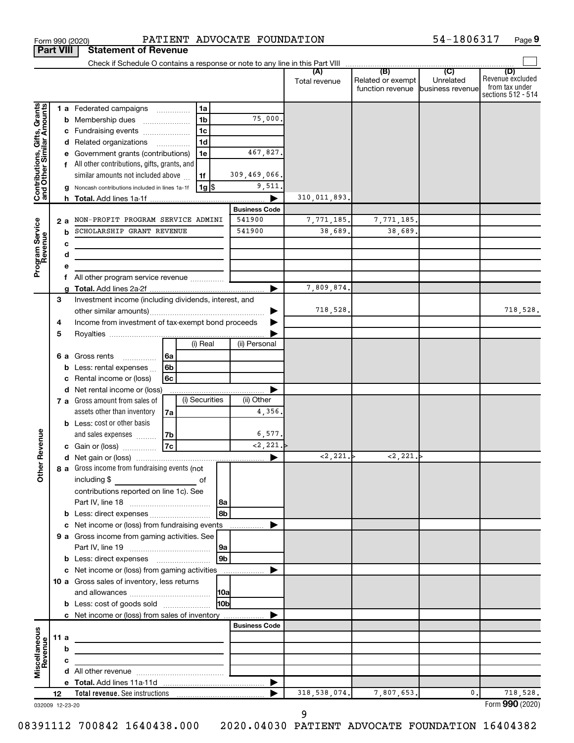Form 990 (2020) PATIENT ADVOCATE FOUNDATION 54-1806317 Page 9

**Part VIII Statement of Revenue**

Check if Schedule O contains a response or note to any line in this Part VIII

| | | | | (A) Total revenue | (B) Related or exempt function revenue | (C) Unrelated business revenue | (D) Revenue excluded from tax under sections 512 - 514 |
|---|---|---|---|---|---|---|---|
| **Contributions, Gifts, Grants and Other Similar Amounts** | 1 a Federated campaigns | 1a | | | | | |
| | b Membership dues | 1b | 75,000. | | | | |
| | c Fundraising events | 1c | | | | | |
| | d Related organizations | 1d | | | | | |
| | e Government grants (contributions) | 1e | 467,827. | | | | |
| | f All other contributions, gifts, grants, and similar amounts not included above | 1f | 309,469,066. | | | | |
| | g Noncash contributions included in lines 1a-1f | 1g $ | 9,511. | | | | |
| | h **Total.** Add lines 1a-1f | | | 310,011,893. | | | |
| **Program Service Revenue** | | | **Business Code** | | | | |
| | 2 a NON-PROFIT PROGRAM SERVICE ADMINI | | 541900 | 7,771,185. | 7,771,185. | | |
| | b SCHOLARSHIP GRANT REVENUE | | 541900 | 38,689. | 38,689. | | |
| | c | | | | | | |
| | d | | | | | | |
| | e | | | | | | |
| | f All other program service revenue | | | | | | |
| | g **Total.** Add lines 2a-2f | | | 7,809,874. | | | |
| **Other Revenue** | 3 Investment income (including dividends, interest, and other similar amounts) | | | 718,528. | | | 718,528. |
| | 4 Income from investment of tax-exempt bond proceeds | | | | | | |
| | 5 Royalties | | | | | | |
| | | (i) Real | (ii) Personal | | | | |
| | 6 a Gross rents 6a | | | | | | |
| | b Less: rental expenses 6b | | | | | | |
| | c Rental income or (loss) 6c | | | | | | |
| | d Net rental income or (loss) | | | | | | |
| | | (i) Securities | (ii) Other | | | | |
| | 7 a Gross amount from sales of assets other than inventory 7a | | 4,356. | | | | |
| | b Less: cost or other basis and sales expenses 7b | | 6,577. | | | | |
| | c Gain or (loss) 7c | | <2,221.> | | | | |
| | d Net gain or (loss) | | | <2,221.> | <2,221.> | | |
| | 8 a Gross income from fundraising events (not including $ of contributions reported on line 1c). See Part IV, line 18 | 8a | | | | | |
| | b Less: direct expenses | 8b | | | | | |
| | c Net income or (loss) from fundraising events | | | | | | |
| | 9 a Gross income from gaming activities. See Part IV, line 19 | 9a | | | | | |
| | b Less: direct expenses | 9b | | | | | |
| | c Net income or (loss) from gaming activities | | | | | | |
| | 10 a Gross sales of inventory, less returns and allowances | 10a | | | | | |
| | b Less: cost of goods sold | 10b | | | | | |
| | c Net income or (loss) from sales of inventory | | | | | | |
| **Miscellaneous Revenue** | | | **Business Code** | | | | |
| | 11 a | | | | | | |
| | b | | | | | | |
| | c | | | | | | |
| | d All other revenue | | | | | | |
| | e **Total.** Add lines 11a-11d | | | | | | |
| | 12 **Total revenue.** See instructions | | | 318,538,074. | 7,807,653. | 0. | 718,528. |

032009 12-23-20 Form **990** (2020)

08391112 700842 1640438.000 2020.04030 PATIENT ADVOCATE FOUNDATION 16404382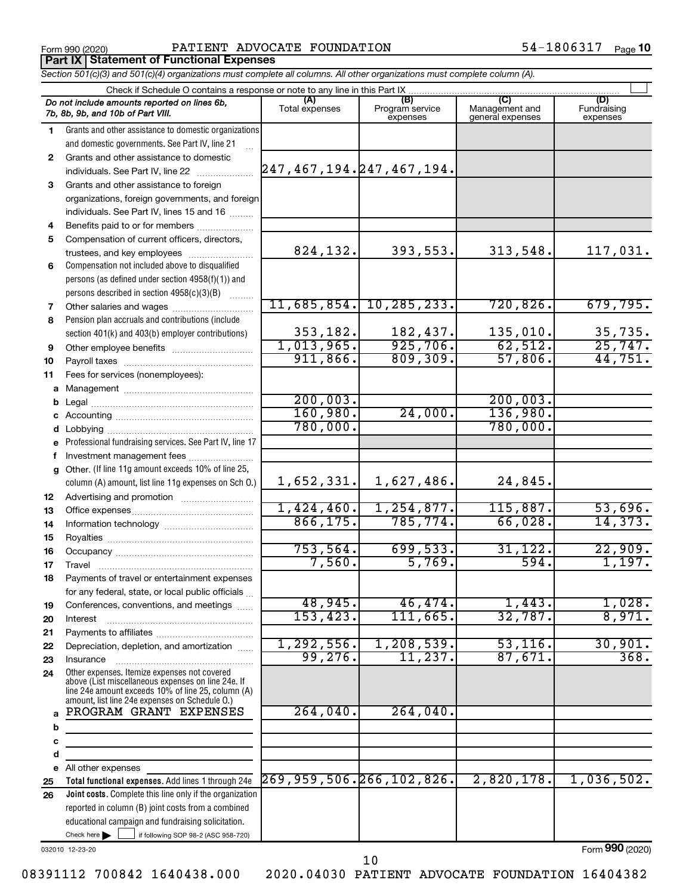Form 990 (2020) PATIENT ADVOCATE FOUNDATION 54-1806317 Page 10

**Part IX Statement of Functional Expenses**

*Section 501(c)(3) and 501(c)(4) organizations must complete all columns. All other organizations must complete column (A).*

Check if Schedule O contains a response or note to any line in this Part IX

| *Do not include amounts reported on lines 6b, 7b, 8b, 9b, and 10b of Part VIII.* | (A) Total expenses | (B) Program service expenses | (C) Management and general expenses | (D) Fundraising expenses |
|---|---|---|---|---|
| **1** Grants and other assistance to domestic organizations and domestic governments. See Part IV, line 21 | | | | |
| **2** Grants and other assistance to domestic individuals. See Part IV, line 22 | 247,467,194. | 247,467,194. | | |
| **3** Grants and other assistance to foreign organizations, foreign governments, and foreign individuals. See Part IV, lines 15 and 16 | | | | |
| **4** Benefits paid to or for members | | | | |
| **5** Compensation of current officers, directors, trustees, and key employees | 824,132. | 393,553. | 313,548. | 117,031. |
| **6** Compensation not included above to disqualified persons (as defined under section 4958(f)(1)) and persons described in section 4958(c)(3)(B) | | | | |
| **7** Other salaries and wages | 11,685,854. | 10,285,233. | 720,826. | 679,795. |
| **8** Pension plan accruals and contributions (include section 401(k) and 403(b) employer contributions) | 353,182. | 182,437. | 135,010. | 35,735. |
| **9** Other employee benefits | 1,013,965. | 925,706. | 62,512. | 25,747. |
| **10** Payroll taxes | 911,866. | 809,309. | 57,806. | 44,751. |
| **11** Fees for services (nonemployees): | | | | |
| **a** Management | | | | |
| **b** Legal | 200,003. | | 200,003. | |
| **c** Accounting | 160,980. | 24,000. | 136,980. | |
| **d** Lobbying | 780,000. | | 780,000. | |
| **e** Professional fundraising services. See Part IV, line 17 | | | | |
| **f** Investment management fees | | | | |
| **g** Other. (If line 11g amount exceeds 10% of line 25, column (A) amount, list line 11g expenses on Sch O.) | 1,652,331. | 1,627,486. | 24,845. | |
| **12** Advertising and promotion | | | | |
| **13** Office expenses | 1,424,460. | 1,254,877. | 115,887. | 53,696. |
| **14** Information technology | 866,175. | 785,774. | 66,028. | 14,373. |
| **15** Royalties | | | | |
| **16** Occupancy | 753,564. | 699,533. | 31,122. | 22,909. |
| **17** Travel | 7,560. | 5,769. | 594. | 1,197. |
| **18** Payments of travel or entertainment expenses for any federal, state, or local public officials | | | | |
| **19** Conferences, conventions, and meetings | 48,945. | 46,474. | 1,443. | 1,028. |
| **20** Interest | 153,423. | 111,665. | 32,787. | 8,971. |
| **21** Payments to affiliates | | | | |
| **22** Depreciation, depletion, and amortization | 1,292,556. | 1,208,539. | 53,116. | 30,901. |
| **23** Insurance | 99,276. | 11,237. | 87,671. | 368. |
| **24** Other expenses. Itemize expenses not covered above (List miscellaneous expenses on line 24e. If line 24e amount exceeds 10% of line 25, column (A) amount, list line 24e expenses on Schedule O.) | | | | |
| **a** PROGRAM GRANT EXPENSES | 264,040. | 264,040. | | |
| **b** | | | | |
| **c** | | | | |
| **d** | | | | |
| **e** All other expenses | | | | |
| **25 Total functional expenses.** Add lines 1 through 24e | 269,959,506. | 266,102,826. | 2,820,178. | 1,036,502. |
| **26 Joint costs.** Complete this line only if the organization reported in column (B) joint costs from a combined educational campaign and fundraising solicitation. Check here ☐ if following SOP 98-2 (ASC 958-720) | | | | |

032010 12-23-20

Form **990** (2020)

08391112 700842 1640438.000 2020.04030 PATIENT ADVOCATE FOUNDATION 16404382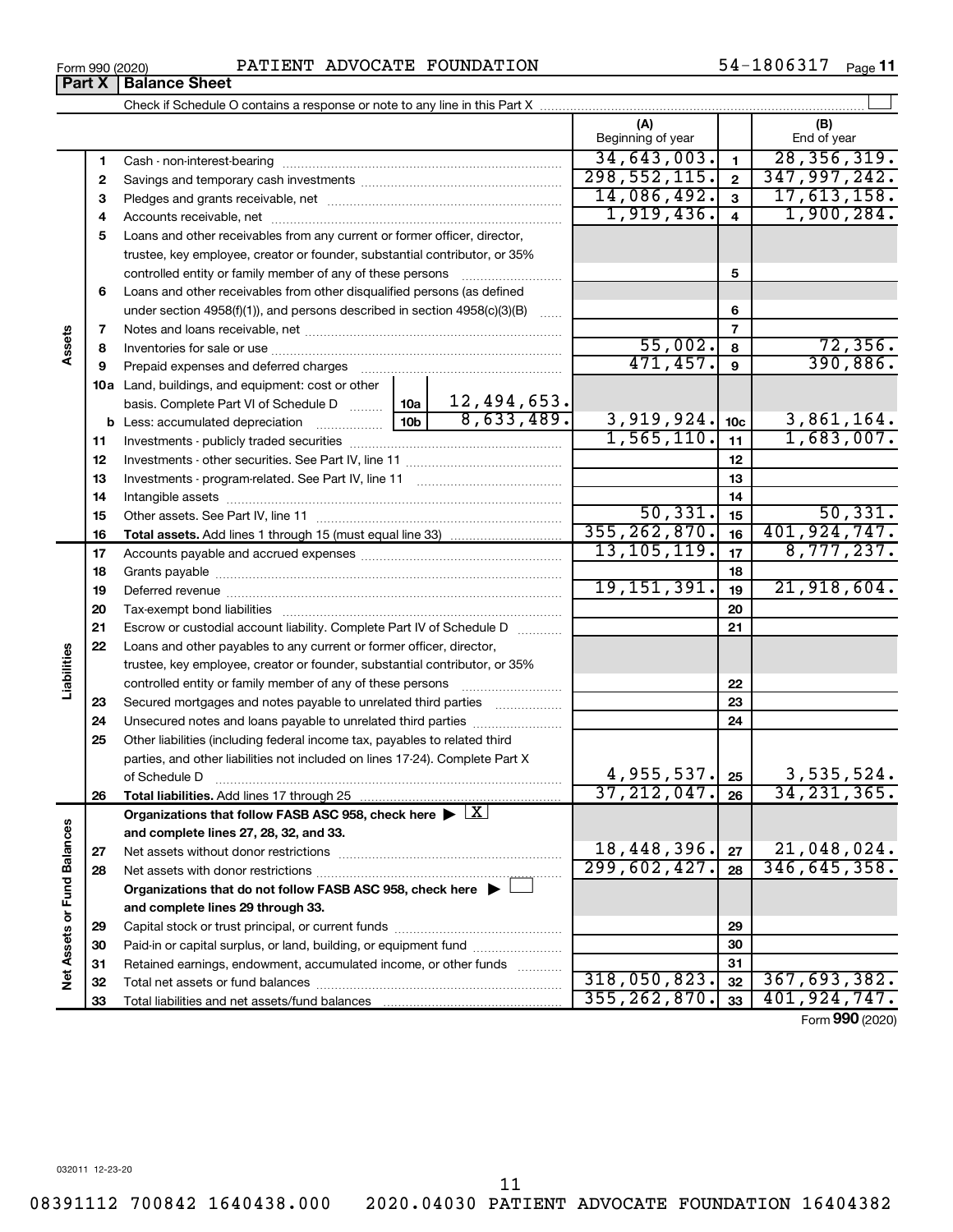Form 990 (2020) PATIENT ADVOCATE FOUNDATION 54-1806317

## Part X Balance Sheet

Check if Schedule O contains a response or note to any line in this Part X

| | | | (A) Beginning of year | | (B) End of year |
|---|---|---|---|---|---|
| Assets | 1 | Cash - non-interest-bearing | 34,643,003. | 1 | 28,356,319. |
| | 2 | Savings and temporary cash investments | 298,552,115. | 2 | 347,997,242. |
| | 3 | Pledges and grants receivable, net | 14,086,492. | 3 | 17,613,158. |
| | 4 | Accounts receivable, net | 1,919,436. | 4 | 1,900,284. |
| | 5 | Loans and other receivables from any current or former officer, director, trustee, key employee, creator or founder, substantial contributor, or 35% controlled entity or family member of any of these persons | | 5 | |
| | 6 | Loans and other receivables from other disqualified persons (as defined under section 4958(f)(1)), and persons described in section 4958(c)(3)(B) | | 6 | |
| | 7 | Notes and loans receivable, net | | 7 | |
| | 8 | Inventories for sale or use | 55,002. | 8 | 72,356. |
| | 9 | Prepaid expenses and deferred charges | 471,457. | 9 | 390,886. |
| | 10a | Land, buildings, and equipment: cost or other basis. Complete Part VI of Schedule D ... 10a: 12,494,653. | | | |
| | b | Less: accumulated depreciation ... 10b: 8,633,489. | 3,919,924. | 10c | 3,861,164. |
| | 11 | Investments - publicly traded securities | 1,565,110. | 11 | 1,683,007. |
| | 12 | Investments - other securities. See Part IV, line 11 | | 12 | |
| | 13 | Investments - program-related. See Part IV, line 11 | | 13 | |
| | 14 | Intangible assets | | 14 | |
| | 15 | Other assets. See Part IV, line 11 | 50,331. | 15 | 50,331. |
| | 16 | **Total assets.** Add lines 1 through 15 (must equal line 33) | 355,262,870. | 16 | 401,924,747. |
| Liabilities | 17 | Accounts payable and accrued expenses | 13,105,119. | 17 | 8,777,237. |
| | 18 | Grants payable | | 18 | |
| | 19 | Deferred revenue | 19,151,391. | 19 | 21,918,604. |
| | 20 | Tax-exempt bond liabilities | | 20 | |
| | 21 | Escrow or custodial account liability. Complete Part IV of Schedule D | | 21 | |
| | 22 | Loans and other payables to any current or former officer, director, trustee, key employee, creator or founder, substantial contributor, or 35% controlled entity or family member of any of these persons | | 22 | |
| | 23 | Secured mortgages and notes payable to unrelated third parties | | 23 | |
| | 24 | Unsecured notes and loans payable to unrelated third parties | | 24 | |
| | 25 | Other liabilities (including federal income tax, payables to related third parties, and other liabilities not included on lines 17-24). Complete Part X of Schedule D | 4,955,537. | 25 | 3,535,524. |
| | 26 | **Total liabilities.** Add lines 17 through 25 | 37,212,047. | 26 | 34,231,365. |
| Net Assets or Fund Balances | | **Organizations that follow FASB ASC 958, check here ▶ [X] and complete lines 27, 28, 32, and 33.** | | | |
| | 27 | Net assets without donor restrictions | 18,448,396. | 27 | 21,048,024. |
| | 28 | Net assets with donor restrictions | 299,602,427. | 28 | 346,645,358. |
| | | **Organizations that do not follow FASB ASC 958, check here ▶ [ ] and complete lines 29 through 33.** | | | |
| | 29 | Capital stock or trust principal, or current funds | | 29 | |
| | 30 | Paid-in or capital surplus, or land, building, or equipment fund | | 30 | |
| | 31 | Retained earnings, endowment, accumulated income, or other funds | | 31 | |
| | 32 | Total net assets or fund balances | 318,050,823. | 32 | 367,693,382. |
| | 33 | Total liabilities and net assets/fund balances | 355,262,870. | 33 | 401,924,747. |

Form **990** (2020)

032011 12-23-20

08391112 700842 1640438.000 2020.04030 PATIENT ADVOCATE FOUNDATION 16404382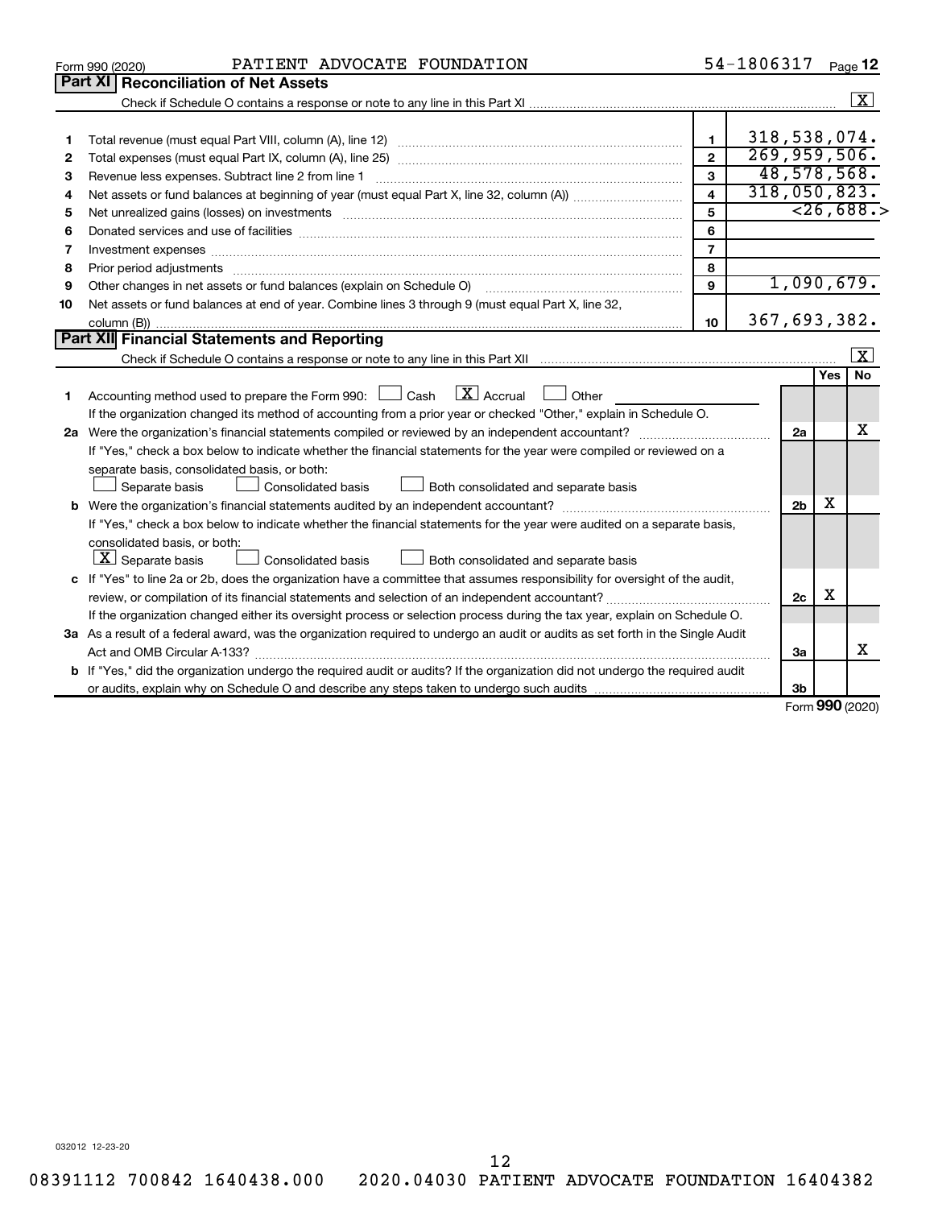Form 990 (2020) PATIENT ADVOCATE FOUNDATION 54-1806317 Page 12

## Part XI Reconciliation of Net Assets

Check if Schedule O contains a response or note to any line in this Part XI ..... [X]

| | | | |
|---|---|---|---|
| 1 | Total revenue (must equal Part VIII, column (A), line 12) | 1 | 318,538,074. |
| 2 | Total expenses (must equal Part IX, column (A), line 25) | 2 | 269,959,506. |
| 3 | Revenue less expenses. Subtract line 2 from line 1 | 3 | 48,578,568. |
| 4 | Net assets or fund balances at beginning of year (must equal Part X, line 32, column (A)) | 4 | 318,050,823. |
| 5 | Net unrealized gains (losses) on investments | 5 | <26,688.> |
| 6 | Donated services and use of facilities | 6 | |
| 7 | Investment expenses | 7 | |
| 8 | Prior period adjustments | 8 | |
| 9 | Other changes in net assets or fund balances (explain on Schedule O) | 9 | 1,090,679. |
| 10 | Net assets or fund balances at end of year. Combine lines 3 through 9 (must equal Part X, line 32, column (B)) | 10 | 367,693,382. |

## Part XII Financial Statements and Reporting

Check if Schedule O contains a response or note to any line in this Part XII ..... [X]

| | | | Yes | No |
|---|---|---|---|---|
| 1 | Accounting method used to prepare the Form 990: [ ] Cash [X] Accrual [ ] Other<br>If the organization changed its method of accounting from a prior year or checked "Other," explain in Schedule O. | | | |
| 2a | Were the organization's financial statements compiled or reviewed by an independent accountant?<br>If "Yes," check a box below to indicate whether the financial statements for the year were compiled or reviewed on a separate basis, consolidated basis, or both:<br>[ ] Separate basis [ ] Consolidated basis [ ] Both consolidated and separate basis | 2a | | X |
| b | Were the organization's financial statements audited by an independent accountant?<br>If "Yes," check a box below to indicate whether the financial statements for the year were audited on a separate basis, consolidated basis, or both:<br>[X] Separate basis [ ] Consolidated basis [ ] Both consolidated and separate basis | 2b | X | |
| c | If "Yes" to line 2a or 2b, does the organization have a committee that assumes responsibility for oversight of the audit, review, or compilation of its financial statements and selection of an independent accountant?<br>If the organization changed either its oversight process or selection process during the tax year, explain on Schedule O. | 2c | X | |
| 3a | As a result of a federal award, was the organization required to undergo an audit or audits as set forth in the Single Audit Act and OMB Circular A-133? | 3a | | X |
| b | If "Yes," did the organization undergo the required audit or audits? If the organization did not undergo the required audit or audits, explain why on Schedule O and describe any steps taken to undergo such audits | 3b | | |

Form **990** (2020)

032012 12-23-20

08391112 700842 1640438.000 2020.04030 PATIENT ADVOCATE FOUNDATION 16404382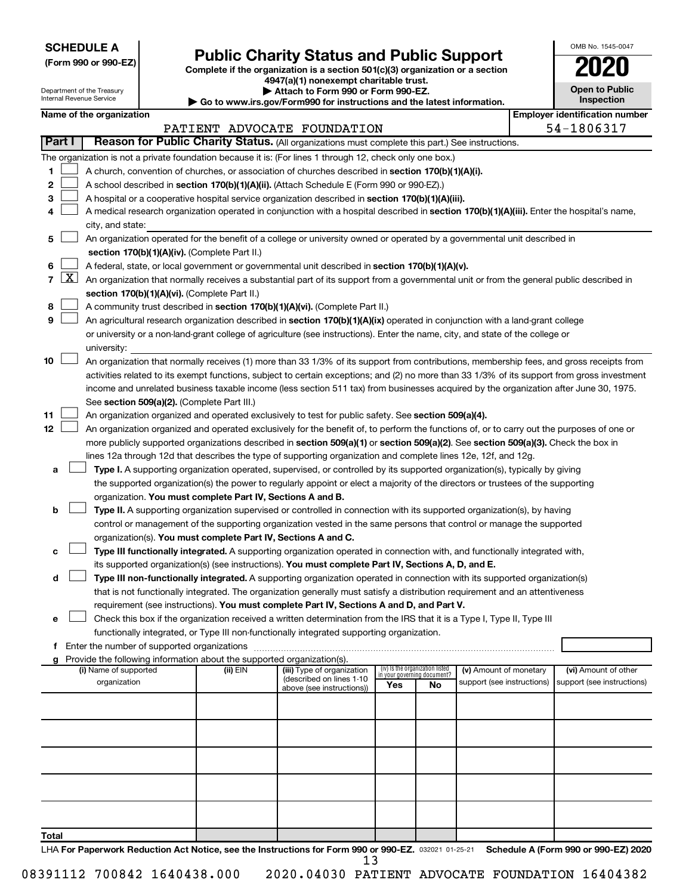**SCHEDULE A**
**(Form 990 or 990-EZ)**

Department of the Treasury
Internal Revenue Service

# Public Charity Status and Public Support

**Complete if the organization is a section 501(c)(3) organization or a section 4947(a)(1) nonexempt charitable trust.**
**▶ Attach to Form 990 or Form 990-EZ.**
**▶ Go to www.irs.gov/Form990 for instructions and the latest information.**

OMB No. 1545-0047
**2020**
**Open to Public Inspection**

**Name of the organization**
PATIENT ADVOCATE FOUNDATION

**Employer identification number**
54-1806317

## Part I — Reason for Public Charity Status. (All organizations must complete this part.) See instructions.

The organization is not a private foundation because it is: (For lines 1 through 12, check only one box.)

1. [ ] A church, convention of churches, or association of churches described in **section 170(b)(1)(A)(i).**
2. [ ] A school described in **section 170(b)(1)(A)(ii).** (Attach Schedule E (Form 990 or 990-EZ).)
3. [ ] A hospital or a cooperative hospital service organization described in **section 170(b)(1)(A)(iii).**
4. [ ] A medical research organization operated in conjunction with a hospital described in **section 170(b)(1)(A)(iii).** Enter the hospital's name, city, and state:
5. [ ] An organization operated for the benefit of a college or university owned or operated by a governmental unit described in **section 170(b)(1)(A)(iv).** (Complete Part II.)
6. [ ] A federal, state, or local government or governmental unit described in **section 170(b)(1)(A)(v).**
7. [X] An organization that normally receives a substantial part of its support from a governmental unit or from the general public described in **section 170(b)(1)(A)(vi).** (Complete Part II.)
8. [ ] A community trust described in **section 170(b)(1)(A)(vi).** (Complete Part II.)
9. [ ] An agricultural research organization described in **section 170(b)(1)(A)(ix)** operated in conjunction with a land-grant college or university or a non-land-grant college of agriculture (see instructions). Enter the name, city, and state of the college or university:
10. [ ] An organization that normally receives (1) more than 33 1/3% of its support from contributions, membership fees, and gross receipts from activities related to its exempt functions, subject to certain exceptions; and (2) no more than 33 1/3% of its support from gross investment income and unrelated business taxable income (less section 511 tax) from businesses acquired by the organization after June 30, 1975. See **section 509(a)(2).** (Complete Part III.)
11. [ ] An organization organized and operated exclusively to test for public safety. See **section 509(a)(4).**
12. [ ] An organization organized and operated exclusively for the benefit of, to perform the functions of, or to carry out the purposes of one or more publicly supported organizations described in **section 509(a)(1)** or **section 509(a)(2).** See **section 509(a)(3).** Check the box in lines 12a through 12d that describes the type of supporting organization and complete lines 12e, 12f, and 12g.
   - **a** [ ] **Type I.** A supporting organization operated, supervised, or controlled by its supported organization(s), typically by giving the supported organization(s) the power to regularly appoint or elect a majority of the directors or trustees of the supporting organization. **You must complete Part IV, Sections A and B.**
   - **b** [ ] **Type II.** A supporting organization supervised or controlled in connection with its supported organization(s), by having control or management of the supporting organization vested in the same persons that control or manage the supported organization(s). **You must complete Part IV, Sections A and C.**
   - **c** [ ] **Type III functionally integrated.** A supporting organization operated in connection with, and functionally integrated with, its supported organization(s) (see instructions). **You must complete Part IV, Sections A, D, and E.**
   - **d** [ ] **Type III non-functionally integrated.** A supporting organization operated in connection with its supported organization(s) that is not functionally integrated. The organization generally must satisfy a distribution requirement and an attentiveness requirement (see instructions). **You must complete Part IV, Sections A and D, and Part V.**
   - **e** [ ] Check this box if the organization received a written determination from the IRS that it is a Type I, Type II, Type III functionally integrated, or Type III non-functionally integrated supporting organization.
   - **f** Enter the number of supported organizations
   - **g** Provide the following information about the supported organization(s).

| (i) Name of supported organization | (ii) EIN | (iii) Type of organization (described on lines 1-10 above (see instructions)) | (iv) Is the organization listed in your governing document? Yes | No | (v) Amount of monetary support (see instructions) | (vi) Amount of other support (see instructions) |
|---|---|---|---|---|---|---|
| | | | | | | |
| | | | | | | |
| | | | | | | |
| | | | | | | |
| | | | | | | |
| **Total** | | | | | | |

LHA **For Paperwork Reduction Act Notice, see the Instructions for Form 990 or 990-EZ.** 032021 01-25-21 **Schedule A (Form 990 or 990-EZ) 2020**

08391112 700842 1640438.000 2020.04030 PATIENT ADVOCATE FOUNDATION 16404382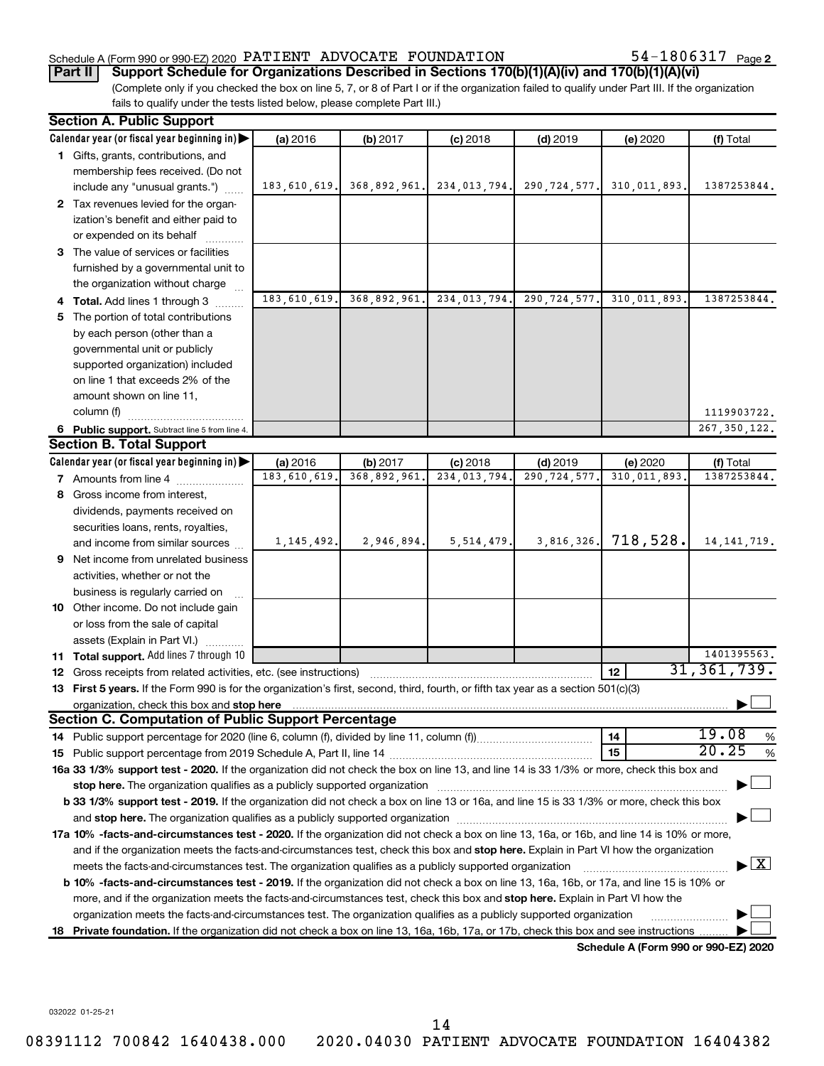Schedule A (Form 990 or 990-EZ) 2020 PATIENT ADVOCATE FOUNDATION 54-1806317 Page 2

**Part II Support Schedule for Organizations Described in Sections 170(b)(1)(A)(iv) and 170(b)(1)(A)(vi)**

(Complete only if you checked the box on line 5, 7, or 8 of Part I or if the organization failed to qualify under Part III. If the organization fails to qualify under the tests listed below, please complete Part III.)

**Section A. Public Support**

| Calendar year (or fiscal year beginning in) ▶ | (a) 2016 | (b) 2017 | (c) 2018 | (d) 2019 | (e) 2020 | (f) Total |
|---|---|---|---|---|---|---|
| **1** Gifts, grants, contributions, and membership fees received. (Do not include any "unusual grants.") | 183,610,619. | 368,892,961. | 234,013,794. | 290,724,577. | 310,011,893. | 1387253844. |
| **2** Tax revenues levied for the organization's benefit and either paid to or expended on its behalf | | | | | | |
| **3** The value of services or facilities furnished by a governmental unit to the organization without charge | | | | | | |
| **4 Total.** Add lines 1 through 3 | 183,610,619. | 368,892,961. | 234,013,794. | 290,724,577. | 310,011,893. | 1387253844. |
| **5** The portion of total contributions by each person (other than a governmental unit or publicly supported organization) included on line 1 that exceeds 2% of the amount shown on line 11, column (f) | | | | | | 1119903722. |
| **6 Public support.** Subtract line 5 from line 4. | | | | | | 267,350,122. |

**Section B. Total Support**

| Calendar year (or fiscal year beginning in) ▶ | (a) 2016 | (b) 2017 | (c) 2018 | (d) 2019 | (e) 2020 | (f) Total |
|---|---|---|---|---|---|---|
| **7** Amounts from line 4 | 183,610,619. | 368,892,961. | 234,013,794. | 290,724,577. | 310,011,893. | 1387253844. |
| **8** Gross income from interest, dividends, payments received on securities loans, rents, royalties, and income from similar sources | 1,145,492. | 2,946,894. | 5,514,479. | 3,816,326. | 718,528. | 14,141,719. |
| **9** Net income from unrelated business activities, whether or not the business is regularly carried on | | | | | | |
| **10** Other income. Do not include gain or loss from the sale of capital assets (Explain in Part VI.) | | | | | | |
| **11 Total support.** Add lines 7 through 10 | | | | | | 1401395563. |

**12** Gross receipts from related activities, etc. (see instructions) **12** 31,361,739.

**13 First 5 years.** If the Form 990 is for the organization's first, second, third, fourth, or fifth tax year as a section 501(c)(3) organization, check this box and **stop here** ▶ ☐

**Section C. Computation of Public Support Percentage**

**14** Public support percentage for 2020 (line 6, column (f), divided by line 11, column (f)) **14** 19.08 %

**15** Public support percentage from 2019 Schedule A, Part II, line 14 **15** 20.25 %

**16a 33 1/3% support test - 2020.** If the organization did not check the box on line 13, and line 14 is 33 1/3% or more, check this box and **stop here.** The organization qualifies as a publicly supported organization ▶ ☐

**b 33 1/3% support test - 2019.** If the organization did not check a box on line 13 or 16a, and line 15 is 33 1/3% or more, check this box and **stop here.** The organization qualifies as a publicly supported organization ▶ ☐

**17a 10% -facts-and-circumstances test - 2020.** If the organization did not check a box on line 13, 16a, or 16b, and line 14 is 10% or more, and if the organization meets the facts-and-circumstances test, check this box and **stop here.** Explain in Part VI how the organization meets the facts-and-circumstances test. The organization qualifies as a publicly supported organization ▶ ☒

**b 10% -facts-and-circumstances test - 2019.** If the organization did not check a box on line 13, 16a, 16b, or 17a, and line 15 is 10% or more, and if the organization meets the facts-and-circumstances test, check this box and **stop here.** Explain in Part VI how the organization meets the facts-and-circumstances test. The organization qualifies as a publicly supported organization ▶ ☐

**18 Private foundation.** If the organization did not check a box on line 13, 16a, 16b, 17a, or 17b, check this box and see instructions ▶ ☐

**Schedule A (Form 990 or 990-EZ) 2020**

032022 01-25-21

08391112 700842 1640438.000 2020.04030 PATIENT ADVOCATE FOUNDATION 16404382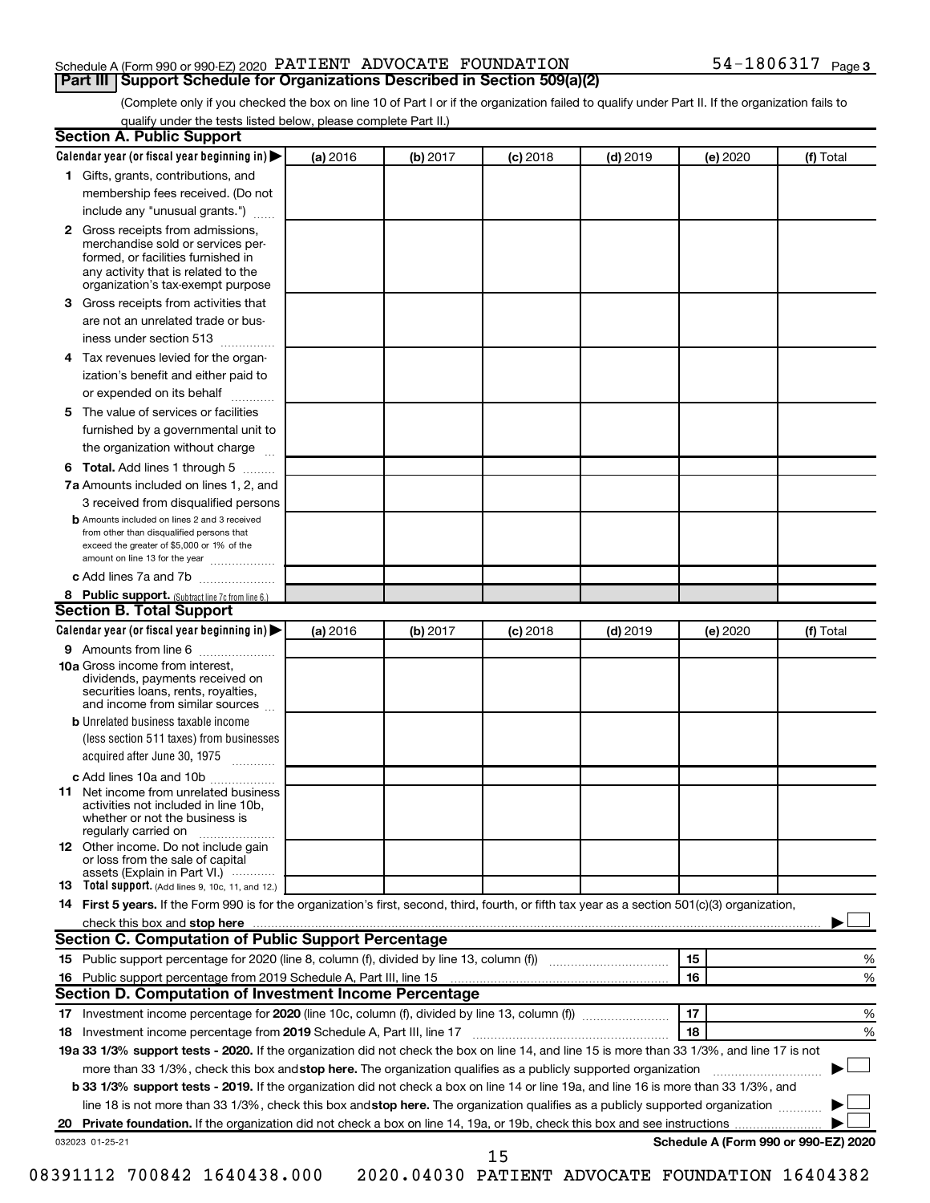Schedule A (Form 990 or 990-EZ) 2020 PATIENT ADVOCATE FOUNDATION 54-1806317 Page 3

## Part III Support Schedule for Organizations Described in Section 509(a)(2)

(Complete only if you checked the box on line 10 of Part I or if the organization failed to qualify under Part II. If the organization fails to qualify under the tests listed below, please complete Part II.)

### Section A. Public Support

| Calendar year (or fiscal year beginning in) ▶ | (a) 2016 | (b) 2017 | (c) 2018 | (d) 2019 | (e) 2020 | (f) Total |
|---|---|---|---|---|---|---|
| **1** Gifts, grants, contributions, and membership fees received. (Do not include any "unusual grants.") | | | | | | |
| **2** Gross receipts from admissions, merchandise sold or services performed, or facilities furnished in any activity that is related to the organization's tax-exempt purpose | | | | | | |
| **3** Gross receipts from activities that are not an unrelated trade or business under section 513 | | | | | | |
| **4** Tax revenues levied for the organization's benefit and either paid to or expended on its behalf | | | | | | |
| **5** The value of services or facilities furnished by a governmental unit to the organization without charge | | | | | | |
| **6 Total.** Add lines 1 through 5 | | | | | | |
| **7a** Amounts included on lines 1, 2, and 3 received from disqualified persons | | | | | | |
| **b** Amounts included on lines 2 and 3 received from other than disqualified persons that exceed the greater of $5,000 or 1% of the amount on line 13 for the year | | | | | | |
| **c** Add lines 7a and 7b | | | | | | |
| **8 Public support.** (Subtract line 7c from line 6.) | | | | | | |

### Section B. Total Support

| Calendar year (or fiscal year beginning in) ▶ | (a) 2016 | (b) 2017 | (c) 2018 | (d) 2019 | (e) 2020 | (f) Total |
|---|---|---|---|---|---|---|
| **9** Amounts from line 6 | | | | | | |
| **10a** Gross income from interest, dividends, payments received on securities loans, rents, royalties, and income from similar sources | | | | | | |
| **b** Unrelated business taxable income (less section 511 taxes) from businesses acquired after June 30, 1975 | | | | | | |
| **c** Add lines 10a and 10b | | | | | | |
| **11** Net income from unrelated business activities not included in line 10b, whether or not the business is regularly carried on | | | | | | |
| **12** Other income. Do not include gain or loss from the sale of capital assets (Explain in Part VI.) | | | | | | |
| **13 Total support.** (Add lines 9, 10c, 11, and 12.) | | | | | | |

**14 First 5 years.** If the Form 990 is for the organization's first, second, third, fourth, or fifth tax year as a section 501(c)(3) organization, check this box and **stop here** ▶ ☐

### Section C. Computation of Public Support Percentage

| | | | |
|---|---|---|---|
| **15** Public support percentage for 2020 (line 8, column (f), divided by line 13, column (f)) | 15 | | % |
| **16** Public support percentage from 2019 Schedule A, Part III, line 15 | 16 | | % |

### Section D. Computation of Investment Income Percentage

| | | | |
|---|---|---|---|
| **17** Investment income percentage for **2020** (line 10c, column (f), divided by line 13, column (f)) | 17 | | % |
| **18** Investment income percentage from **2019** Schedule A, Part III, line 17 | 18 | | % |

**19a 33 1/3% support tests - 2020.** If the organization did not check the box on line 14, and line 15 is more than 33 1/3%, and line 17 is not more than 33 1/3%, check this box and **stop here.** The organization qualifies as a publicly supported organization ▶ ☐

**b 33 1/3% support tests - 2019.** If the organization did not check a box on line 14 or line 19a, and line 16 is more than 33 1/3%, and line 18 is not more than 33 1/3%, check this box and **stop here.** The organization qualifies as a publicly supported organization ▶ ☐

**20 Private foundation.** If the organization did not check a box on line 14, 19a, or 19b, check this box and see instructions ▶ ☐

032023 01-25-21 **Schedule A (Form 990 or 990-EZ) 2020**

08391112 700842 1640438.000 2020.04030 PATIENT ADVOCATE FOUNDATION 16404382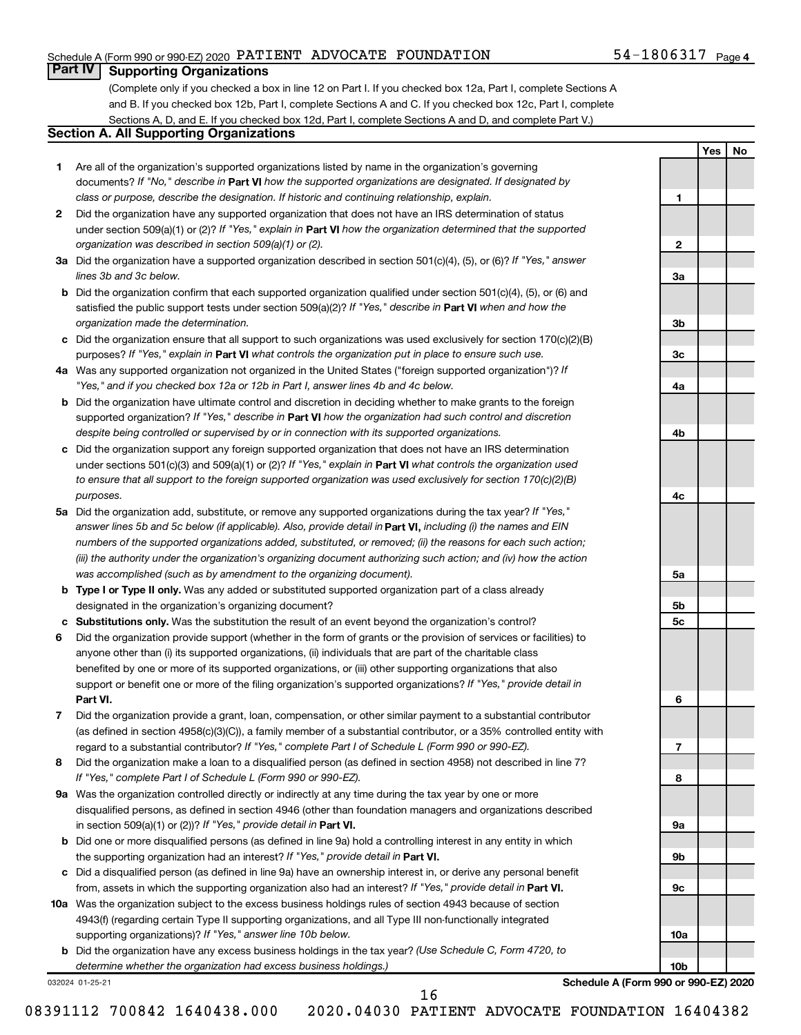Schedule A (Form 990 or 990-EZ) 2020 PATIENT ADVOCATE FOUNDATION 54-1806317 Page 4

## Part IV Supporting Organizations

(Complete only if you checked a box in line 12 on Part I. If you checked box 12a, Part I, complete Sections A and B. If you checked box 12b, Part I, complete Sections A and C. If you checked box 12c, Part I, complete Sections A, D, and E. If you checked box 12d, Part I, complete Sections A and D, and complete Part V.)

### Section A. All Supporting Organizations

| | | Line | Yes | No |
|---|---|---|---|---|
| **1** | Are all of the organization's supported organizations listed by name in the organization's governing documents? *If "No," describe in* **Part VI** *how the supported organizations are designated. If designated by class or purpose, describe the designation. If historic and continuing relationship, explain.* | 1 | | |
| **2** | Did the organization have any supported organization that does not have an IRS determination of status under section 509(a)(1) or (2)? *If "Yes," explain in* **Part VI** *how the organization determined that the supported organization was described in section 509(a)(1) or (2).* | 2 | | |
| **3a** | Did the organization have a supported organization described in section 501(c)(4), (5), or (6)? *If "Yes," answer lines 3b and 3c below.* | 3a | | |
| **b** | Did the organization confirm that each supported organization qualified under section 501(c)(4), (5), or (6) and satisfied the public support tests under section 509(a)(2)? *If "Yes," describe in* **Part VI** *when and how the organization made the determination.* | 3b | | |
| **c** | Did the organization ensure that all support to such organizations was used exclusively for section 170(c)(2)(B) purposes? *If "Yes," explain in* **Part VI** *what controls the organization put in place to ensure such use.* | 3c | | |
| **4a** | Was any supported organization not organized in the United States ("foreign supported organization")? *If "Yes," and if you checked box 12a or 12b in Part I, answer lines 4b and 4c below.* | 4a | | |
| **b** | Did the organization have ultimate control and discretion in deciding whether to make grants to the foreign supported organization? *If "Yes," describe in* **Part VI** *how the organization had such control and discretion despite being controlled or supervised by or in connection with its supported organizations.* | 4b | | |
| **c** | Did the organization support any foreign supported organization that does not have an IRS determination under sections 501(c)(3) and 509(a)(1) or (2)? *If "Yes," explain in* **Part VI** *what controls the organization used to ensure that all support to the foreign supported organization was used exclusively for section 170(c)(2)(B) purposes.* | 4c | | |
| **5a** | Did the organization add, substitute, or remove any supported organizations during the tax year? *If "Yes," answer lines 5b and 5c below (if applicable). Also, provide detail in* **Part VI,** *including (i) the names and EIN numbers of the supported organizations added, substituted, or removed; (ii) the reasons for each such action; (iii) the authority under the organization's organizing document authorizing such action; and (iv) how the action was accomplished (such as by amendment to the organizing document).* | 5a | | |
| **b** | **Type I or Type II only.** Was any added or substituted supported organization part of a class already designated in the organization's organizing document? | 5b | | |
| **c** | **Substitutions only.** Was the substitution the result of an event beyond the organization's control? | 5c | | |
| **6** | Did the organization provide support (whether in the form of grants or the provision of services or facilities) to anyone other than (i) its supported organizations, (ii) individuals that are part of the charitable class benefited by one or more of its supported organizations, or (iii) other supporting organizations that also support or benefit one or more of the filing organization's supported organizations? *If "Yes," provide detail in* **Part VI.** | 6 | | |
| **7** | Did the organization provide a grant, loan, compensation, or other similar payment to a substantial contributor (as defined in section 4958(c)(3)(C)), a family member of a substantial contributor, or a 35% controlled entity with regard to a substantial contributor? *If "Yes," complete Part I of Schedule L (Form 990 or 990-EZ).* | 7 | | |
| **8** | Did the organization make a loan to a disqualified person (as defined in section 4958) not described in line 7? *If "Yes," complete Part I of Schedule L (Form 990 or 990-EZ).* | 8 | | |
| **9a** | Was the organization controlled directly or indirectly at any time during the tax year by one or more disqualified persons, as defined in section 4946 (other than foundation managers and organizations described in section 509(a)(1) or (2))? *If "Yes," provide detail in* **Part VI.** | 9a | | |
| **b** | Did one or more disqualified persons (as defined in line 9a) hold a controlling interest in any entity in which the supporting organization had an interest? *If "Yes," provide detail in* **Part VI.** | 9b | | |
| **c** | Did a disqualified person (as defined in line 9a) have an ownership interest in, or derive any personal benefit from, assets in which the supporting organization also had an interest? *If "Yes," provide detail in* **Part VI.** | 9c | | |
| **10a** | Was the organization subject to the excess business holdings rules of section 4943 because of section 4943(f) (regarding certain Type II supporting organizations, and all Type III non-functionally integrated supporting organizations)? *If "Yes," answer line 10b below.* | 10a | | |
| **b** | Did the organization have any excess business holdings in the tax year? *(Use Schedule C, Form 4720, to determine whether the organization had excess business holdings.)* | 10b | | |

032024 01-25-21 **Schedule A (Form 990 or 990-EZ) 2020**

08391112 700842 1640438.000 2020.04030 PATIENT ADVOCATE FOUNDATION 16404382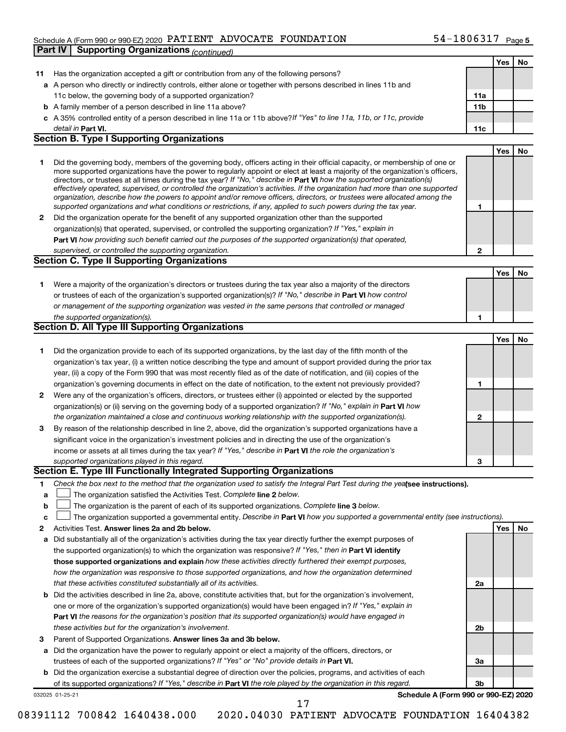Schedule A (Form 990 or 990-EZ) 2020 PATIENT ADVOCATE FOUNDATION 54-1806317 Page 5

**Part IV | Supporting Organizations** *(continued)*

| | | | Yes | No |
|---|---|---|---|---|
| **11** | Has the organization accepted a gift or contribution from any of the following persons? | | | |
| **a** | A person who directly or indirectly controls, either alone or together with persons described in lines 11b and 11c below, the governing body of a supported organization? | **11a** | | |
| **b** | A family member of a person described in line 11a above? | **11b** | | |
| **c** | A 35% controlled entity of a person described in line 11a or 11b above? *If "Yes" to line 11a, 11b, or 11c, provide detail in* **Part VI.** | **11c** | | |

## Section B. Type I Supporting Organizations

| | | | Yes | No |
|---|---|---|---|---|
| **1** | Did the governing body, members of the governing body, officers acting in their official capacity, or membership of one or more supported organizations have the power to regularly appoint or elect at least a majority of the organization's officers, directors, or trustees at all times during the tax year? *If "No," describe in* **Part VI** *how the supported organization(s) effectively operated, supervised, or controlled the organization's activities. If the organization had more than one supported organization, describe how the powers to appoint and/or remove officers, directors, or trustees were allocated among the supported organizations and what conditions or restrictions, if any, applied to such powers during the tax year.* | **1** | | |
| **2** | Did the organization operate for the benefit of any supported organization other than the supported organization(s) that operated, supervised, or controlled the supporting organization? *If "Yes," explain in* **Part VI** *how providing such benefit carried out the purposes of the supported organization(s) that operated, supervised, or controlled the supporting organization.* | **2** | | |

## Section C. Type II Supporting Organizations

| | | | Yes | No |
|---|---|---|---|---|
| **1** | Were a majority of the organization's directors or trustees during the tax year also a majority of the directors or trustees of each of the organization's supported organization(s)? *If "No," describe in* **Part VI** *how control or management of the supporting organization was vested in the same persons that controlled or managed the supported organization(s).* | **1** | | |

## Section D. All Type III Supporting Organizations

| | | | Yes | No |
|---|---|---|---|---|
| **1** | Did the organization provide to each of its supported organizations, by the last day of the fifth month of the organization's tax year, (i) a written notice describing the type and amount of support provided during the prior tax year, (ii) a copy of the Form 990 that was most recently filed as of the date of notification, and (iii) copies of the organization's governing documents in effect on the date of notification, to the extent not previously provided? | **1** | | |
| **2** | Were any of the organization's officers, directors, or trustees either (i) appointed or elected by the supported organization(s) or (ii) serving on the governing body of a supported organization? *If "No," explain in* **Part VI** *how the organization maintained a close and continuous working relationship with the supported organization(s).* | **2** | | |
| **3** | By reason of the relationship described in line 2, above, did the organization's supported organizations have a significant voice in the organization's investment policies and in directing the use of the organization's income or assets at all times during the tax year? *If "Yes," describe in* **Part VI** *the role the organization's supported organizations played in this regard.* | **3** | | |

## Section E. Type III Functionally Integrated Supporting Organizations

**1** *Check the box next to the method that the organization used to satisfy the Integral Part Test during the year* **(see instructions).**

- **a** ☐ The organization satisfied the Activities Test. *Complete* **line 2** *below.*
- **b** ☐ The organization is the parent of each of its supported organizations. *Complete* **line 3** *below.*
- **c** ☐ The organization supported a governmental entity. *Describe in* **Part VI** *how you supported a governmental entity (see instructions).*

| | | | Yes | No |
|---|---|---|---|---|
| **2** | Activities Test. **Answer lines 2a and 2b below.** | | | |
| **a** | Did substantially all of the organization's activities during the tax year directly further the exempt purposes of the supported organization(s) to which the organization was responsive? *If "Yes," then in* **Part VI identify those supported organizations and explain** *how these activities directly furthered their exempt purposes, how the organization was responsive to those supported organizations, and how the organization determined that these activities constituted substantially all of its activities.* | **2a** | | |
| **b** | Did the activities described in line 2a, above, constitute activities that, but for the organization's involvement, one or more of the organization's supported organization(s) would have been engaged in? *If "Yes," explain in* **Part VI** *the reasons for the organization's position that its supported organization(s) would have engaged in these activities but for the organization's involvement.* | **2b** | | |
| **3** | Parent of Supported Organizations. **Answer lines 3a and 3b below.** | | | |
| **a** | Did the organization have the power to regularly appoint or elect a majority of the officers, directors, or trustees of each of the supported organizations? *If "Yes" or "No" provide details in* **Part VI.** | **3a** | | |
| **b** | Did the organization exercise a substantial degree of direction over the policies, programs, and activities of each of its supported organizations? *If "Yes," describe in* **Part VI** *the role played by the organization in this regard.* | **3b** | | |

032025 01-25-21 **Schedule A (Form 990 or 990-EZ) 2020**

08391112 700842 1640438.000 2020.04030 PATIENT ADVOCATE FOUNDATION 16404382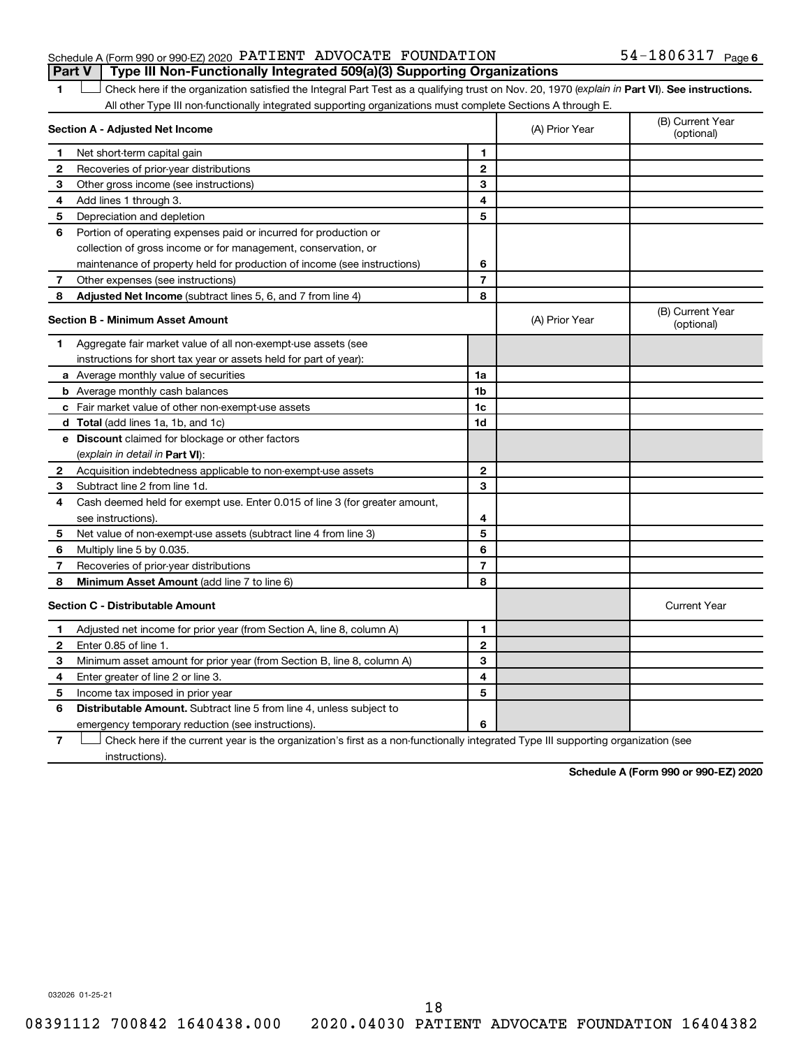Schedule A (Form 990 or 990-EZ) 2020 PATIENT ADVOCATE FOUNDATION 54-1806317 Page 6

**Part V | Type III Non-Functionally Integrated 509(a)(3) Supporting Organizations**

1 ☐ Check here if the organization satisfied the Integral Part Test as a qualifying trust on Nov. 20, 1970 (*explain in* **Part VI**). **See instructions.** All other Type III non-functionally integrated supporting organizations must complete Sections A through E.

| **Section A - Adjusted Net Income** | | | (A) Prior Year | (B) Current Year (optional) |
|---|---|---|---|---|
| 1 | Net short-term capital gain | 1 | | |
| 2 | Recoveries of prior-year distributions | 2 | | |
| 3 | Other gross income (see instructions) | 3 | | |
| 4 | Add lines 1 through 3. | 4 | | |
| 5 | Depreciation and depletion | 5 | | |
| 6 | Portion of operating expenses paid or incurred for production or collection of gross income or for management, conservation, or maintenance of property held for production of income (see instructions) | 6 | | |
| 7 | Other expenses (see instructions) | 7 | | |
| 8 | **Adjusted Net Income** (subtract lines 5, 6, and 7 from line 4) | 8 | | |

| **Section B - Minimum Asset Amount** | | | (A) Prior Year | (B) Current Year (optional) |
|---|---|---|---|---|
| 1 | Aggregate fair market value of all non-exempt-use assets (see instructions for short tax year or assets held for part of year): | | | |
| a | Average monthly value of securities | 1a | | |
| b | Average monthly cash balances | 1b | | |
| c | Fair market value of other non-exempt-use assets | 1c | | |
| d | **Total** (add lines 1a, 1b, and 1c) | 1d | | |
| e | **Discount** claimed for blockage or other factors (*explain in detail in* **Part VI**): | | | |
| 2 | Acquisition indebtedness applicable to non-exempt-use assets | 2 | | |
| 3 | Subtract line 2 from line 1d. | 3 | | |
| 4 | Cash deemed held for exempt use. Enter 0.015 of line 3 (for greater amount, see instructions). | 4 | | |
| 5 | Net value of non-exempt-use assets (subtract line 4 from line 3) | 5 | | |
| 6 | Multiply line 5 by 0.035. | 6 | | |
| 7 | Recoveries of prior-year distributions | 7 | | |
| 8 | **Minimum Asset Amount** (add line 7 to line 6) | 8 | | |

| **Section C - Distributable Amount** | | | | Current Year |
|---|---|---|---|---|
| 1 | Adjusted net income for prior year (from Section A, line 8, column A) | 1 | | |
| 2 | Enter 0.85 of line 1. | 2 | | |
| 3 | Minimum asset amount for prior year (from Section B, line 8, column A) | 3 | | |
| 4 | Enter greater of line 2 or line 3. | 4 | | |
| 5 | Income tax imposed in prior year | 5 | | |
| 6 | **Distributable Amount.** Subtract line 5 from line 4, unless subject to emergency temporary reduction (see instructions). | 6 | | |

7 ☐ Check here if the current year is the organization's first as a non-functionally integrated Type III supporting organization (see instructions).

**Schedule A (Form 990 or 990-EZ) 2020**

032026 01-25-21

08391112 700842 1640438.000 2020.04030 PATIENT ADVOCATE FOUNDATION 16404382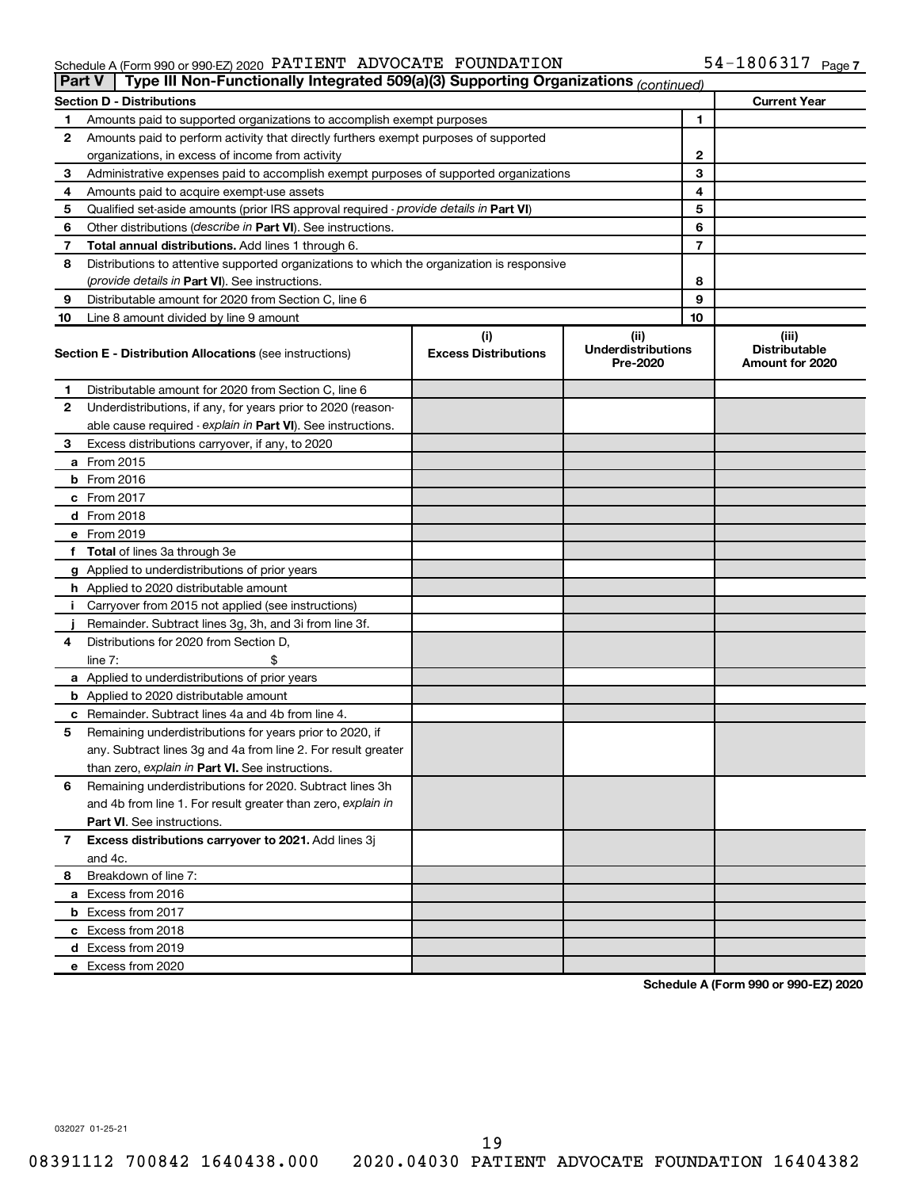Schedule A (Form 990 or 990-EZ) 2020 PATIENT ADVOCATE FOUNDATION 54-1806317 Page 7

## Part V | Type III Non-Functionally Integrated 509(a)(3) Supporting Organizations *(continued)*

| Section D - Distributions | | | Current Year |
|---|---|---|---|
| 1 | Amounts paid to supported organizations to accomplish exempt purposes | 1 | |
| 2 | Amounts paid to perform activity that directly furthers exempt purposes of supported organizations, in excess of income from activity | 2 | |
| 3 | Administrative expenses paid to accomplish exempt purposes of supported organizations | 3 | |
| 4 | Amounts paid to acquire exempt-use assets | 4 | |
| 5 | Qualified set-aside amounts (prior IRS approval required - *provide details in* **Part VI**) | 5 | |
| 6 | Other distributions (*describe in* **Part VI**). See instructions. | 6 | |
| 7 | **Total annual distributions.** Add lines 1 through 6. | 7 | |
| 8 | Distributions to attentive supported organizations to which the organization is responsive (*provide details in* **Part VI**). See instructions. | 8 | |
| 9 | Distributable amount for 2020 from Section C, line 6 | 9 | |
| 10 | Line 8 amount divided by line 9 amount | 10 | |

| | Section E - Distribution Allocations (see instructions) | (i) Excess Distributions | (ii) Underdistributions Pre-2020 | (iii) Distributable Amount for 2020 |
|---|---|---|---|---|
| 1 | Distributable amount for 2020 from Section C, line 6 | | | |
| 2 | Underdistributions, if any, for years prior to 2020 (reasonable cause required - *explain in* **Part VI**). See instructions. | | | |
| 3 | Excess distributions carryover, if any, to 2020 | | | |
| a | From 2015 | | | |
| b | From 2016 | | | |
| c | From 2017 | | | |
| d | From 2018 | | | |
| e | From 2019 | | | |
| f | **Total** of lines 3a through 3e | | | |
| g | Applied to underdistributions of prior years | | | |
| h | Applied to 2020 distributable amount | | | |
| i | Carryover from 2015 not applied (see instructions) | | | |
| j | Remainder. Subtract lines 3g, 3h, and 3i from line 3f. | | | |
| 4 | Distributions for 2020 from Section D, line 7: $ | | | |
| a | Applied to underdistributions of prior years | | | |
| b | Applied to 2020 distributable amount | | | |
| c | Remainder. Subtract lines 4a and 4b from line 4. | | | |
| 5 | Remaining underdistributions for years prior to 2020, if any. Subtract lines 3g and 4a from line 2. For result greater than zero, *explain in* **Part VI.** See instructions. | | | |
| 6 | Remaining underdistributions for 2020. Subtract lines 3h and 4b from line 1. For result greater than zero, *explain in* **Part VI**. See instructions. | | | |
| 7 | **Excess distributions carryover to 2021.** Add lines 3j and 4c. | | | |
| 8 | Breakdown of line 7: | | | |
| a | Excess from 2016 | | | |
| b | Excess from 2017 | | | |
| c | Excess from 2018 | | | |
| d | Excess from 2019 | | | |
| e | Excess from 2020 | | | |

**Schedule A (Form 990 or 990-EZ) 2020**

032027 01-25-21

08391112 700842 1640438.000 2020.04030 PATIENT ADVOCATE FOUNDATION 16404382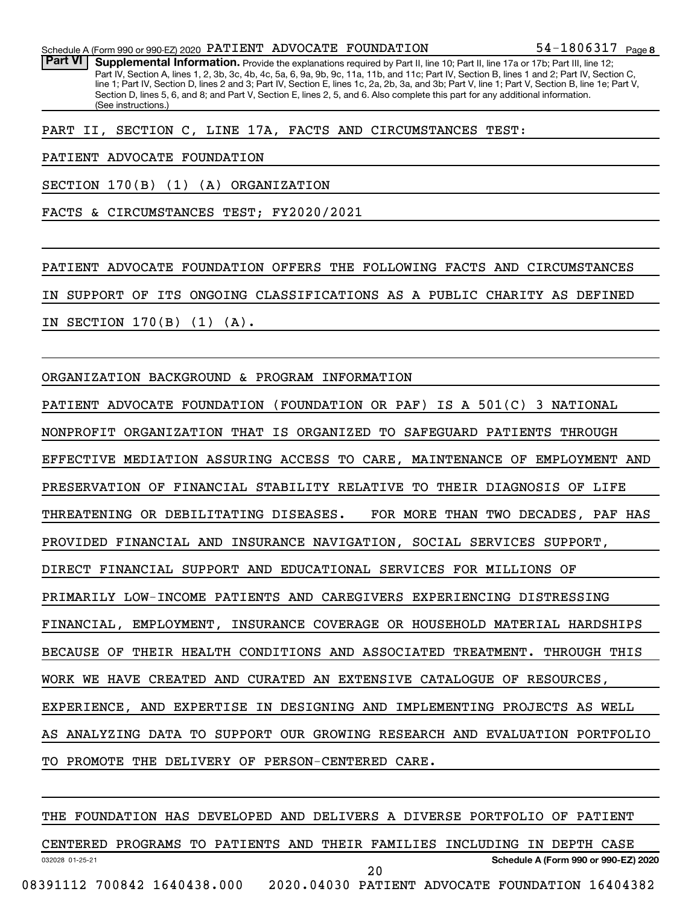**Part VI** **Supplemental Information.** Provide the explanations required by Part II, line 10; Part II, line 17a or 17b; Part III, line 12; Part IV, Section A, lines 1, 2, 3b, 3c, 4b, 4c, 5a, 6, 9a, 9b, 9c, 11a, 11b, and 11c; Part IV, Section B, lines 1 and 2; Part IV, Section C, line 1; Part IV, Section D, lines 2 and 3; Part IV, Section E, lines 1c, 2a, 2b, 3a, and 3b; Part V, line 1; Part V, Section B, line 1e; Part V, Section D, lines 5, 6, and 8; and Part V, Section E, lines 2, 5, and 6. Also complete this part for any additional information. (See instructions.)

PART II, SECTION C, LINE 17A, FACTS AND CIRCUMSTANCES TEST:

PATIENT ADVOCATE FOUNDATION

SECTION 170(B) (1) (A) ORGANIZATION

FACTS & CIRCUMSTANCES TEST; FY2020/2021

PATIENT ADVOCATE FOUNDATION OFFERS THE FOLLOWING FACTS AND CIRCUMSTANCES IN SUPPORT OF ITS ONGOING CLASSIFICATIONS AS A PUBLIC CHARITY AS DEFINED IN SECTION 170(B) (1) (A).

ORGANIZATION BACKGROUND & PROGRAM INFORMATION

PATIENT ADVOCATE FOUNDATION (FOUNDATION OR PAF) IS A 501(C) 3 NATIONAL NONPROFIT ORGANIZATION THAT IS ORGANIZED TO SAFEGUARD PATIENTS THROUGH EFFECTIVE MEDIATION ASSURING ACCESS TO CARE, MAINTENANCE OF EMPLOYMENT AND PRESERVATION OF FINANCIAL STABILITY RELATIVE TO THEIR DIAGNOSIS OF LIFE THREATENING OR DEBILITATING DISEASES. FOR MORE THAN TWO DECADES, PAF HAS PROVIDED FINANCIAL AND INSURANCE NAVIGATION, SOCIAL SERVICES SUPPORT, DIRECT FINANCIAL SUPPORT AND EDUCATIONAL SERVICES FOR MILLIONS OF PRIMARILY LOW-INCOME PATIENTS AND CAREGIVERS EXPERIENCING DISTRESSING FINANCIAL, EMPLOYMENT, INSURANCE COVERAGE OR HOUSEHOLD MATERIAL HARDSHIPS BECAUSE OF THEIR HEALTH CONDITIONS AND ASSOCIATED TREATMENT. THROUGH THIS WORK WE HAVE CREATED AND CURATED AN EXTENSIVE CATALOGUE OF RESOURCES, EXPERIENCE, AND EXPERTISE IN DESIGNING AND IMPLEMENTING PROJECTS AS WELL AS ANALYZING DATA TO SUPPORT OUR GROWING RESEARCH AND EVALUATION PORTFOLIO TO PROMOTE THE DELIVERY OF PERSON-CENTERED CARE.

THE FOUNDATION HAS DEVELOPED AND DELIVERS A DIVERSE PORTFOLIO OF PATIENT CENTERED PROGRAMS TO PATIENTS AND THEIR FAMILIES INCLUDING IN DEPTH CASE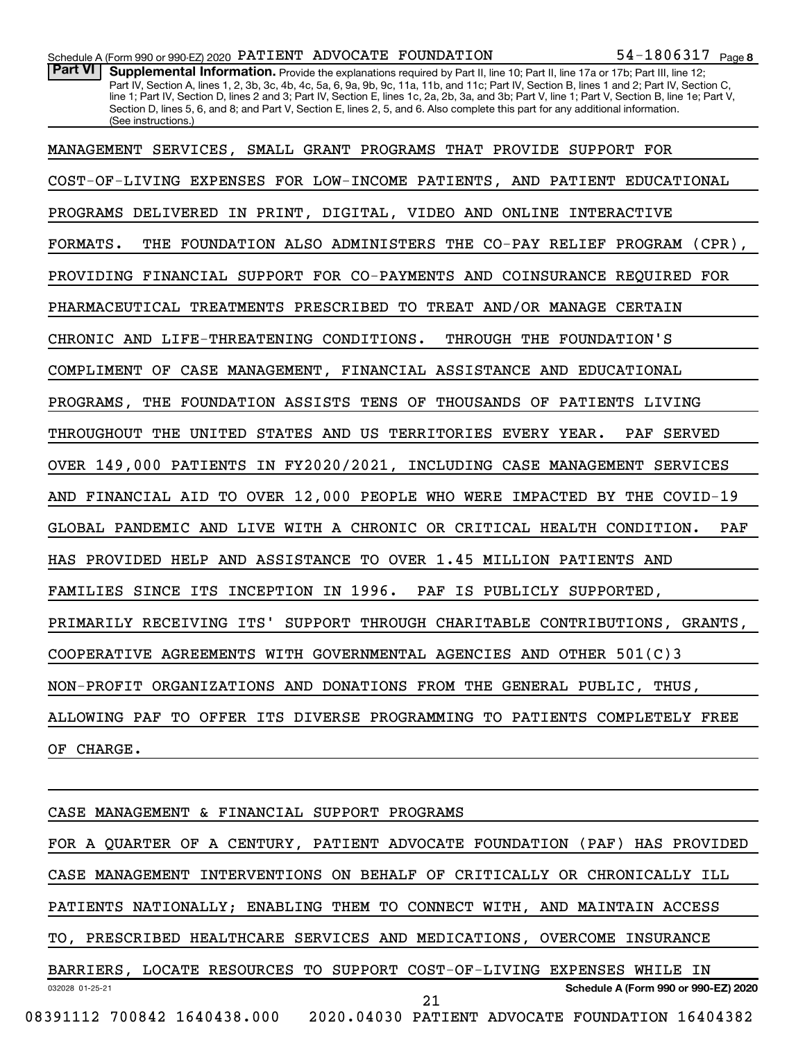**Part VI** **Supplemental Information.** Provide the explanations required by Part II, line 10; Part II, line 17a or 17b; Part III, line 12; Part IV, Section A, lines 1, 2, 3b, 3c, 4b, 4c, 5a, 6, 9a, 9b, 9c, 11a, 11b, and 11c; Part IV, Section B, lines 1 and 2; Part IV, Section C, line 1; Part IV, Section D, lines 2 and 3; Part IV, Section E, lines 1c, 2a, 2b, 3a, and 3b; Part V, line 1; Part V, Section B, line 1e; Part V, Section D, lines 5, 6, and 8; and Part V, Section E, lines 2, 5, and 6. Also complete this part for any additional information. (See instructions.)

MANAGEMENT SERVICES, SMALL GRANT PROGRAMS THAT PROVIDE SUPPORT FOR COST-OF-LIVING EXPENSES FOR LOW-INCOME PATIENTS, AND PATIENT EDUCATIONAL PROGRAMS DELIVERED IN PRINT, DIGITAL, VIDEO AND ONLINE INTERACTIVE FORMATS. THE FOUNDATION ALSO ADMINISTERS THE CO-PAY RELIEF PROGRAM (CPR), PROVIDING FINANCIAL SUPPORT FOR CO-PAYMENTS AND COINSURANCE REQUIRED FOR PHARMACEUTICAL TREATMENTS PRESCRIBED TO TREAT AND/OR MANAGE CERTAIN CHRONIC AND LIFE-THREATENING CONDITIONS. THROUGH THE FOUNDATION'S COMPLIMENT OF CASE MANAGEMENT, FINANCIAL ASSISTANCE AND EDUCATIONAL PROGRAMS, THE FOUNDATION ASSISTS TENS OF THOUSANDS OF PATIENTS LIVING THROUGHOUT THE UNITED STATES AND US TERRITORIES EVERY YEAR. PAF SERVED OVER 149,000 PATIENTS IN FY2020/2021, INCLUDING CASE MANAGEMENT SERVICES AND FINANCIAL AID TO OVER 12,000 PEOPLE WHO WERE IMPACTED BY THE COVID-19 GLOBAL PANDEMIC AND LIVE WITH A CHRONIC OR CRITICAL HEALTH CONDITION. PAF HAS PROVIDED HELP AND ASSISTANCE TO OVER 1.45 MILLION PATIENTS AND FAMILIES SINCE ITS INCEPTION IN 1996. PAF IS PUBLICLY SUPPORTED, PRIMARILY RECEIVING ITS' SUPPORT THROUGH CHARITABLE CONTRIBUTIONS, GRANTS, COOPERATIVE AGREEMENTS WITH GOVERNMENTAL AGENCIES AND OTHER 501(C)3 NON-PROFIT ORGANIZATIONS AND DONATIONS FROM THE GENERAL PUBLIC, THUS, ALLOWING PAF TO OFFER ITS DIVERSE PROGRAMMING TO PATIENTS COMPLETELY FREE OF CHARGE.

CASE MANAGEMENT & FINANCIAL SUPPORT PROGRAMS

FOR A QUARTER OF A CENTURY, PATIENT ADVOCATE FOUNDATION (PAF) HAS PROVIDED CASE MANAGEMENT INTERVENTIONS ON BEHALF OF CRITICALLY OR CHRONICALLY ILL PATIENTS NATIONALLY; ENABLING THEM TO CONNECT WITH, AND MAINTAIN ACCESS TO, PRESCRIBED HEALTHCARE SERVICES AND MEDICATIONS, OVERCOME INSURANCE BARRIERS, LOCATE RESOURCES TO SUPPORT COST-OF-LIVING EXPENSES WHILE IN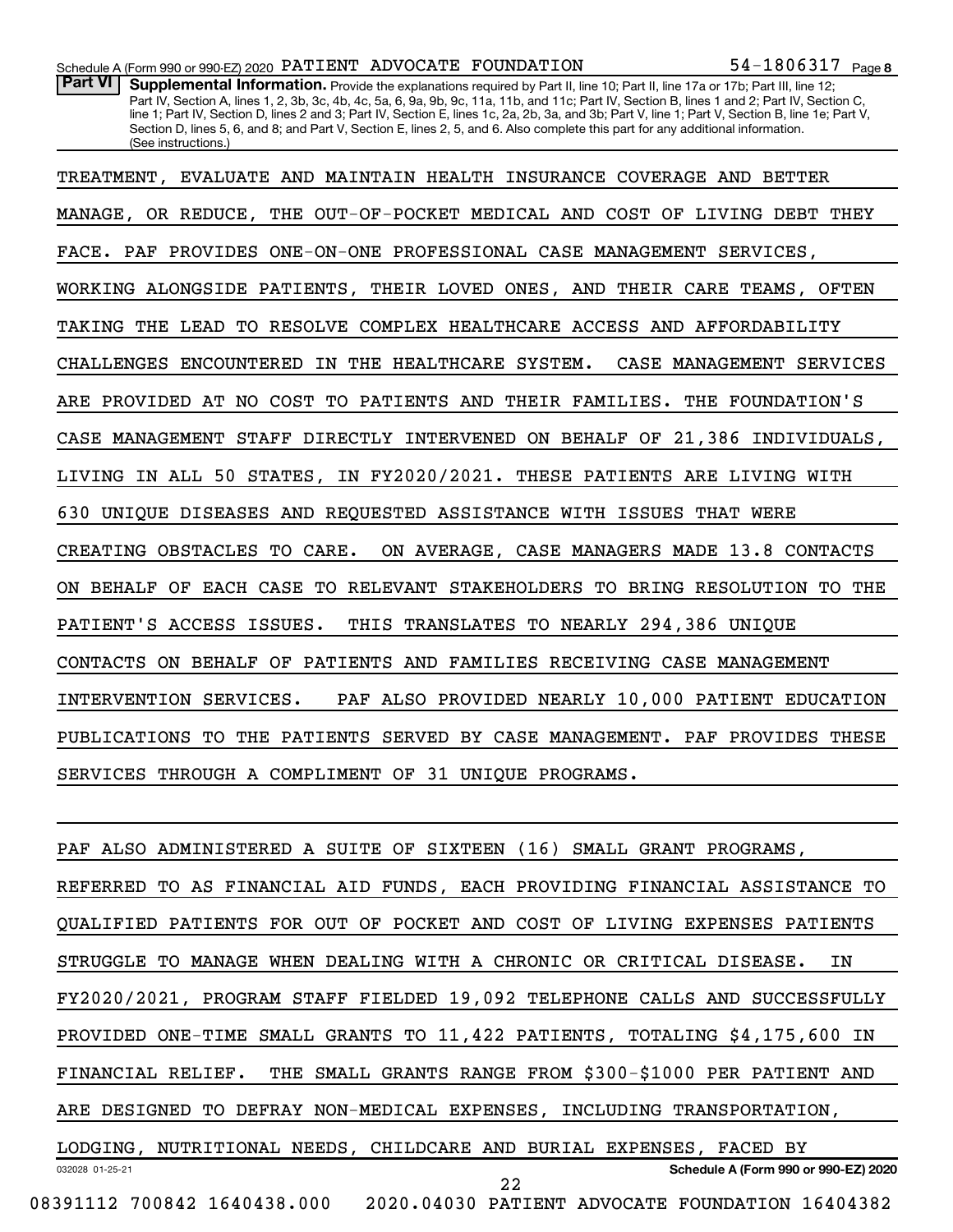**Part VI** **Supplemental Information.** Provide the explanations required by Part II, line 10; Part II, line 17a or 17b; Part III, line 12; Part IV, Section A, lines 1, 2, 3b, 3c, 4b, 4c, 5a, 6, 9a, 9b, 9c, 11a, 11b, and 11c; Part IV, Section B, lines 1 and 2; Part IV, Section C, line 1; Part IV, Section D, lines 2 and 3; Part IV, Section E, lines 1c, 2a, 2b, 3a, and 3b; Part V, line 1; Part V, Section B, line 1e; Part V, Section D, lines 5, 6, and 8; and Part V, Section E, lines 2, 5, and 6. Also complete this part for any additional information. (See instructions.)

TREATMENT, EVALUATE AND MAINTAIN HEALTH INSURANCE COVERAGE AND BETTER MANAGE, OR REDUCE, THE OUT-OF-POCKET MEDICAL AND COST OF LIVING DEBT THEY FACE. PAF PROVIDES ONE-ON-ONE PROFESSIONAL CASE MANAGEMENT SERVICES, WORKING ALONGSIDE PATIENTS, THEIR LOVED ONES, AND THEIR CARE TEAMS, OFTEN TAKING THE LEAD TO RESOLVE COMPLEX HEALTHCARE ACCESS AND AFFORDABILITY CHALLENGES ENCOUNTERED IN THE HEALTHCARE SYSTEM. CASE MANAGEMENT SERVICES ARE PROVIDED AT NO COST TO PATIENTS AND THEIR FAMILIES. THE FOUNDATION'S CASE MANAGEMENT STAFF DIRECTLY INTERVENED ON BEHALF OF 21,386 INDIVIDUALS, LIVING IN ALL 50 STATES, IN FY2020/2021. THESE PATIENTS ARE LIVING WITH 630 UNIQUE DISEASES AND REQUESTED ASSISTANCE WITH ISSUES THAT WERE CREATING OBSTACLES TO CARE. ON AVERAGE, CASE MANAGERS MADE 13.8 CONTACTS ON BEHALF OF EACH CASE TO RELEVANT STAKEHOLDERS TO BRING RESOLUTION TO THE PATIENT'S ACCESS ISSUES. THIS TRANSLATES TO NEARLY 294,386 UNIQUE CONTACTS ON BEHALF OF PATIENTS AND FAMILIES RECEIVING CASE MANAGEMENT INTERVENTION SERVICES. PAF ALSO PROVIDED NEARLY 10,000 PATIENT EDUCATION PUBLICATIONS TO THE PATIENTS SERVED BY CASE MANAGEMENT. PAF PROVIDES THESE SERVICES THROUGH A COMPLIMENT OF 31 UNIQUE PROGRAMS.

PAF ALSO ADMINISTERED A SUITE OF SIXTEEN (16) SMALL GRANT PROGRAMS, REFERRED TO AS FINANCIAL AID FUNDS, EACH PROVIDING FINANCIAL ASSISTANCE TO QUALIFIED PATIENTS FOR OUT OF POCKET AND COST OF LIVING EXPENSES PATIENTS STRUGGLE TO MANAGE WHEN DEALING WITH A CHRONIC OR CRITICAL DISEASE. IN FY2020/2021, PROGRAM STAFF FIELDED 19,092 TELEPHONE CALLS AND SUCCESSFULLY PROVIDED ONE-TIME SMALL GRANTS TO 11,422 PATIENTS, TOTALING $4,175,600 IN FINANCIAL RELIEF. THE SMALL GRANTS RANGE FROM $300-$1000 PER PATIENT AND ARE DESIGNED TO DEFRAY NON-MEDICAL EXPENSES, INCLUDING TRANSPORTATION, LODGING, NUTRITIONAL NEEDS, CHILDCARE AND BURIAL EXPENSES, FACED BY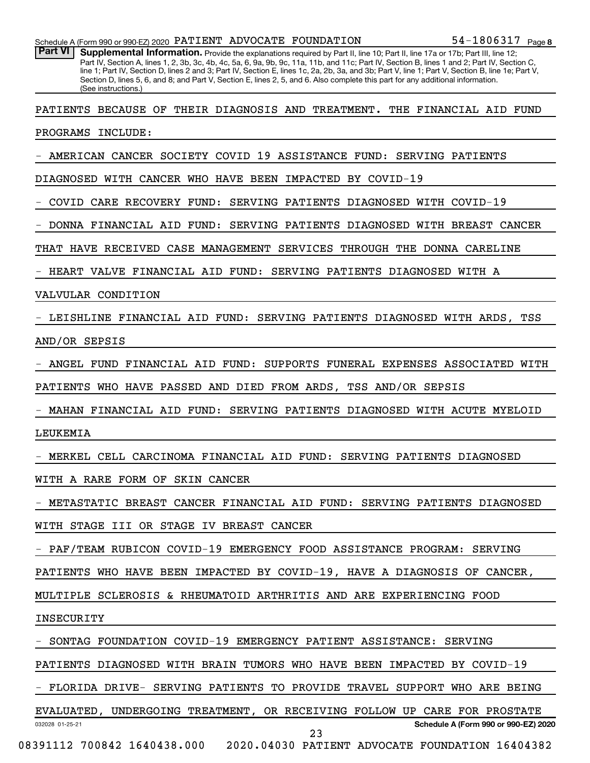**Part VI** **Supplemental Information.** Provide the explanations required by Part II, line 10; Part II, line 17a or 17b; Part III, line 12; Part IV, Section A, lines 1, 2, 3b, 3c, 4b, 4c, 5a, 6, 9a, 9b, 9c, 11a, 11b, and 11c; Part IV, Section B, lines 1 and 2; Part IV, Section C, line 1; Part IV, Section D, lines 2 and 3; Part IV, Section E, lines 1c, 2a, 2b, 3a, and 3b; Part V, line 1; Part V, Section B, line 1e; Part V, Section D, lines 5, 6, and 8; and Part V, Section E, lines 2, 5, and 6. Also complete this part for any additional information. (See instructions.)

PATIENTS BECAUSE OF THEIR DIAGNOSIS AND TREATMENT. THE FINANCIAL AID FUND PROGRAMS INCLUDE:

- AMERICAN CANCER SOCIETY COVID 19 ASSISTANCE FUND: SERVING PATIENTS DIAGNOSED WITH CANCER WHO HAVE BEEN IMPACTED BY COVID-19
- COVID CARE RECOVERY FUND: SERVING PATIENTS DIAGNOSED WITH COVID-19
- DONNA FINANCIAL AID FUND: SERVING PATIENTS DIAGNOSED WITH BREAST CANCER THAT HAVE RECEIVED CASE MANAGEMENT SERVICES THROUGH THE DONNA CARELINE
- HEART VALVE FINANCIAL AID FUND: SERVING PATIENTS DIAGNOSED WITH A VALVULAR CONDITION
- LEISHLINE FINANCIAL AID FUND: SERVING PATIENTS DIAGNOSED WITH ARDS, TSS AND/OR SEPSIS
- ANGEL FUND FINANCIAL AID FUND: SUPPORTS FUNERAL EXPENSES ASSOCIATED WITH PATIENTS WHO HAVE PASSED AND DIED FROM ARDS, TSS AND/OR SEPSIS
- MAHAN FINANCIAL AID FUND: SERVING PATIENTS DIAGNOSED WITH ACUTE MYELOID LEUKEMIA
- MERKEL CELL CARCINOMA FINANCIAL AID FUND: SERVING PATIENTS DIAGNOSED WITH A RARE FORM OF SKIN CANCER
- METASTATIC BREAST CANCER FINANCIAL AID FUND: SERVING PATIENTS DIAGNOSED WITH STAGE III OR STAGE IV BREAST CANCER
- PAF/TEAM RUBICON COVID-19 EMERGENCY FOOD ASSISTANCE PROGRAM: SERVING PATIENTS WHO HAVE BEEN IMPACTED BY COVID-19, HAVE A DIAGNOSIS OF CANCER, MULTIPLE SCLEROSIS & RHEUMATOID ARTHRITIS AND ARE EXPERIENCING FOOD INSECURITY
- SONTAG FOUNDATION COVID-19 EMERGENCY PATIENT ASSISTANCE: SERVING PATIENTS DIAGNOSED WITH BRAIN TUMORS WHO HAVE BEEN IMPACTED BY COVID-19
- FLORIDA DRIVE- SERVING PATIENTS TO PROVIDE TRAVEL SUPPORT WHO ARE BEING EVALUATED, UNDERGOING TREATMENT, OR RECEIVING FOLLOW UP CARE FOR PROSTATE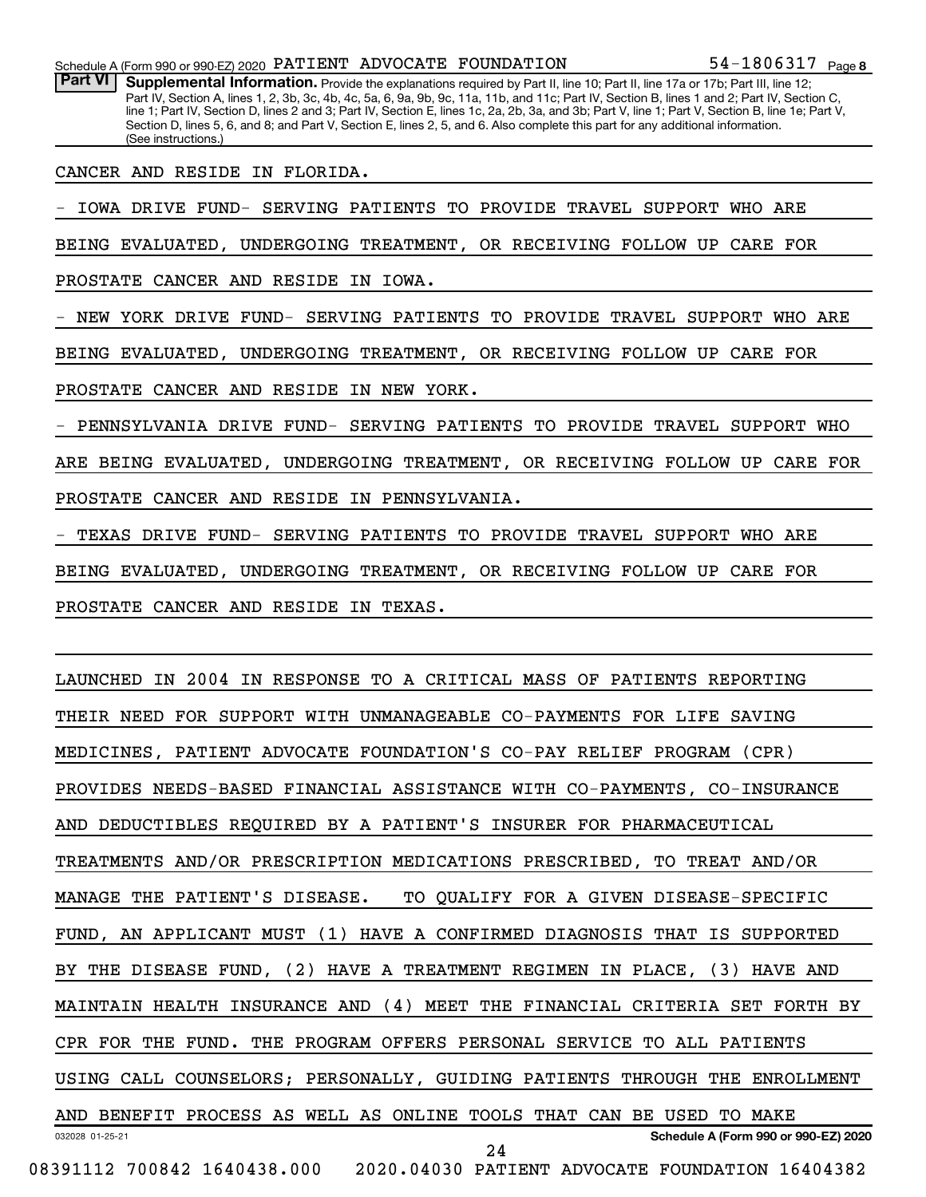**Part VI** **Supplemental Information.** Provide the explanations required by Part II, line 10; Part II, line 17a or 17b; Part III, line 12; Part IV, Section A, lines 1, 2, 3b, 3c, 4b, 4c, 5a, 6, 9a, 9b, 9c, 11a, 11b, and 11c; Part IV, Section B, lines 1 and 2; Part IV, Section C, line 1; Part IV, Section D, lines 2 and 3; Part IV, Section E, lines 1c, 2a, 2b, 3a, and 3b; Part V, line 1; Part V, Section B, line 1e; Part V, Section D, lines 5, 6, and 8; and Part V, Section E, lines 2, 5, and 6. Also complete this part for any additional information. (See instructions.)

CANCER AND RESIDE IN FLORIDA.

- IOWA DRIVE FUND- SERVING PATIENTS TO PROVIDE TRAVEL SUPPORT WHO ARE BEING EVALUATED, UNDERGOING TREATMENT, OR RECEIVING FOLLOW UP CARE FOR PROSTATE CANCER AND RESIDE IN IOWA.

- NEW YORK DRIVE FUND- SERVING PATIENTS TO PROVIDE TRAVEL SUPPORT WHO ARE BEING EVALUATED, UNDERGOING TREATMENT, OR RECEIVING FOLLOW UP CARE FOR PROSTATE CANCER AND RESIDE IN NEW YORK.

- PENNSYLVANIA DRIVE FUND- SERVING PATIENTS TO PROVIDE TRAVEL SUPPORT WHO ARE BEING EVALUATED, UNDERGOING TREATMENT, OR RECEIVING FOLLOW UP CARE FOR PROSTATE CANCER AND RESIDE IN PENNSYLVANIA.

- TEXAS DRIVE FUND- SERVING PATIENTS TO PROVIDE TRAVEL SUPPORT WHO ARE BEING EVALUATED, UNDERGOING TREATMENT, OR RECEIVING FOLLOW UP CARE FOR PROSTATE CANCER AND RESIDE IN TEXAS.

LAUNCHED IN 2004 IN RESPONSE TO A CRITICAL MASS OF PATIENTS REPORTING THEIR NEED FOR SUPPORT WITH UNMANAGEABLE CO-PAYMENTS FOR LIFE SAVING MEDICINES, PATIENT ADVOCATE FOUNDATION'S CO-PAY RELIEF PROGRAM (CPR) PROVIDES NEEDS-BASED FINANCIAL ASSISTANCE WITH CO-PAYMENTS, CO-INSURANCE AND DEDUCTIBLES REQUIRED BY A PATIENT'S INSURER FOR PHARMACEUTICAL TREATMENTS AND/OR PRESCRIPTION MEDICATIONS PRESCRIBED, TO TREAT AND/OR MANAGE THE PATIENT'S DISEASE. TO QUALIFY FOR A GIVEN DISEASE-SPECIFIC FUND, AN APPLICANT MUST (1) HAVE A CONFIRMED DIAGNOSIS THAT IS SUPPORTED BY THE DISEASE FUND, (2) HAVE A TREATMENT REGIMEN IN PLACE, (3) HAVE AND MAINTAIN HEALTH INSURANCE AND (4) MEET THE FINANCIAL CRITERIA SET FORTH BY CPR FOR THE FUND. THE PROGRAM OFFERS PERSONAL SERVICE TO ALL PATIENTS USING CALL COUNSELORS; PERSONALLY, GUIDING PATIENTS THROUGH THE ENROLLMENT AND BENEFIT PROCESS AS WELL AS ONLINE TOOLS THAT CAN BE USED TO MAKE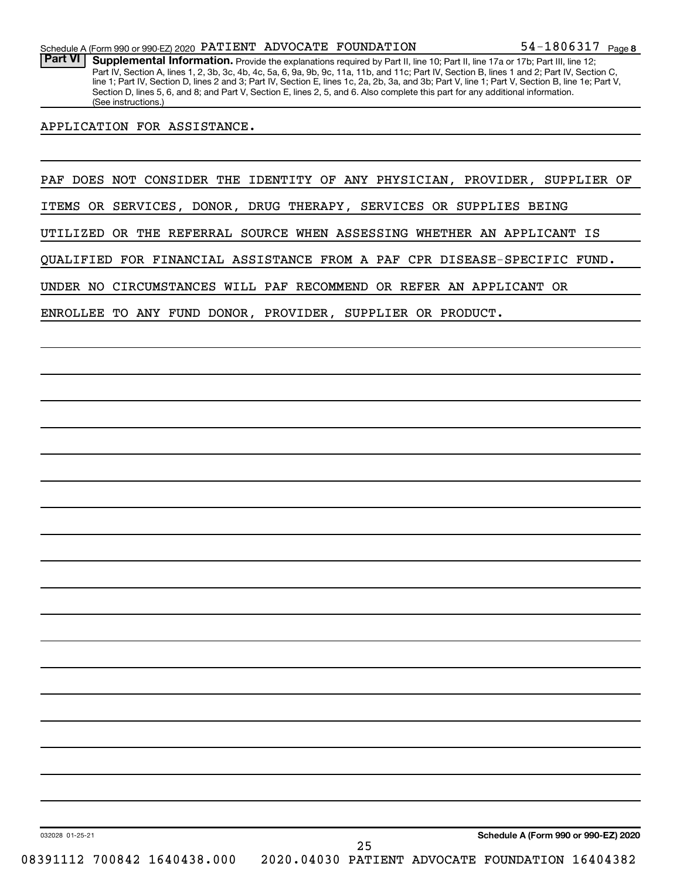Schedule A (Form 990 or 990-EZ) 2020 PATIENT ADVOCATE FOUNDATION 54-1806317 Page 8

**Part VI** **Supplemental Information.** Provide the explanations required by Part II, line 10; Part II, line 17a or 17b; Part III, line 12; Part IV, Section A, lines 1, 2, 3b, 3c, 4b, 4c, 5a, 6, 9a, 9b, 9c, 11a, 11b, and 11c; Part IV, Section B, lines 1 and 2; Part IV, Section C, line 1; Part IV, Section D, lines 2 and 3; Part IV, Section E, lines 1c, 2a, 2b, 3a, and 3b; Part V, line 1; Part V, Section B, line 1e; Part V, Section D, lines 5, 6, and 8; and Part V, Section E, lines 2, 5, and 6. Also complete this part for any additional information. (See instructions.)

APPLICATION FOR ASSISTANCE.

PAF DOES NOT CONSIDER THE IDENTITY OF ANY PHYSICIAN, PROVIDER, SUPPLIER OF ITEMS OR SERVICES, DONOR, DRUG THERAPY, SERVICES OR SUPPLIES BEING UTILIZED OR THE REFERRAL SOURCE WHEN ASSESSING WHETHER AN APPLICANT IS QUALIFIED FOR FINANCIAL ASSISTANCE FROM A PAF CPR DISEASE-SPECIFIC FUND. UNDER NO CIRCUMSTANCES WILL PAF RECOMMEND OR REFER AN APPLICANT OR ENROLLEE TO ANY FUND DONOR, PROVIDER, SUPPLIER OR PRODUCT.

032028 01-25-21 **Schedule A (Form 990 or 990-EZ) 2020**

08391112 700842 1640438.000 2020.04030 PATIENT ADVOCATE FOUNDATION 16404382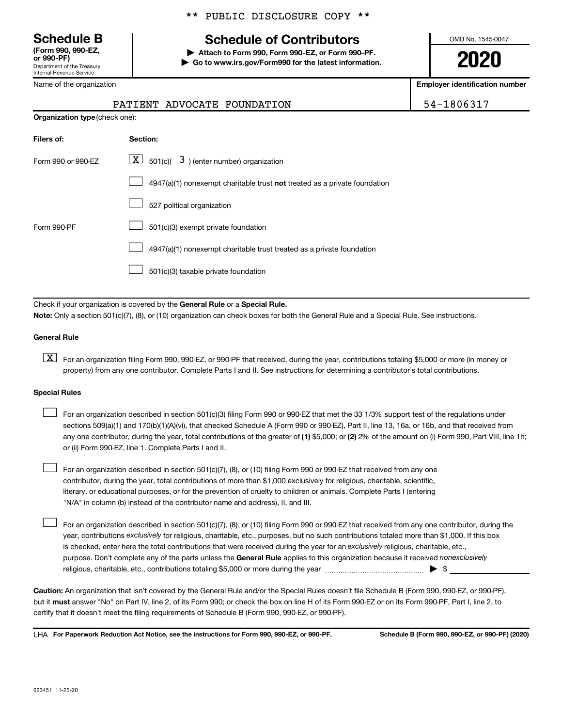\*\* PUBLIC DISCLOSURE COPY \*\*

**Schedule B**
**(Form 990, 990-EZ, or 990-PF)**
Department of the Treasury
Internal Revenue Service

# Schedule of Contributors

▶ **Attach to Form 990, Form 990-EZ, or Form 990-PF.**
▶ **Go to www.irs.gov/Form990 for the latest information.**

OMB No. 1545-0047

**2020**

| Name of the organization | Employer identification number |
| --- | --- |
| PATIENT ADVOCATE FOUNDATION | 54-1806317 |

**Organization type** (check one):

| Filers of: | Section: |
| --- | --- |
| Form 990 or 990-EZ | [X] 501(c)( 3 ) (enter number) organization |
| | [ ] 4947(a)(1) nonexempt charitable trust **not** treated as a private foundation |
| | [ ] 527 political organization |
| Form 990-PF | [ ] 501(c)(3) exempt private foundation |
| | [ ] 4947(a)(1) nonexempt charitable trust treated as a private foundation |
| | [ ] 501(c)(3) taxable private foundation |

Check if your organization is covered by the **General Rule** or a **Special Rule.**

**Note:** Only a section 501(c)(7), (8), or (10) organization can check boxes for both the General Rule and a Special Rule. See instructions.

**General Rule**

[X] For an organization filing Form 990, 990-EZ, or 990-PF that received, during the year, contributions totaling $5,000 or more (in money or property) from any one contributor. Complete Parts I and II. See instructions for determining a contributor's total contributions.

**Special Rules**

[ ] For an organization described in section 501(c)(3) filing Form 990 or 990-EZ that met the 33 1/3% support test of the regulations under sections 509(a)(1) and 170(b)(1)(A)(vi), that checked Schedule A (Form 990 or 990-EZ), Part II, line 13, 16a, or 16b, and that received from any one contributor, during the year, total contributions of the greater of **(1)** $5,000; or **(2)** 2% of the amount on (i) Form 990, Part VIII, line 1h; or (ii) Form 990-EZ, line 1. Complete Parts I and II.

[ ] For an organization described in section 501(c)(7), (8), or (10) filing Form 990 or 990-EZ that received from any one contributor, during the year, total contributions of more than $1,000 exclusively for religious, charitable, scientific, literary, or educational purposes, or for the prevention of cruelty to children or animals. Complete Parts I (entering "N/A" in column (b) instead of the contributor name and address), II, and III.

[ ] For an organization described in section 501(c)(7), (8), or (10) filing Form 990 or 990-EZ that received from any one contributor, during the year, contributions *exclusively* for religious, charitable, etc., purposes, but no such contributions totaled more than $1,000. If this box is checked, enter here the total contributions that were received during the year for an *exclusively* religious, charitable, etc., purpose. Don't complete any of the parts unless the **General Rule** applies to this organization because it received *nonexclusively* religious, charitable, etc., contributions totaling $5,000 or more during the year ▶ $ ____________

**Caution:** An organization that isn't covered by the General Rule and/or the Special Rules doesn't file Schedule B (Form 990, 990-EZ, or 990-PF), but it **must** answer "No" on Part IV, line 2, of its Form 990; or check the box on line H of its Form 990-EZ or on its Form 990-PF, Part I, line 2, to certify that it doesn't meet the filing requirements of Schedule B (Form 990, 990-EZ, or 990-PF).

LHA **For Paperwork Reduction Act Notice, see the instructions for Form 990, 990-EZ, or 990-PF.** **Schedule B (Form 990, 990-EZ, or 990-PF) (2020)**

023451 11-25-20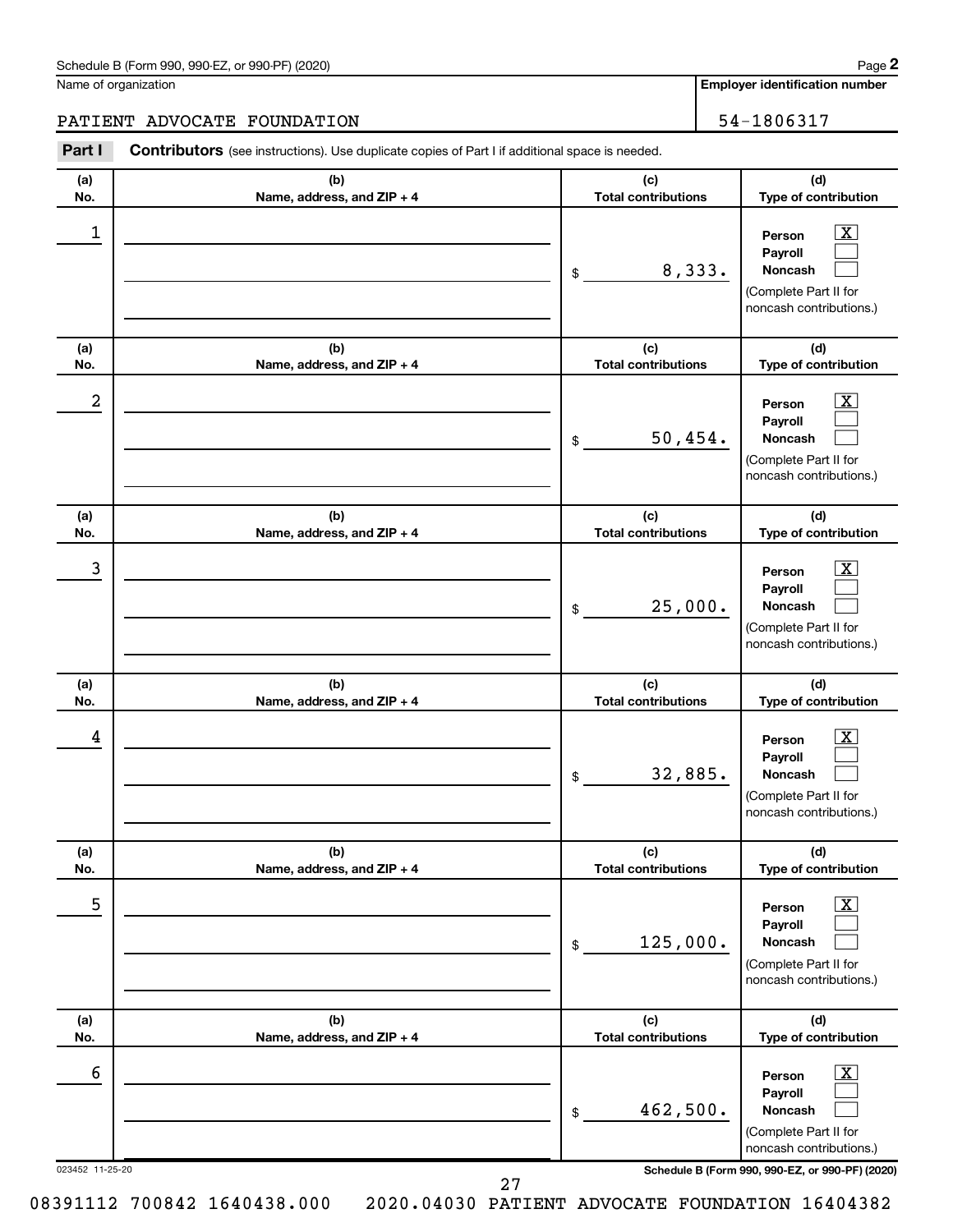Schedule B (Form 990, 990-EZ, or 990-PF) (2020)

Name of organization: PATIENT ADVOCATE FOUNDATION

Employer identification number: 54-1806317

**Part I** **Contributors** (see instructions). Use duplicate copies of Part I if additional space is needed.

| (a) No. | (b) Name, address, and ZIP + 4 | (c) Total contributions | (d) Type of contribution |
|---|---|---|---|
| 1 | | $ 8,333. | Person [X] Payroll [ ] Noncash [ ] (Complete Part II for noncash contributions.) |
| 2 | | $ 50,454. | Person [X] Payroll [ ] Noncash [ ] (Complete Part II for noncash contributions.) |
| 3 | | $ 25,000. | Person [X] Payroll [ ] Noncash [ ] (Complete Part II for noncash contributions.) |
| 4 | | $ 32,885. | Person [X] Payroll [ ] Noncash [ ] (Complete Part II for noncash contributions.) |
| 5 | | $ 125,000. | Person [X] Payroll [ ] Noncash [ ] (Complete Part II for noncash contributions.) |
| 6 | | $ 462,500. | Person [X] Payroll [ ] Noncash [ ] (Complete Part II for noncash contributions.) |

023452 11-25-20

08391112 700842 1640438.000 2020.04030 PATIENT ADVOCATE FOUNDATION 16404382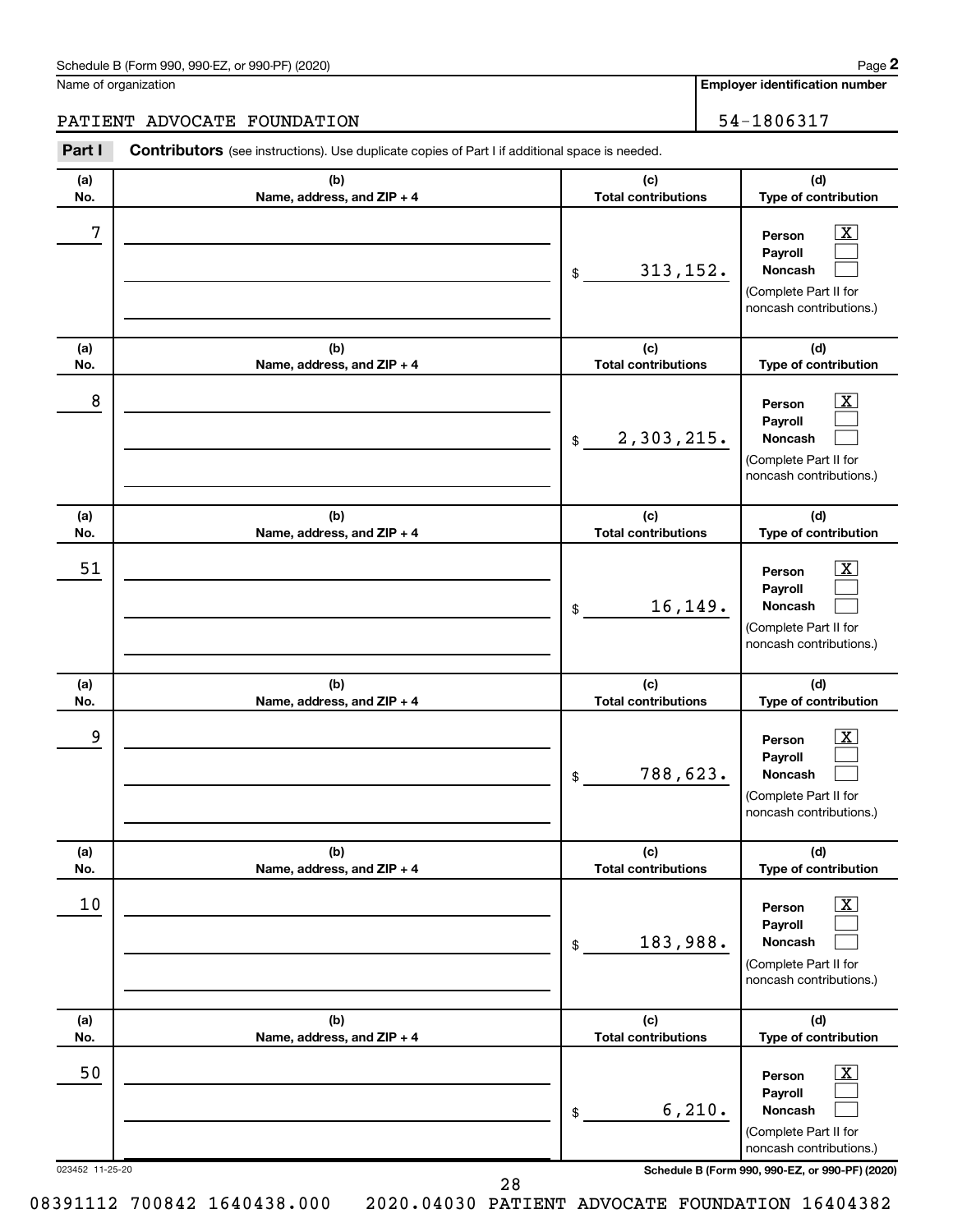Schedule B (Form 990, 990-EZ, or 990-PF) (2020)

Name of organization: PATIENT ADVOCATE FOUNDATION

Employer identification number: 54-1806317

**Part I** **Contributors** (see instructions). Use duplicate copies of Part I if additional space is needed.

| (a) No. | (b) Name, address, and ZIP + 4 | (c) Total contributions | (d) Type of contribution |
|---|---|---|---|
| 7 | | $ 313,152. | Person [X] Payroll [ ] Noncash [ ] (Complete Part II for noncash contributions.) |
| 8 | | $ 2,303,215. | Person [X] Payroll [ ] Noncash [ ] (Complete Part II for noncash contributions.) |
| 51 | | $ 16,149. | Person [X] Payroll [ ] Noncash [ ] (Complete Part II for noncash contributions.) |
| 9 | | $ 788,623. | Person [X] Payroll [ ] Noncash [ ] (Complete Part II for noncash contributions.) |
| 10 | | $ 183,988. | Person [X] Payroll [ ] Noncash [ ] (Complete Part II for noncash contributions.) |
| 50 | | $ 6,210. | Person [X] Payroll [ ] Noncash [ ] (Complete Part II for noncash contributions.) |

023452 11-25-20

Schedule B (Form 990, 990-EZ, or 990-PF) (2020)

08391112 700842 1640438.000 2020.04030 PATIENT ADVOCATE FOUNDATION 16404382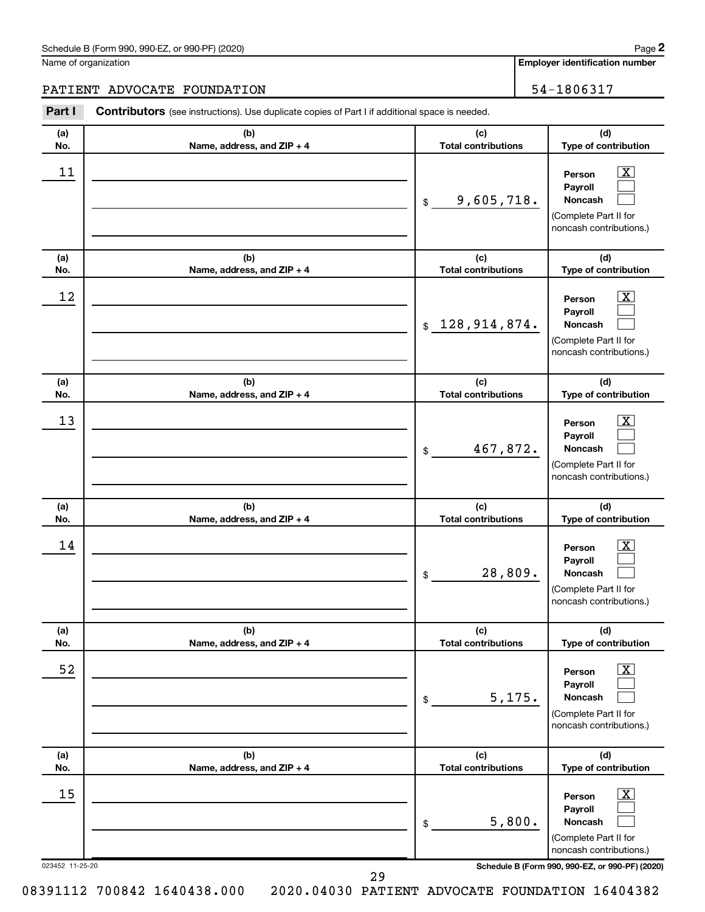Schedule B (Form 990, 990-EZ, or 990-PF) (2020)

Name of organization: PATIENT ADVOCATE FOUNDATION

Employer identification number: 54-1806317

**Part I** **Contributors** (see instructions). Use duplicate copies of Part I if additional space is needed.

| (a) No. | (b) Name, address, and ZIP + 4 | (c) Total contributions | (d) Type of contribution |
|---|---|---|---|
| 11 | | $ 9,605,718. | Person [X] Payroll [ ] Noncash [ ] (Complete Part II for noncash contributions.) |
| 12 | | $ 128,914,874. | Person [X] Payroll [ ] Noncash [ ] (Complete Part II for noncash contributions.) |
| 13 | | $ 467,872. | Person [X] Payroll [ ] Noncash [ ] (Complete Part II for noncash contributions.) |
| 14 | | $ 28,809. | Person [X] Payroll [ ] Noncash [ ] (Complete Part II for noncash contributions.) |
| 52 | | $ 5,175. | Person [X] Payroll [ ] Noncash [ ] (Complete Part II for noncash contributions.) |
| 15 | | $ 5,800. | Person [X] Payroll [ ] Noncash [ ] (Complete Part II for noncash contributions.) |

023452 11-25-20

Schedule B (Form 990, 990-EZ, or 990-PF) (2020)

08391112 700842 1640438.000 2020.04030 PATIENT ADVOCATE FOUNDATION 16404382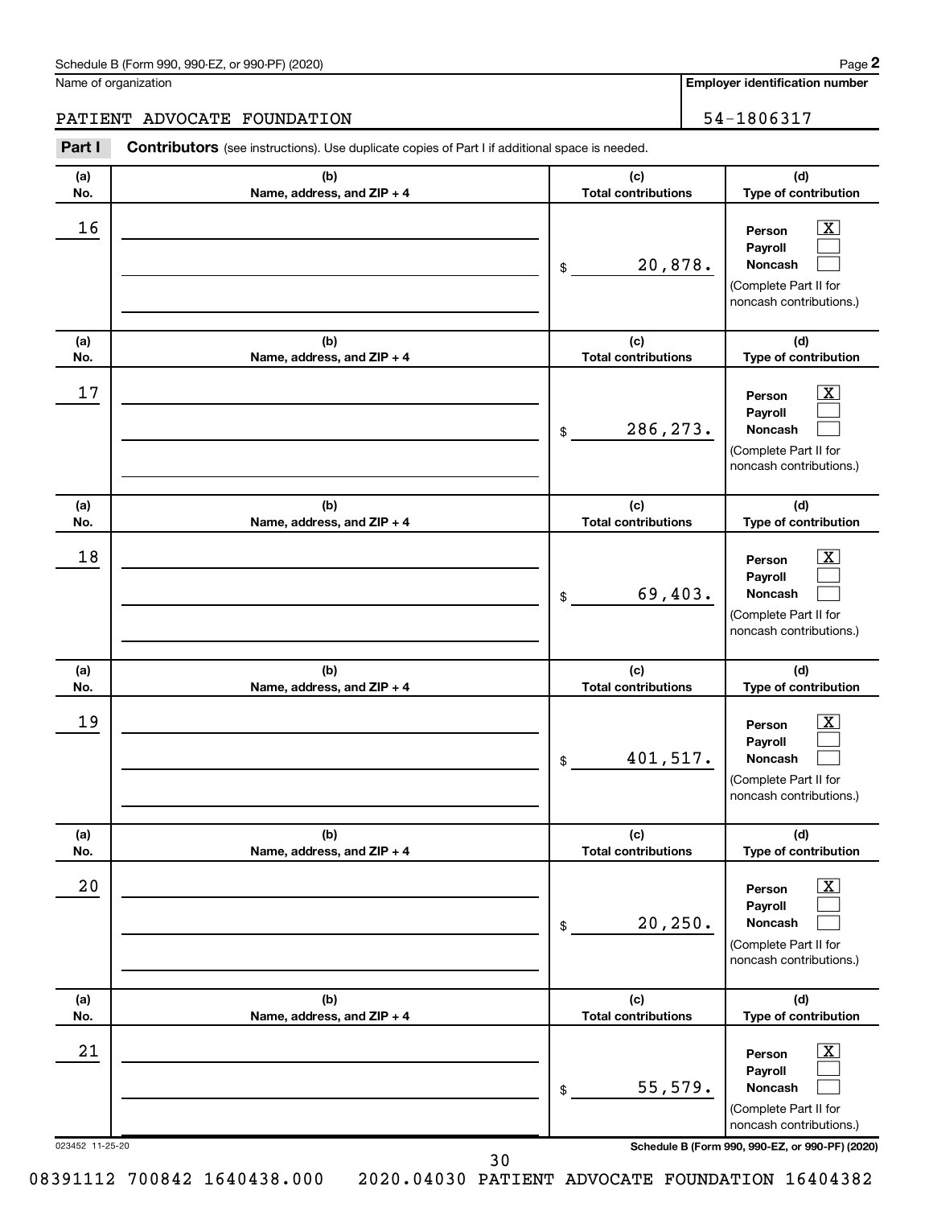Schedule B (Form 990, 990-EZ, or 990-PF) (2020) Page **2**

Name of organization: PATIENT ADVOCATE FOUNDATION

**Employer identification number**: 54-1806317

**Part I** **Contributors** (see instructions). Use duplicate copies of Part I if additional space is needed.

| (a) No. | (b) Name, address, and ZIP + 4 | (c) Total contributions | (d) Type of contribution |
|---|---|---|---|
| 16 | | $ 20,878. | Person [X] Payroll [ ] Noncash [ ] (Complete Part II for noncash contributions.) |
| 17 | | $ 286,273. | Person [X] Payroll [ ] Noncash [ ] (Complete Part II for noncash contributions.) |
| 18 | | $ 69,403. | Person [X] Payroll [ ] Noncash [ ] (Complete Part II for noncash contributions.) |
| 19 | | $ 401,517. | Person [X] Payroll [ ] Noncash [ ] (Complete Part II for noncash contributions.) |
| 20 | | $ 20,250. | Person [X] Payroll [ ] Noncash [ ] (Complete Part II for noncash contributions.) |
| 21 | | $ 55,579. | Person [X] Payroll [ ] Noncash [ ] (Complete Part II for noncash contributions.) |

023452 11-25-20 **Schedule B (Form 990, 990-EZ, or 990-PF) (2020)**

08391112 700842 1640438.000 2020.04030 PATIENT ADVOCATE FOUNDATION 16404382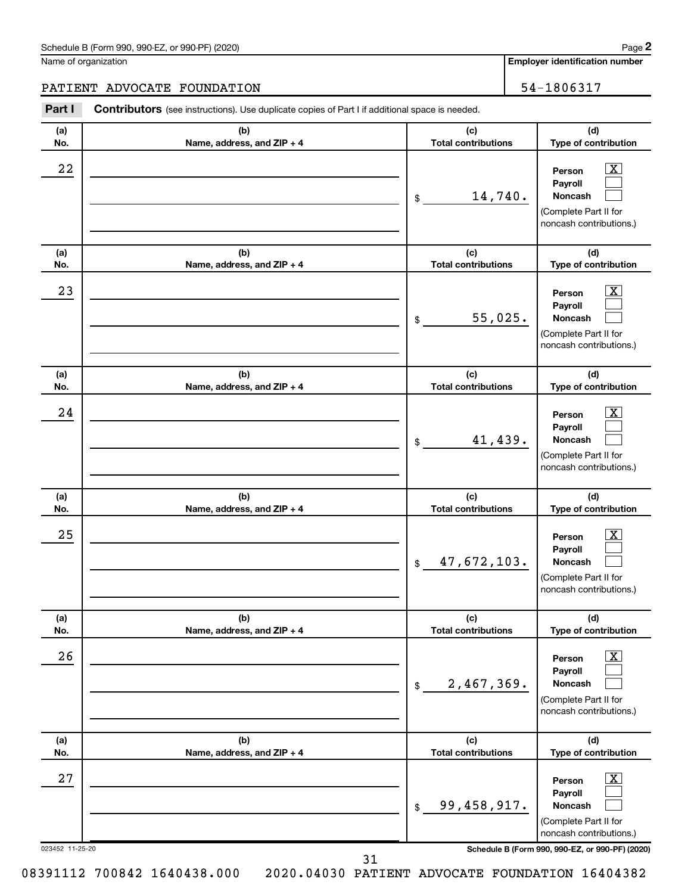Schedule B (Form 990, 990-EZ, or 990-PF) (2020)

Name of organization: PATIENT ADVOCATE FOUNDATION

Employer identification number: 54-1806317

**Part I** **Contributors** (see instructions). Use duplicate copies of Part I if additional space is needed.

| (a) No. | (b) Name, address, and ZIP + 4 | (c) Total contributions | (d) Type of contribution |
|---|---|---|---|
| 22 | | $ 14,740. | Person [X] Payroll [ ] Noncash [ ] (Complete Part II for noncash contributions.) |
| 23 | | $ 55,025. | Person [X] Payroll [ ] Noncash [ ] (Complete Part II for noncash contributions.) |
| 24 | | $ 41,439. | Person [X] Payroll [ ] Noncash [ ] (Complete Part II for noncash contributions.) |
| 25 | | $ 47,672,103. | Person [X] Payroll [ ] Noncash [ ] (Complete Part II for noncash contributions.) |
| 26 | | $ 2,467,369. | Person [X] Payroll [ ] Noncash [ ] (Complete Part II for noncash contributions.) |
| 27 | | $ 99,458,917. | Person [X] Payroll [ ] Noncash [ ] (Complete Part II for noncash contributions.) |

023452 11-25-20

Schedule B (Form 990, 990-EZ, or 990-PF) (2020)

08391112 700842 1640438.000 2020.04030 PATIENT ADVOCATE FOUNDATION 16404382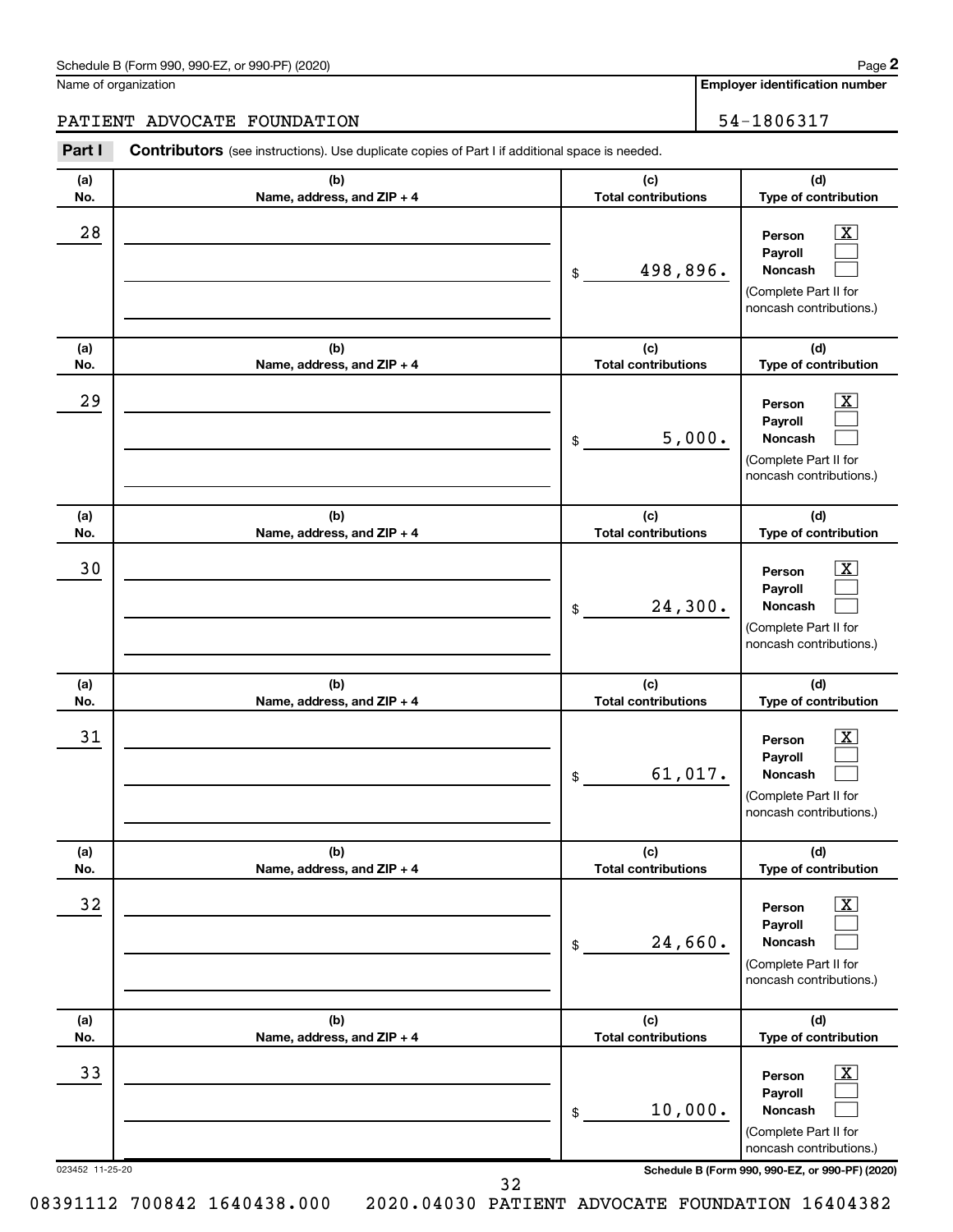Schedule B (Form 990, 990-EZ, or 990-PF) (2020)

Name of organization: PATIENT ADVOCATE FOUNDATION

Employer identification number: 54-1806317

**Part I** **Contributors** (see instructions). Use duplicate copies of Part I if additional space is needed.

| (a) No. | (b) Name, address, and ZIP + 4 | (c) Total contributions | (d) Type of contribution |
|---|---|---|---|
| 28 | | $ 498,896. | Person [X] Payroll [ ] Noncash [ ] (Complete Part II for noncash contributions.) |
| 29 | | $ 5,000. | Person [X] Payroll [ ] Noncash [ ] (Complete Part II for noncash contributions.) |
| 30 | | $ 24,300. | Person [X] Payroll [ ] Noncash [ ] (Complete Part II for noncash contributions.) |
| 31 | | $ 61,017. | Person [X] Payroll [ ] Noncash [ ] (Complete Part II for noncash contributions.) |
| 32 | | $ 24,660. | Person [X] Payroll [ ] Noncash [ ] (Complete Part II for noncash contributions.) |
| 33 | | $ 10,000. | Person [X] Payroll [ ] Noncash [ ] (Complete Part II for noncash contributions.) |

023452 11-25-20

Schedule B (Form 990, 990-EZ, or 990-PF) (2020)

08391112 700842 1640438.000 2020.04030 PATIENT ADVOCATE FOUNDATION 16404382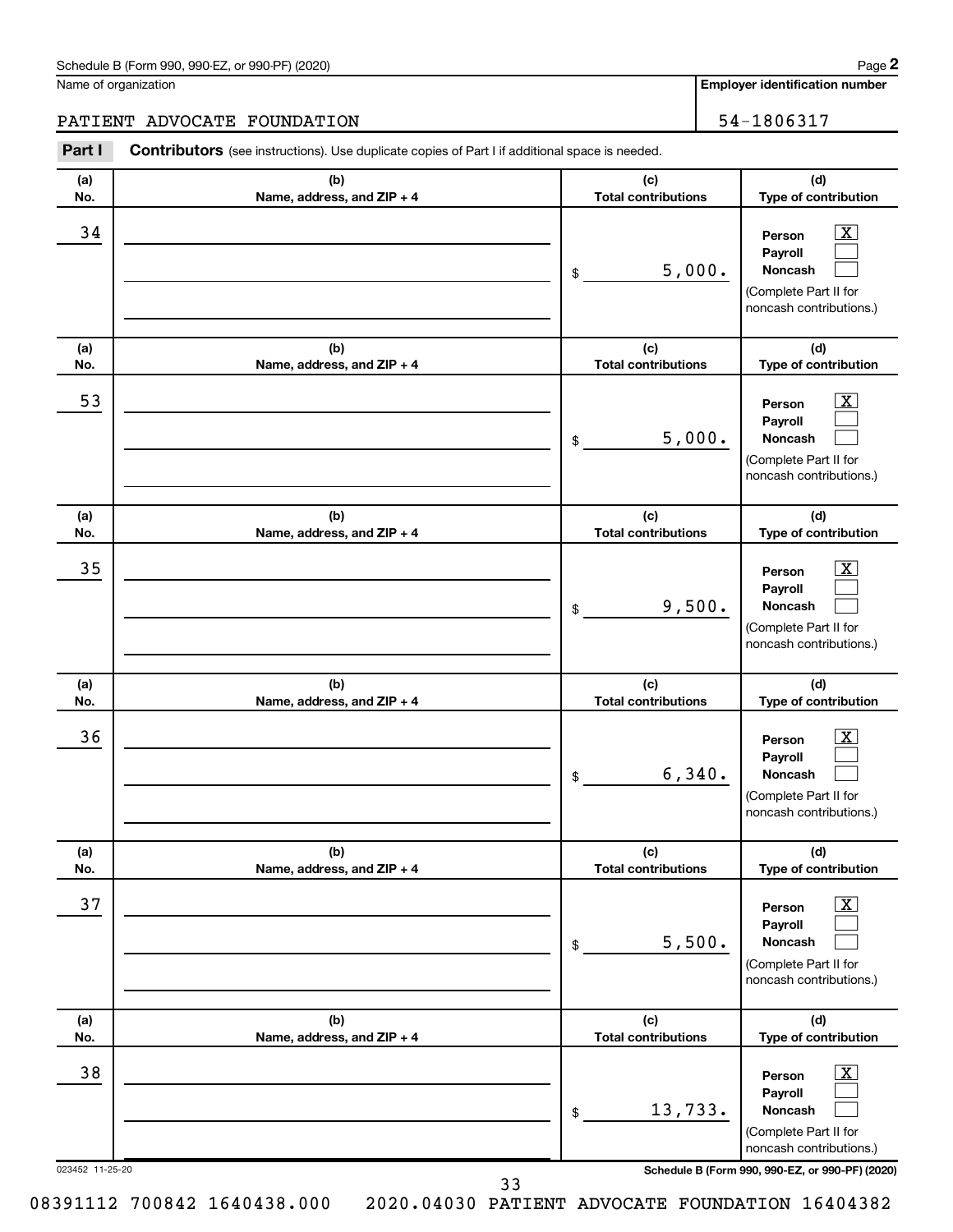Schedule B (Form 990, 990-EZ, or 990-PF) (2020)

Name of organization: PATIENT ADVOCATE FOUNDATION

Employer identification number: 54-1806317

**Part I** **Contributors** (see instructions). Use duplicate copies of Part I if additional space is needed.

| (a) No. | (b) Name, address, and ZIP + 4 | (c) Total contributions | (d) Type of contribution |
|---|---|---|---|
| 34 | | $ 5,000. | Person [X] Payroll [ ] Noncash [ ] (Complete Part II for noncash contributions.) |
| 53 | | $ 5,000. | Person [X] Payroll [ ] Noncash [ ] (Complete Part II for noncash contributions.) |
| 35 | | $ 9,500. | Person [X] Payroll [ ] Noncash [ ] (Complete Part II for noncash contributions.) |
| 36 | | $ 6,340. | Person [X] Payroll [ ] Noncash [ ] (Complete Part II for noncash contributions.) |
| 37 | | $ 5,500. | Person [X] Payroll [ ] Noncash [ ] (Complete Part II for noncash contributions.) |
| 38 | | $ 13,733. | Person [X] Payroll [ ] Noncash [ ] (Complete Part II for noncash contributions.) |

023452 11-25-20

Schedule B (Form 990, 990-EZ, or 990-PF) (2020)

08391112 700842 1640438.000 2020.04030 PATIENT ADVOCATE FOUNDATION 16404382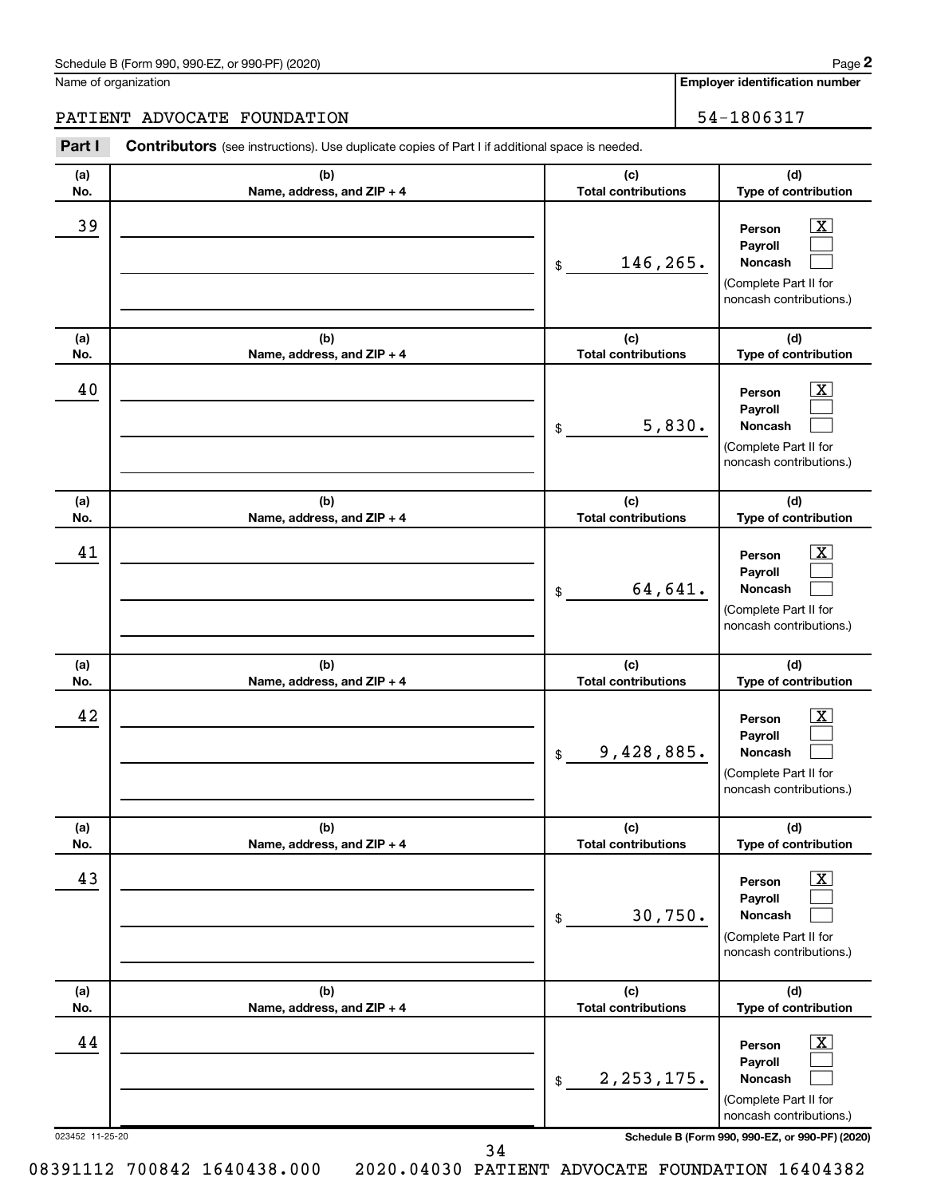Schedule B (Form 990, 990-EZ, or 990-PF) (2020)

Name of organization: PATIENT ADVOCATE FOUNDATION

Employer identification number: 54-1806317

**Part I** **Contributors** (see instructions). Use duplicate copies of Part I if additional space is needed.

| (a) No. | (b) Name, address, and ZIP + 4 | (c) Total contributions | (d) Type of contribution |
|---|---|---|---|
| 39 | | $ 146,265. | Person [X] Payroll [ ] Noncash [ ] (Complete Part II for noncash contributions.) |
| 40 | | $ 5,830. | Person [X] Payroll [ ] Noncash [ ] (Complete Part II for noncash contributions.) |
| 41 | | $ 64,641. | Person [X] Payroll [ ] Noncash [ ] (Complete Part II for noncash contributions.) |
| 42 | | $ 9,428,885. | Person [X] Payroll [ ] Noncash [ ] (Complete Part II for noncash contributions.) |
| 43 | | $ 30,750. | Person [X] Payroll [ ] Noncash [ ] (Complete Part II for noncash contributions.) |
| 44 | | $ 2,253,175. | Person [X] Payroll [ ] Noncash [ ] (Complete Part II for noncash contributions.) |

023452 11-25-20 Schedule B (Form 990, 990-EZ, or 990-PF) (2020)

08391112 700842 1640438.000 2020.04030 PATIENT ADVOCATE FOUNDATION 16404382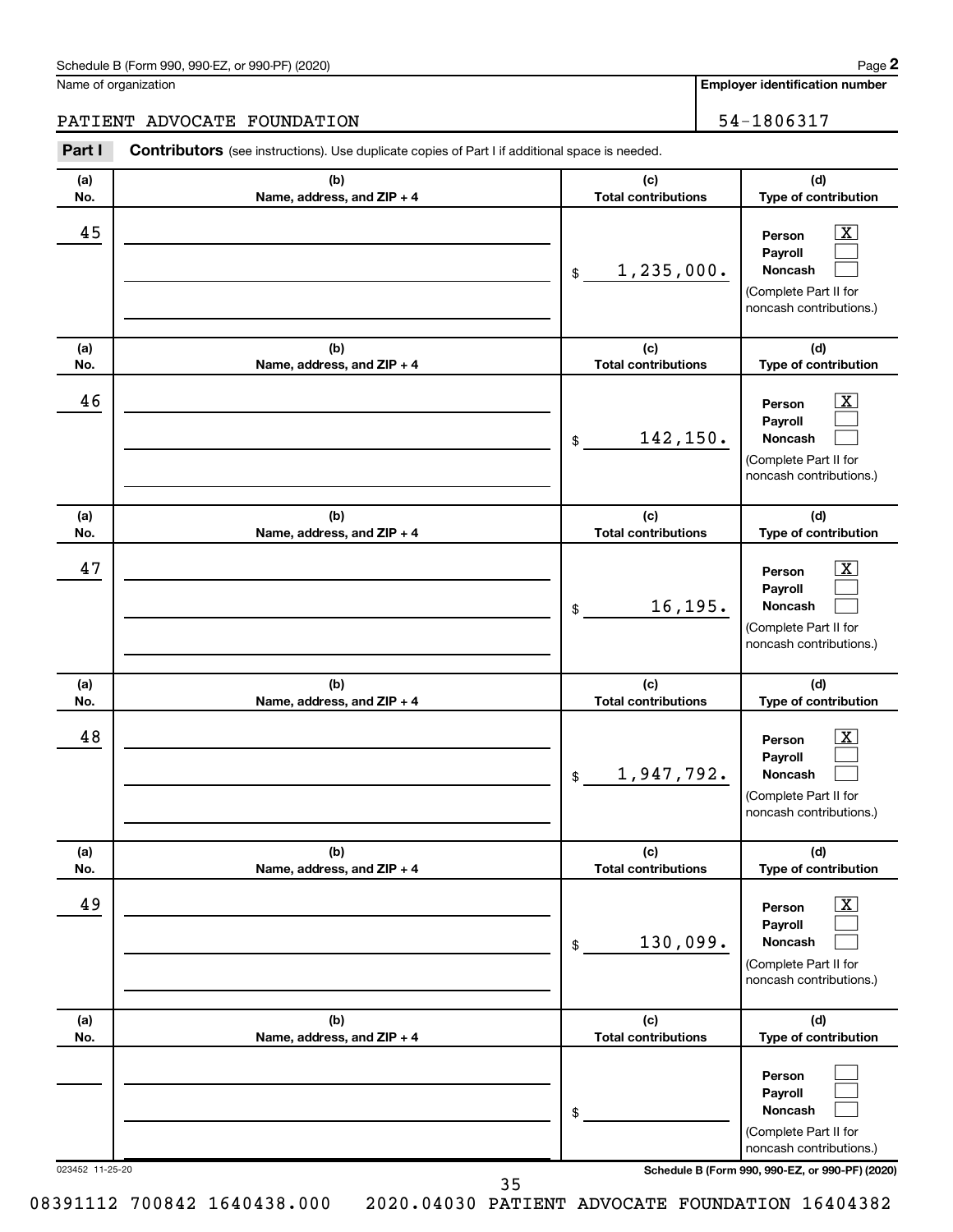Schedule B (Form 990, 990-EZ, or 990-PF) (2020)

Name of organization: PATIENT ADVOCATE FOUNDATION

Employer identification number: 54-1806317

**Part I** **Contributors** (see instructions). Use duplicate copies of Part I if additional space is needed.

| (a) No. | (b) Name, address, and ZIP + 4 | (c) Total contributions | (d) Type of contribution |
|---|---|---|---|
| 45 | | $ 1,235,000. | Person [X] Payroll [ ] Noncash [ ] (Complete Part II for noncash contributions.) |
| 46 | | $ 142,150. | Person [X] Payroll [ ] Noncash [ ] (Complete Part II for noncash contributions.) |
| 47 | | $ 16,195. | Person [X] Payroll [ ] Noncash [ ] (Complete Part II for noncash contributions.) |
| 48 | | $ 1,947,792. | Person [X] Payroll [ ] Noncash [ ] (Complete Part II for noncash contributions.) |
| 49 | | $ 130,099. | Person [X] Payroll [ ] Noncash [ ] (Complete Part II for noncash contributions.) |
| | | $ | Person [ ] Payroll [ ] Noncash [ ] (Complete Part II for noncash contributions.) |

023452 11-25-20

Schedule B (Form 990, 990-EZ, or 990-PF) (2020)

08391112 700842 1640438.000 2020.04030 PATIENT ADVOCATE FOUNDATION 16404382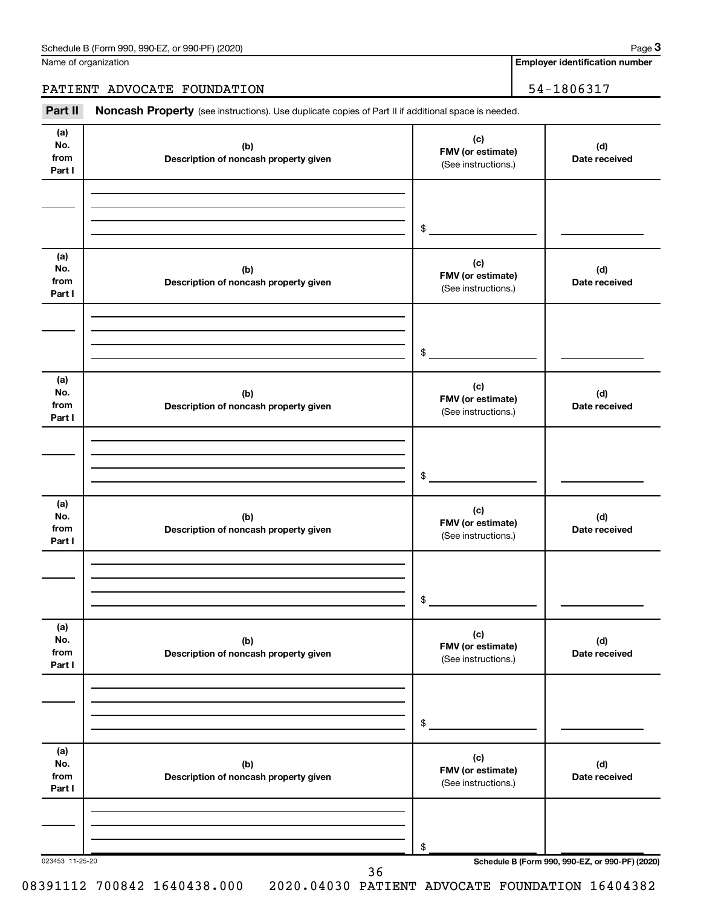Schedule B (Form 990, 990-EZ, or 990-PF) (2020) Page **3**

Name of organization | **Employer identification number**

PATIENT ADVOCATE FOUNDATION | 54-1806317

**Part II** **Noncash Property** (see instructions). Use duplicate copies of Part II if additional space is needed.

| (a) No. from Part I | (b) Description of noncash property given | (c) FMV (or estimate) (See instructions.) | (d) Date received |
|---|---|---|---|
| | | $ | |

| (a) No. from Part I | (b) Description of noncash property given | (c) FMV (or estimate) (See instructions.) | (d) Date received |
|---|---|---|---|
| | | $ | |

| (a) No. from Part I | (b) Description of noncash property given | (c) FMV (or estimate) (See instructions.) | (d) Date received |
|---|---|---|---|
| | | $ | |

| (a) No. from Part I | (b) Description of noncash property given | (c) FMV (or estimate) (See instructions.) | (d) Date received |
|---|---|---|---|
| | | $ | |

| (a) No. from Part I | (b) Description of noncash property given | (c) FMV (or estimate) (See instructions.) | (d) Date received |
|---|---|---|---|
| | | $ | |

| (a) No. from Part I | (b) Description of noncash property given | (c) FMV (or estimate) (See instructions.) | (d) Date received |
|---|---|---|---|
| | | $ | |

023453 11-25-20

**Schedule B (Form 990, 990-EZ, or 990-PF) (2020)**

08391112 700842 1640438.000 2020.04030 PATIENT ADVOCATE FOUNDATION 16404382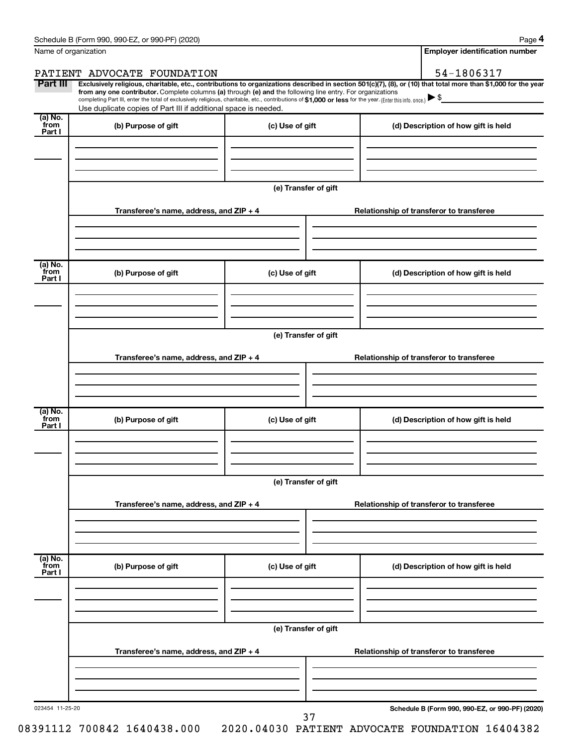Name of organization

**Employer identification number**

PATIENT ADVOCATE FOUNDATION

54-1806317

**Part III** **Exclusively religious, charitable, etc., contributions to organizations described in section 501(c)(7), (8), or (10) that total more than $1,000 for the year from any one contributor.** Complete columns **(a)** through **(e)** and the following line entry. For organizations completing Part III, enter the total of exclusively religious, charitable, etc., contributions of **$1,000 or less** for the year. (Enter this info. once.) ▶ $

Use duplicate copies of Part III if additional space is needed.

| (a) No. from Part I | (b) Purpose of gift | (c) Use of gift | (d) Description of how gift is held |
|---|---|---|---|
| | | | |

**(e) Transfer of gift**

| Transferee's name, address, and ZIP + 4 | Relationship of transferor to transferee |
|---|---|
| | |

| (a) No. from Part I | (b) Purpose of gift | (c) Use of gift | (d) Description of how gift is held |
|---|---|---|---|
| | | | |

**(e) Transfer of gift**

| Transferee's name, address, and ZIP + 4 | Relationship of transferor to transferee |
|---|---|
| | |

| (a) No. from Part I | (b) Purpose of gift | (c) Use of gift | (d) Description of how gift is held |
|---|---|---|---|
| | | | |

**(e) Transfer of gift**

| Transferee's name, address, and ZIP + 4 | Relationship of transferor to transferee |
|---|---|
| | |

| (a) No. from Part I | (b) Purpose of gift | (c) Use of gift | (d) Description of how gift is held |
|---|---|---|---|
| | | | |

**(e) Transfer of gift**

| Transferee's name, address, and ZIP + 4 | Relationship of transferor to transferee |
|---|---|
| | |

023454 11-25-20

**Schedule B (Form 990, 990-EZ, or 990-PF) (2020)**

08391112 700842 1640438.000 2020.04030 PATIENT ADVOCATE FOUNDATION 16404382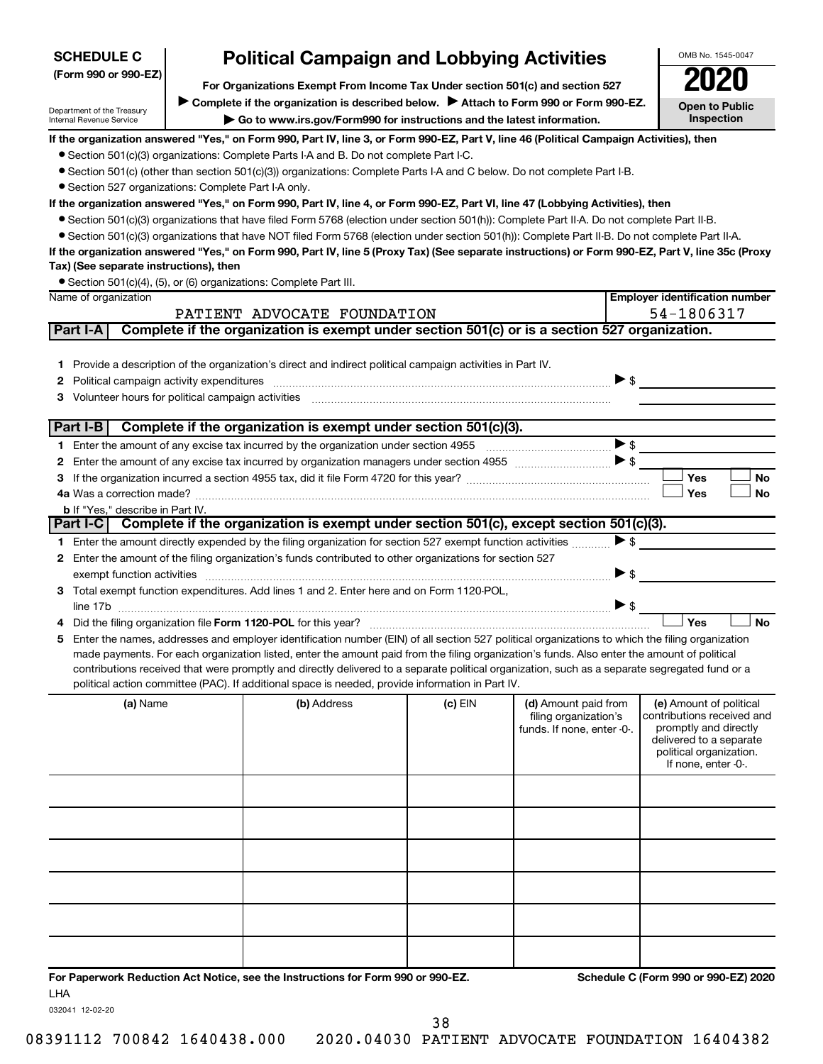**SCHEDULE C**
**(Form 990 or 990-EZ)**

Department of the Treasury
Internal Revenue Service

# Political Campaign and Lobbying Activities

**For Organizations Exempt From Income Tax Under section 501(c) and section 527**

▶ **Complete if the organization is described below.** ▶ **Attach to Form 990 or Form 990-EZ.**

▶ **Go to www.irs.gov/Form990 for instructions and the latest information.**

OMB No. 1545-0047

**2020**

**Open to Public Inspection**

**If the organization answered "Yes," on Form 990, Part IV, line 3, or Form 990-EZ, Part V, line 46 (Political Campaign Activities), then**

- Section 501(c)(3) organizations: Complete Parts I-A and B. Do not complete Part I-C.
- Section 501(c) (other than section 501(c)(3)) organizations: Complete Parts I-A and C below. Do not complete Part I-B.
- Section 527 organizations: Complete Part I-A only.

**If the organization answered "Yes," on Form 990, Part IV, line 4, or Form 990-EZ, Part VI, line 47 (Lobbying Activities), then**

- Section 501(c)(3) organizations that have filed Form 5768 (election under section 501(h)): Complete Part II-A. Do not complete Part II-B.
- Section 501(c)(3) organizations that have NOT filed Form 5768 (election under section 501(h)): Complete Part II-B. Do not complete Part II-A.

**If the organization answered "Yes," on Form 990, Part IV, line 5 (Proxy Tax) (See separate instructions) or Form 990-EZ, Part V, line 35c (Proxy Tax) (See separate instructions), then**

- Section 501(c)(4), (5), or (6) organizations: Complete Part III.

| Name of organization | Employer identification number |
|---|---|
| PATIENT ADVOCATE FOUNDATION | 54-1806317 |

**Part I-A** **Complete if the organization is exempt under section 501(c) or is a section 527 organization.**

1. Provide a description of the organization's direct and indirect political campaign activities in Part IV.
2. Political campaign activity expenditures ▶ $
3. Volunteer hours for political campaign activities

**Part I-B** **Complete if the organization is exempt under section 501(c)(3).**

1. Enter the amount of any excise tax incurred by the organization under section 4955 ▶ $
2. Enter the amount of any excise tax incurred by organization managers under section 4955 ▶ $
3. If the organization incurred a section 4955 tax, did it file Form 4720 for this year? ☐ Yes ☐ No

4a. Was a correction made? ☐ Yes ☐ No

b. If "Yes," describe in Part IV.

**Part I-C** **Complete if the organization is exempt under section 501(c), except section 501(c)(3).**

1. Enter the amount directly expended by the filing organization for section 527 exempt function activities ▶ $
2. Enter the amount of the filing organization's funds contributed to other organizations for section 527 exempt function activities ▶ $
3. Total exempt function expenditures. Add lines 1 and 2. Enter here and on Form 1120-POL, line 17b ▶ $
4. Did the filing organization file **Form 1120-POL** for this year? ☐ Yes ☐ No
5. Enter the names, addresses and employer identification number (EIN) of all section 527 political organizations to which the filing organization made payments. For each organization listed, enter the amount paid from the filing organization's funds. Also enter the amount of political contributions received that were promptly and directly delivered to a separate political organization, such as a separate segregated fund or a political action committee (PAC). If additional space is needed, provide information in Part IV.

| (a) Name | (b) Address | (c) EIN | (d) Amount paid from filing organization's funds. If none, enter -0-. | (e) Amount of political contributions received and promptly and directly delivered to a separate political organization. If none, enter -0-. |
|---|---|---|---|---|
| | | | | |
| | | | | |
| | | | | |
| | | | | |
| | | | | |
| | | | | |

**For Paperwork Reduction Act Notice, see the Instructions for Form 990 or 990-EZ.** **Schedule C (Form 990 or 990-EZ) 2020**

LHA

032041 12-02-20

08391112 700842 1640438.000 2020.04030 PATIENT ADVOCATE FOUNDATION 16404382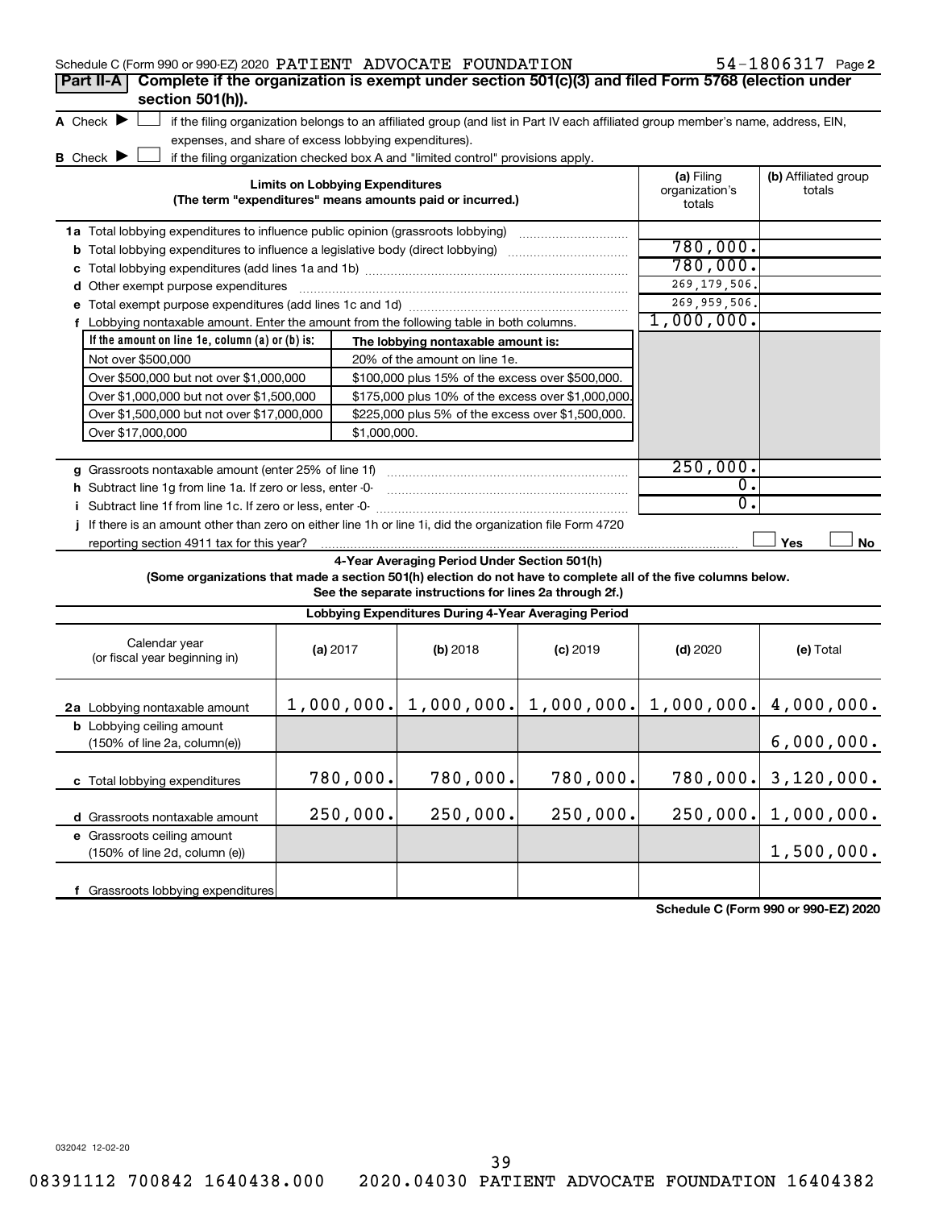Schedule C (Form 990 or 990-EZ) 2020 PATIENT ADVOCATE FOUNDATION 54-1806317 Page 2

**Part II-A** **Complete if the organization is exempt under section 501(c)(3) and filed Form 5768 (election under section 501(h)).**

A Check ▶ ☐ if the filing organization belongs to an affiliated group (and list in Part IV each affiliated group member's name, address, EIN, expenses, and share of excess lobbying expenditures).

B Check ▶ ☐ if the filing organization checked box A and "limited control" provisions apply.

| Limits on Lobbying Expenditures (The term "expenditures" means amounts paid or incurred.) | (a) Filing organization's totals | (b) Affiliated group totals |
|---|---|---|
| 1a Total lobbying expenditures to influence public opinion (grassroots lobbying) | | |
| b Total lobbying expenditures to influence a legislative body (direct lobbying) | 780,000. | |
| c Total lobbying expenditures (add lines 1a and 1b) | 780,000. | |
| d Other exempt purpose expenditures | 269,179,506. | |
| e Total exempt purpose expenditures (add lines 1c and 1d) | 269,959,506. | |
| f Lobbying nontaxable amount. Enter the amount from the following table in both columns. | 1,000,000. | |

| If the amount on line 1e, column (a) or (b) is: | The lobbying nontaxable amount is: |
|---|---|
| Not over $500,000 | 20% of the amount on line 1e. |
| Over $500,000 but not over $1,000,000 | $100,000 plus 15% of the excess over $500,000. |
| Over $1,000,000 but not over $1,500,000 | $175,000 plus 10% of the excess over $1,000,000. |
| Over $1,500,000 but not over $17,000,000 | $225,000 plus 5% of the excess over $1,500,000. |
| Over $17,000,000 | $1,000,000. |

| | (a) Filing organization's totals | (b) Affiliated group totals |
|---|---|---|
| g Grassroots nontaxable amount (enter 25% of line 1f) | 250,000. | |
| h Subtract line 1g from line 1a. If zero or less, enter -0- | 0. | |
| i Subtract line 1f from line 1c. If zero or less, enter -0- | 0. | |
| j If there is an amount other than zero on either line 1h or line 1i, did the organization file Form 4720 reporting section 4911 tax for this year? | ☐ Yes | ☐ No |

**4-Year Averaging Period Under Section 501(h)**

**(Some organizations that made a section 501(h) election do not have to complete all of the five columns below. See the separate instructions for lines 2a through 2f.)**

| Lobbying Expenditures During 4-Year Averaging Period | | | | | |
|---|---|---|---|---|---|
| Calendar year (or fiscal year beginning in) | (a) 2017 | (b) 2018 | (c) 2019 | (d) 2020 | (e) Total |
| 2a Lobbying nontaxable amount | 1,000,000. | 1,000,000. | 1,000,000. | 1,000,000. | 4,000,000. |
| b Lobbying ceiling amount (150% of line 2a, column(e)) | | | | | 6,000,000. |
| c Total lobbying expenditures | 780,000. | 780,000. | 780,000. | 780,000. | 3,120,000. |
| d Grassroots nontaxable amount | 250,000. | 250,000. | 250,000. | 250,000. | 1,000,000. |
| e Grassroots ceiling amount (150% of line 2d, column (e)) | | | | | 1,500,000. |
| f Grassroots lobbying expenditures | | | | | |

**Schedule C (Form 990 or 990-EZ) 2020**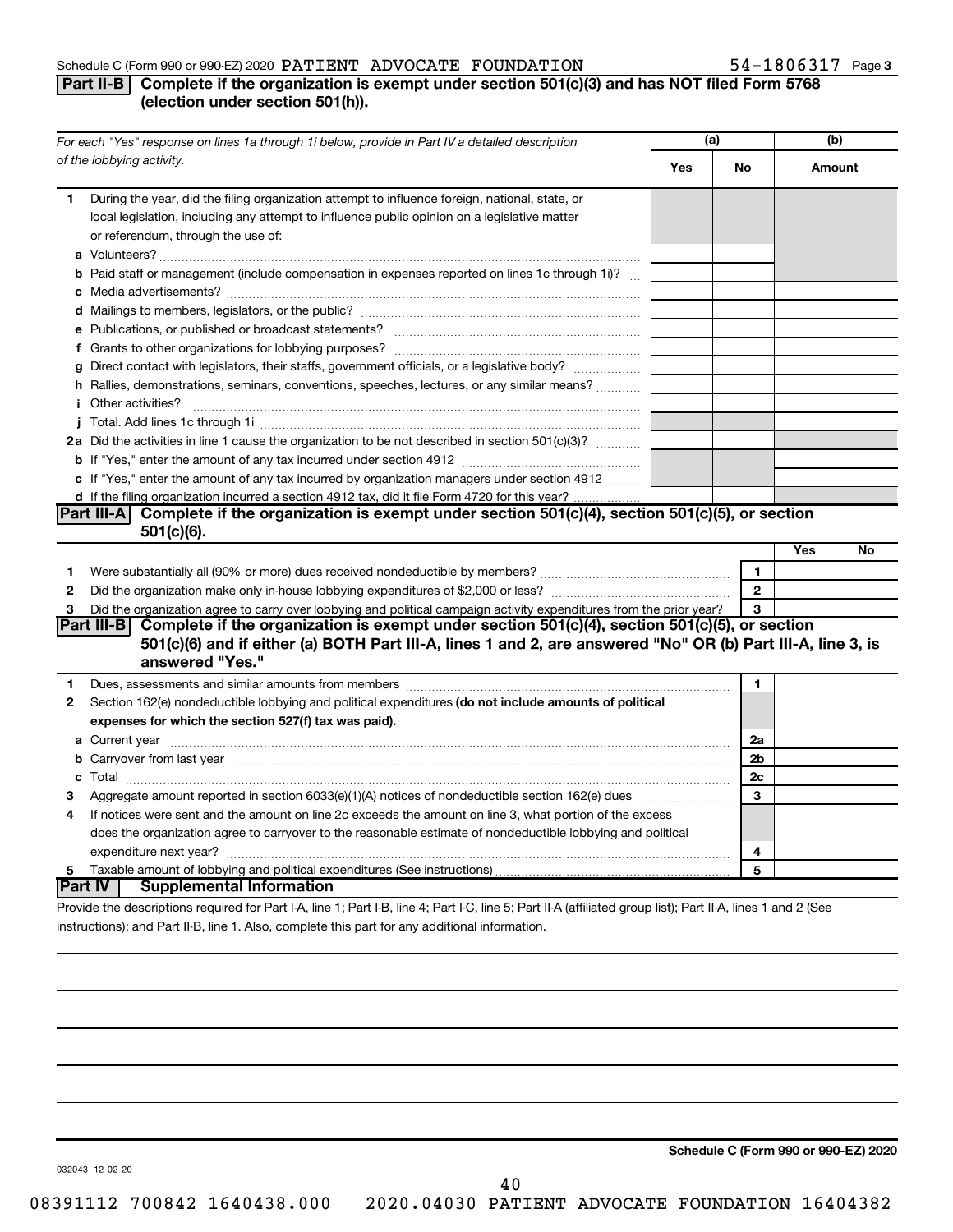Schedule C (Form 990 or 990-EZ) 2020 PATIENT ADVOCATE FOUNDATION 54-1806317 Page 3

## Part II-B Complete if the organization is exempt under section 501(c)(3) and has NOT filed Form 5768 (election under section 501(h)).

| For each "Yes" response on lines 1a through 1i below, provide in Part IV a detailed description of the lobbying activity. | (a) Yes | (a) No | (b) Amount |
|---|---|---|---|
| **1** During the year, did the filing organization attempt to influence foreign, national, state, or local legislation, including any attempt to influence public opinion on a legislative matter or referendum, through the use of: | | | |
| **a** Volunteers? | | | |
| **b** Paid staff or management (include compensation in expenses reported on lines 1c through 1i)? | | | |
| **c** Media advertisements? | | | |
| **d** Mailings to members, legislators, or the public? | | | |
| **e** Publications, or published or broadcast statements? | | | |
| **f** Grants to other organizations for lobbying purposes? | | | |
| **g** Direct contact with legislators, their staffs, government officials, or a legislative body? | | | |
| **h** Rallies, demonstrations, seminars, conventions, speeches, lectures, or any similar means? | | | |
| **i** Other activities? | | | |
| **j** Total. Add lines 1c through 1i | | | |
| **2a** Did the activities in line 1 cause the organization to be not described in section 501(c)(3)? | | | |
| **b** If "Yes," enter the amount of any tax incurred under section 4912 | | | |
| **c** If "Yes," enter the amount of any tax incurred by organization managers under section 4912 | | | |
| **d** If the filing organization incurred a section 4912 tax, did it file Form 4720 for this year? | | | |

## Part III-A Complete if the organization is exempt under section 501(c)(4), section 501(c)(5), or section 501(c)(6).

| | | | Yes | No |
|---|---|---|---|---|
| **1** | Were substantially all (90% or more) dues received nondeductible by members? | 1 | | |
| **2** | Did the organization make only in-house lobbying expenditures of $2,000 or less? | 2 | | |
| **3** | Did the organization agree to carry over lobbying and political campaign activity expenditures from the prior year? | 3 | | |

## Part III-B Complete if the organization is exempt under section 501(c)(4), section 501(c)(5), or section 501(c)(6) and if either (a) BOTH Part III-A, lines 1 and 2, are answered "No" OR (b) Part III-A, line 3, is answered "Yes."

| | | | |
|---|---|---|---|
| **1** | Dues, assessments and similar amounts from members | 1 | |
| **2** | Section 162(e) nondeductible lobbying and political expenditures **(do not include amounts of political expenses for which the section 527(f) tax was paid).** | | |
| **a** | Current year | 2a | |
| **b** | Carryover from last year | 2b | |
| **c** | Total | 2c | |
| **3** | Aggregate amount reported in section 6033(e)(1)(A) notices of nondeductible section 162(e) dues | 3 | |
| **4** | If notices were sent and the amount on line 2c exceeds the amount on line 3, what portion of the excess does the organization agree to carryover to the reasonable estimate of nondeductible lobbying and political expenditure next year? | 4 | |
| **5** | Taxable amount of lobbying and political expenditures (See instructions) | 5 | |

## Part IV Supplemental Information

Provide the descriptions required for Part I-A, line 1; Part I-B, line 4; Part I-C, line 5; Part II-A (affiliated group list); Part II-A, lines 1 and 2 (See instructions); and Part II-B, line 1. Also, complete this part for any additional information.

Schedule C (Form 990 or 990-EZ) 2020

032043 12-02-20

08391112 700842 1640438.000 2020.04030 PATIENT ADVOCATE FOUNDATION 16404382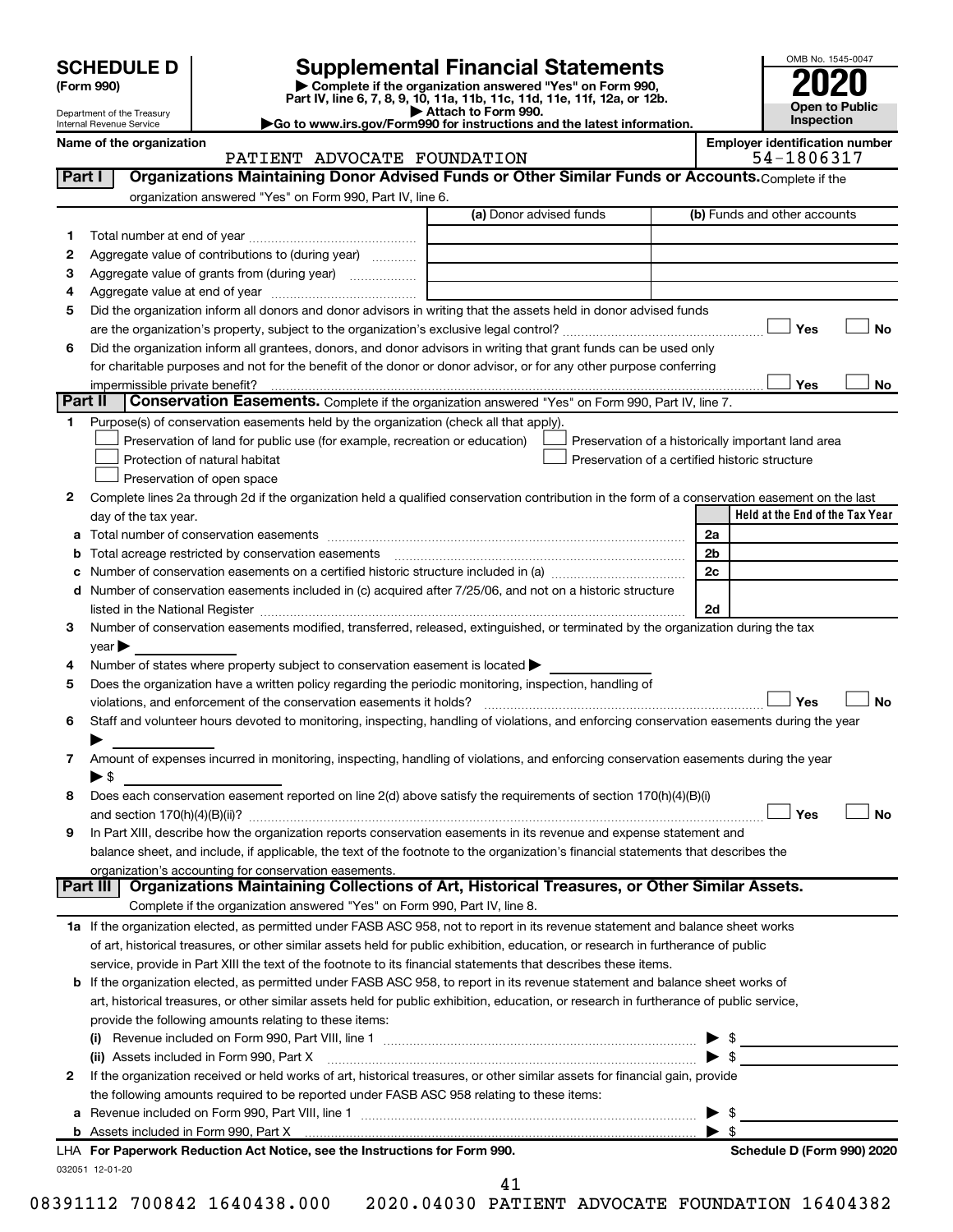# SCHEDULE D (Form 990)

Department of the Treasury
Internal Revenue Service

## Supplemental Financial Statements

▶ Complete if the organization answered "Yes" on Form 990, Part IV, line 6, 7, 8, 9, 10, 11a, 11b, 11c, 11d, 11e, 11f, 12a, or 12b.
▶ Attach to Form 990.
▶Go to www.irs.gov/Form990 for instructions and the latest information.

OMB No. 1545-0047
**2020**
**Open to Public Inspection**

**Name of the organization:** PATIENT ADVOCATE FOUNDATION
**Employer identification number:** 54-1806317

### Part I — Organizations Maintaining Donor Advised Funds or Other Similar Funds or Accounts. Complete if the organization answered "Yes" on Form 990, Part IV, line 6.

| | | (a) Donor advised funds | (b) Funds and other accounts |
|---|---|---|---|
| 1 | Total number at end of year | | |
| 2 | Aggregate value of contributions to (during year) | | |
| 3 | Aggregate value of grants from (during year) | | |
| 4 | Aggregate value at end of year | | |

5 Did the organization inform all donors and donor advisors in writing that the assets held in donor advised funds are the organization's property, subject to the organization's exclusive legal control? ☐ Yes ☐ No

6 Did the organization inform all grantees, donors, and donor advisors in writing that grant funds can be used only for charitable purposes and not for the benefit of the donor or donor advisor, or for any other purpose conferring impermissible private benefit? ☐ Yes ☐ No

### Part II — Conservation Easements. Complete if the organization answered "Yes" on Form 990, Part IV, line 7.

1 Purpose(s) of conservation easements held by the organization (check all that apply).
- ☐ Preservation of land for public use (for example, recreation or education)
- ☐ Protection of natural habitat
- ☐ Preservation of open space
- ☐ Preservation of a historically important land area
- ☐ Preservation of a certified historic structure

2 Complete lines 2a through 2d if the organization held a qualified conservation contribution in the form of a conservation easement on the last day of the tax year.

| | | | Held at the End of the Tax Year |
|---|---|---|---|
| a | Total number of conservation easements | 2a | |
| b | Total acreage restricted by conservation easements | 2b | |
| c | Number of conservation easements on a certified historic structure included in (a) | 2c | |
| d | Number of conservation easements included in (c) acquired after 7/25/06, and not on a historic structure listed in the National Register | 2d | |

3 Number of conservation easements modified, transferred, released, extinguished, or terminated by the organization during the tax year ▶

4 Number of states where property subject to conservation easement is located ▶

5 Does the organization have a written policy regarding the periodic monitoring, inspection, handling of violations, and enforcement of the conservation easements it holds? ☐ Yes ☐ No

6 Staff and volunteer hours devoted to monitoring, inspecting, handling of violations, and enforcing conservation easements during the year ▶

7 Amount of expenses incurred in monitoring, inspecting, handling of violations, and enforcing conservation easements during the year ▶ $

8 Does each conservation easement reported on line 2(d) above satisfy the requirements of section 170(h)(4)(B)(i) and section 170(h)(4)(B)(ii)? ☐ Yes ☐ No

9 In Part XIII, describe how the organization reports conservation easements in its revenue and expense statement and balance sheet, and include, if applicable, the text of the footnote to the organization's financial statements that describes the organization's accounting for conservation easements.

### Part III — Organizations Maintaining Collections of Art, Historical Treasures, or Other Similar Assets. Complete if the organization answered "Yes" on Form 990, Part IV, line 8.

1a If the organization elected, as permitted under FASB ASC 958, not to report in its revenue statement and balance sheet works of art, historical treasures, or other similar assets held for public exhibition, education, or research in furtherance of public service, provide in Part XIII the text of the footnote to its financial statements that describes these items.

b If the organization elected, as permitted under FASB ASC 958, to report in its revenue statement and balance sheet works of art, historical treasures, or other similar assets held for public exhibition, education, or research in furtherance of public service, provide the following amounts relating to these items:

(i) Revenue included on Form 990, Part VIII, line 1 ▶ $

(ii) Assets included in Form 990, Part X ▶ $

2 If the organization received or held works of art, historical treasures, or other similar assets for financial gain, provide the following amounts required to be reported under FASB ASC 958 relating to these items:

a Revenue included on Form 990, Part VIII, line 1 ▶ $

b Assets included in Form 990, Part X ▶ $

LHA For Paperwork Reduction Act Notice, see the Instructions for Form 990. **Schedule D (Form 990) 2020**

032051 12-01-20

08391112 700842 1640438.000 2020.04030 PATIENT ADVOCATE FOUNDATION 16404382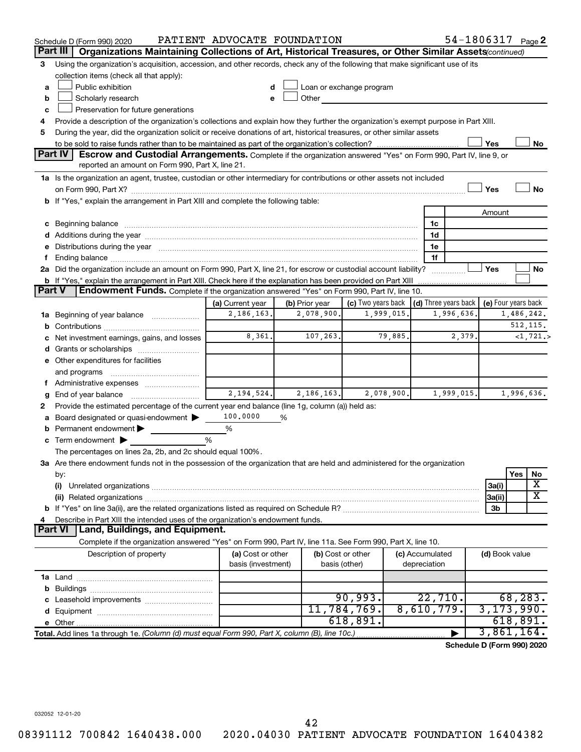Schedule D (Form 990) 2020 PATIENT ADVOCATE FOUNDATION 54-1806317 Page 2

## Part III Organizations Maintaining Collections of Art, Historical Treasures, or Other Similar Assets *(continued)*

3 Using the organization's acquisition, accession, and other records, check any of the following that make significant use of its collection items (check all that apply):

- a ☐ Public exhibition
- b ☐ Scholarly research
- c ☐ Preservation for future generations
- d ☐ Loan or exchange program
- e ☐ Other

4 Provide a description of the organization's collections and explain how they further the organization's exempt purpose in Part XIII.

5 During the year, did the organization solicit or receive donations of art, historical treasures, or other similar assets to be sold to raise funds rather than to be maintained as part of the organization's collection? ☐ Yes ☐ No

## Part IV Escrow and Custodial Arrangements.

Complete if the organization answered "Yes" on Form 990, Part IV, line 9, or reported an amount on Form 990, Part X, line 21.

1a Is the organization an agent, trustee, custodian or other intermediary for contributions or other assets not included on Form 990, Part X? ☐ Yes ☐ No

b If "Yes," explain the arrangement in Part XIII and complete the following table:

| | | Amount |
|---|---|---|
| c Beginning balance | 1c | |
| d Additions during the year | 1d | |
| e Distributions during the year | 1e | |
| f Ending balance | 1f | |

2a Did the organization include an amount on Form 990, Part X, line 21, for escrow or custodial account liability? ☐ Yes ☐ No

b If "Yes," explain the arrangement in Part XIII. Check here if the explanation has been provided on Part XIII ☐

## Part V Endowment Funds.

Complete if the organization answered "Yes" on Form 990, Part IV, line 10.

| | (a) Current year | (b) Prior year | (c) Two years back | (d) Three years back | (e) Four years back |
|---|---|---|---|---|---|
| 1a Beginning of year balance | 2,186,163. | 2,078,900. | 1,999,015. | 1,996,636. | 1,486,242. |
| b Contributions | | | | | 512,115. |
| c Net investment earnings, gains, and losses | 8,361. | 107,263. | 79,885. | 2,379. | <1,721.> |
| d Grants or scholarships | | | | | |
| e Other expenditures for facilities and programs | | | | | |
| f Administrative expenses | | | | | |
| g End of year balance | 2,194,524. | 2,186,163. | 2,078,900. | 1,999,015. | 1,996,636. |

2 Provide the estimated percentage of the current year end balance (line 1g, column (a)) held as:

- a Board designated or quasi-endowment ▶ 100.0000 %
- b Permanent endowment ▶ %
- c Term endowment ▶ %

The percentages on lines 2a, 2b, and 2c should equal 100%.

3a Are there endowment funds not in the possession of the organization that are held and administered for the organization by:

| | | Yes | No |
|---|---|---|---|
| (i) Unrelated organizations | 3a(i) | | X |
| (ii) Related organizations | 3a(ii) | | X |
| b If "Yes" on line 3a(ii), are the related organizations listed as required on Schedule R? | 3b | | |

4 Describe in Part XIII the intended uses of the organization's endowment funds.

## Part VI Land, Buildings, and Equipment.

Complete if the organization answered "Yes" on Form 990, Part IV, line 11a. See Form 990, Part X, line 10.

| Description of property | (a) Cost or other basis (investment) | (b) Cost or other basis (other) | (c) Accumulated depreciation | (d) Book value |
|---|---|---|---|---|
| 1a Land | | | | |
| b Buildings | | | | |
| c Leasehold improvements | | 90,993. | 22,710. | 68,283. |
| d Equipment | | 11,784,769. | 8,610,779. | 3,173,990. |
| e Other | | 618,891. | | 618,891. |
| **Total.** Add lines 1a through 1e. *(Column (d) must equal Form 990, Part X, column (B), line 10c.)* ▶ | | | | 3,861,164. |

**Schedule D (Form 990) 2020**

032052 12-01-20

08391112 700842 1640438.000 2020.04030 PATIENT ADVOCATE FOUNDATION 16404382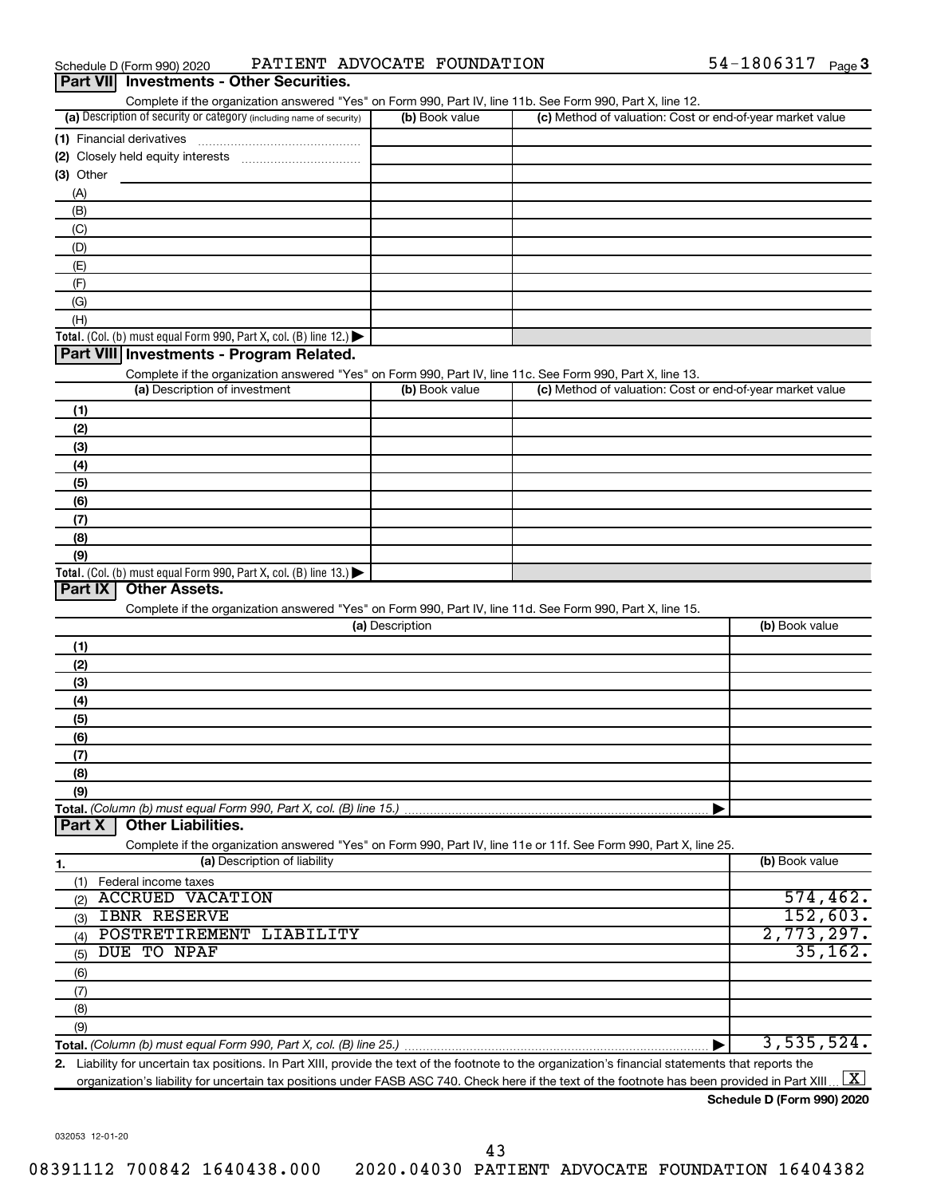Schedule D (Form 990) 2020 PATIENT ADVOCATE FOUNDATION 54-1806317

## Part VII Investments - Other Securities.

Complete if the organization answered "Yes" on Form 990, Part IV, line 11b. See Form 990, Part X, line 12.

| (a) Description of security or category (including name of security) | (b) Book value | (c) Method of valuation: Cost or end-of-year market value |
|---|---|---|
| (1) Financial derivatives | | |
| (2) Closely held equity interests | | |
| (3) Other | | |
| (A) | | |
| (B) | | |
| (C) | | |
| (D) | | |
| (E) | | |
| (F) | | |
| (G) | | |
| (H) | | |
| **Total.** (Col. (b) must equal Form 990, Part X, col. (B) line 12.) | | |

## Part VIII Investments - Program Related.

Complete if the organization answered "Yes" on Form 990, Part IV, line 11c. See Form 990, Part X, line 13.

| (a) Description of investment | (b) Book value | (c) Method of valuation: Cost or end-of-year market value |
|---|---|---|
| (1) | | |
| (2) | | |
| (3) | | |
| (4) | | |
| (5) | | |
| (6) | | |
| (7) | | |
| (8) | | |
| (9) | | |
| **Total.** (Col. (b) must equal Form 990, Part X, col. (B) line 13.) | | |

## Part IX Other Assets.

Complete if the organization answered "Yes" on Form 990, Part IV, line 11d. See Form 990, Part X, line 15.

| (a) Description | (b) Book value |
|---|---|
| (1) | |
| (2) | |
| (3) | |
| (4) | |
| (5) | |
| (6) | |
| (7) | |
| (8) | |
| (9) | |
| **Total.** *(Column (b) must equal Form 990, Part X, col. (B) line 15.)* | |

## Part X Other Liabilities.

Complete if the organization answered "Yes" on Form 990, Part IV, line 11e or 11f. See Form 990, Part X, line 25.

| 1. (a) Description of liability | (b) Book value |
|---|---|
| (1) Federal income taxes | |
| (2) ACCRUED VACATION | 574,462. |
| (3) IBNR RESERVE | 152,603. |
| (4) POSTRETIREMENT LIABILITY | 2,773,297. |
| (5) DUE TO NPAF | 35,162. |
| (6) | |
| (7) | |
| (8) | |
| (9) | |
| **Total.** *(Column (b) must equal Form 990, Part X, col. (B) line 25.)* | 3,535,524. |

**2.** Liability for uncertain tax positions. In Part XIII, provide the text of the footnote to the organization's financial statements that reports the organization's liability for uncertain tax positions under FASB ASC 740. Check here if the text of the footnote has been provided in Part XIII [X]

**Schedule D (Form 990) 2020**

032053 12-01-20

08391112 700842 1640438.000 2020.04030 PATIENT ADVOCATE FOUNDATION 16404382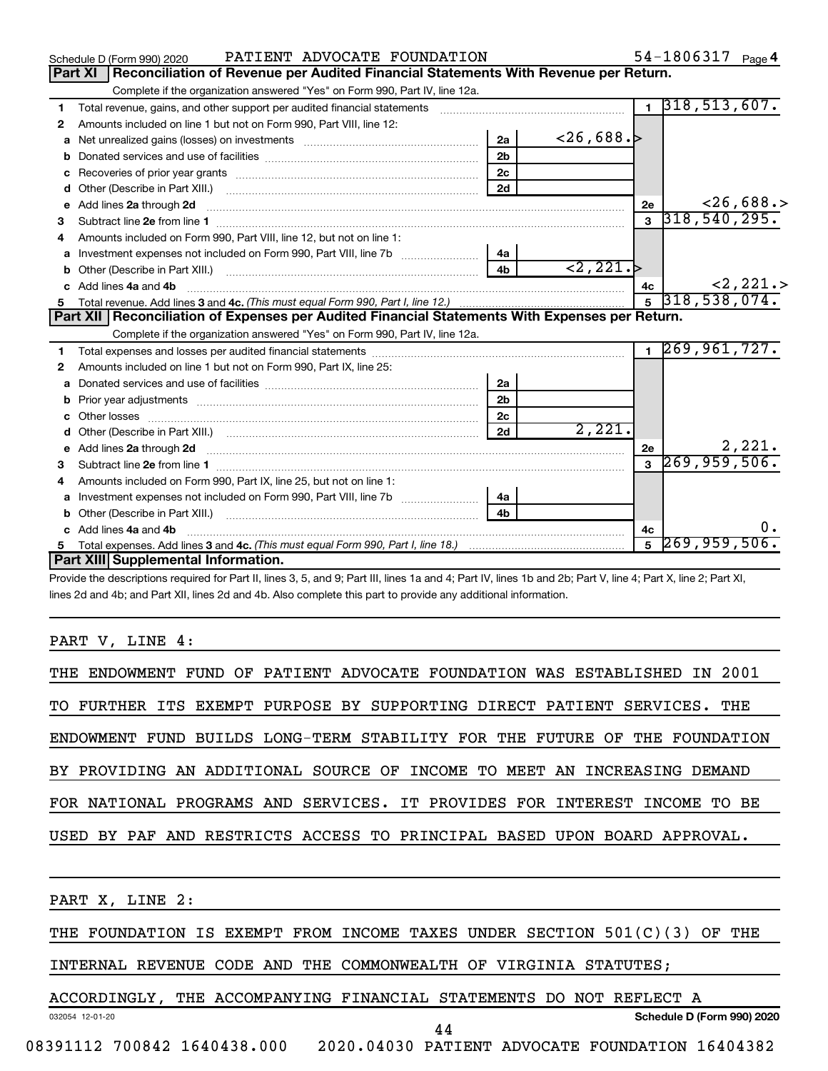Schedule D (Form 990) 2020 PATIENT ADVOCATE FOUNDATION 54-1806317 Page 4

## Part XI Reconciliation of Revenue per Audited Financial Statements With Revenue per Return.

Complete if the organization answered "Yes" on Form 990, Part IV, line 12a.

| | | | | | |
|---|---|---|---|---|---|
| 1 | Total revenue, gains, and other support per audited financial statements | | | 1 | 318,513,607. |
| 2 | Amounts included on line 1 but not on Form 990, Part VIII, line 12: | | | | |
| a | Net unrealized gains (losses) on investments | 2a | <26,688.> | | |
| b | Donated services and use of facilities | 2b | | | |
| c | Recoveries of prior year grants | 2c | | | |
| d | Other (Describe in Part XIII.) | 2d | | | |
| e | Add lines 2a through 2d | | | 2e | <26,688.> |
| 3 | Subtract line 2e from line 1 | | | 3 | 318,540,295. |
| 4 | Amounts included on Form 990, Part VIII, line 12, but not on line 1: | | | | |
| a | Investment expenses not included on Form 990, Part VIII, line 7b | 4a | | | |
| b | Other (Describe in Part XIII.) | 4b | <2,221.> | | |
| c | Add lines 4a and 4b | | | 4c | <2,221.> |
| 5 | Total revenue. Add lines 3 and 4c. *(This must equal Form 990, Part I, line 12.)* | | | 5 | 318,538,074. |

## Part XII Reconciliation of Expenses per Audited Financial Statements With Expenses per Return.

Complete if the organization answered "Yes" on Form 990, Part IV, line 12a.

| | | | | | |
|---|---|---|---|---|---|
| 1 | Total expenses and losses per audited financial statements | | | 1 | 269,961,727. |
| 2 | Amounts included on line 1 but not on Form 990, Part IX, line 25: | | | | |
| a | Donated services and use of facilities | 2a | | | |
| b | Prior year adjustments | 2b | | | |
| c | Other losses | 2c | | | |
| d | Other (Describe in Part XIII.) | 2d | 2,221. | | |
| e | Add lines 2a through 2d | | | 2e | 2,221. |
| 3 | Subtract line 2e from line 1 | | | 3 | 269,959,506. |
| 4 | Amounts included on Form 990, Part IX, line 25, but not on line 1: | | | | |
| a | Investment expenses not included on Form 990, Part VIII, line 7b | 4a | | | |
| b | Other (Describe in Part XIII.) | 4b | | | |
| c | Add lines 4a and 4b | | | 4c | 0. |
| 5 | Total expenses. Add lines 3 and 4c. *(This must equal Form 990, Part I, line 18.)* | | | 5 | 269,959,506. |

## Part XIII Supplemental Information.

Provide the descriptions required for Part II, lines 3, 5, and 9; Part III, lines 1a and 4; Part IV, lines 1b and 2b; Part V, line 4; Part X, line 2; Part XI, lines 2d and 4b; and Part XII, lines 2d and 4b. Also complete this part to provide any additional information.

PART V, LINE 4:

THE ENDOWMENT FUND OF PATIENT ADVOCATE FOUNDATION WAS ESTABLISHED IN 2001 TO FURTHER ITS EXEMPT PURPOSE BY SUPPORTING DIRECT PATIENT SERVICES. THE ENDOWMENT FUND BUILDS LONG-TERM STABILITY FOR THE FUTURE OF THE FOUNDATION BY PROVIDING AN ADDITIONAL SOURCE OF INCOME TO MEET AN INCREASING DEMAND FOR NATIONAL PROGRAMS AND SERVICES. IT PROVIDES FOR INTEREST INCOME TO BE USED BY PAF AND RESTRICTS ACCESS TO PRINCIPAL BASED UPON BOARD APPROVAL.

PART X, LINE 2:

THE FOUNDATION IS EXEMPT FROM INCOME TAXES UNDER SECTION 501(C)(3) OF THE INTERNAL REVENUE CODE AND THE COMMONWEALTH OF VIRGINIA STATUTES; ACCORDINGLY, THE ACCOMPANYING FINANCIAL STATEMENTS DO NOT REFLECT A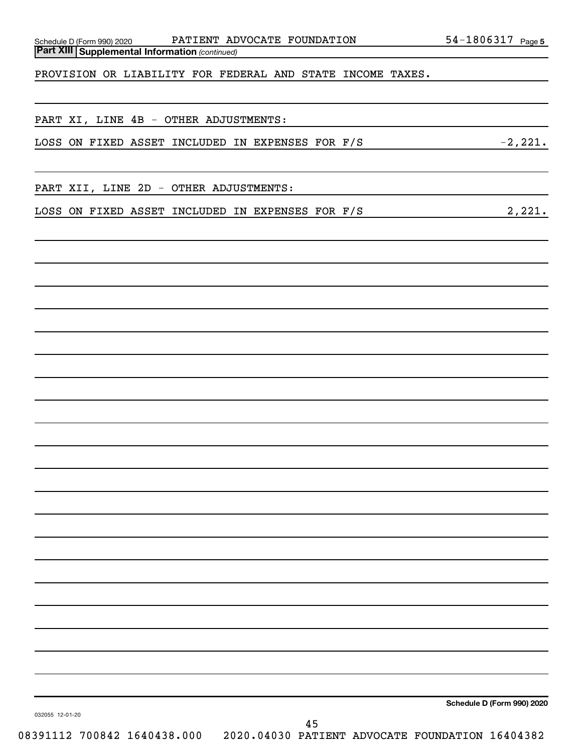## Part XIII Supplemental Information *(continued)*

PROVISION OR LIABILITY FOR FEDERAL AND STATE INCOME TAXES.

PART XI, LINE 4B - OTHER ADJUSTMENTS:

| | |
|---|---|
| LOSS ON FIXED ASSET INCLUDED IN EXPENSES FOR F/S | -2,221. |

PART XII, LINE 2D - OTHER ADJUSTMENTS:

| | |
|---|---|
| LOSS ON FIXED ASSET INCLUDED IN EXPENSES FOR F/S | 2,221. |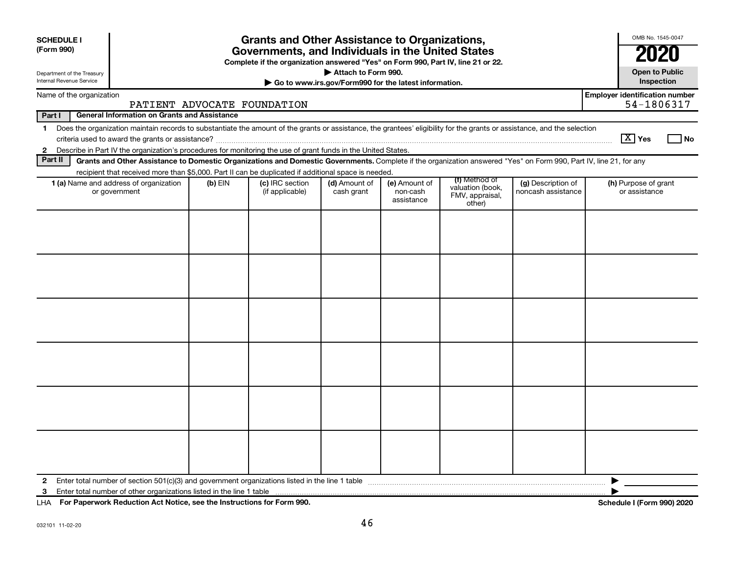**SCHEDULE I**
**(Form 990)**

Department of the Treasury
Internal Revenue Service

# Grants and Other Assistance to Organizations, Governments, and Individuals in the United States

**Complete if the organization answered "Yes" on Form 990, Part IV, line 21 or 22.**
**▶ Attach to Form 990.**
**▶ Go to www.irs.gov/Form990 for the latest information.**

OMB No. 1545-0047

**2020**

**Open to Public Inspection**

Name of the organization: PATIENT ADVOCATE FOUNDATION

**Employer identification number:** 54-1806317

**Part I — General Information on Grants and Assistance**

1 Does the organization maintain records to substantiate the amount of the grants or assistance, the grantees' eligibility for the grants or assistance, and the selection criteria used to award the grants or assistance? [X] **Yes** [ ] **No**

2 Describe in Part IV the organization's procedures for monitoring the use of grant funds in the United States.

**Part II — Grants and Other Assistance to Domestic Organizations and Domestic Governments.** Complete if the organization answered "Yes" on Form 990, Part IV, line 21, for any recipient that received more than $5,000. Part II can be duplicated if additional space is needed.

| 1 (a) Name and address of organization or government | (b) EIN | (c) IRC section (if applicable) | (d) Amount of cash grant | (e) Amount of non-cash assistance | (f) Method of valuation (book, FMV, appraisal, other) | (g) Description of noncash assistance | (h) Purpose of grant or assistance |
|---|---|---|---|---|---|---|---|
| | | | | | | | |
| | | | | | | | |
| | | | | | | | |
| | | | | | | | |
| | | | | | | | |
| | | | | | | | |

2 Enter total number of section 501(c)(3) and government organizations listed in the line 1 table ▶

3 Enter total number of other organizations listed in the line 1 table ▶

LHA **For Paperwork Reduction Act Notice, see the Instructions for Form 990.** **Schedule I (Form 990) 2020**

032101 11-02-20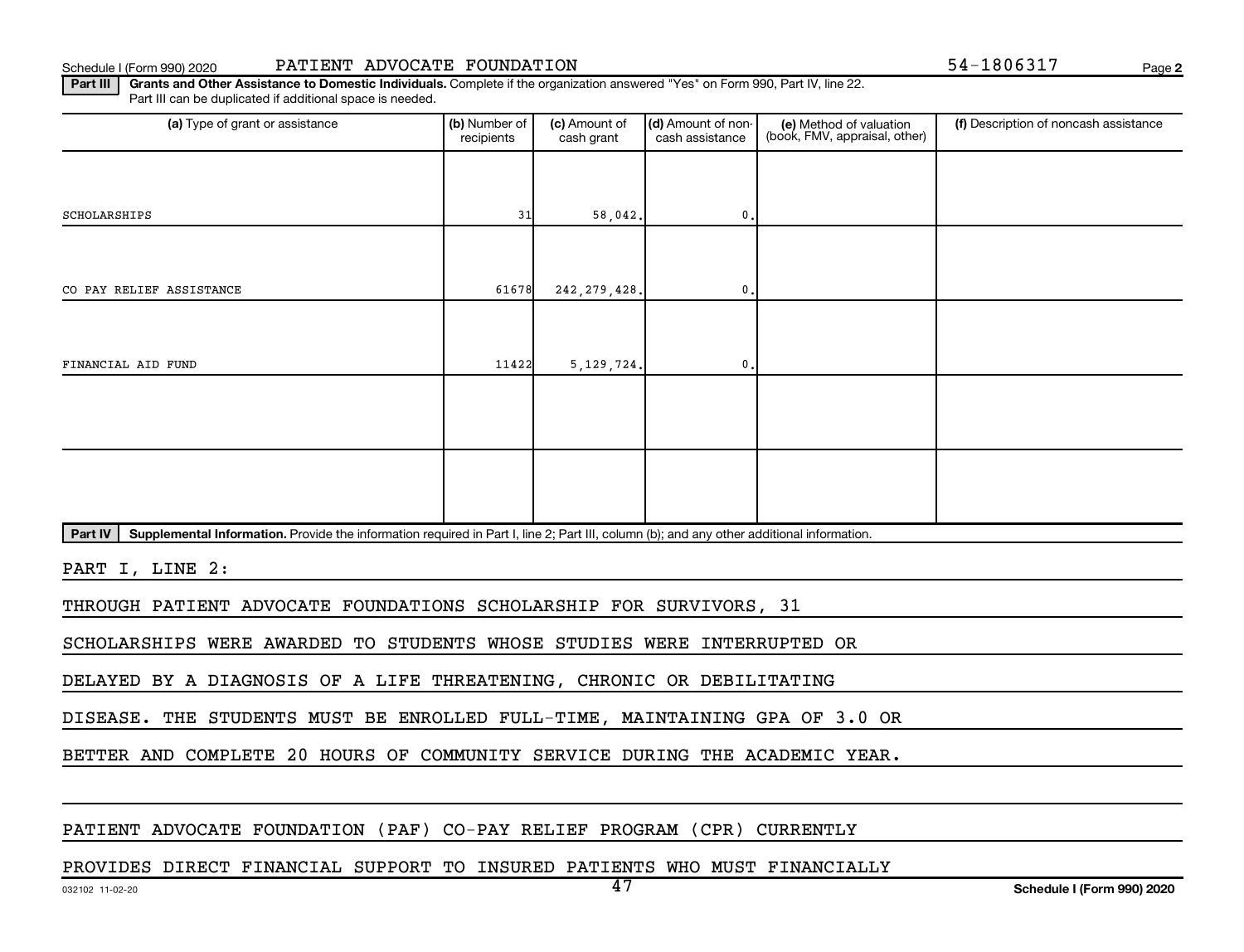Schedule I (Form 990) 2020 PATIENT ADVOCATE FOUNDATION 54-1806317

**Part III** **Grants and Other Assistance to Domestic Individuals.** Complete if the organization answered "Yes" on Form 990, Part IV, line 22. Part III can be duplicated if additional space is needed.

| (a) Type of grant or assistance | (b) Number of recipients | (c) Amount of cash grant | (d) Amount of non-cash assistance | (e) Method of valuation (book, FMV, appraisal, other) | (f) Description of noncash assistance |
|---|---|---|---|---|---|
| SCHOLARSHIPS | 31 | 58,042. | 0. | | |
| CO PAY RELIEF ASSISTANCE | 61678 | 242,279,428. | 0. | | |
| FINANCIAL AID FUND | 11422 | 5,129,724. | 0. | | |
| | | | | | |
| | | | | | |

**Part IV** **Supplemental Information.** Provide the information required in Part I, line 2; Part III, column (b); and any other additional information.

PART I, LINE 2:

THROUGH PATIENT ADVOCATE FOUNDATIONS SCHOLARSHIP FOR SURVIVORS, 31 SCHOLARSHIPS WERE AWARDED TO STUDENTS WHOSE STUDIES WERE INTERRUPTED OR DELAYED BY A DIAGNOSIS OF A LIFE THREATENING, CHRONIC OR DEBILITATING DISEASE. THE STUDENTS MUST BE ENROLLED FULL-TIME, MAINTAINING GPA OF 3.0 OR BETTER AND COMPLETE 20 HOURS OF COMMUNITY SERVICE DURING THE ACADEMIC YEAR.

PATIENT ADVOCATE FOUNDATION (PAF) CO-PAY RELIEF PROGRAM (CPR) CURRENTLY PROVIDES DIRECT FINANCIAL SUPPORT TO INSURED PATIENTS WHO MUST FINANCIALLY

032102 11-02-20 Schedule I (Form 990) 2020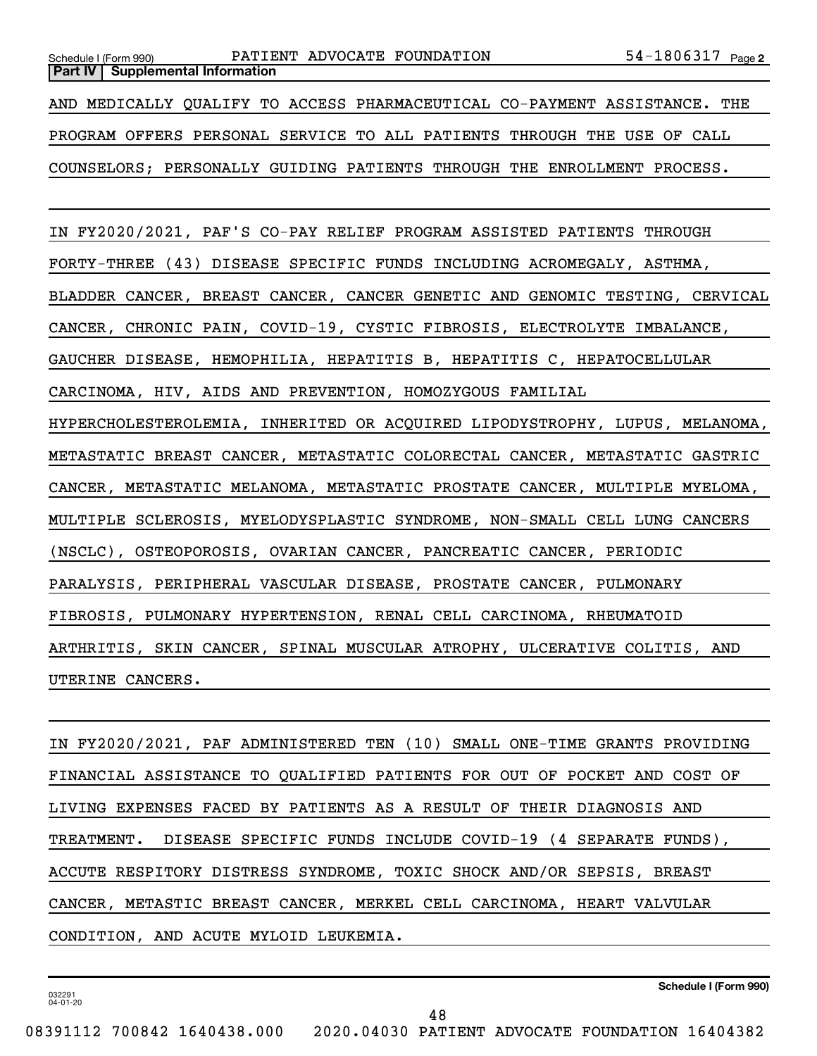**Part IV | Supplemental Information**

AND MEDICALLY QUALIFY TO ACCESS PHARMACEUTICAL CO-PAYMENT ASSISTANCE. THE PROGRAM OFFERS PERSONAL SERVICE TO ALL PATIENTS THROUGH THE USE OF CALL COUNSELORS; PERSONALLY GUIDING PATIENTS THROUGH THE ENROLLMENT PROCESS.

IN FY2020/2021, PAF'S CO-PAY RELIEF PROGRAM ASSISTED PATIENTS THROUGH FORTY-THREE (43) DISEASE SPECIFIC FUNDS INCLUDING ACROMEGALY, ASTHMA, BLADDER CANCER, BREAST CANCER, CANCER GENETIC AND GENOMIC TESTING, CERVICAL CANCER, CHRONIC PAIN, COVID-19, CYSTIC FIBROSIS, ELECTROLYTE IMBALANCE, GAUCHER DISEASE, HEMOPHILIA, HEPATITIS B, HEPATITIS C, HEPATOCELLULAR CARCINOMA, HIV, AIDS AND PREVENTION, HOMOZYGOUS FAMILIAL HYPERCHOLESTEROLEMIA, INHERITED OR ACQUIRED LIPODYSTROPHY, LUPUS, MELANOMA, METASTATIC BREAST CANCER, METASTATIC COLORECTAL CANCER, METASTATIC GASTRIC CANCER, METASTATIC MELANOMA, METASTATIC PROSTATE CANCER, MULTIPLE MYELOMA, MULTIPLE SCLEROSIS, MYELODYSPLASTIC SYNDROME, NON-SMALL CELL LUNG CANCERS (NSCLC), OSTEOPOROSIS, OVARIAN CANCER, PANCREATIC CANCER, PERIODIC PARALYSIS, PERIPHERAL VASCULAR DISEASE, PROSTATE CANCER, PULMONARY FIBROSIS, PULMONARY HYPERTENSION, RENAL CELL CARCINOMA, RHEUMATOID ARTHRITIS, SKIN CANCER, SPINAL MUSCULAR ATROPHY, ULCERATIVE COLITIS, AND UTERINE CANCERS.

IN FY2020/2021, PAF ADMINISTERED TEN (10) SMALL ONE-TIME GRANTS PROVIDING FINANCIAL ASSISTANCE TO QUALIFIED PATIENTS FOR OUT OF POCKET AND COST OF LIVING EXPENSES FACED BY PATIENTS AS A RESULT OF THEIR DIAGNOSIS AND TREATMENT. DISEASE SPECIFIC FUNDS INCLUDE COVID-19 (4 SEPARATE FUNDS), ACCUTE RESPITORY DISTRESS SYNDROME, TOXIC SHOCK AND/OR SEPSIS, BREAST CANCER, METASTIC BREAST CANCER, MERKEL CELL CARCINOMA, HEART VALVULAR CONDITION, AND ACUTE MYLOID LEUKEMIA.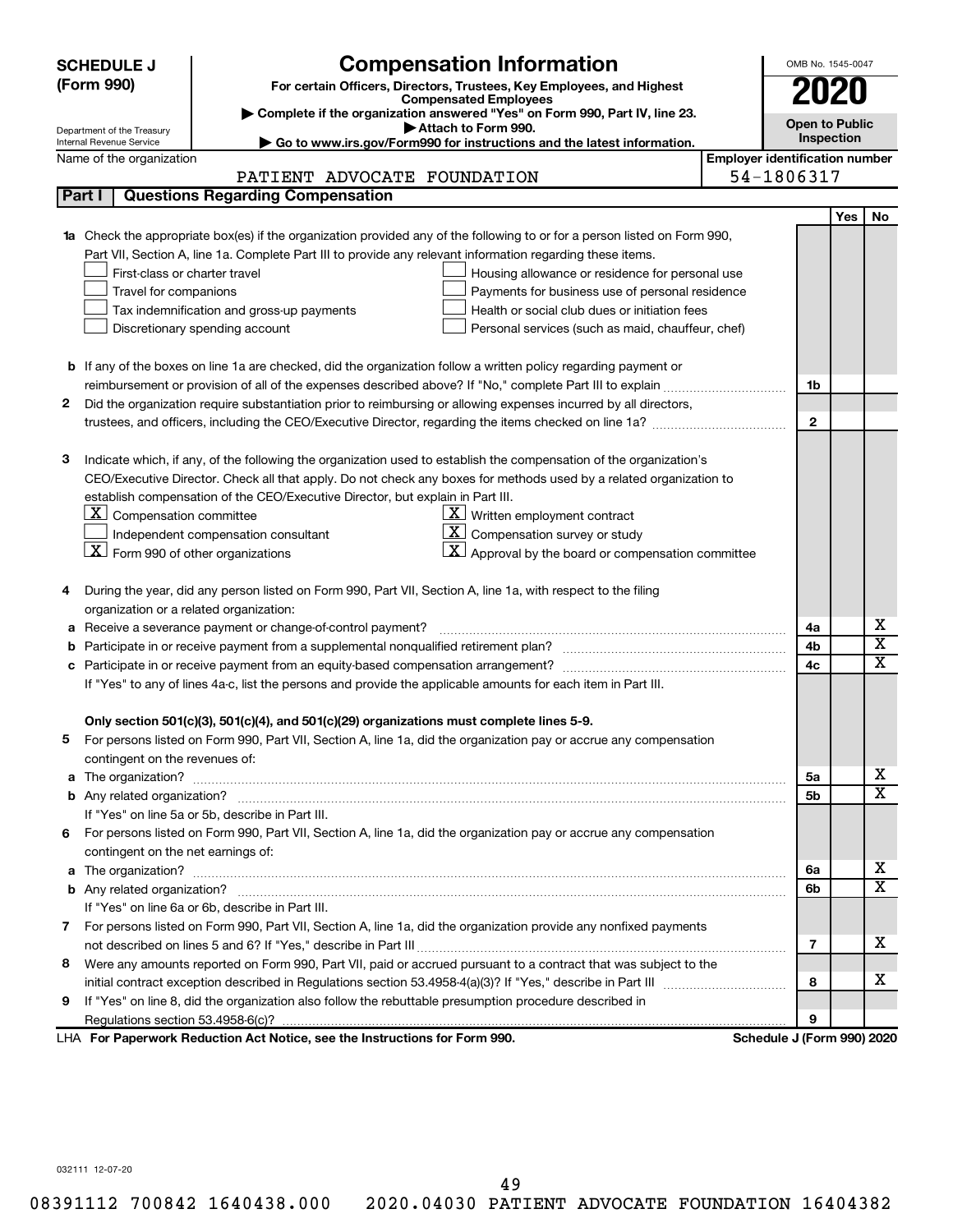**SCHEDULE J (Form 990)**

Department of the Treasury
Internal Revenue Service

# Compensation Information

**For certain Officers, Directors, Trustees, Key Employees, and Highest Compensated Employees**

▶ Complete if the organization answered "Yes" on Form 990, Part IV, line 23.
▶ Attach to Form 990.
▶ Go to www.irs.gov/Form990 for instructions and the latest information.

OMB No. 1545-0047

**2020**

**Open to Public Inspection**

Name of the organization: PATIENT ADVOCATE FOUNDATION

Employer identification number: 54-1806317

## Part I Questions Regarding Compensation

| | | | Yes | No |
|---|---|---|---|---|
| **1a** | Check the appropriate box(es) if the organization provided any of the following to or for a person listed on Form 990, Part VII, Section A, line 1a. Complete Part III to provide any relevant information regarding these items.<br>☐ First-class or charter travel ☐ Housing allowance or residence for personal use<br>☐ Travel for companions ☐ Payments for business use of personal residence<br>☐ Tax indemnification and gross-up payments ☐ Health or social club dues or initiation fees<br>☐ Discretionary spending account ☐ Personal services (such as maid, chauffeur, chef) | | | |
| **b** | If any of the boxes on line 1a are checked, did the organization follow a written policy regarding payment or reimbursement or provision of all of the expenses described above? If "No," complete Part III to explain | 1b | | |
| **2** | Did the organization require substantiation prior to reimbursing or allowing expenses incurred by all directors, trustees, and officers, including the CEO/Executive Director, regarding the items checked on line 1a? | 2 | | |
| **3** | Indicate which, if any, of the following the organization used to establish the compensation of the organization's CEO/Executive Director. Check all that apply. Do not check any boxes for methods used by a related organization to establish compensation of the CEO/Executive Director, but explain in Part III.<br>☒ Compensation committee ☒ Written employment contract<br>☐ Independent compensation consultant ☒ Compensation survey or study<br>☒ Form 990 of other organizations ☒ Approval by the board or compensation committee | | | |
| **4** | During the year, did any person listed on Form 990, Part VII, Section A, line 1a, with respect to the filing organization or a related organization: | | | |
| **a** | Receive a severance payment or change-of-control payment? | 4a | | X |
| **b** | Participate in or receive payment from a supplemental nonqualified retirement plan? | 4b | | X |
| **c** | Participate in or receive payment from an equity-based compensation arrangement? | 4c | | X |
| | If "Yes" to any of lines 4a-c, list the persons and provide the applicable amounts for each item in Part III. | | | |
| | **Only section 501(c)(3), 501(c)(4), and 501(c)(29) organizations must complete lines 5-9.** | | | |
| **5** | For persons listed on Form 990, Part VII, Section A, line 1a, did the organization pay or accrue any compensation contingent on the revenues of: | | | |
| **a** | The organization? | 5a | | X |
| **b** | Any related organization? | 5b | | X |
| | If "Yes" on line 5a or 5b, describe in Part III. | | | |
| **6** | For persons listed on Form 990, Part VII, Section A, line 1a, did the organization pay or accrue any compensation contingent on the net earnings of: | | | |
| **a** | The organization? | 6a | | X |
| **b** | Any related organization? | 6b | | X |
| | If "Yes" on line 6a or 6b, describe in Part III. | | | |
| **7** | For persons listed on Form 990, Part VII, Section A, line 1a, did the organization provide any nonfixed payments not described on lines 5 and 6? If "Yes," describe in Part III | 7 | | X |
| **8** | Were any amounts reported on Form 990, Part VII, paid or accrued pursuant to a contract that was subject to the initial contract exception described in Regulations section 53.4958-4(a)(3)? If "Yes," describe in Part III | 8 | | X |
| **9** | If "Yes" on line 8, did the organization also follow the rebuttable presumption procedure described in Regulations section 53.4958-6(c)? | 9 | | |

LHA **For Paperwork Reduction Act Notice, see the Instructions for Form 990.** **Schedule J (Form 990) 2020**

032111 12-07-20

08391112 700842 1640438.000 2020.04030 PATIENT ADVOCATE FOUNDATION 16404382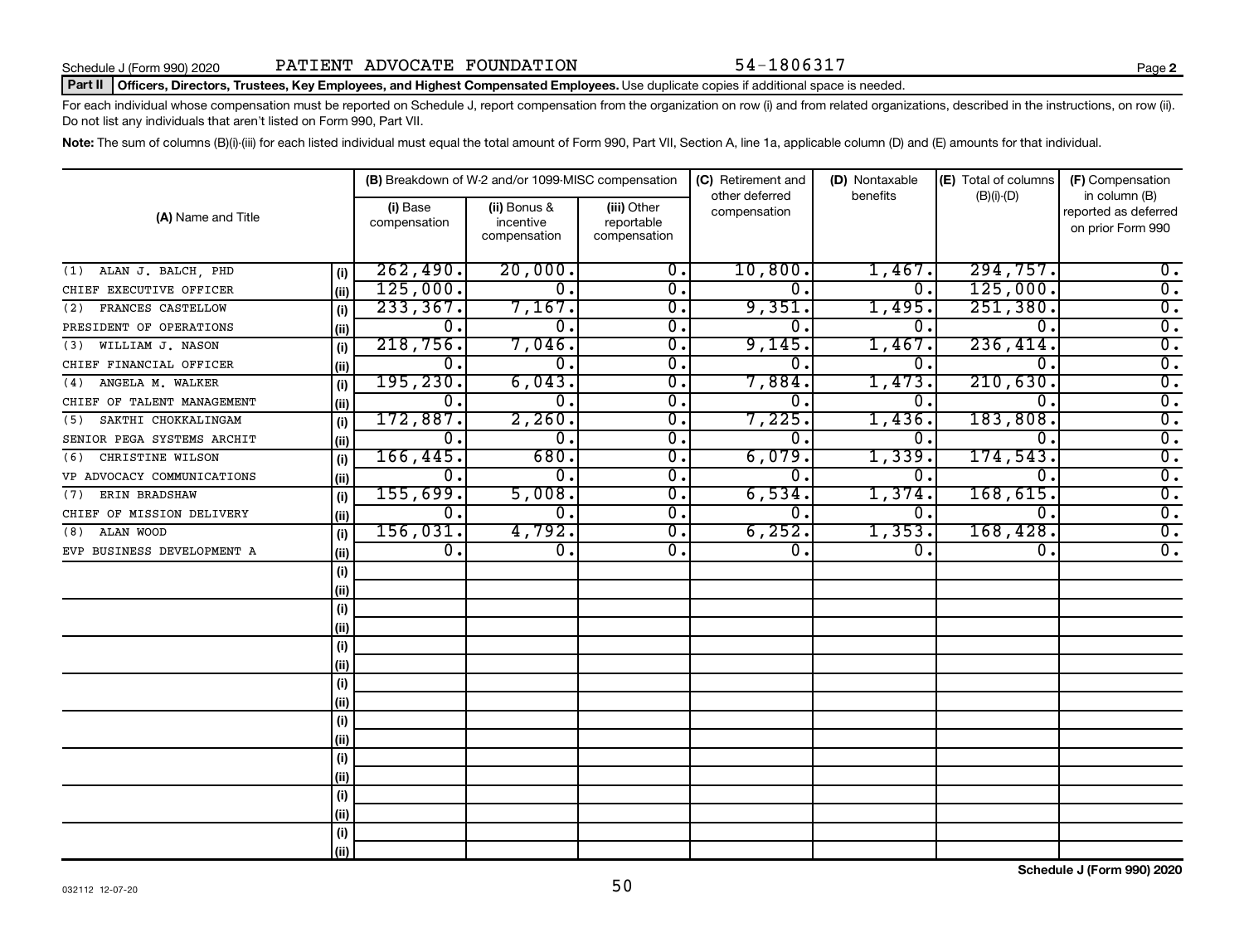Schedule J (Form 990) 2020 PATIENT ADVOCATE FOUNDATION 54-1806317

**Part II** **Officers, Directors, Trustees, Key Employees, and Highest Compensated Employees.** Use duplicate copies if additional space is needed.

For each individual whose compensation must be reported on Schedule J, report compensation from the organization on row (i) and from related organizations, described in the instructions, on row (ii). Do not list any individuals that aren't listed on Form 990, Part VII.

**Note:** The sum of columns (B)(i)-(iii) for each listed individual must equal the total amount of Form 990, Part VII, Section A, line 1a, applicable column (D) and (E) amounts for that individual.

| (A) Name and Title | | (B) Breakdown of W-2 and/or 1099-MISC compensation | | | (C) Retirement and other deferred compensation | (D) Nontaxable benefits | (E) Total of columns (B)(i)-(D) | (F) Compensation in column (B) reported as deferred on prior Form 990 |
|---|---|---|---|---|---|---|---|---|
| | | (i) Base compensation | (ii) Bonus & incentive compensation | (iii) Other reportable compensation | | | | |
| (1) ALAN J. BALCH, PHD | (i) | 262,490. | 20,000. | 0. | 10,800. | 1,467. | 294,757. | 0. |
| CHIEF EXECUTIVE OFFICER | (ii) | 125,000. | 0. | 0. | 0. | 0. | 125,000. | 0. |
| (2) FRANCES CASTELLOW | (i) | 233,367. | 7,167. | 0. | 9,351. | 1,495. | 251,380. | 0. |
| PRESIDENT OF OPERATIONS | (ii) | 0. | 0. | 0. | 0. | 0. | 0. | 0. |
| (3) WILLIAM J. NASON | (i) | 218,756. | 7,046. | 0. | 9,145. | 1,467. | 236,414. | 0. |
| CHIEF FINANCIAL OFFICER | (ii) | 0. | 0. | 0. | 0. | 0. | 0. | 0. |
| (4) ANGELA M. WALKER | (i) | 195,230. | 6,043. | 0. | 7,884. | 1,473. | 210,630. | 0. |
| CHIEF OF TALENT MANAGEMENT | (ii) | 0. | 0. | 0. | 0. | 0. | 0. | 0. |
| (5) SAKTHI CHOKKALINGAM | (i) | 172,887. | 2,260. | 0. | 7,225. | 1,436. | 183,808. | 0. |
| SENIOR PEGA SYSTEMS ARCHIT | (ii) | 0. | 0. | 0. | 0. | 0. | 0. | 0. |
| (6) CHRISTINE WILSON | (i) | 166,445. | 680. | 0. | 6,079. | 1,339. | 174,543. | 0. |
| VP ADVOCACY COMMUNICATIONS | (ii) | 0. | 0. | 0. | 0. | 0. | 0. | 0. |
| (7) ERIN BRADSHAW | (i) | 155,699. | 5,008. | 0. | 6,534. | 1,374. | 168,615. | 0. |
| CHIEF OF MISSION DELIVERY | (ii) | 0. | 0. | 0. | 0. | 0. | 0. | 0. |
| (8) ALAN WOOD | (i) | 156,031. | 4,792. | 0. | 6,252. | 1,353. | 168,428. | 0. |
| EVP BUSINESS DEVELOPMENT A | (ii) | 0. | 0. | 0. | 0. | 0. | 0. | 0. |

032112 12-07-20

**Schedule J (Form 990) 2020**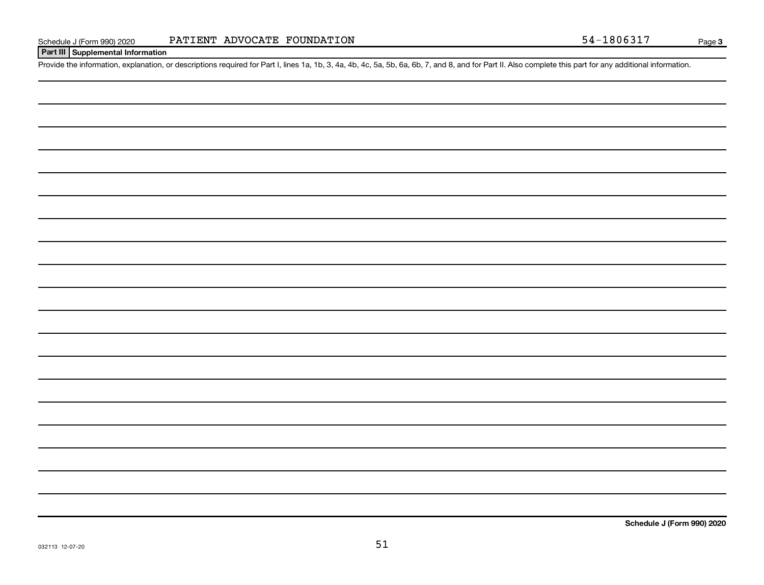Schedule J (Form 990) 2020 PATIENT ADVOCATE FOUNDATION 54-1806317 Page **3**

## Part III Supplemental Information

Provide the information, explanation, or descriptions required for Part I, lines 1a, 1b, 3, 4a, 4b, 4c, 5a, 5b, 6a, 6b, 7, and 8, and for Part II. Also complete this part for any additional information.

**Schedule J (Form 990) 2020**

032113 12-07-20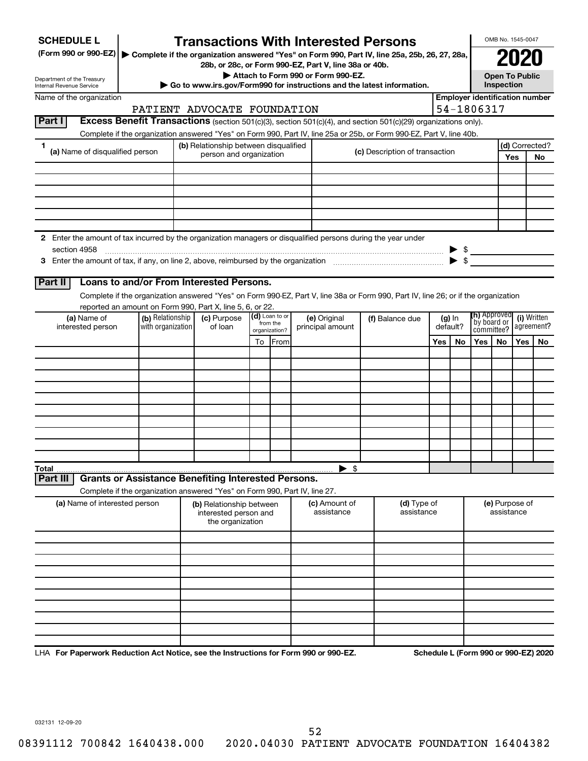# SCHEDULE L (Form 990 or 990-EZ)

## Transactions With Interested Persons

▶ Complete if the organization answered "Yes" on Form 990, Part IV, line 25a, 25b, 26, 27, 28a, 28b, or 28c, or Form 990-EZ, Part V, line 38a or 40b.

▶ Attach to Form 990 or Form 990-EZ.

▶ Go to www.irs.gov/Form990 for instructions and the latest information.

Department of the Treasury
Internal Revenue Service

OMB No. 1545-0047

**2020**

**Open To Public Inspection**

Name of the organization: PATIENT ADVOCATE FOUNDATION

Employer identification number: 54-1806317

### Part I Excess Benefit Transactions (section 501(c)(3), section 501(c)(4), and section 501(c)(29) organizations only).

Complete if the organization answered "Yes" on Form 990, Part IV, line 25a or 25b, or Form 990-EZ, Part V, line 40b.

| 1 (a) Name of disqualified person | (b) Relationship between disqualified person and organization | (c) Description of transaction | (d) Corrected? Yes | No |
|---|---|---|---|---|
| | | | | |
| | | | | |
| | | | | |
| | | | | |
| | | | | |
| | | | | |

2 Enter the amount of tax incurred by the organization managers or disqualified persons during the year under section 4958 ▶ $

3 Enter the amount of tax, if any, on line 2, above, reimbursed by the organization ▶ $

### Part II Loans to and/or From Interested Persons.

Complete if the organization answered "Yes" on Form 990-EZ, Part V, line 38a or Form 990, Part IV, line 26; or if the organization reported an amount on Form 990, Part X, line 5, 6, or 22.

| (a) Name of interested person | (b) Relationship with organization | (c) Purpose of loan | (d) Loan to or from the organization? To | From | (e) Original principal amount | (f) Balance due | (g) In default? Yes | No | (h) Approved by board or committee? Yes | No | (i) Written agreement? Yes | No |
|---|---|---|---|---|---|---|---|---|---|---|---|---|
| | | | | | | | | | | | | |
| | | | | | | | | | | | | |
| | | | | | | | | | | | | |
| | | | | | | | | | | | | |
| | | | | | | | | | | | | |
| | | | | | | | | | | | | |
| | | | | | | | | | | | | |
| | | | | | | | | | | | | |
| | | | | | | | | | | | | |
| | | | | | | | | | | | | |
| **Total** | | | | | | ▶ $ | | | | | | |

### Part III Grants or Assistance Benefiting Interested Persons.

Complete if the organization answered "Yes" on Form 990, Part IV, line 27.

| (a) Name of interested person | (b) Relationship between interested person and the organization | (c) Amount of assistance | (d) Type of assistance | (e) Purpose of assistance |
|---|---|---|---|---|
| | | | | |
| | | | | |
| | | | | |
| | | | | |
| | | | | |
| | | | | |
| | | | | |
| | | | | |
| | | | | |
| | | | | |

LHA **For Paperwork Reduction Act Notice, see the Instructions for Form 990 or 990-EZ.** **Schedule L (Form 990 or 990-EZ) 2020**

032131 12-09-20

08391112 700842 1640438.000 2020.04030 PATIENT ADVOCATE FOUNDATION 16404382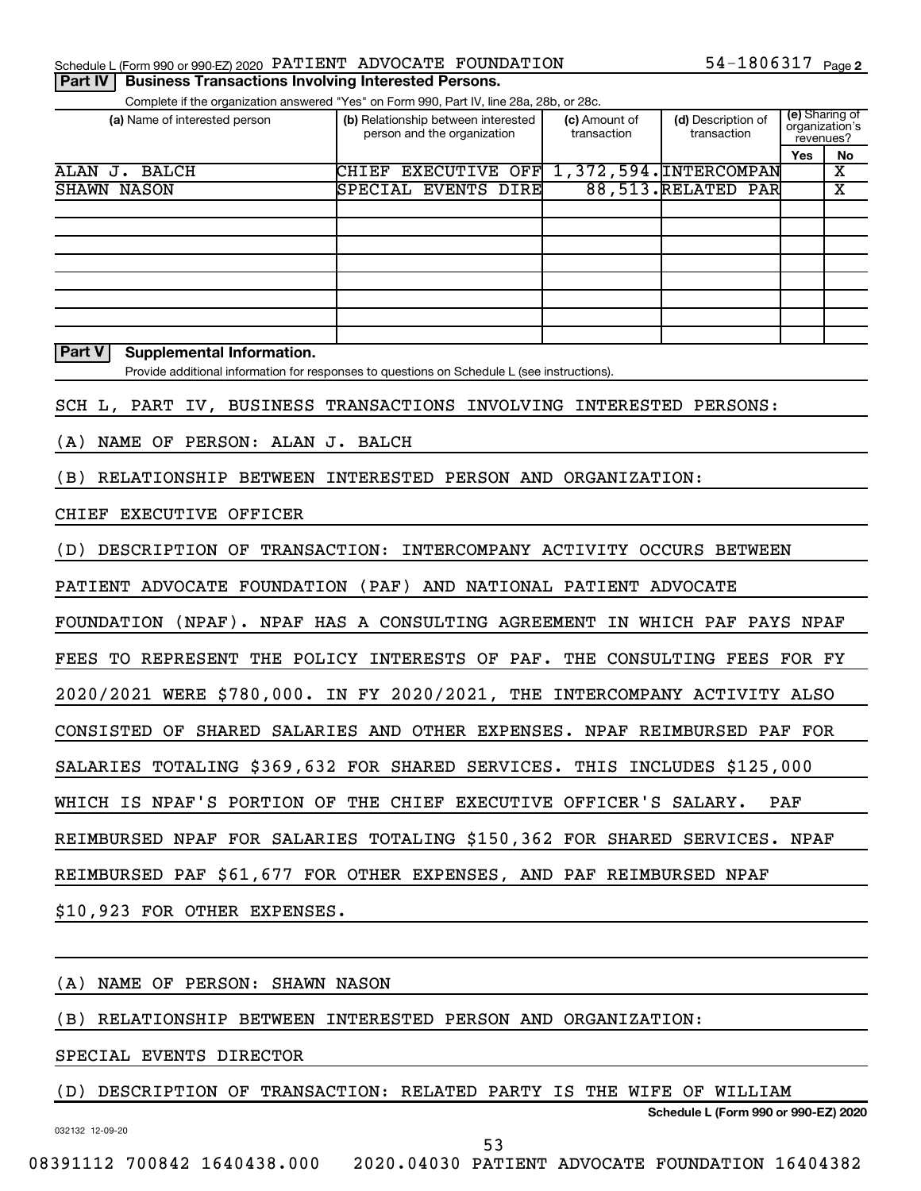Schedule L (Form 990 or 990-EZ) 2020 PATIENT ADVOCATE FOUNDATION 54-1806317 Page 2

**Part IV | Business Transactions Involving Interested Persons.**

Complete if the organization answered "Yes" on Form 990, Part IV, line 28a, 28b, or 28c.

| (a) Name of interested person | (b) Relationship between interested person and the organization | (c) Amount of transaction | (d) Description of transaction | (e) Sharing of organization's revenues? Yes | No |
|---|---|---|---|---|---|
| ALAN J. BALCH | CHIEF EXECUTIVE OFF | 1,372,594. | INTERCOMPAN | | X |
| SHAWN NASON | SPECIAL EVENTS DIRE | 88,513. | RELATED PAR | | X |
| | | | | | |
| | | | | | |
| | | | | | |
| | | | | | |
| | | | | | |
| | | | | | |
| | | | | | |
| | | | | | |

**Part V | Supplemental Information.**

Provide additional information for responses to questions on Schedule L (see instructions).

SCH L, PART IV, BUSINESS TRANSACTIONS INVOLVING INTERESTED PERSONS:

(A) NAME OF PERSON: ALAN J. BALCH

(B) RELATIONSHIP BETWEEN INTERESTED PERSON AND ORGANIZATION:

CHIEF EXECUTIVE OFFICER

(D) DESCRIPTION OF TRANSACTION: INTERCOMPANY ACTIVITY OCCURS BETWEEN PATIENT ADVOCATE FOUNDATION (PAF) AND NATIONAL PATIENT ADVOCATE FOUNDATION (NPAF). NPAF HAS A CONSULTING AGREEMENT IN WHICH PAF PAYS NPAF FEES TO REPRESENT THE POLICY INTERESTS OF PAF. THE CONSULTING FEES FOR FY 2020/2021 WERE $780,000. IN FY 2020/2021, THE INTERCOMPANY ACTIVITY ALSO CONSISTED OF SHARED SALARIES AND OTHER EXPENSES. NPAF REIMBURSED PAF FOR SALARIES TOTALING $369,632 FOR SHARED SERVICES. THIS INCLUDES $125,000 WHICH IS NPAF'S PORTION OF THE CHIEF EXECUTIVE OFFICER'S SALARY. PAF REIMBURSED NPAF FOR SALARIES TOTALING $150,362 FOR SHARED SERVICES. NPAF REIMBURSED PAF $61,677 FOR OTHER EXPENSES, AND PAF REIMBURSED NPAF $10,923 FOR OTHER EXPENSES.

(A) NAME OF PERSON: SHAWN NASON

(B) RELATIONSHIP BETWEEN INTERESTED PERSON AND ORGANIZATION:

SPECIAL EVENTS DIRECTOR

(D) DESCRIPTION OF TRANSACTION: RELATED PARTY IS THE WIFE OF WILLIAM

**Schedule L (Form 990 or 990-EZ) 2020**

032132 12-09-20

08391112 700842 1640438.000 2020.04030 PATIENT ADVOCATE FOUNDATION 16404382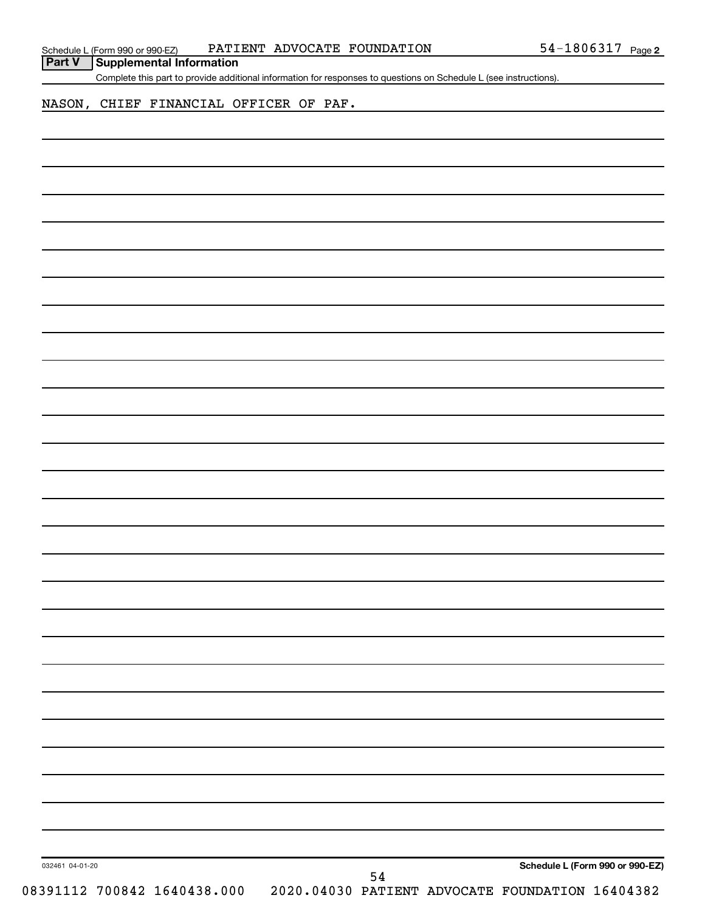## Part V Supplemental Information

Complete this part to provide additional information for responses to questions on Schedule L (see instructions).

NASON, CHIEF FINANCIAL OFFICER OF PAF.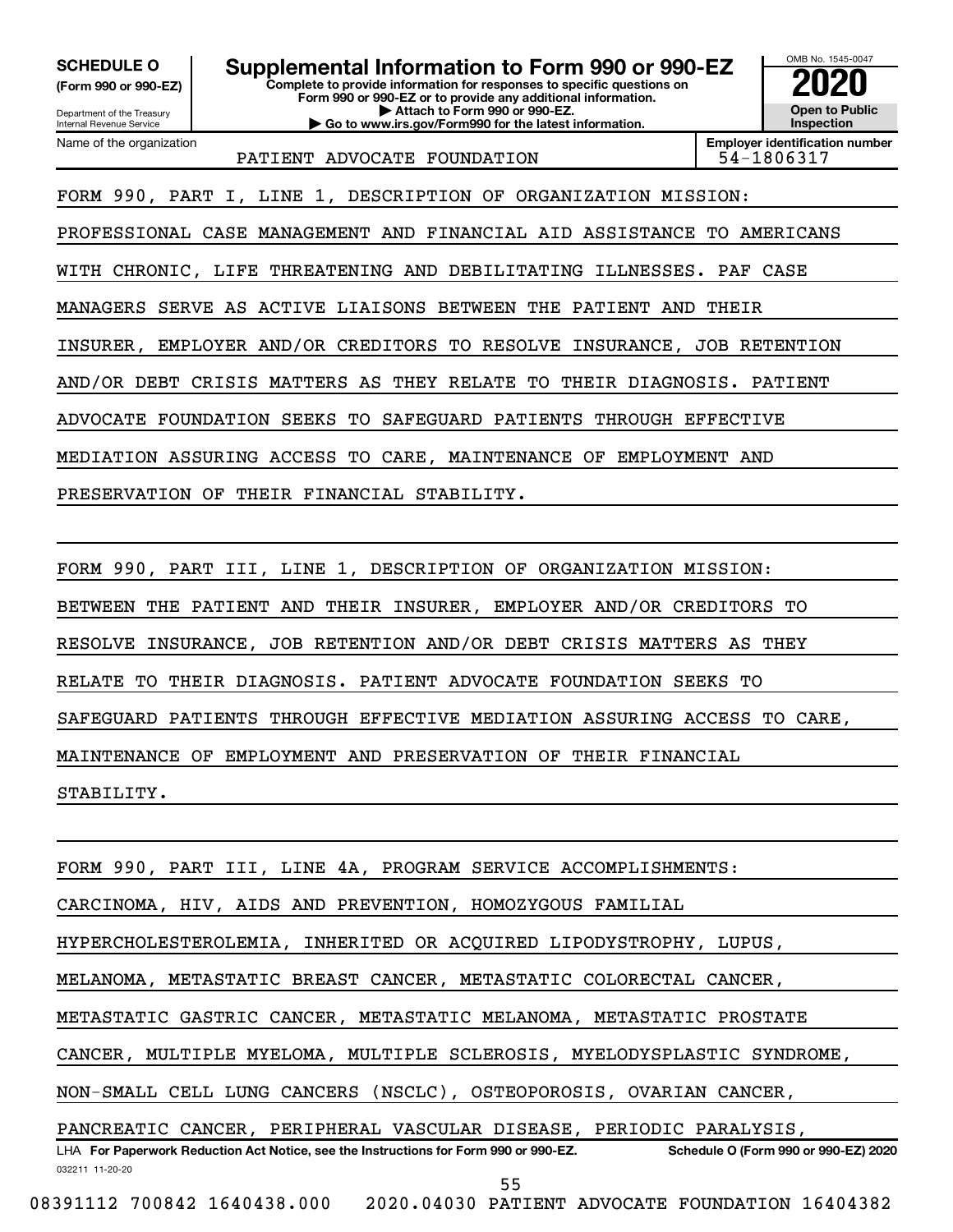**SCHEDULE O**
**(Form 990 or 990-EZ)**

Department of the Treasury
Internal Revenue Service

# Supplemental Information to Form 990 or 990-EZ

**Complete to provide information for responses to specific questions on Form 990 or 990-EZ or to provide any additional information.**
**▶ Attach to Form 990 or 990-EZ.**
**▶ Go to www.irs.gov/Form990 for the latest information.**

OMB No. 1545-0047

**2020**

**Open to Public Inspection**

Name of the organization: PATIENT ADVOCATE FOUNDATION

**Employer identification number** 54-1806317

FORM 990, PART I, LINE 1, DESCRIPTION OF ORGANIZATION MISSION:

PROFESSIONAL CASE MANAGEMENT AND FINANCIAL AID ASSISTANCE TO AMERICANS WITH CHRONIC, LIFE THREATENING AND DEBILITATING ILLNESSES. PAF CASE MANAGERS SERVE AS ACTIVE LIAISONS BETWEEN THE PATIENT AND THEIR INSURER, EMPLOYER AND/OR CREDITORS TO RESOLVE INSURANCE, JOB RETENTION AND/OR DEBT CRISIS MATTERS AS THEY RELATE TO THEIR DIAGNOSIS. PATIENT ADVOCATE FOUNDATION SEEKS TO SAFEGUARD PATIENTS THROUGH EFFECTIVE MEDIATION ASSURING ACCESS TO CARE, MAINTENANCE OF EMPLOYMENT AND PRESERVATION OF THEIR FINANCIAL STABILITY.

FORM 990, PART III, LINE 1, DESCRIPTION OF ORGANIZATION MISSION:

BETWEEN THE PATIENT AND THEIR INSURER, EMPLOYER AND/OR CREDITORS TO RESOLVE INSURANCE, JOB RETENTION AND/OR DEBT CRISIS MATTERS AS THEY RELATE TO THEIR DIAGNOSIS. PATIENT ADVOCATE FOUNDATION SEEKS TO SAFEGUARD PATIENTS THROUGH EFFECTIVE MEDIATION ASSURING ACCESS TO CARE, MAINTENANCE OF EMPLOYMENT AND PRESERVATION OF THEIR FINANCIAL STABILITY.

FORM 990, PART III, LINE 4A, PROGRAM SERVICE ACCOMPLISHMENTS:

CARCINOMA, HIV, AIDS AND PREVENTION, HOMOZYGOUS FAMILIAL HYPERCHOLESTEROLEMIA, INHERITED OR ACQUIRED LIPODYSTROPHY, LUPUS, MELANOMA, METASTATIC BREAST CANCER, METASTATIC COLORECTAL CANCER, METASTATIC GASTRIC CANCER, METASTATIC MELANOMA, METASTATIC PROSTATE CANCER, MULTIPLE MYELOMA, MULTIPLE SCLEROSIS, MYELODYSPLASTIC SYNDROME, NON-SMALL CELL LUNG CANCERS (NSCLC), OSTEOPOROSIS, OVARIAN CANCER, PANCREATIC CANCER, PERIPHERAL VASCULAR DISEASE, PERIODIC PARALYSIS,

LHA **For Paperwork Reduction Act Notice, see the Instructions for Form 990 or 990-EZ.** **Schedule O (Form 990 or 990-EZ) 2020**

032211 11-20-20

08391112 700842 1640438.000 2020.04030 PATIENT ADVOCATE FOUNDATION 16404382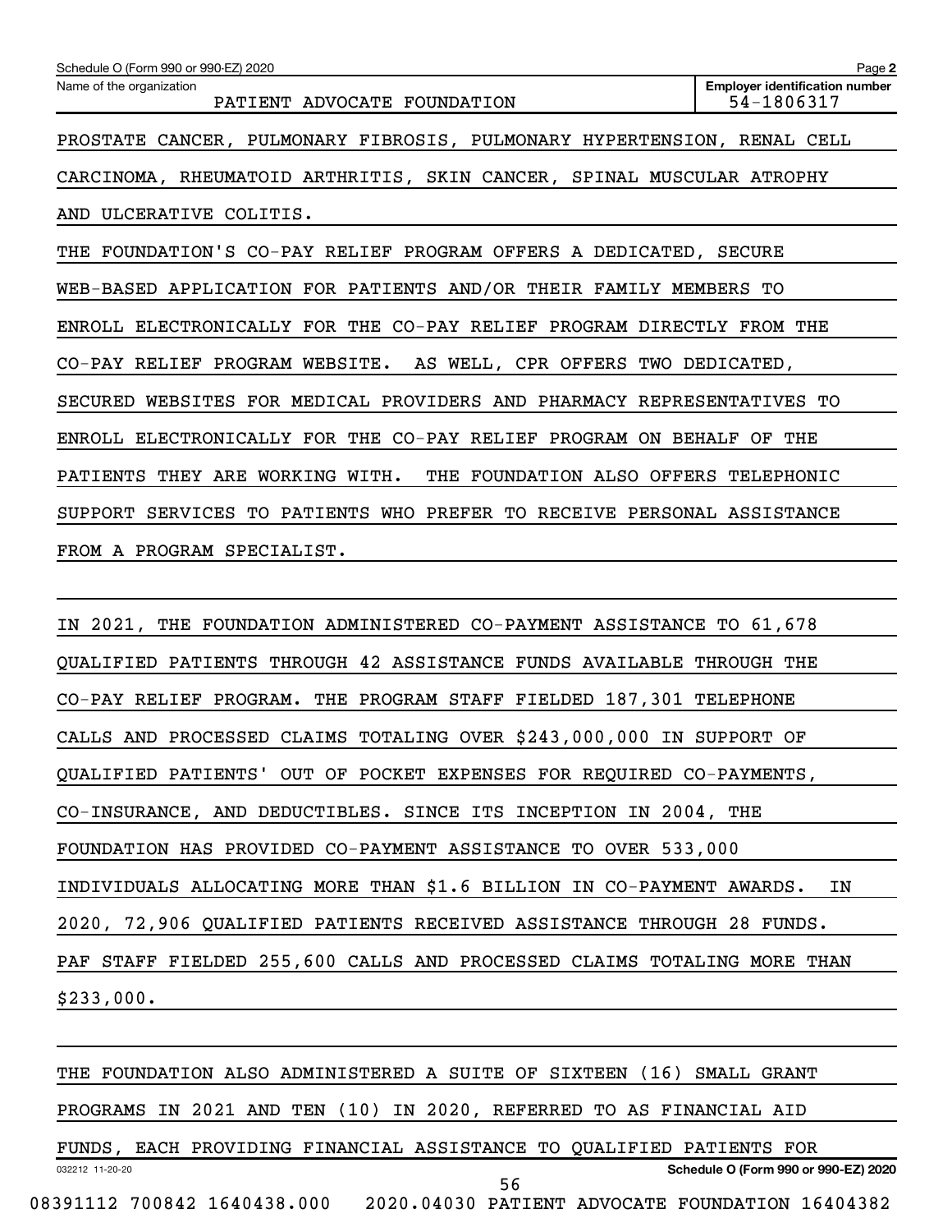PROSTATE CANCER, PULMONARY FIBROSIS, PULMONARY HYPERTENSION, RENAL CELL CARCINOMA, RHEUMATOID ARTHRITIS, SKIN CANCER, SPINAL MUSCULAR ATROPHY AND ULCERATIVE COLITIS.

THE FOUNDATION'S CO-PAY RELIEF PROGRAM OFFERS A DEDICATED, SECURE WEB-BASED APPLICATION FOR PATIENTS AND/OR THEIR FAMILY MEMBERS TO ENROLL ELECTRONICALLY FOR THE CO-PAY RELIEF PROGRAM DIRECTLY FROM THE CO-PAY RELIEF PROGRAM WEBSITE. AS WELL, CPR OFFERS TWO DEDICATED, SECURED WEBSITES FOR MEDICAL PROVIDERS AND PHARMACY REPRESENTATIVES TO ENROLL ELECTRONICALLY FOR THE CO-PAY RELIEF PROGRAM ON BEHALF OF THE PATIENTS THEY ARE WORKING WITH. THE FOUNDATION ALSO OFFERS TELEPHONIC SUPPORT SERVICES TO PATIENTS WHO PREFER TO RECEIVE PERSONAL ASSISTANCE FROM A PROGRAM SPECIALIST.

IN 2021, THE FOUNDATION ADMINISTERED CO-PAYMENT ASSISTANCE TO 61,678 QUALIFIED PATIENTS THROUGH 42 ASSISTANCE FUNDS AVAILABLE THROUGH THE CO-PAY RELIEF PROGRAM. THE PROGRAM STAFF FIELDED 187,301 TELEPHONE CALLS AND PROCESSED CLAIMS TOTALING OVER $243,000,000 IN SUPPORT OF QUALIFIED PATIENTS' OUT OF POCKET EXPENSES FOR REQUIRED CO-PAYMENTS, CO-INSURANCE, AND DEDUCTIBLES. SINCE ITS INCEPTION IN 2004, THE FOUNDATION HAS PROVIDED CO-PAYMENT ASSISTANCE TO OVER 533,000 INDIVIDUALS ALLOCATING MORE THAN $1.6 BILLION IN CO-PAYMENT AWARDS. IN 2020, 72,906 QUALIFIED PATIENTS RECEIVED ASSISTANCE THROUGH 28 FUNDS. PAF STAFF FIELDED 255,600 CALLS AND PROCESSED CLAIMS TOTALING MORE THAN $233,000.

THE FOUNDATION ALSO ADMINISTERED A SUITE OF SIXTEEN (16) SMALL GRANT PROGRAMS IN 2021 AND TEN (10) IN 2020, REFERRED TO AS FINANCIAL AID FUNDS, EACH PROVIDING FINANCIAL ASSISTANCE TO QUALIFIED PATIENTS FOR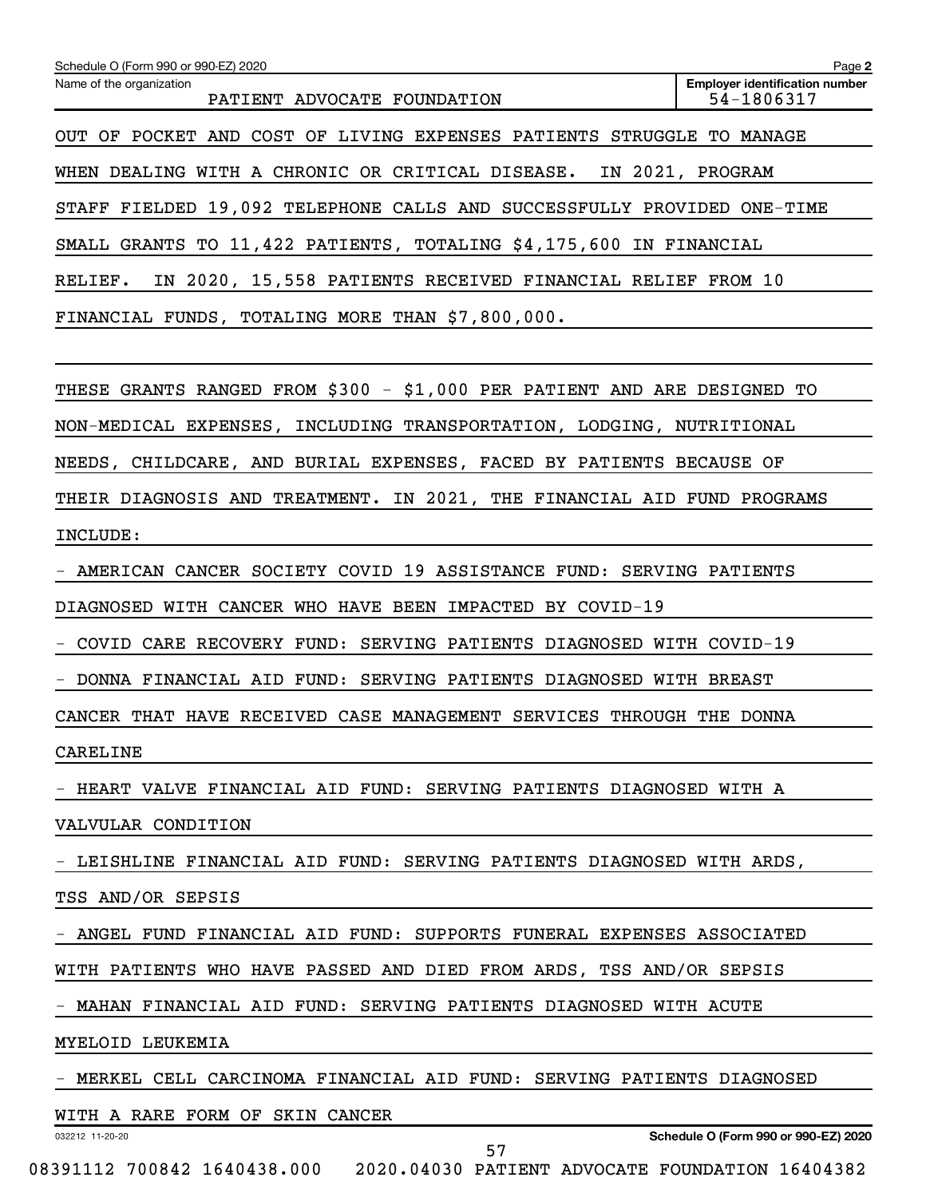OUT OF POCKET AND COST OF LIVING EXPENSES PATIENTS STRUGGLE TO MANAGE WHEN DEALING WITH A CHRONIC OR CRITICAL DISEASE. IN 2021, PROGRAM STAFF FIELDED 19,092 TELEPHONE CALLS AND SUCCESSFULLY PROVIDED ONE-TIME SMALL GRANTS TO 11,422 PATIENTS, TOTALING $4,175,600 IN FINANCIAL RELIEF. IN 2020, 15,558 PATIENTS RECEIVED FINANCIAL RELIEF FROM 10 FINANCIAL FUNDS, TOTALING MORE THAN $7,800,000.

THESE GRANTS RANGED FROM $300 - $1,000 PER PATIENT AND ARE DESIGNED TO NON-MEDICAL EXPENSES, INCLUDING TRANSPORTATION, LODGING, NUTRITIONAL NEEDS, CHILDCARE, AND BURIAL EXPENSES, FACED BY PATIENTS BECAUSE OF THEIR DIAGNOSIS AND TREATMENT. IN 2021, THE FINANCIAL AID FUND PROGRAMS INCLUDE:

- AMERICAN CANCER SOCIETY COVID 19 ASSISTANCE FUND: SERVING PATIENTS DIAGNOSED WITH CANCER WHO HAVE BEEN IMPACTED BY COVID-19
- COVID CARE RECOVERY FUND: SERVING PATIENTS DIAGNOSED WITH COVID-19
- DONNA FINANCIAL AID FUND: SERVING PATIENTS DIAGNOSED WITH BREAST CANCER THAT HAVE RECEIVED CASE MANAGEMENT SERVICES THROUGH THE DONNA CARELINE
- HEART VALVE FINANCIAL AID FUND: SERVING PATIENTS DIAGNOSED WITH A VALVULAR CONDITION
- LEISHLINE FINANCIAL AID FUND: SERVING PATIENTS DIAGNOSED WITH ARDS, TSS AND/OR SEPSIS
- ANGEL FUND FINANCIAL AID FUND: SUPPORTS FUNERAL EXPENSES ASSOCIATED WITH PATIENTS WHO HAVE PASSED AND DIED FROM ARDS, TSS AND/OR SEPSIS
- MAHAN FINANCIAL AID FUND: SERVING PATIENTS DIAGNOSED WITH ACUTE MYELOID LEUKEMIA
- MERKEL CELL CARCINOMA FINANCIAL AID FUND: SERVING PATIENTS DIAGNOSED WITH A RARE FORM OF SKIN CANCER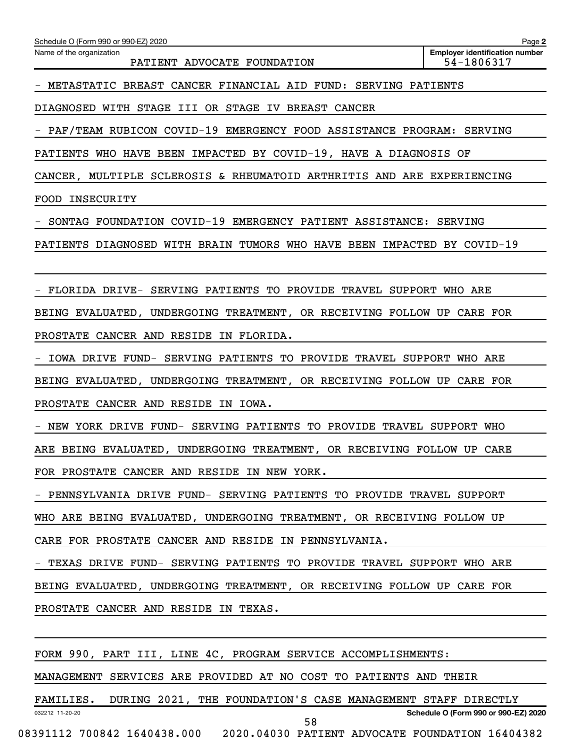- METASTATIC BREAST CANCER FINANCIAL AID FUND: SERVING PATIENTS DIAGNOSED WITH STAGE III OR STAGE IV BREAST CANCER

- PAF/TEAM RUBICON COVID-19 EMERGENCY FOOD ASSISTANCE PROGRAM: SERVING PATIENTS WHO HAVE BEEN IMPACTED BY COVID-19, HAVE A DIAGNOSIS OF CANCER, MULTIPLE SCLEROSIS & RHEUMATOID ARTHRITIS AND ARE EXPERIENCING FOOD INSECURITY

- SONTAG FOUNDATION COVID-19 EMERGENCY PATIENT ASSISTANCE: SERVING PATIENTS DIAGNOSED WITH BRAIN TUMORS WHO HAVE BEEN IMPACTED BY COVID-19

- FLORIDA DRIVE- SERVING PATIENTS TO PROVIDE TRAVEL SUPPORT WHO ARE BEING EVALUATED, UNDERGOING TREATMENT, OR RECEIVING FOLLOW UP CARE FOR PROSTATE CANCER AND RESIDE IN FLORIDA.

- IOWA DRIVE FUND- SERVING PATIENTS TO PROVIDE TRAVEL SUPPORT WHO ARE BEING EVALUATED, UNDERGOING TREATMENT, OR RECEIVING FOLLOW UP CARE FOR PROSTATE CANCER AND RESIDE IN IOWA.

- NEW YORK DRIVE FUND- SERVING PATIENTS TO PROVIDE TRAVEL SUPPORT WHO ARE BEING EVALUATED, UNDERGOING TREATMENT, OR RECEIVING FOLLOW UP CARE FOR PROSTATE CANCER AND RESIDE IN NEW YORK.

- PENNSYLVANIA DRIVE FUND- SERVING PATIENTS TO PROVIDE TRAVEL SUPPORT WHO ARE BEING EVALUATED, UNDERGOING TREATMENT, OR RECEIVING FOLLOW UP CARE FOR PROSTATE CANCER AND RESIDE IN PENNSYLVANIA.

- TEXAS DRIVE FUND- SERVING PATIENTS TO PROVIDE TRAVEL SUPPORT WHO ARE BEING EVALUATED, UNDERGOING TREATMENT, OR RECEIVING FOLLOW UP CARE FOR PROSTATE CANCER AND RESIDE IN TEXAS.

FORM 990, PART III, LINE 4C, PROGRAM SERVICE ACCOMPLISHMENTS:

MANAGEMENT SERVICES ARE PROVIDED AT NO COST TO PATIENTS AND THEIR FAMILIES. DURING 2021, THE FOUNDATION'S CASE MANAGEMENT STAFF DIRECTLY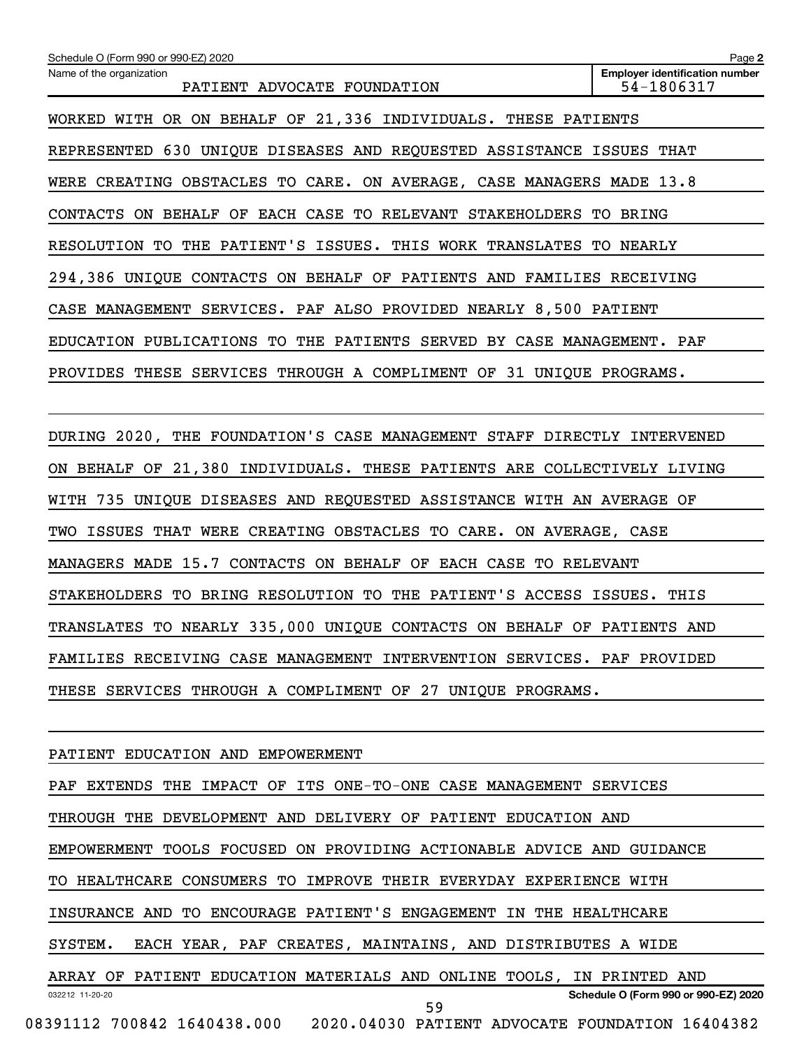WORKED WITH OR ON BEHALF OF 21,336 INDIVIDUALS. THESE PATIENTS REPRESENTED 630 UNIQUE DISEASES AND REQUESTED ASSISTANCE ISSUES THAT WERE CREATING OBSTACLES TO CARE. ON AVERAGE, CASE MANAGERS MADE 13.8 CONTACTS ON BEHALF OF EACH CASE TO RELEVANT STAKEHOLDERS TO BRING RESOLUTION TO THE PATIENT'S ISSUES. THIS WORK TRANSLATES TO NEARLY 294,386 UNIQUE CONTACTS ON BEHALF OF PATIENTS AND FAMILIES RECEIVING CASE MANAGEMENT SERVICES. PAF ALSO PROVIDED NEARLY 8,500 PATIENT EDUCATION PUBLICATIONS TO THE PATIENTS SERVED BY CASE MANAGEMENT. PAF PROVIDES THESE SERVICES THROUGH A COMPLIMENT OF 31 UNIQUE PROGRAMS.

DURING 2020, THE FOUNDATION'S CASE MANAGEMENT STAFF DIRECTLY INTERVENED ON BEHALF OF 21,380 INDIVIDUALS. THESE PATIENTS ARE COLLECTIVELY LIVING WITH 735 UNIQUE DISEASES AND REQUESTED ASSISTANCE WITH AN AVERAGE OF TWO ISSUES THAT WERE CREATING OBSTACLES TO CARE. ON AVERAGE, CASE MANAGERS MADE 15.7 CONTACTS ON BEHALF OF EACH CASE TO RELEVANT STAKEHOLDERS TO BRING RESOLUTION TO THE PATIENT'S ACCESS ISSUES. THIS TRANSLATES TO NEARLY 335,000 UNIQUE CONTACTS ON BEHALF OF PATIENTS AND FAMILIES RECEIVING CASE MANAGEMENT INTERVENTION SERVICES. PAF PROVIDED THESE SERVICES THROUGH A COMPLIMENT OF 27 UNIQUE PROGRAMS.

PATIENT EDUCATION AND EMPOWERMENT

PAF EXTENDS THE IMPACT OF ITS ONE-TO-ONE CASE MANAGEMENT SERVICES THROUGH THE DEVELOPMENT AND DELIVERY OF PATIENT EDUCATION AND EMPOWERMENT TOOLS FOCUSED ON PROVIDING ACTIONABLE ADVICE AND GUIDANCE TO HEALTHCARE CONSUMERS TO IMPROVE THEIR EVERYDAY EXPERIENCE WITH INSURANCE AND TO ENCOURAGE PATIENT'S ENGAGEMENT IN THE HEALTHCARE SYSTEM.  EACH YEAR, PAF CREATES, MAINTAINS, AND DISTRIBUTES A WIDE ARRAY OF PATIENT EDUCATION MATERIALS AND ONLINE TOOLS, IN PRINTED AND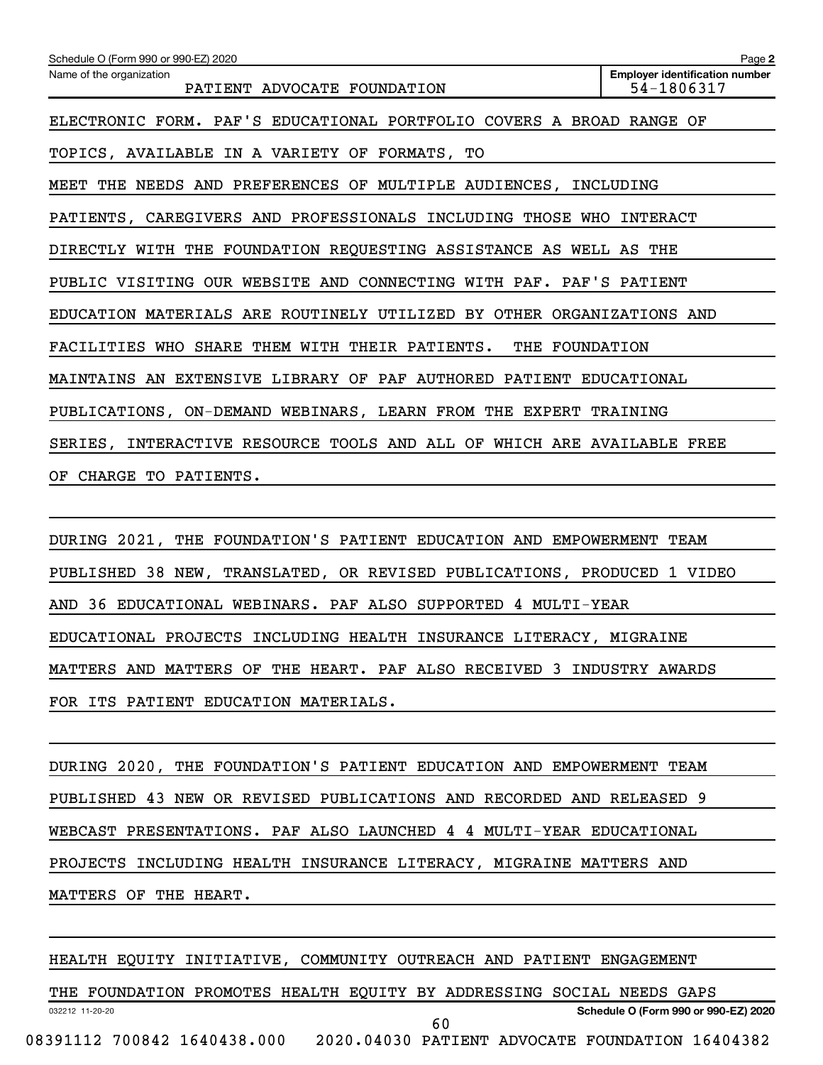Schedule O (Form 990 or 990-EZ) 2020

Name of the organization: PATIENT ADVOCATE FOUNDATION

Employer identification number: 54-1806317

ELECTRONIC FORM. PAF'S EDUCATIONAL PORTFOLIO COVERS A BROAD RANGE OF TOPICS, AVAILABLE IN A VARIETY OF FORMATS, TO MEET THE NEEDS AND PREFERENCES OF MULTIPLE AUDIENCES, INCLUDING PATIENTS, CAREGIVERS AND PROFESSIONALS INCLUDING THOSE WHO INTERACT DIRECTLY WITH THE FOUNDATION REQUESTING ASSISTANCE AS WELL AS THE PUBLIC VISITING OUR WEBSITE AND CONNECTING WITH PAF. PAF'S PATIENT EDUCATION MATERIALS ARE ROUTINELY UTILIZED BY OTHER ORGANIZATIONS AND FACILITIES WHO SHARE THEM WITH THEIR PATIENTS. THE FOUNDATION MAINTAINS AN EXTENSIVE LIBRARY OF PAF AUTHORED PATIENT EDUCATIONAL PUBLICATIONS, ON-DEMAND WEBINARS, LEARN FROM THE EXPERT TRAINING SERIES, INTERACTIVE RESOURCE TOOLS AND ALL OF WHICH ARE AVAILABLE FREE OF CHARGE TO PATIENTS.

DURING 2021, THE FOUNDATION'S PATIENT EDUCATION AND EMPOWERMENT TEAM PUBLISHED 38 NEW, TRANSLATED, OR REVISED PUBLICATIONS, PRODUCED 1 VIDEO AND 36 EDUCATIONAL WEBINARS. PAF ALSO SUPPORTED 4 MULTI-YEAR EDUCATIONAL PROJECTS INCLUDING HEALTH INSURANCE LITERACY, MIGRAINE MATTERS AND MATTERS OF THE HEART. PAF ALSO RECEIVED 3 INDUSTRY AWARDS FOR ITS PATIENT EDUCATION MATERIALS.

DURING 2020, THE FOUNDATION'S PATIENT EDUCATION AND EMPOWERMENT TEAM PUBLISHED 43 NEW OR REVISED PUBLICATIONS AND RECORDED AND RELEASED 9 WEBCAST PRESENTATIONS. PAF ALSO LAUNCHED 4 4 MULTI-YEAR EDUCATIONAL PROJECTS INCLUDING HEALTH INSURANCE LITERACY, MIGRAINE MATTERS AND MATTERS OF THE HEART.

HEALTH EQUITY INITIATIVE, COMMUNITY OUTREACH AND PATIENT ENGAGEMENT

THE FOUNDATION PROMOTES HEALTH EQUITY BY ADDRESSING SOCIAL NEEDS GAPS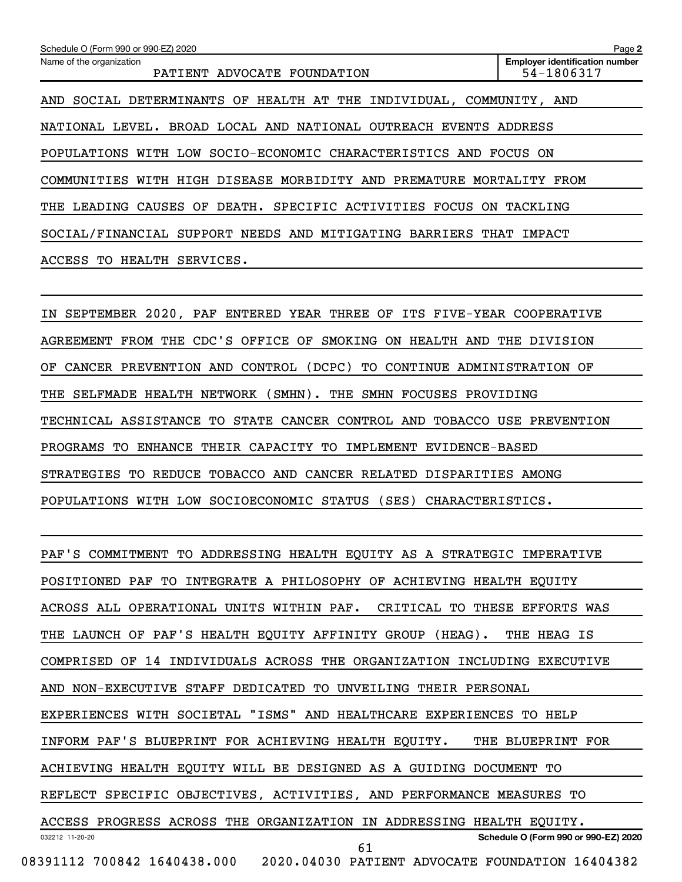AND SOCIAL DETERMINANTS OF HEALTH AT THE INDIVIDUAL, COMMUNITY, AND NATIONAL LEVEL. BROAD LOCAL AND NATIONAL OUTREACH EVENTS ADDRESS POPULATIONS WITH LOW SOCIO-ECONOMIC CHARACTERISTICS AND FOCUS ON COMMUNITIES WITH HIGH DISEASE MORBIDITY AND PREMATURE MORTALITY FROM THE LEADING CAUSES OF DEATH. SPECIFIC ACTIVITIES FOCUS ON TACKLING SOCIAL/FINANCIAL SUPPORT NEEDS AND MITIGATING BARRIERS THAT IMPACT ACCESS TO HEALTH SERVICES.

IN SEPTEMBER 2020, PAF ENTERED YEAR THREE OF ITS FIVE-YEAR COOPERATIVE AGREEMENT FROM THE CDC'S OFFICE OF SMOKING ON HEALTH AND THE DIVISION OF CANCER PREVENTION AND CONTROL (DCPC) TO CONTINUE ADMINISTRATION OF THE SELFMADE HEALTH NETWORK (SMHN). THE SMHN FOCUSES PROVIDING TECHNICAL ASSISTANCE TO STATE CANCER CONTROL AND TOBACCO USE PREVENTION PROGRAMS TO ENHANCE THEIR CAPACITY TO IMPLEMENT EVIDENCE-BASED STRATEGIES TO REDUCE TOBACCO AND CANCER RELATED DISPARITIES AMONG POPULATIONS WITH LOW SOCIOECONOMIC STATUS (SES) CHARACTERISTICS.

PAF'S COMMITMENT TO ADDRESSING HEALTH EQUITY AS A STRATEGIC IMPERATIVE POSITIONED PAF TO INTEGRATE A PHILOSOPHY OF ACHIEVING HEALTH EQUITY ACROSS ALL OPERATIONAL UNITS WITHIN PAF. CRITICAL TO THESE EFFORTS WAS THE LAUNCH OF PAF'S HEALTH EQUITY AFFINITY GROUP (HEAG). THE HEAG IS COMPRISED OF 14 INDIVIDUALS ACROSS THE ORGANIZATION INCLUDING EXECUTIVE AND NON-EXECUTIVE STAFF DEDICATED TO UNVEILING THEIR PERSONAL EXPERIENCES WITH SOCIETAL "ISMS" AND HEALTHCARE EXPERIENCES TO HELP INFORM PAF'S BLUEPRINT FOR ACHIEVING HEALTH EQUITY. THE BLUEPRINT FOR ACHIEVING HEALTH EQUITY WILL BE DESIGNED AS A GUIDING DOCUMENT TO REFLECT SPECIFIC OBJECTIVES, ACTIVITIES, AND PERFORMANCE MEASURES TO ACCESS PROGRESS ACROSS THE ORGANIZATION IN ADDRESSING HEALTH EQUITY.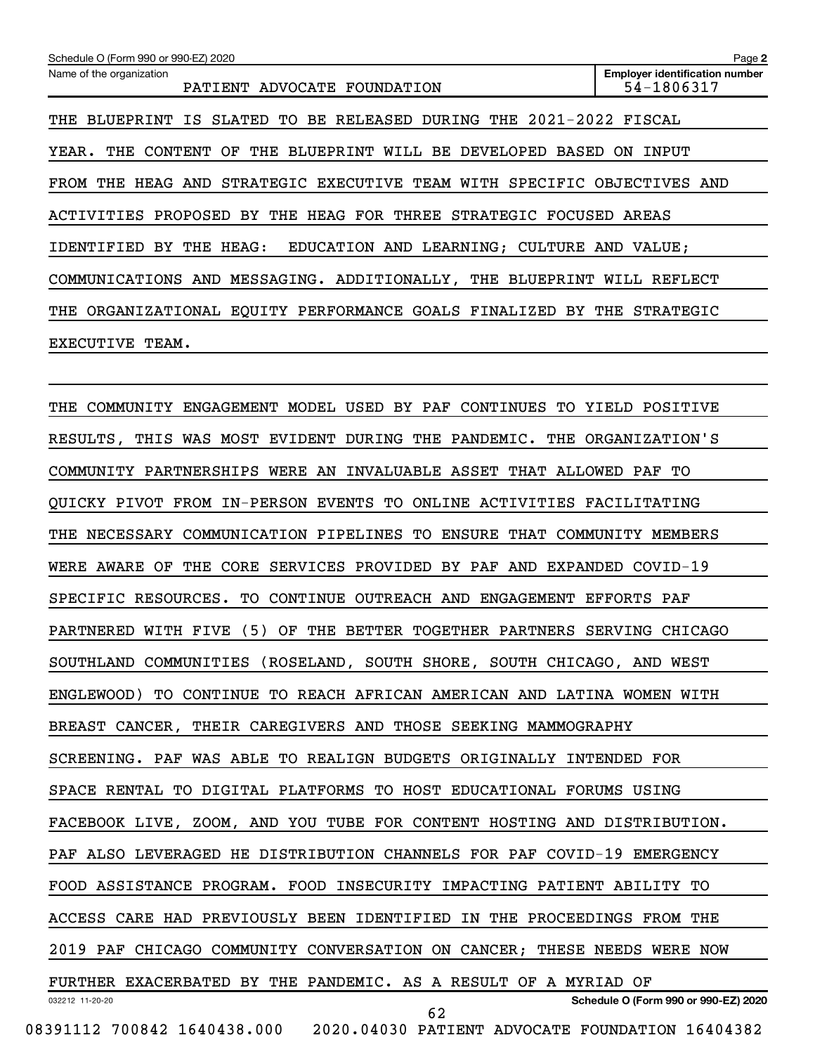THE BLUEPRINT IS SLATED TO BE RELEASED DURING THE 2021-2022 FISCAL YEAR. THE CONTENT OF THE BLUEPRINT WILL BE DEVELOPED BASED ON INPUT FROM THE HEAG AND STRATEGIC EXECUTIVE TEAM WITH SPECIFIC OBJECTIVES AND ACTIVITIES PROPOSED BY THE HEAG FOR THREE STRATEGIC FOCUSED AREAS IDENTIFIED BY THE HEAG: EDUCATION AND LEARNING; CULTURE AND VALUE; COMMUNICATIONS AND MESSAGING. ADDITIONALLY, THE BLUEPRINT WILL REFLECT THE ORGANIZATIONAL EQUITY PERFORMANCE GOALS FINALIZED BY THE STRATEGIC EXECUTIVE TEAM.

THE COMMUNITY ENGAGEMENT MODEL USED BY PAF CONTINUES TO YIELD POSITIVE RESULTS, THIS WAS MOST EVIDENT DURING THE PANDEMIC. THE ORGANIZATION'S COMMUNITY PARTNERSHIPS WERE AN INVALUABLE ASSET THAT ALLOWED PAF TO QUICKY PIVOT FROM IN-PERSON EVENTS TO ONLINE ACTIVITIES FACILITATING THE NECESSARY COMMUNICATION PIPELINES TO ENSURE THAT COMMUNITY MEMBERS WERE AWARE OF THE CORE SERVICES PROVIDED BY PAF AND EXPANDED COVID-19 SPECIFIC RESOURCES. TO CONTINUE OUTREACH AND ENGAGEMENT EFFORTS PAF PARTNERED WITH FIVE (5) OF THE BETTER TOGETHER PARTNERS SERVING CHICAGO SOUTHLAND COMMUNITIES (ROSELAND, SOUTH SHORE, SOUTH CHICAGO, AND WEST ENGLEWOOD) TO CONTINUE TO REACH AFRICAN AMERICAN AND LATINA WOMEN WITH BREAST CANCER, THEIR CAREGIVERS AND THOSE SEEKING MAMMOGRAPHY SCREENING. PAF WAS ABLE TO REALIGN BUDGETS ORIGINALLY INTENDED FOR SPACE RENTAL TO DIGITAL PLATFORMS TO HOST EDUCATIONAL FORUMS USING FACEBOOK LIVE, ZOOM, AND YOU TUBE FOR CONTENT HOSTING AND DISTRIBUTION. PAF ALSO LEVERAGED HE DISTRIBUTION CHANNELS FOR PAF COVID-19 EMERGENCY FOOD ASSISTANCE PROGRAM. FOOD INSECURITY IMPACTING PATIENT ABILITY TO ACCESS CARE HAD PREVIOUSLY BEEN IDENTIFIED IN THE PROCEEDINGS FROM THE 2019 PAF CHICAGO COMMUNITY CONVERSATION ON CANCER; THESE NEEDS WERE NOW FURTHER EXACERBATED BY THE PANDEMIC. AS A RESULT OF A MYRIAD OF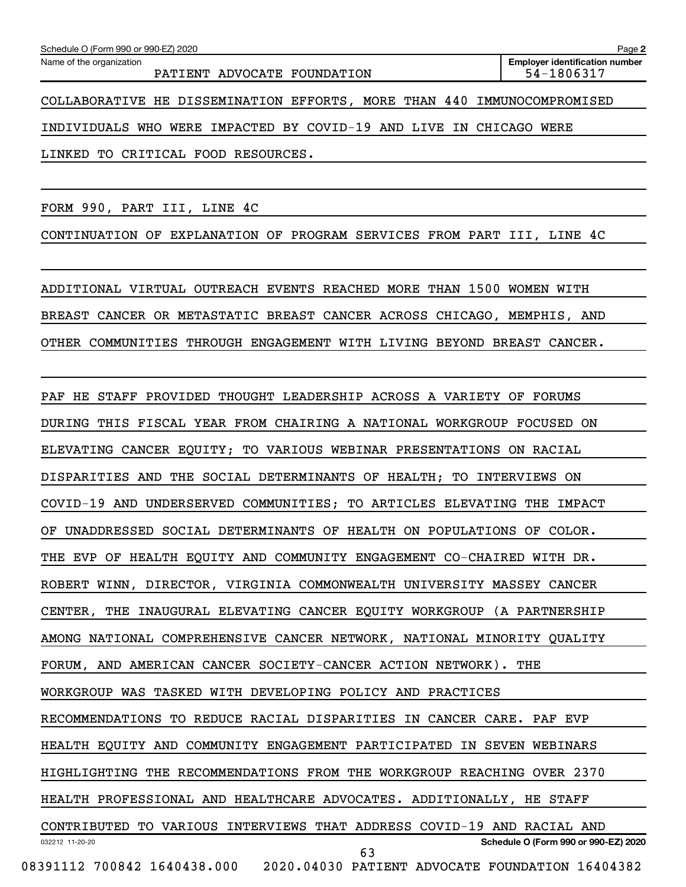COLLABORATIVE HE DISSEMINATION EFFORTS, MORE THAN 440 IMMUNOCOMPROMISED INDIVIDUALS WHO WERE IMPACTED BY COVID-19 AND LIVE IN CHICAGO WERE LINKED TO CRITICAL FOOD RESOURCES.

FORM 990, PART III, LINE 4C

CONTINUATION OF EXPLANATION OF PROGRAM SERVICES FROM PART III, LINE 4C

ADDITIONAL VIRTUAL OUTREACH EVENTS REACHED MORE THAN 1500 WOMEN WITH BREAST CANCER OR METASTATIC BREAST CANCER ACROSS CHICAGO, MEMPHIS, AND OTHER COMMUNITIES THROUGH ENGAGEMENT WITH LIVING BEYOND BREAST CANCER.

PAF HE STAFF PROVIDED THOUGHT LEADERSHIP ACROSS A VARIETY OF FORUMS DURING THIS FISCAL YEAR FROM CHAIRING A NATIONAL WORKGROUP FOCUSED ON ELEVATING CANCER EQUITY; TO VARIOUS WEBINAR PRESENTATIONS ON RACIAL DISPARITIES AND THE SOCIAL DETERMINANTS OF HEALTH; TO INTERVIEWS ON COVID-19 AND UNDERSERVED COMMUNITIES; TO ARTICLES ELEVATING THE IMPACT OF UNADDRESSED SOCIAL DETERMINANTS OF HEALTH ON POPULATIONS OF COLOR. THE EVP OF HEALTH EQUITY AND COMMUNITY ENGAGEMENT CO-CHAIRED WITH DR. ROBERT WINN, DIRECTOR, VIRGINIA COMMONWEALTH UNIVERSITY MASSEY CANCER CENTER, THE INAUGURAL ELEVATING CANCER EQUITY WORKGROUP (A PARTNERSHIP AMONG NATIONAL COMPREHENSIVE CANCER NETWORK, NATIONAL MINORITY QUALITY FORUM, AND AMERICAN CANCER SOCIETY-CANCER ACTION NETWORK). THE WORKGROUP WAS TASKED WITH DEVELOPING POLICY AND PRACTICES RECOMMENDATIONS TO REDUCE RACIAL DISPARITIES IN CANCER CARE. PAF EVP HEALTH EQUITY AND COMMUNITY ENGAGEMENT PARTICIPATED IN SEVEN WEBINARS HIGHLIGHTING THE RECOMMENDATIONS FROM THE WORKGROUP REACHING OVER 2370 HEALTH PROFESSIONAL AND HEALTHCARE ADVOCATES. ADDITIONALLY, HE STAFF CONTRIBUTED TO VARIOUS INTERVIEWS THAT ADDRESS COVID-19 AND RACIAL AND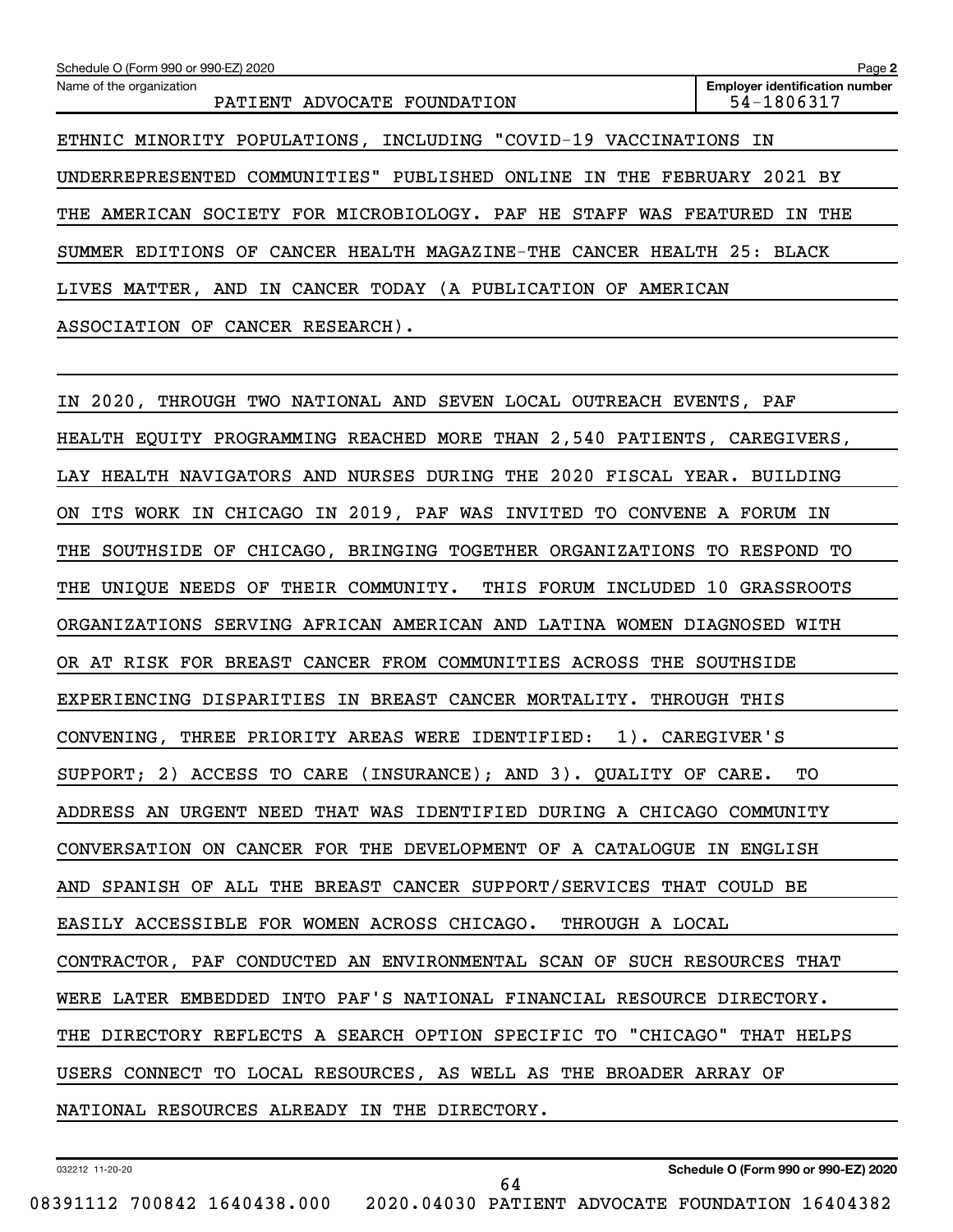Schedule O (Form 990 or 990-EZ) 2020

Name of the organization: PATIENT ADVOCATE FOUNDATION

Employer identification number: 54-1806317

ETHNIC MINORITY POPULATIONS, INCLUDING "COVID-19 VACCINATIONS IN UNDERREPRESENTED COMMUNITIES" PUBLISHED ONLINE IN THE FEBRUARY 2021 BY THE AMERICAN SOCIETY FOR MICROBIOLOGY. PAF HE STAFF WAS FEATURED IN THE SUMMER EDITIONS OF CANCER HEALTH MAGAZINE-THE CANCER HEALTH 25: BLACK LIVES MATTER, AND IN CANCER TODAY (A PUBLICATION OF AMERICAN ASSOCIATION OF CANCER RESEARCH).

IN 2020, THROUGH TWO NATIONAL AND SEVEN LOCAL OUTREACH EVENTS, PAF HEALTH EQUITY PROGRAMMING REACHED MORE THAN 2,540 PATIENTS, CAREGIVERS, LAY HEALTH NAVIGATORS AND NURSES DURING THE 2020 FISCAL YEAR. BUILDING ON ITS WORK IN CHICAGO IN 2019, PAF WAS INVITED TO CONVENE A FORUM IN THE SOUTHSIDE OF CHICAGO, BRINGING TOGETHER ORGANIZATIONS TO RESPOND TO THE UNIQUE NEEDS OF THEIR COMMUNITY. THIS FORUM INCLUDED 10 GRASSROOTS ORGANIZATIONS SERVING AFRICAN AMERICAN AND LATINA WOMEN DIAGNOSED WITH OR AT RISK FOR BREAST CANCER FROM COMMUNITIES ACROSS THE SOUTHSIDE EXPERIENCING DISPARITIES IN BREAST CANCER MORTALITY. THROUGH THIS CONVENING, THREE PRIORITY AREAS WERE IDENTIFIED: 1). CAREGIVER'S SUPPORT; 2) ACCESS TO CARE (INSURANCE); AND 3). QUALITY OF CARE. TO ADDRESS AN URGENT NEED THAT WAS IDENTIFIED DURING A CHICAGO COMMUNITY CONVERSATION ON CANCER FOR THE DEVELOPMENT OF A CATALOGUE IN ENGLISH AND SPANISH OF ALL THE BREAST CANCER SUPPORT/SERVICES THAT COULD BE EASILY ACCESSIBLE FOR WOMEN ACROSS CHICAGO. THROUGH A LOCAL CONTRACTOR, PAF CONDUCTED AN ENVIRONMENTAL SCAN OF SUCH RESOURCES THAT WERE LATER EMBEDDED INTO PAF'S NATIONAL FINANCIAL RESOURCE DIRECTORY. THE DIRECTORY REFLECTS A SEARCH OPTION SPECIFIC TO "CHICAGO" THAT HELPS USERS CONNECT TO LOCAL RESOURCES, AS WELL AS THE BROADER ARRAY OF NATIONAL RESOURCES ALREADY IN THE DIRECTORY.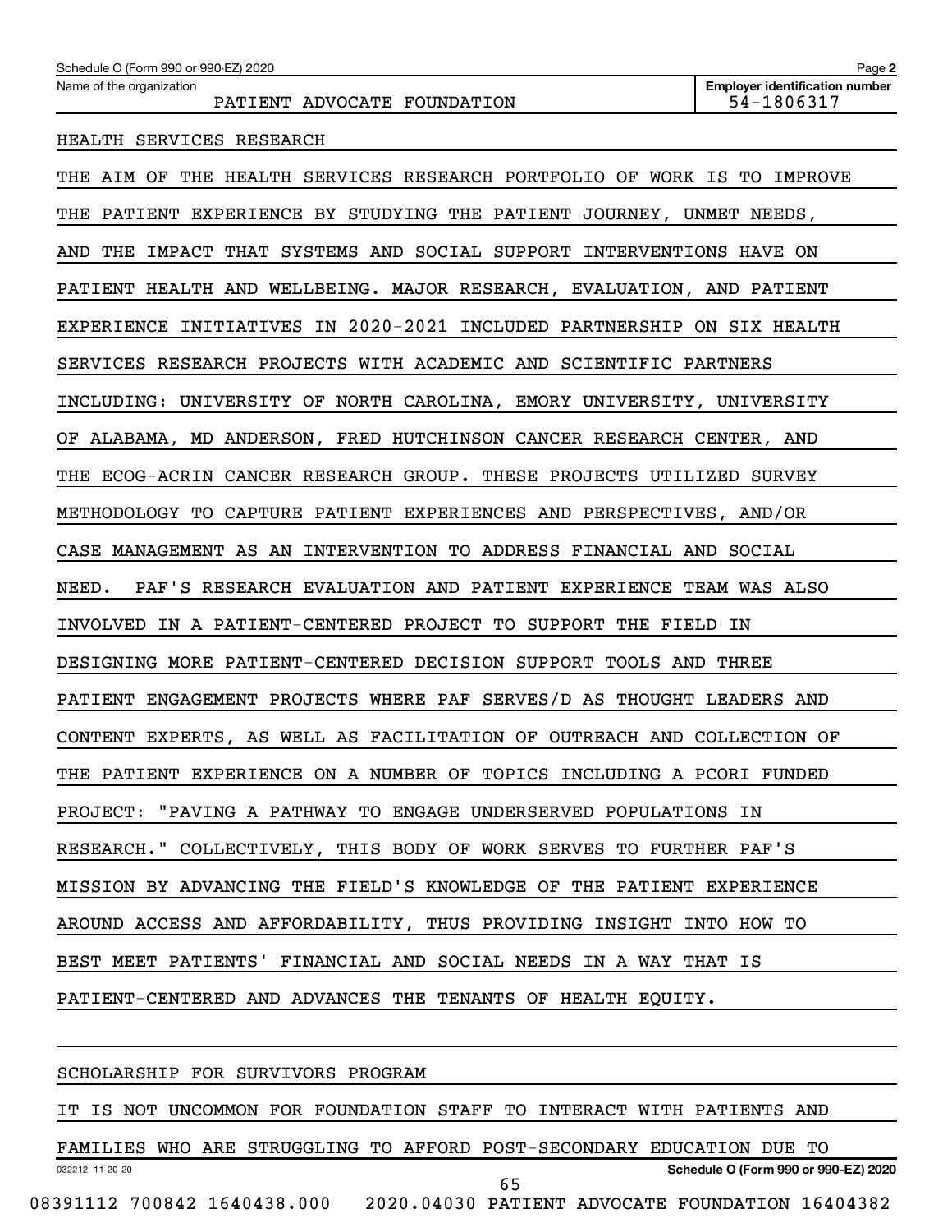HEALTH SERVICES RESEARCH

THE AIM OF THE HEALTH SERVICES RESEARCH PORTFOLIO OF WORK IS TO IMPROVE THE PATIENT EXPERIENCE BY STUDYING THE PATIENT JOURNEY, UNMET NEEDS, AND THE IMPACT THAT SYSTEMS AND SOCIAL SUPPORT INTERVENTIONS HAVE ON PATIENT HEALTH AND WELLBEING. MAJOR RESEARCH, EVALUATION, AND PATIENT EXPERIENCE INITIATIVES IN 2020-2021 INCLUDED PARTNERSHIP ON SIX HEALTH SERVICES RESEARCH PROJECTS WITH ACADEMIC AND SCIENTIFIC PARTNERS INCLUDING: UNIVERSITY OF NORTH CAROLINA, EMORY UNIVERSITY, UNIVERSITY OF ALABAMA, MD ANDERSON, FRED HUTCHINSON CANCER RESEARCH CENTER, AND THE ECOG-ACRIN CANCER RESEARCH GROUP. THESE PROJECTS UTILIZED SURVEY METHODOLOGY TO CAPTURE PATIENT EXPERIENCES AND PERSPECTIVES, AND/OR CASE MANAGEMENT AS AN INTERVENTION TO ADDRESS FINANCIAL AND SOCIAL NEED. PAF'S RESEARCH EVALUATION AND PATIENT EXPERIENCE TEAM WAS ALSO INVOLVED IN A PATIENT-CENTERED PROJECT TO SUPPORT THE FIELD IN DESIGNING MORE PATIENT-CENTERED DECISION SUPPORT TOOLS AND THREE PATIENT ENGAGEMENT PROJECTS WHERE PAF SERVES/D AS THOUGHT LEADERS AND CONTENT EXPERTS, AS WELL AS FACILITATION OF OUTREACH AND COLLECTION OF THE PATIENT EXPERIENCE ON A NUMBER OF TOPICS INCLUDING A PCORI FUNDED PROJECT: "PAVING A PATHWAY TO ENGAGE UNDERSERVED POPULATIONS IN RESEARCH." COLLECTIVELY, THIS BODY OF WORK SERVES TO FURTHER PAF'S MISSION BY ADVANCING THE FIELD'S KNOWLEDGE OF THE PATIENT EXPERIENCE AROUND ACCESS AND AFFORDABILITY, THUS PROVIDING INSIGHT INTO HOW TO BEST MEET PATIENTS' FINANCIAL AND SOCIAL NEEDS IN A WAY THAT IS PATIENT-CENTERED AND ADVANCES THE TENANTS OF HEALTH EQUITY.

SCHOLARSHIP FOR SURVIVORS PROGRAM

IT IS NOT UNCOMMON FOR FOUNDATION STAFF TO INTERACT WITH PATIENTS AND FAMILIES WHO ARE STRUGGLING TO AFFORD POST-SECONDARY EDUCATION DUE TO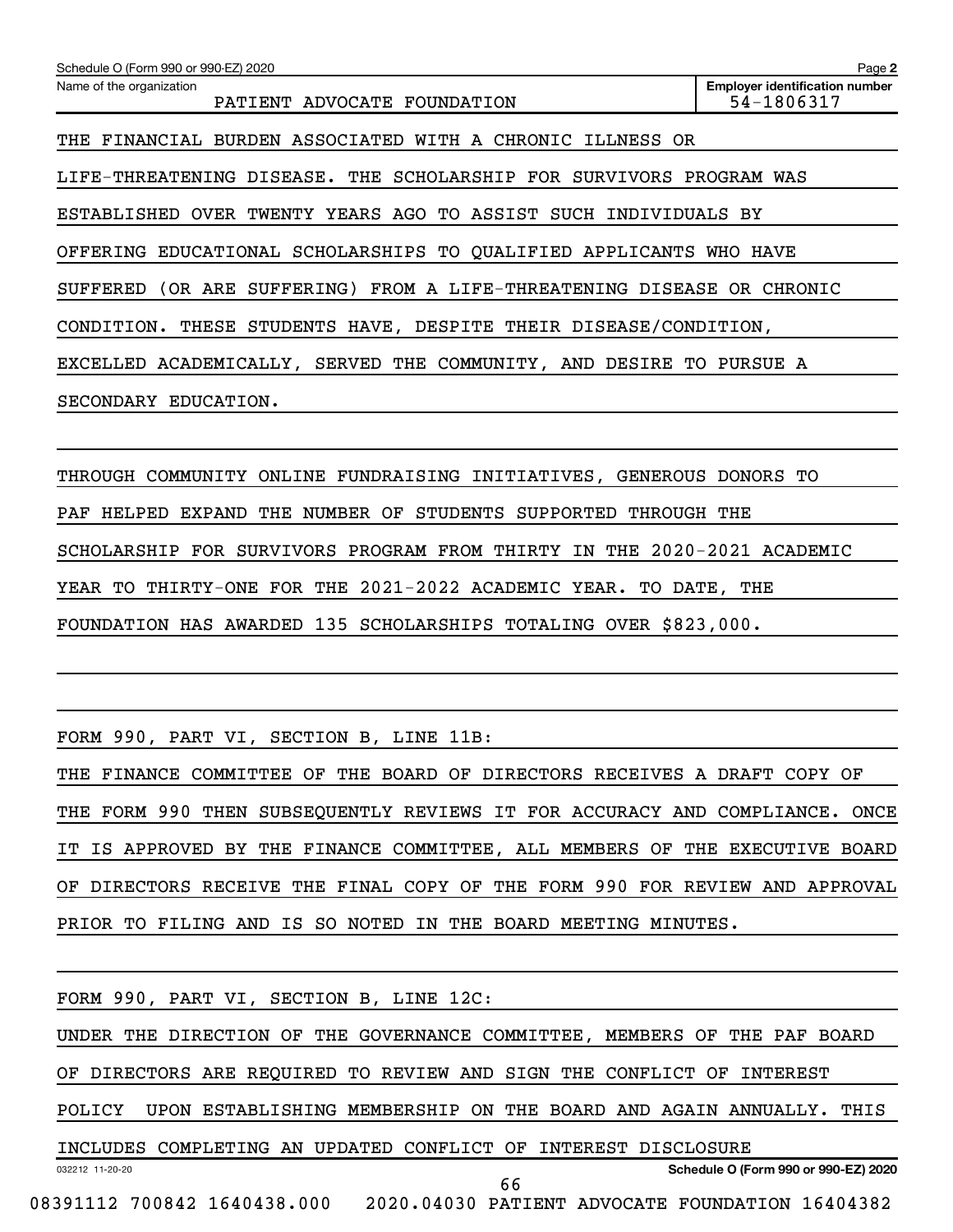Name of the organization: PATIENT ADVOCATE FOUNDATION

Employer identification number: 54-1806317

THE FINANCIAL BURDEN ASSOCIATED WITH A CHRONIC ILLNESS OR LIFE-THREATENING DISEASE. THE SCHOLARSHIP FOR SURVIVORS PROGRAM WAS ESTABLISHED OVER TWENTY YEARS AGO TO ASSIST SUCH INDIVIDUALS BY OFFERING EDUCATIONAL SCHOLARSHIPS TO QUALIFIED APPLICANTS WHO HAVE SUFFERED (OR ARE SUFFERING) FROM A LIFE-THREATENING DISEASE OR CHRONIC CONDITION. THESE STUDENTS HAVE, DESPITE THEIR DISEASE/CONDITION, EXCELLED ACADEMICALLY, SERVED THE COMMUNITY, AND DESIRE TO PURSUE A SECONDARY EDUCATION.

THROUGH COMMUNITY ONLINE FUNDRAISING INITIATIVES, GENEROUS DONORS TO PAF HELPED EXPAND THE NUMBER OF STUDENTS SUPPORTED THROUGH THE SCHOLARSHIP FOR SURVIVORS PROGRAM FROM THIRTY IN THE 2020-2021 ACADEMIC YEAR TO THIRTY-ONE FOR THE 2021-2022 ACADEMIC YEAR. TO DATE, THE FOUNDATION HAS AWARDED 135 SCHOLARSHIPS TOTALING OVER $823,000.

FORM 990, PART VI, SECTION B, LINE 11B:

THE FINANCE COMMITTEE OF THE BOARD OF DIRECTORS RECEIVES A DRAFT COPY OF THE FORM 990 THEN SUBSEQUENTLY REVIEWS IT FOR ACCURACY AND COMPLIANCE. ONCE IT IS APPROVED BY THE FINANCE COMMITTEE, ALL MEMBERS OF THE EXECUTIVE BOARD OF DIRECTORS RECEIVE THE FINAL COPY OF THE FORM 990 FOR REVIEW AND APPROVAL PRIOR TO FILING AND IS SO NOTED IN THE BOARD MEETING MINUTES.

FORM 990, PART VI, SECTION B, LINE 12C:

UNDER THE DIRECTION OF THE GOVERNANCE COMMITTEE, MEMBERS OF THE PAF BOARD OF DIRECTORS ARE REQUIRED TO REVIEW AND SIGN THE CONFLICT OF INTEREST POLICY UPON ESTABLISHING MEMBERSHIP ON THE BOARD AND AGAIN ANNUALLY. THIS INCLUDES COMPLETING AN UPDATED CONFLICT OF INTEREST DISCLOSURE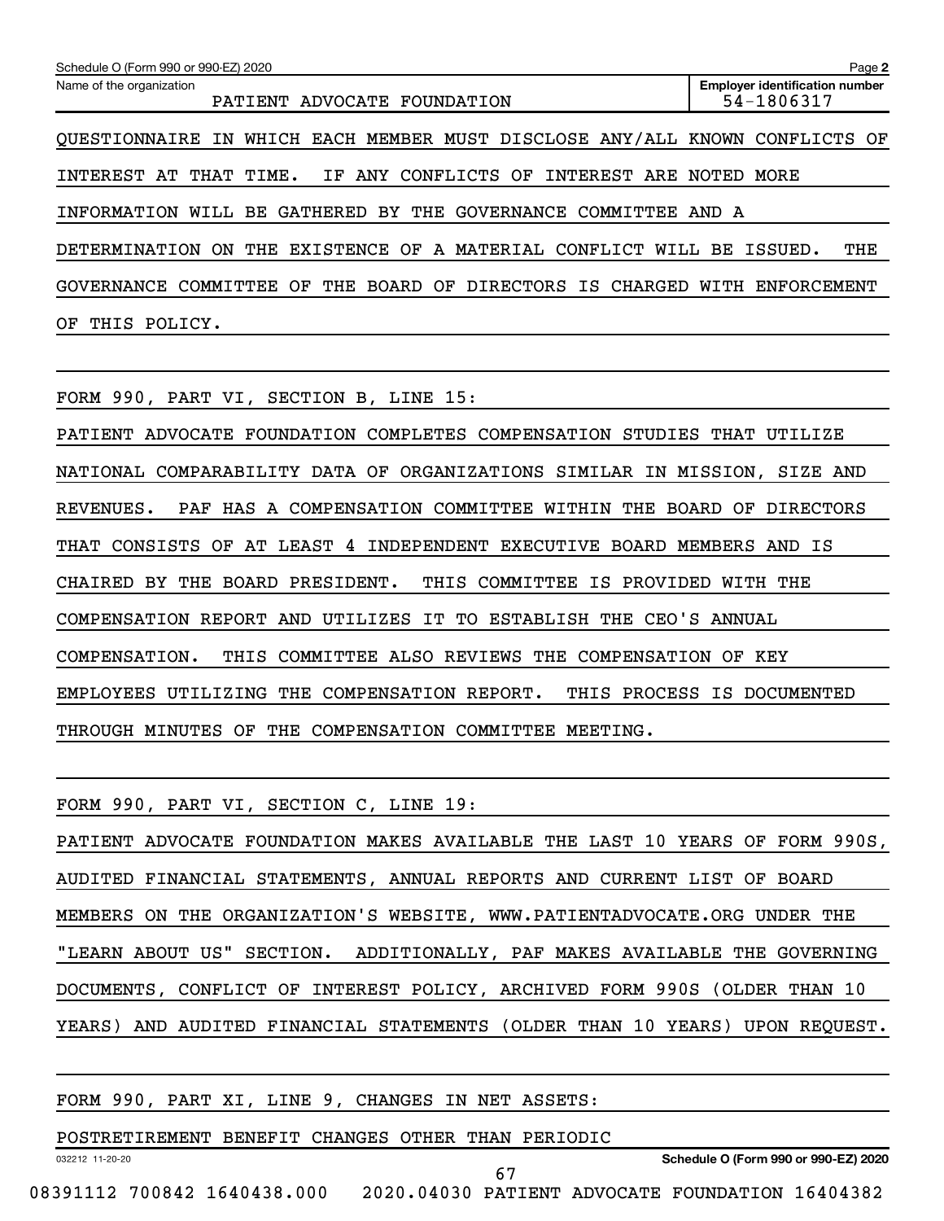QUESTIONNAIRE IN WHICH EACH MEMBER MUST DISCLOSE ANY/ALL KNOWN CONFLICTS OF INTEREST AT THAT TIME. IF ANY CONFLICTS OF INTEREST ARE NOTED MORE INFORMATION WILL BE GATHERED BY THE GOVERNANCE COMMITTEE AND A DETERMINATION ON THE EXISTENCE OF A MATERIAL CONFLICT WILL BE ISSUED. THE GOVERNANCE COMMITTEE OF THE BOARD OF DIRECTORS IS CHARGED WITH ENFORCEMENT OF THIS POLICY.

FORM 990, PART VI, SECTION B, LINE 15:

PATIENT ADVOCATE FOUNDATION COMPLETES COMPENSATION STUDIES THAT UTILIZE NATIONAL COMPARABILITY DATA OF ORGANIZATIONS SIMILAR IN MISSION, SIZE AND REVENUES. PAF HAS A COMPENSATION COMMITTEE WITHIN THE BOARD OF DIRECTORS THAT CONSISTS OF AT LEAST 4 INDEPENDENT EXECUTIVE BOARD MEMBERS AND IS CHAIRED BY THE BOARD PRESIDENT. THIS COMMITTEE IS PROVIDED WITH THE COMPENSATION REPORT AND UTILIZES IT TO ESTABLISH THE CEO'S ANNUAL COMPENSATION. THIS COMMITTEE ALSO REVIEWS THE COMPENSATION OF KEY EMPLOYEES UTILIZING THE COMPENSATION REPORT. THIS PROCESS IS DOCUMENTED THROUGH MINUTES OF THE COMPENSATION COMMITTEE MEETING.

FORM 990, PART VI, SECTION C, LINE 19:

PATIENT ADVOCATE FOUNDATION MAKES AVAILABLE THE LAST 10 YEARS OF FORM 990S, AUDITED FINANCIAL STATEMENTS, ANNUAL REPORTS AND CURRENT LIST OF BOARD MEMBERS ON THE ORGANIZATION'S WEBSITE, WWW.PATIENTADVOCATE.ORG UNDER THE "LEARN ABOUT US" SECTION. ADDITIONALLY, PAF MAKES AVAILABLE THE GOVERNING DOCUMENTS, CONFLICT OF INTEREST POLICY, ARCHIVED FORM 990S (OLDER THAN 10 YEARS) AND AUDITED FINANCIAL STATEMENTS (OLDER THAN 10 YEARS) UPON REQUEST.

FORM 990, PART XI, LINE 9, CHANGES IN NET ASSETS:

POSTRETIREMENT BENEFIT CHANGES OTHER THAN PERIODIC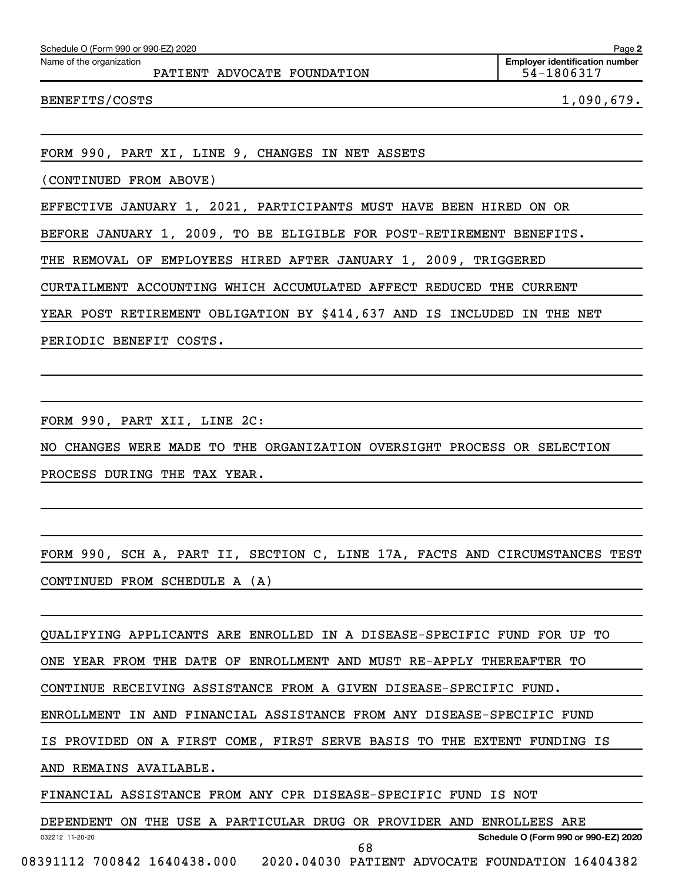Schedule O (Form 990 or 990-EZ) 2020

Name of the organization: PATIENT ADVOCATE FOUNDATION

Employer identification number: 54-1806317

BENEFITS/COSTS 1,090,679.

FORM 990, PART XI, LINE 9, CHANGES IN NET ASSETS

(CONTINUED FROM ABOVE)

EFFECTIVE JANUARY 1, 2021, PARTICIPANTS MUST HAVE BEEN HIRED ON OR BEFORE JANUARY 1, 2009, TO BE ELIGIBLE FOR POST-RETIREMENT BENEFITS. THE REMOVAL OF EMPLOYEES HIRED AFTER JANUARY 1, 2009, TRIGGERED CURTAILMENT ACCOUNTING WHICH ACCUMULATED AFFECT REDUCED THE CURRENT YEAR POST RETIREMENT OBLIGATION BY $414,637 AND IS INCLUDED IN THE NET PERIODIC BENEFIT COSTS.

FORM 990, PART XII, LINE 2C:

NO CHANGES WERE MADE TO THE ORGANIZATION OVERSIGHT PROCESS OR SELECTION PROCESS DURING THE TAX YEAR.

FORM 990, SCH A, PART II, SECTION C, LINE 17A, FACTS AND CIRCUMSTANCES TEST CONTINUED FROM SCHEDULE A (A)

QUALIFYING APPLICANTS ARE ENROLLED IN A DISEASE-SPECIFIC FUND FOR UP TO ONE YEAR FROM THE DATE OF ENROLLMENT AND MUST RE-APPLY THEREAFTER TO CONTINUE RECEIVING ASSISTANCE FROM A GIVEN DISEASE-SPECIFIC FUND.

ENROLLMENT IN AND FINANCIAL ASSISTANCE FROM ANY DISEASE-SPECIFIC FUND IS PROVIDED ON A FIRST COME, FIRST SERVE BASIS TO THE EXTENT FUNDING IS AND REMAINS AVAILABLE.

FINANCIAL ASSISTANCE FROM ANY CPR DISEASE-SPECIFIC FUND IS NOT DEPENDENT ON THE USE A PARTICULAR DRUG OR PROVIDER AND ENROLLEES ARE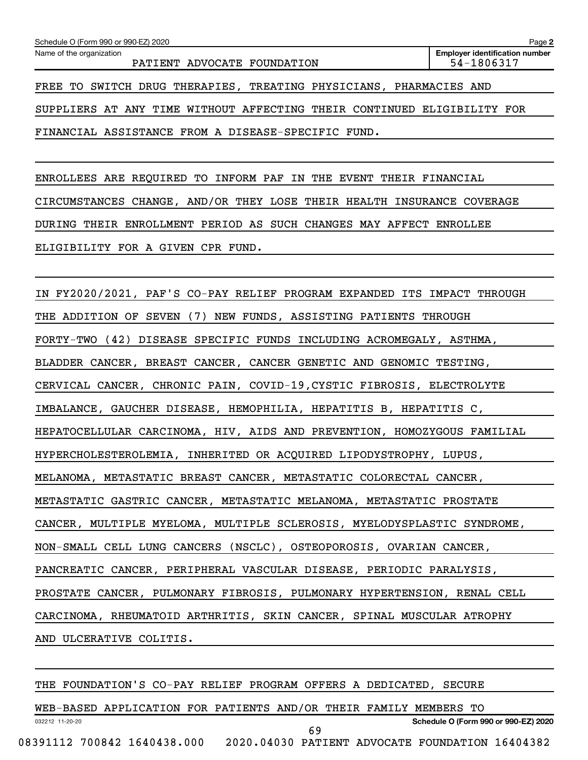FREE TO SWITCH DRUG THERAPIES, TREATING PHYSICIANS, PHARMACIES AND SUPPLIERS AT ANY TIME WITHOUT AFFECTING THEIR CONTINUED ELIGIBILITY FOR FINANCIAL ASSISTANCE FROM A DISEASE-SPECIFIC FUND.

ENROLLEES ARE REQUIRED TO INFORM PAF IN THE EVENT THEIR FINANCIAL CIRCUMSTANCES CHANGE, AND/OR THEY LOSE THEIR HEALTH INSURANCE COVERAGE DURING THEIR ENROLLMENT PERIOD AS SUCH CHANGES MAY AFFECT ENROLLEE ELIGIBILITY FOR A GIVEN CPR FUND.

IN FY2020/2021, PAF'S CO-PAY RELIEF PROGRAM EXPANDED ITS IMPACT THROUGH THE ADDITION OF SEVEN (7) NEW FUNDS, ASSISTING PATIENTS THROUGH FORTY-TWO (42) DISEASE SPECIFIC FUNDS INCLUDING ACROMEGALY, ASTHMA, BLADDER CANCER, BREAST CANCER, CANCER GENETIC AND GENOMIC TESTING, CERVICAL CANCER, CHRONIC PAIN, COVID-19,CYSTIC FIBROSIS, ELECTROLYTE IMBALANCE, GAUCHER DISEASE, HEMOPHILIA, HEPATITIS B, HEPATITIS C, HEPATOCELLULAR CARCINOMA, HIV, AIDS AND PREVENTION, HOMOZYGOUS FAMILIAL HYPERCHOLESTEROLEMIA, INHERITED OR ACQUIRED LIPODYSTROPHY, LUPUS, MELANOMA, METASTATIC BREAST CANCER, METASTATIC COLORECTAL CANCER, METASTATIC GASTRIC CANCER, METASTATIC MELANOMA, METASTATIC PROSTATE CANCER, MULTIPLE MYELOMA, MULTIPLE SCLEROSIS, MYELODYSPLASTIC SYNDROME, NON-SMALL CELL LUNG CANCERS (NSCLC), OSTEOPOROSIS, OVARIAN CANCER, PANCREATIC CANCER, PERIPHERAL VASCULAR DISEASE, PERIODIC PARALYSIS, PROSTATE CANCER, PULMONARY FIBROSIS, PULMONARY HYPERTENSION, RENAL CELL CARCINOMA, RHEUMATOID ARTHRITIS, SKIN CANCER, SPINAL MUSCULAR ATROPHY AND ULCERATIVE COLITIS.

THE FOUNDATION'S CO-PAY RELIEF PROGRAM OFFERS A DEDICATED, SECURE WEB-BASED APPLICATION FOR PATIENTS AND/OR THEIR FAMILY MEMBERS TO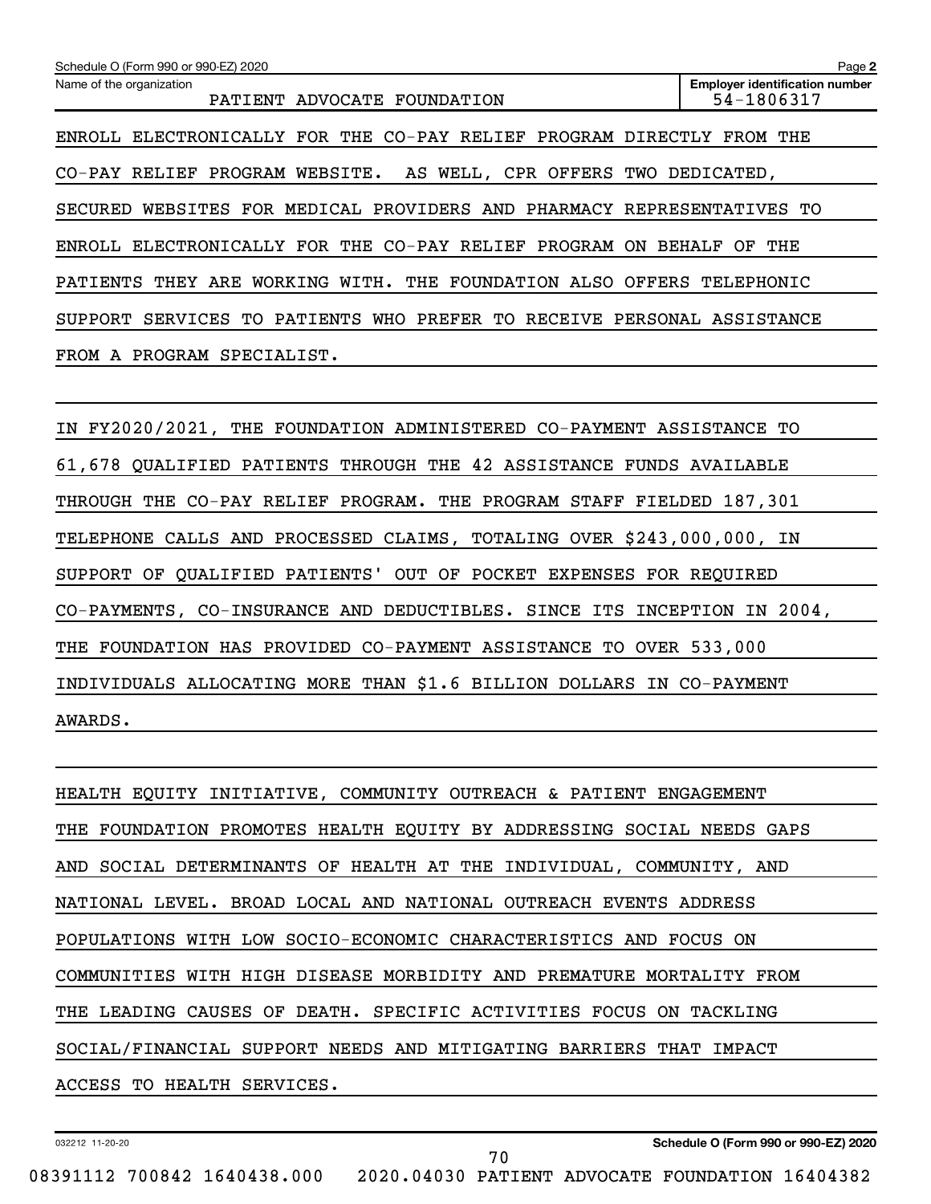ENROLL ELECTRONICALLY FOR THE CO-PAY RELIEF PROGRAM DIRECTLY FROM THE CO-PAY RELIEF PROGRAM WEBSITE. AS WELL, CPR OFFERS TWO DEDICATED, SECURED WEBSITES FOR MEDICAL PROVIDERS AND PHARMACY REPRESENTATIVES TO ENROLL ELECTRONICALLY FOR THE CO-PAY RELIEF PROGRAM ON BEHALF OF THE PATIENTS THEY ARE WORKING WITH. THE FOUNDATION ALSO OFFERS TELEPHONIC SUPPORT SERVICES TO PATIENTS WHO PREFER TO RECEIVE PERSONAL ASSISTANCE FROM A PROGRAM SPECIALIST.

IN FY2020/2021, THE FOUNDATION ADMINISTERED CO-PAYMENT ASSISTANCE TO 61,678 QUALIFIED PATIENTS THROUGH THE 42 ASSISTANCE FUNDS AVAILABLE THROUGH THE CO-PAY RELIEF PROGRAM. THE PROGRAM STAFF FIELDED 187,301 TELEPHONE CALLS AND PROCESSED CLAIMS, TOTALING OVER $243,000,000, IN SUPPORT OF QUALIFIED PATIENTS' OUT OF POCKET EXPENSES FOR REQUIRED CO-PAYMENTS, CO-INSURANCE AND DEDUCTIBLES. SINCE ITS INCEPTION IN 2004, THE FOUNDATION HAS PROVIDED CO-PAYMENT ASSISTANCE TO OVER 533,000 INDIVIDUALS ALLOCATING MORE THAN $1.6 BILLION DOLLARS IN CO-PAYMENT AWARDS.

HEALTH EQUITY INITIATIVE, COMMUNITY OUTREACH & PATIENT ENGAGEMENT

THE FOUNDATION PROMOTES HEALTH EQUITY BY ADDRESSING SOCIAL NEEDS GAPS AND SOCIAL DETERMINANTS OF HEALTH AT THE INDIVIDUAL, COMMUNITY, AND NATIONAL LEVEL. BROAD LOCAL AND NATIONAL OUTREACH EVENTS ADDRESS POPULATIONS WITH LOW SOCIO-ECONOMIC CHARACTERISTICS AND FOCUS ON COMMUNITIES WITH HIGH DISEASE MORBIDITY AND PREMATURE MORTALITY FROM THE LEADING CAUSES OF DEATH. SPECIFIC ACTIVITIES FOCUS ON TACKLING SOCIAL/FINANCIAL SUPPORT NEEDS AND MITIGATING BARRIERS THAT IMPACT ACCESS TO HEALTH SERVICES.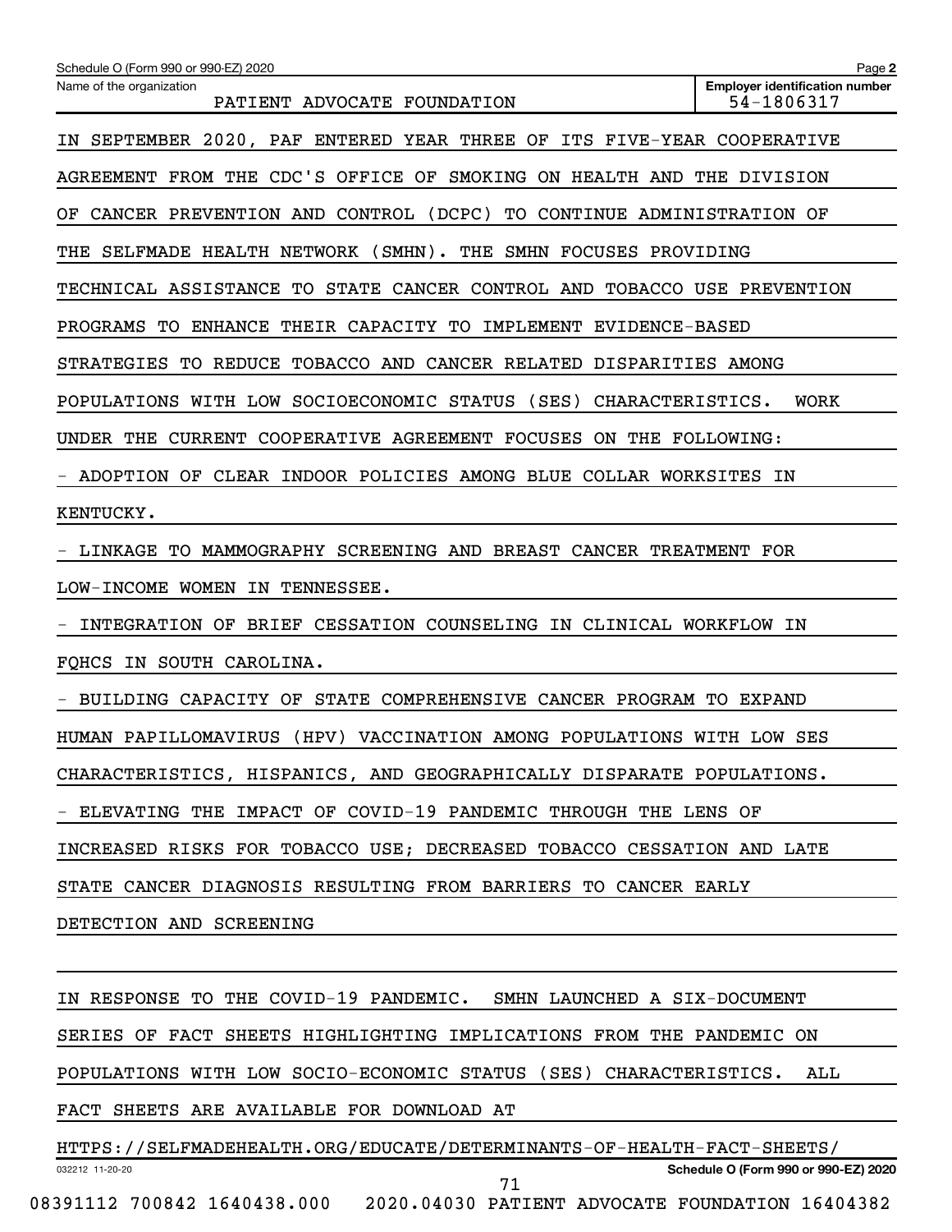Schedule O (Form 990 or 990-EZ) 2020

Name of the organization: PATIENT ADVOCATE FOUNDATION

Employer identification number: 54-1806317

IN SEPTEMBER 2020, PAF ENTERED YEAR THREE OF ITS FIVE-YEAR COOPERATIVE AGREEMENT FROM THE CDC'S OFFICE OF SMOKING ON HEALTH AND THE DIVISION OF CANCER PREVENTION AND CONTROL (DCPC) TO CONTINUE ADMINISTRATION OF THE SELFMADE HEALTH NETWORK (SMHN). THE SMHN FOCUSES PROVIDING TECHNICAL ASSISTANCE TO STATE CANCER CONTROL AND TOBACCO USE PREVENTION PROGRAMS TO ENHANCE THEIR CAPACITY TO IMPLEMENT EVIDENCE-BASED STRATEGIES TO REDUCE TOBACCO AND CANCER RELATED DISPARITIES AMONG POPULATIONS WITH LOW SOCIOECONOMIC STATUS (SES) CHARACTERISTICS. WORK UNDER THE CURRENT COOPERATIVE AGREEMENT FOCUSES ON THE FOLLOWING:

- ADOPTION OF CLEAR INDOOR POLICIES AMONG BLUE COLLAR WORKSITES IN KENTUCKY.
- LINKAGE TO MAMMOGRAPHY SCREENING AND BREAST CANCER TREATMENT FOR LOW-INCOME WOMEN IN TENNESSEE.
- INTEGRATION OF BRIEF CESSATION COUNSELING IN CLINICAL WORKFLOW IN FQHCS IN SOUTH CAROLINA.
- BUILDING CAPACITY OF STATE COMPREHENSIVE CANCER PROGRAM TO EXPAND HUMAN PAPILLOMAVIRUS (HPV) VACCINATION AMONG POPULATIONS WITH LOW SES CHARACTERISTICS, HISPANICS, AND GEOGRAPHICALLY DISPARATE POPULATIONS.
- ELEVATING THE IMPACT OF COVID-19 PANDEMIC THROUGH THE LENS OF INCREASED RISKS FOR TOBACCO USE; DECREASED TOBACCO CESSATION AND LATE STATE CANCER DIAGNOSIS RESULTING FROM BARRIERS TO CANCER EARLY DETECTION AND SCREENING

IN RESPONSE TO THE COVID-19 PANDEMIC. SMHN LAUNCHED A SIX-DOCUMENT SERIES OF FACT SHEETS HIGHLIGHTING IMPLICATIONS FROM THE PANDEMIC ON POPULATIONS WITH LOW SOCIO-ECONOMIC STATUS (SES) CHARACTERISTICS. ALL FACT SHEETS ARE AVAILABLE FOR DOWNLOAD AT HTTPS://SELFMADEHEALTH.ORG/EDUCATE/DETERMINANTS-OF-HEALTH-FACT-SHEETS/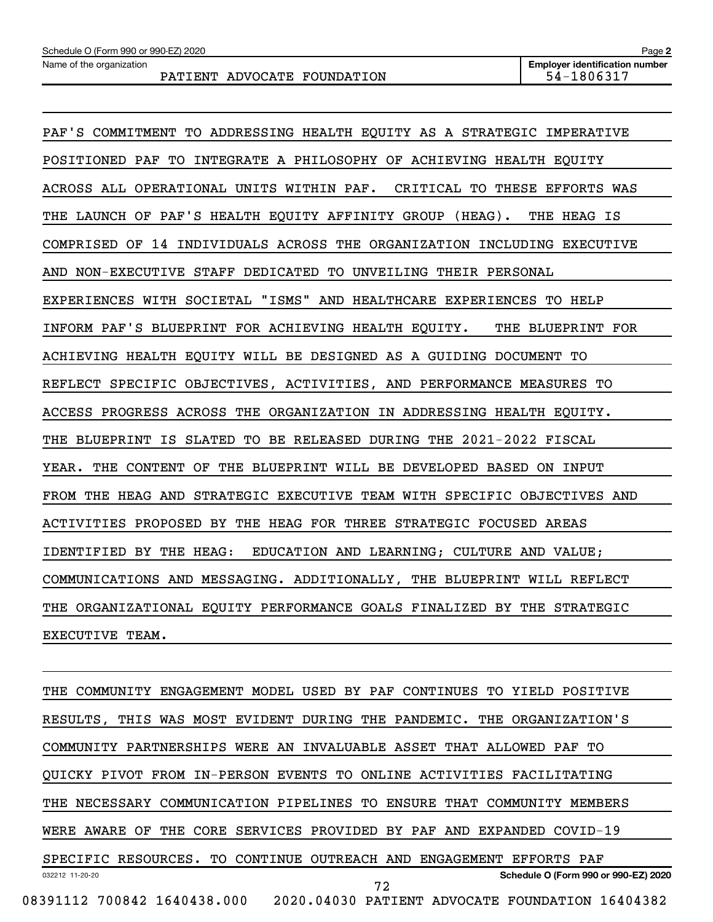PAF'S COMMITMENT TO ADDRESSING HEALTH EQUITY AS A STRATEGIC IMPERATIVE POSITIONED PAF TO INTEGRATE A PHILOSOPHY OF ACHIEVING HEALTH EQUITY ACROSS ALL OPERATIONAL UNITS WITHIN PAF. CRITICAL TO THESE EFFORTS WAS THE LAUNCH OF PAF'S HEALTH EQUITY AFFINITY GROUP (HEAG). THE HEAG IS COMPRISED OF 14 INDIVIDUALS ACROSS THE ORGANIZATION INCLUDING EXECUTIVE AND NON-EXECUTIVE STAFF DEDICATED TO UNVEILING THEIR PERSONAL EXPERIENCES WITH SOCIETAL "ISMS" AND HEALTHCARE EXPERIENCES TO HELP INFORM PAF'S BLUEPRINT FOR ACHIEVING HEALTH EQUITY. THE BLUEPRINT FOR ACHIEVING HEALTH EQUITY WILL BE DESIGNED AS A GUIDING DOCUMENT TO REFLECT SPECIFIC OBJECTIVES, ACTIVITIES, AND PERFORMANCE MEASURES TO ACCESS PROGRESS ACROSS THE ORGANIZATION IN ADDRESSING HEALTH EQUITY. THE BLUEPRINT IS SLATED TO BE RELEASED DURING THE 2021-2022 FISCAL YEAR. THE CONTENT OF THE BLUEPRINT WILL BE DEVELOPED BASED ON INPUT FROM THE HEAG AND STRATEGIC EXECUTIVE TEAM WITH SPECIFIC OBJECTIVES AND ACTIVITIES PROPOSED BY THE HEAG FOR THREE STRATEGIC FOCUSED AREAS IDENTIFIED BY THE HEAG: EDUCATION AND LEARNING; CULTURE AND VALUE; COMMUNICATIONS AND MESSAGING. ADDITIONALLY, THE BLUEPRINT WILL REFLECT THE ORGANIZATIONAL EQUITY PERFORMANCE GOALS FINALIZED BY THE STRATEGIC EXECUTIVE TEAM.

THE COMMUNITY ENGAGEMENT MODEL USED BY PAF CONTINUES TO YIELD POSITIVE RESULTS, THIS WAS MOST EVIDENT DURING THE PANDEMIC. THE ORGANIZATION'S COMMUNITY PARTNERSHIPS WERE AN INVALUABLE ASSET THAT ALLOWED PAF TO QUICKY PIVOT FROM IN-PERSON EVENTS TO ONLINE ACTIVITIES FACILITATING THE NECESSARY COMMUNICATION PIPELINES TO ENSURE THAT COMMUNITY MEMBERS WERE AWARE OF THE CORE SERVICES PROVIDED BY PAF AND EXPANDED COVID-19 SPECIFIC RESOURCES. TO CONTINUE OUTREACH AND ENGAGEMENT EFFORTS PAF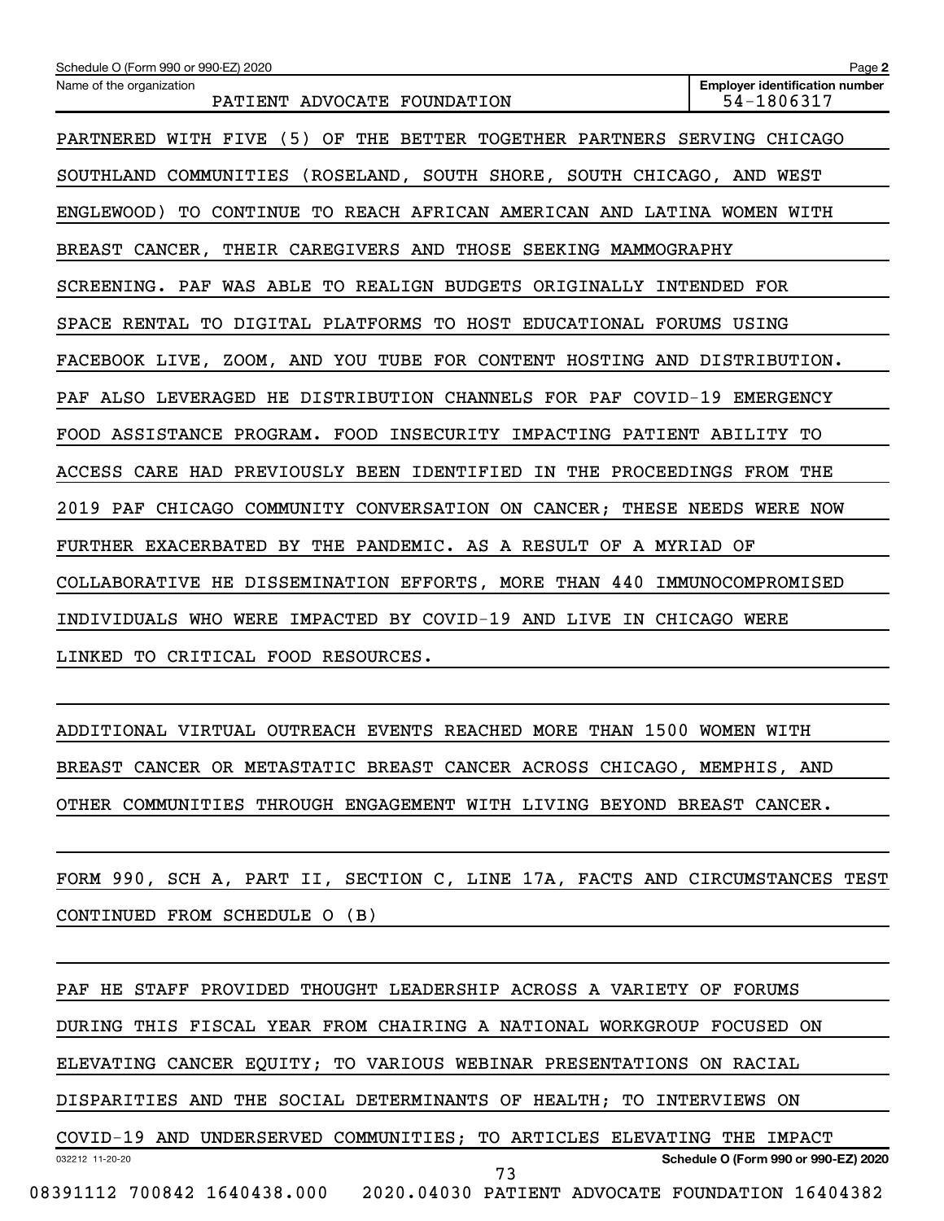PARTNERED WITH FIVE (5) OF THE BETTER TOGETHER PARTNERS SERVING CHICAGO SOUTHLAND COMMUNITIES (ROSELAND, SOUTH SHORE, SOUTH CHICAGO, AND WEST ENGLEWOOD) TO CONTINUE TO REACH AFRICAN AMERICAN AND LATINA WOMEN WITH BREAST CANCER, THEIR CAREGIVERS AND THOSE SEEKING MAMMOGRAPHY SCREENING. PAF WAS ABLE TO REALIGN BUDGETS ORIGINALLY INTENDED FOR SPACE RENTAL TO DIGITAL PLATFORMS TO HOST EDUCATIONAL FORUMS USING FACEBOOK LIVE, ZOOM, AND YOU TUBE FOR CONTENT HOSTING AND DISTRIBUTION. PAF ALSO LEVERAGED HE DISTRIBUTION CHANNELS FOR PAF COVID-19 EMERGENCY FOOD ASSISTANCE PROGRAM. FOOD INSECURITY IMPACTING PATIENT ABILITY TO ACCESS CARE HAD PREVIOUSLY BEEN IDENTIFIED IN THE PROCEEDINGS FROM THE 2019 PAF CHICAGO COMMUNITY CONVERSATION ON CANCER; THESE NEEDS WERE NOW FURTHER EXACERBATED BY THE PANDEMIC. AS A RESULT OF A MYRIAD OF COLLABORATIVE HE DISSEMINATION EFFORTS, MORE THAN 440 IMMUNOCOMPROMISED INDIVIDUALS WHO WERE IMPACTED BY COVID-19 AND LIVE IN CHICAGO WERE LINKED TO CRITICAL FOOD RESOURCES.

ADDITIONAL VIRTUAL OUTREACH EVENTS REACHED MORE THAN 1500 WOMEN WITH BREAST CANCER OR METASTATIC BREAST CANCER ACROSS CHICAGO, MEMPHIS, AND OTHER COMMUNITIES THROUGH ENGAGEMENT WITH LIVING BEYOND BREAST CANCER.

FORM 990, SCH A, PART II, SECTION C, LINE 17A, FACTS AND CIRCUMSTANCES TEST CONTINUED FROM SCHEDULE O (B)

PAF HE STAFF PROVIDED THOUGHT LEADERSHIP ACROSS A VARIETY OF FORUMS DURING THIS FISCAL YEAR FROM CHAIRING A NATIONAL WORKGROUP FOCUSED ON ELEVATING CANCER EQUITY; TO VARIOUS WEBINAR PRESENTATIONS ON RACIAL DISPARITIES AND THE SOCIAL DETERMINANTS OF HEALTH; TO INTERVIEWS ON COVID-19 AND UNDERSERVED COMMUNITIES; TO ARTICLES ELEVATING THE IMPACT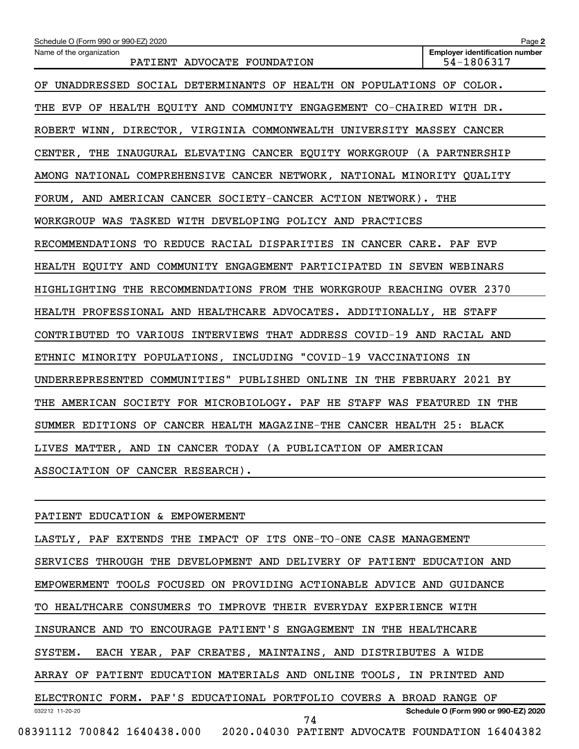OF UNADDRESSED SOCIAL DETERMINANTS OF HEALTH ON POPULATIONS OF COLOR. THE EVP OF HEALTH EQUITY AND COMMUNITY ENGAGEMENT CO-CHAIRED WITH DR. ROBERT WINN, DIRECTOR, VIRGINIA COMMONWEALTH UNIVERSITY MASSEY CANCER CENTER, THE INAUGURAL ELEVATING CANCER EQUITY WORKGROUP (A PARTNERSHIP AMONG NATIONAL COMPREHENSIVE CANCER NETWORK, NATIONAL MINORITY QUALITY FORUM, AND AMERICAN CANCER SOCIETY-CANCER ACTION NETWORK). THE WORKGROUP WAS TASKED WITH DEVELOPING POLICY AND PRACTICES RECOMMENDATIONS TO REDUCE RACIAL DISPARITIES IN CANCER CARE. PAF EVP HEALTH EQUITY AND COMMUNITY ENGAGEMENT PARTICIPATED IN SEVEN WEBINARS HIGHLIGHTING THE RECOMMENDATIONS FROM THE WORKGROUP REACHING OVER 2370 HEALTH PROFESSIONAL AND HEALTHCARE ADVOCATES. ADDITIONALLY, HE STAFF CONTRIBUTED TO VARIOUS INTERVIEWS THAT ADDRESS COVID-19 AND RACIAL AND ETHNIC MINORITY POPULATIONS, INCLUDING "COVID-19 VACCINATIONS IN UNDERREPRESENTED COMMUNITIES" PUBLISHED ONLINE IN THE FEBRUARY 2021 BY THE AMERICAN SOCIETY FOR MICROBIOLOGY. PAF HE STAFF WAS FEATURED IN THE SUMMER EDITIONS OF CANCER HEALTH MAGAZINE-THE CANCER HEALTH 25: BLACK LIVES MATTER, AND IN CANCER TODAY (A PUBLICATION OF AMERICAN ASSOCIATION OF CANCER RESEARCH).

PATIENT EDUCATION & EMPOWERMENT

LASTLY, PAF EXTENDS THE IMPACT OF ITS ONE-TO-ONE CASE MANAGEMENT SERVICES THROUGH THE DEVELOPMENT AND DELIVERY OF PATIENT EDUCATION AND EMPOWERMENT TOOLS FOCUSED ON PROVIDING ACTIONABLE ADVICE AND GUIDANCE TO HEALTHCARE CONSUMERS TO IMPROVE THEIR EVERYDAY EXPERIENCE WITH INSURANCE AND TO ENCOURAGE PATIENT'S ENGAGEMENT IN THE HEALTHCARE SYSTEM. EACH YEAR, PAF CREATES, MAINTAINS, AND DISTRIBUTES A WIDE ARRAY OF PATIENT EDUCATION MATERIALS AND ONLINE TOOLS, IN PRINTED AND ELECTRONIC FORM. PAF'S EDUCATIONAL PORTFOLIO COVERS A BROAD RANGE OF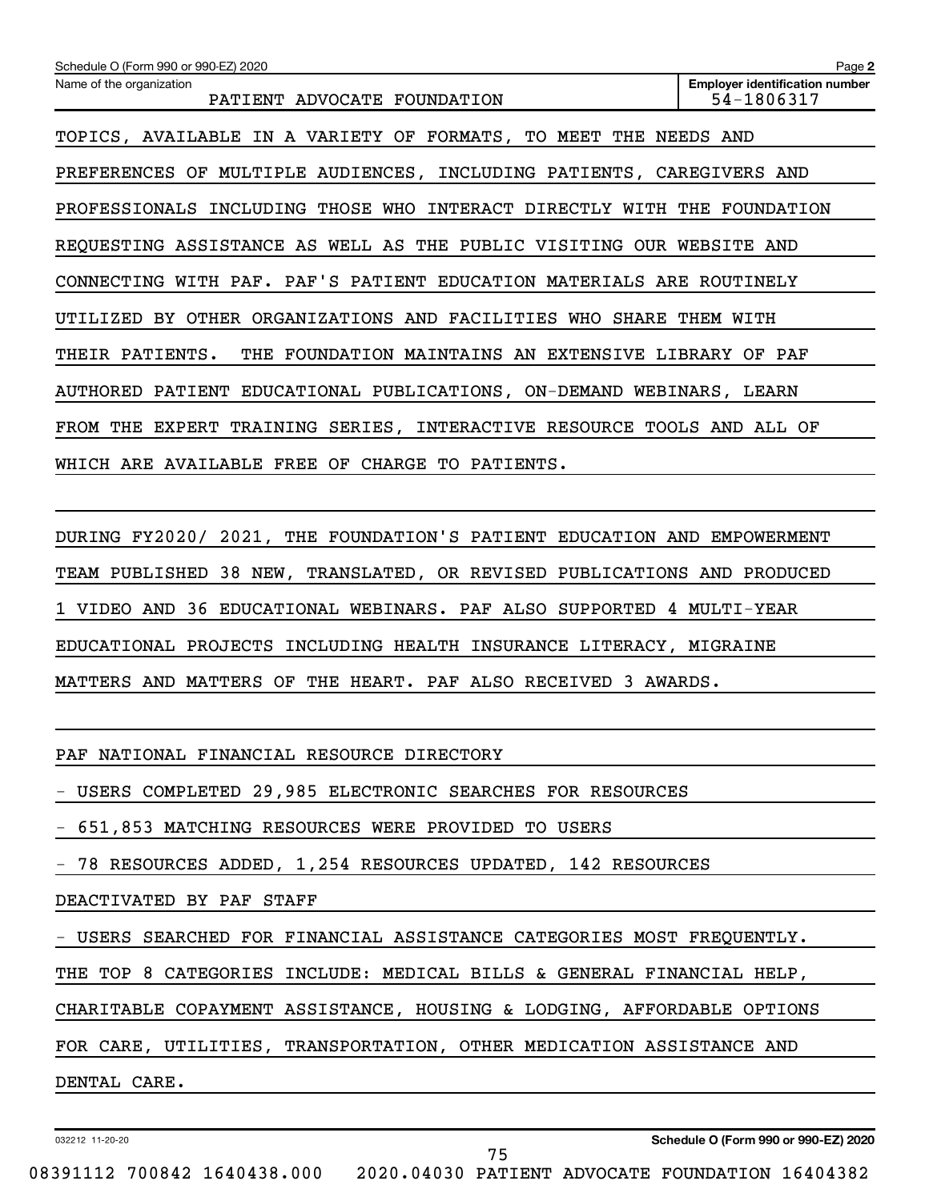Name of the organization: PATIENT ADVOCATE FOUNDATION

Employer identification number: 54-1806317

TOPICS, AVAILABLE IN A VARIETY OF FORMATS, TO MEET THE NEEDS AND PREFERENCES OF MULTIPLE AUDIENCES, INCLUDING PATIENTS, CAREGIVERS AND PROFESSIONALS INCLUDING THOSE WHO INTERACT DIRECTLY WITH THE FOUNDATION REQUESTING ASSISTANCE AS WELL AS THE PUBLIC VISITING OUR WEBSITE AND CONNECTING WITH PAF. PAF'S PATIENT EDUCATION MATERIALS ARE ROUTINELY UTILIZED BY OTHER ORGANIZATIONS AND FACILITIES WHO SHARE THEM WITH THEIR PATIENTS. THE FOUNDATION MAINTAINS AN EXTENSIVE LIBRARY OF PAF AUTHORED PATIENT EDUCATIONAL PUBLICATIONS, ON-DEMAND WEBINARS, LEARN FROM THE EXPERT TRAINING SERIES, INTERACTIVE RESOURCE TOOLS AND ALL OF WHICH ARE AVAILABLE FREE OF CHARGE TO PATIENTS.

DURING FY2020/ 2021, THE FOUNDATION'S PATIENT EDUCATION AND EMPOWERMENT TEAM PUBLISHED 38 NEW, TRANSLATED, OR REVISED PUBLICATIONS AND PRODUCED 1 VIDEO AND 36 EDUCATIONAL WEBINARS. PAF ALSO SUPPORTED 4 MULTI-YEAR EDUCATIONAL PROJECTS INCLUDING HEALTH INSURANCE LITERACY, MIGRAINE MATTERS AND MATTERS OF THE HEART. PAF ALSO RECEIVED 3 AWARDS.

PAF NATIONAL FINANCIAL RESOURCE DIRECTORY

- USERS COMPLETED 29,985 ELECTRONIC SEARCHES FOR RESOURCES
- 651,853 MATCHING RESOURCES WERE PROVIDED TO USERS
- 78 RESOURCES ADDED, 1,254 RESOURCES UPDATED, 142 RESOURCES DEACTIVATED BY PAF STAFF
- USERS SEARCHED FOR FINANCIAL ASSISTANCE CATEGORIES MOST FREQUENTLY. THE TOP 8 CATEGORIES INCLUDE: MEDICAL BILLS & GENERAL FINANCIAL HELP, CHARITABLE COPAYMENT ASSISTANCE, HOUSING & LODGING, AFFORDABLE OPTIONS FOR CARE, UTILITIES, TRANSPORTATION, OTHER MEDICATION ASSISTANCE AND DENTAL CARE.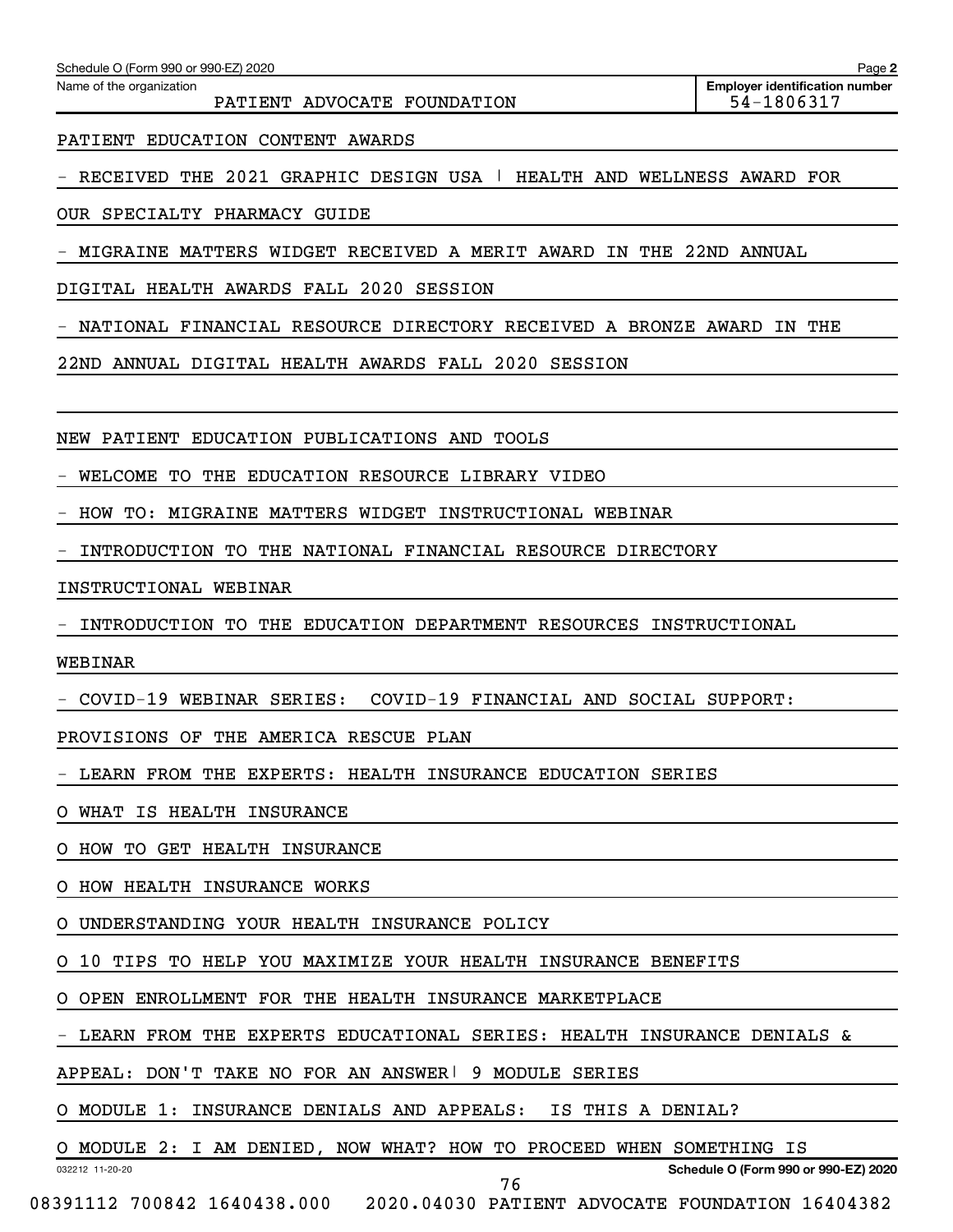Name of the organization: PATIENT ADVOCATE FOUNDATION

Employer identification number: 54-1806317

PATIENT EDUCATION CONTENT AWARDS

- RECEIVED THE 2021 GRAPHIC DESIGN USA | HEALTH AND WELLNESS AWARD FOR OUR SPECIALTY PHARMACY GUIDE
- MIGRAINE MATTERS WIDGET RECEIVED A MERIT AWARD IN THE 22ND ANNUAL DIGITAL HEALTH AWARDS FALL 2020 SESSION
- NATIONAL FINANCIAL RESOURCE DIRECTORY RECEIVED A BRONZE AWARD IN THE 22ND ANNUAL DIGITAL HEALTH AWARDS FALL 2020 SESSION

NEW PATIENT EDUCATION PUBLICATIONS AND TOOLS

- WELCOME TO THE EDUCATION RESOURCE LIBRARY VIDEO
- HOW TO: MIGRAINE MATTERS WIDGET INSTRUCTIONAL WEBINAR
- INTRODUCTION TO THE NATIONAL FINANCIAL RESOURCE DIRECTORY INSTRUCTIONAL WEBINAR
- INTRODUCTION TO THE EDUCATION DEPARTMENT RESOURCES INSTRUCTIONAL WEBINAR
- COVID-19 WEBINAR SERIES: COVID-19 FINANCIAL AND SOCIAL SUPPORT: PROVISIONS OF THE AMERICA RESCUE PLAN
- LEARN FROM THE EXPERTS: HEALTH INSURANCE EDUCATION SERIES
  - O WHAT IS HEALTH INSURANCE
  - O HOW TO GET HEALTH INSURANCE
  - O HOW HEALTH INSURANCE WORKS
  - O UNDERSTANDING YOUR HEALTH INSURANCE POLICY
  - O 10 TIPS TO HELP YOU MAXIMIZE YOUR HEALTH INSURANCE BENEFITS
  - O OPEN ENROLLMENT FOR THE HEALTH INSURANCE MARKETPLACE
- LEARN FROM THE EXPERTS EDUCATIONAL SERIES: HEALTH INSURANCE DENIALS & APPEAL: DON'T TAKE NO FOR AN ANSWER| 9 MODULE SERIES
  - O MODULE 1: INSURANCE DENIALS AND APPEALS: IS THIS A DENIAL?
  - O MODULE 2: I AM DENIED, NOW WHAT? HOW TO PROCEED WHEN SOMETHING IS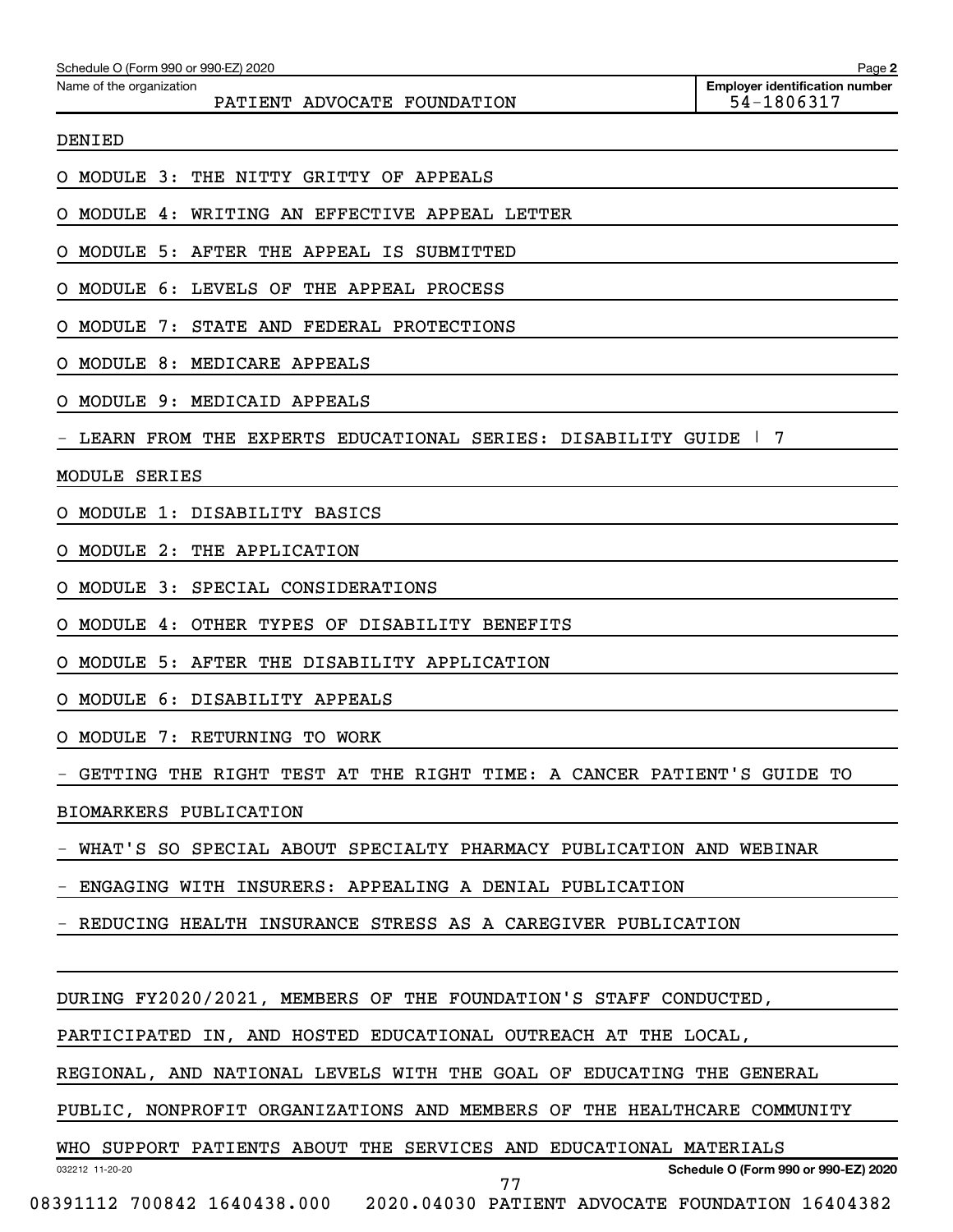DENIED

O MODULE 3: THE NITTY GRITTY OF APPEALS

O MODULE 4: WRITING AN EFFECTIVE APPEAL LETTER

O MODULE 5: AFTER THE APPEAL IS SUBMITTED

O MODULE 6: LEVELS OF THE APPEAL PROCESS

O MODULE 7: STATE AND FEDERAL PROTECTIONS

O MODULE 8: MEDICARE APPEALS

O MODULE 9: MEDICAID APPEALS

- LEARN FROM THE EXPERTS EDUCATIONAL SERIES: DISABILITY GUIDE | 7 MODULE SERIES

O MODULE 1: DISABILITY BASICS

O MODULE 2: THE APPLICATION

O MODULE 3: SPECIAL CONSIDERATIONS

O MODULE 4: OTHER TYPES OF DISABILITY BENEFITS

O MODULE 5: AFTER THE DISABILITY APPLICATION

O MODULE 6: DISABILITY APPEALS

O MODULE 7: RETURNING TO WORK

- GETTING THE RIGHT TEST AT THE RIGHT TIME: A CANCER PATIENT'S GUIDE TO BIOMARKERS PUBLICATION

- WHAT'S SO SPECIAL ABOUT SPECIALTY PHARMACY PUBLICATION AND WEBINAR

- ENGAGING WITH INSURERS: APPEALING A DENIAL PUBLICATION

- REDUCING HEALTH INSURANCE STRESS AS A CAREGIVER PUBLICATION

DURING FY2020/2021, MEMBERS OF THE FOUNDATION'S STAFF CONDUCTED, PARTICIPATED IN, AND HOSTED EDUCATIONAL OUTREACH AT THE LOCAL, REGIONAL, AND NATIONAL LEVELS WITH THE GOAL OF EDUCATING THE GENERAL PUBLIC, NONPROFIT ORGANIZATIONS AND MEMBERS OF THE HEALTHCARE COMMUNITY WHO SUPPORT PATIENTS ABOUT THE SERVICES AND EDUCATIONAL MATERIALS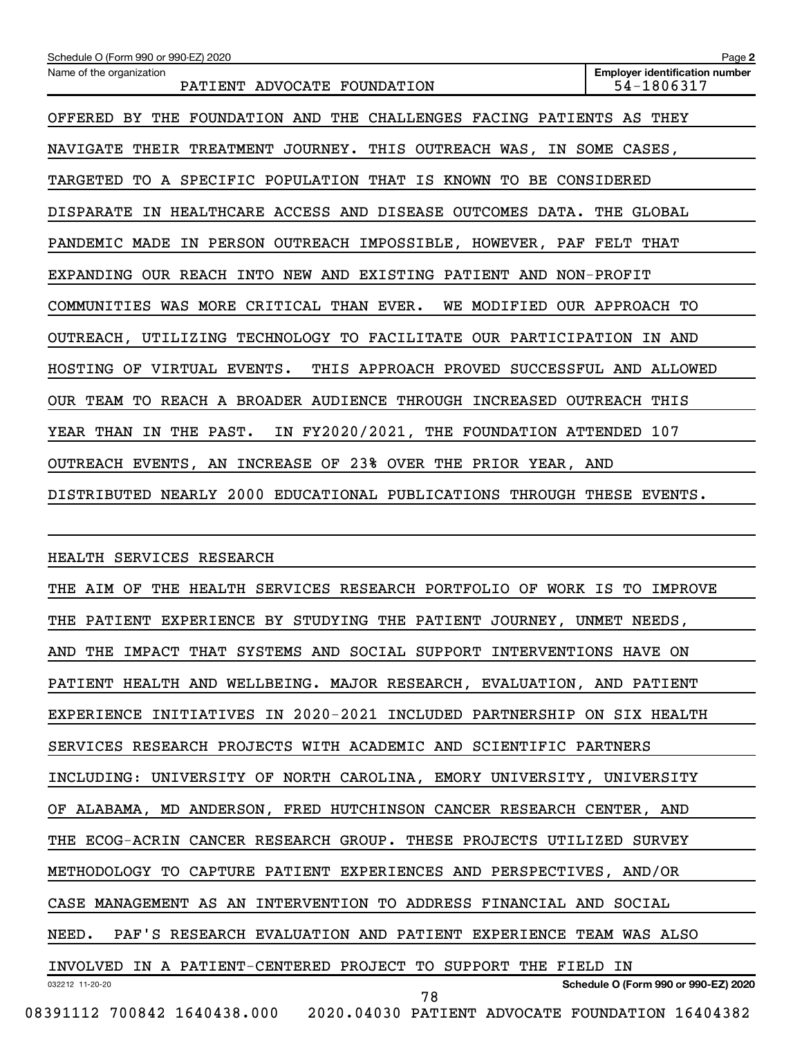Schedule O (Form 990 or 990-EZ) 2020

Name of the organization: PATIENT ADVOCATE FOUNDATION

Employer identification number: 54-1806317

OFFERED BY THE FOUNDATION AND THE CHALLENGES FACING PATIENTS AS THEY NAVIGATE THEIR TREATMENT JOURNEY. THIS OUTREACH WAS, IN SOME CASES, TARGETED TO A SPECIFIC POPULATION THAT IS KNOWN TO BE CONSIDERED DISPARATE IN HEALTHCARE ACCESS AND DISEASE OUTCOMES DATA. THE GLOBAL PANDEMIC MADE IN PERSON OUTREACH IMPOSSIBLE, HOWEVER, PAF FELT THAT EXPANDING OUR REACH INTO NEW AND EXISTING PATIENT AND NON-PROFIT COMMUNITIES WAS MORE CRITICAL THAN EVER.  WE MODIFIED OUR APPROACH TO OUTREACH, UTILIZING TECHNOLOGY TO FACILITATE OUR PARTICIPATION IN AND HOSTING OF VIRTUAL EVENTS.  THIS APPROACH PROVED SUCCESSFUL AND ALLOWED OUR TEAM TO REACH A BROADER AUDIENCE THROUGH INCREASED OUTREACH THIS YEAR THAN IN THE PAST.  IN FY2020/2021, THE FOUNDATION ATTENDED 107 OUTREACH EVENTS, AN INCREASE OF 23% OVER THE PRIOR YEAR, AND DISTRIBUTED NEARLY 2000 EDUCATIONAL PUBLICATIONS THROUGH THESE EVENTS.

HEALTH SERVICES RESEARCH

THE AIM OF THE HEALTH SERVICES RESEARCH PORTFOLIO OF WORK IS TO IMPROVE THE PATIENT EXPERIENCE BY STUDYING THE PATIENT JOURNEY, UNMET NEEDS, AND THE IMPACT THAT SYSTEMS AND SOCIAL SUPPORT INTERVENTIONS HAVE ON PATIENT HEALTH AND WELLBEING. MAJOR RESEARCH, EVALUATION, AND PATIENT EXPERIENCE INITIATIVES IN 2020-2021 INCLUDED PARTNERSHIP ON SIX HEALTH SERVICES RESEARCH PROJECTS WITH ACADEMIC AND SCIENTIFIC PARTNERS INCLUDING: UNIVERSITY OF NORTH CAROLINA, EMORY UNIVERSITY, UNIVERSITY OF ALABAMA, MD ANDERSON, FRED HUTCHINSON CANCER RESEARCH CENTER, AND THE ECOG-ACRIN CANCER RESEARCH GROUP. THESE PROJECTS UTILIZED SURVEY METHODOLOGY TO CAPTURE PATIENT EXPERIENCES AND PERSPECTIVES, AND/OR CASE MANAGEMENT AS AN INTERVENTION TO ADDRESS FINANCIAL AND SOCIAL NEED.  PAF'S RESEARCH EVALUATION AND PATIENT EXPERIENCE TEAM WAS ALSO INVOLVED IN A PATIENT-CENTERED PROJECT TO SUPPORT THE FIELD IN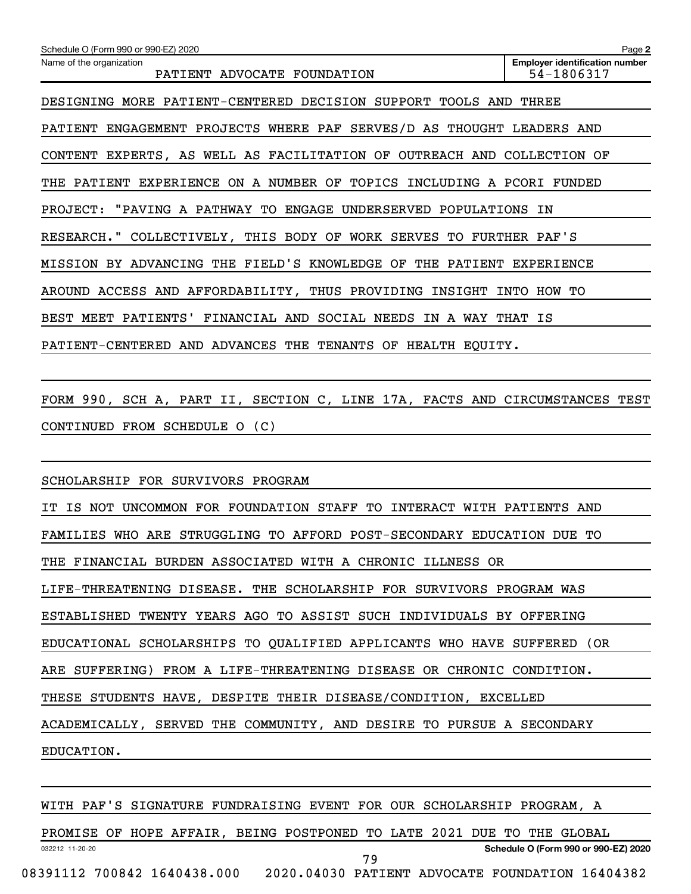Schedule O (Form 990 or 990-EZ) 2020

Name of the organization: PATIENT ADVOCATE FOUNDATION

Employer identification number: 54-1806317

DESIGNING MORE PATIENT-CENTERED DECISION SUPPORT TOOLS AND THREE PATIENT ENGAGEMENT PROJECTS WHERE PAF SERVES/D AS THOUGHT LEADERS AND CONTENT EXPERTS, AS WELL AS FACILITATION OF OUTREACH AND COLLECTION OF THE PATIENT EXPERIENCE ON A NUMBER OF TOPICS INCLUDING A PCORI FUNDED PROJECT: "PAVING A PATHWAY TO ENGAGE UNDERSERVED POPULATIONS IN RESEARCH." COLLECTIVELY, THIS BODY OF WORK SERVES TO FURTHER PAF'S MISSION BY ADVANCING THE FIELD'S KNOWLEDGE OF THE PATIENT EXPERIENCE AROUND ACCESS AND AFFORDABILITY, THUS PROVIDING INSIGHT INTO HOW TO BEST MEET PATIENTS' FINANCIAL AND SOCIAL NEEDS IN A WAY THAT IS PATIENT-CENTERED AND ADVANCES THE TENANTS OF HEALTH EQUITY.

FORM 990, SCH A, PART II, SECTION C, LINE 17A, FACTS AND CIRCUMSTANCES TEST CONTINUED FROM SCHEDULE O (C)

SCHOLARSHIP FOR SURVIVORS PROGRAM

IT IS NOT UNCOMMON FOR FOUNDATION STAFF TO INTERACT WITH PATIENTS AND FAMILIES WHO ARE STRUGGLING TO AFFORD POST-SECONDARY EDUCATION DUE TO THE FINANCIAL BURDEN ASSOCIATED WITH A CHRONIC ILLNESS OR LIFE-THREATENING DISEASE. THE SCHOLARSHIP FOR SURVIVORS PROGRAM WAS ESTABLISHED TWENTY YEARS AGO TO ASSIST SUCH INDIVIDUALS BY OFFERING EDUCATIONAL SCHOLARSHIPS TO QUALIFIED APPLICANTS WHO HAVE SUFFERED (OR ARE SUFFERING) FROM A LIFE-THREATENING DISEASE OR CHRONIC CONDITION. THESE STUDENTS HAVE, DESPITE THEIR DISEASE/CONDITION, EXCELLED ACADEMICALLY, SERVED THE COMMUNITY, AND DESIRE TO PURSUE A SECONDARY EDUCATION.

WITH PAF'S SIGNATURE FUNDRAISING EVENT FOR OUR SCHOLARSHIP PROGRAM, A PROMISE OF HOPE AFFAIR, BEING POSTPONED TO LATE 2021 DUE TO THE GLOBAL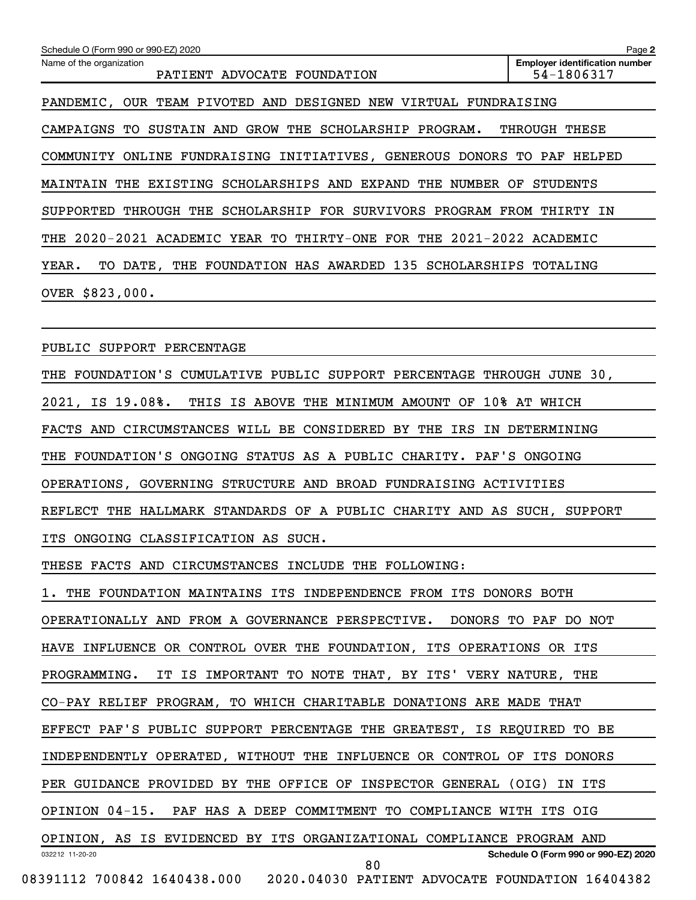PANDEMIC, OUR TEAM PIVOTED AND DESIGNED NEW VIRTUAL FUNDRAISING CAMPAIGNS TO SUSTAIN AND GROW THE SCHOLARSHIP PROGRAM. THROUGH THESE COMMUNITY ONLINE FUNDRAISING INITIATIVES, GENEROUS DONORS TO PAF HELPED MAINTAIN THE EXISTING SCHOLARSHIPS AND EXPAND THE NUMBER OF STUDENTS SUPPORTED THROUGH THE SCHOLARSHIP FOR SURVIVORS PROGRAM FROM THIRTY IN THE 2020-2021 ACADEMIC YEAR TO THIRTY-ONE FOR THE 2021-2022 ACADEMIC YEAR. TO DATE, THE FOUNDATION HAS AWARDED 135 SCHOLARSHIPS TOTALING OVER $823,000.

PUBLIC SUPPORT PERCENTAGE

THE FOUNDATION'S CUMULATIVE PUBLIC SUPPORT PERCENTAGE THROUGH JUNE 30, 2021, IS 19.08%. THIS IS ABOVE THE MINIMUM AMOUNT OF 10% AT WHICH FACTS AND CIRCUMSTANCES WILL BE CONSIDERED BY THE IRS IN DETERMINING THE FOUNDATION'S ONGOING STATUS AS A PUBLIC CHARITY. PAF'S ONGOING OPERATIONS, GOVERNING STRUCTURE AND BROAD FUNDRAISING ACTIVITIES REFLECT THE HALLMARK STANDARDS OF A PUBLIC CHARITY AND AS SUCH, SUPPORT ITS ONGOING CLASSIFICATION AS SUCH.

THESE FACTS AND CIRCUMSTANCES INCLUDE THE FOLLOWING:

1. THE FOUNDATION MAINTAINS ITS INDEPENDENCE FROM ITS DONORS BOTH OPERATIONALLY AND FROM A GOVERNANCE PERSPECTIVE. DONORS TO PAF DO NOT HAVE INFLUENCE OR CONTROL OVER THE FOUNDATION, ITS OPERATIONS OR ITS PROGRAMMING. IT IS IMPORTANT TO NOTE THAT, BY ITS' VERY NATURE, THE CO-PAY RELIEF PROGRAM, TO WHICH CHARITABLE DONATIONS ARE MADE THAT EFFECT PAF'S PUBLIC SUPPORT PERCENTAGE THE GREATEST, IS REQUIRED TO BE INDEPENDENTLY OPERATED, WITHOUT THE INFLUENCE OR CONTROL OF ITS DONORS PER GUIDANCE PROVIDED BY THE OFFICE OF INSPECTOR GENERAL (OIG) IN ITS OPINION 04-15. PAF HAS A DEEP COMMITMENT TO COMPLIANCE WITH ITS OIG OPINION, AS IS EVIDENCED BY ITS ORGANIZATIONAL COMPLIANCE PROGRAM AND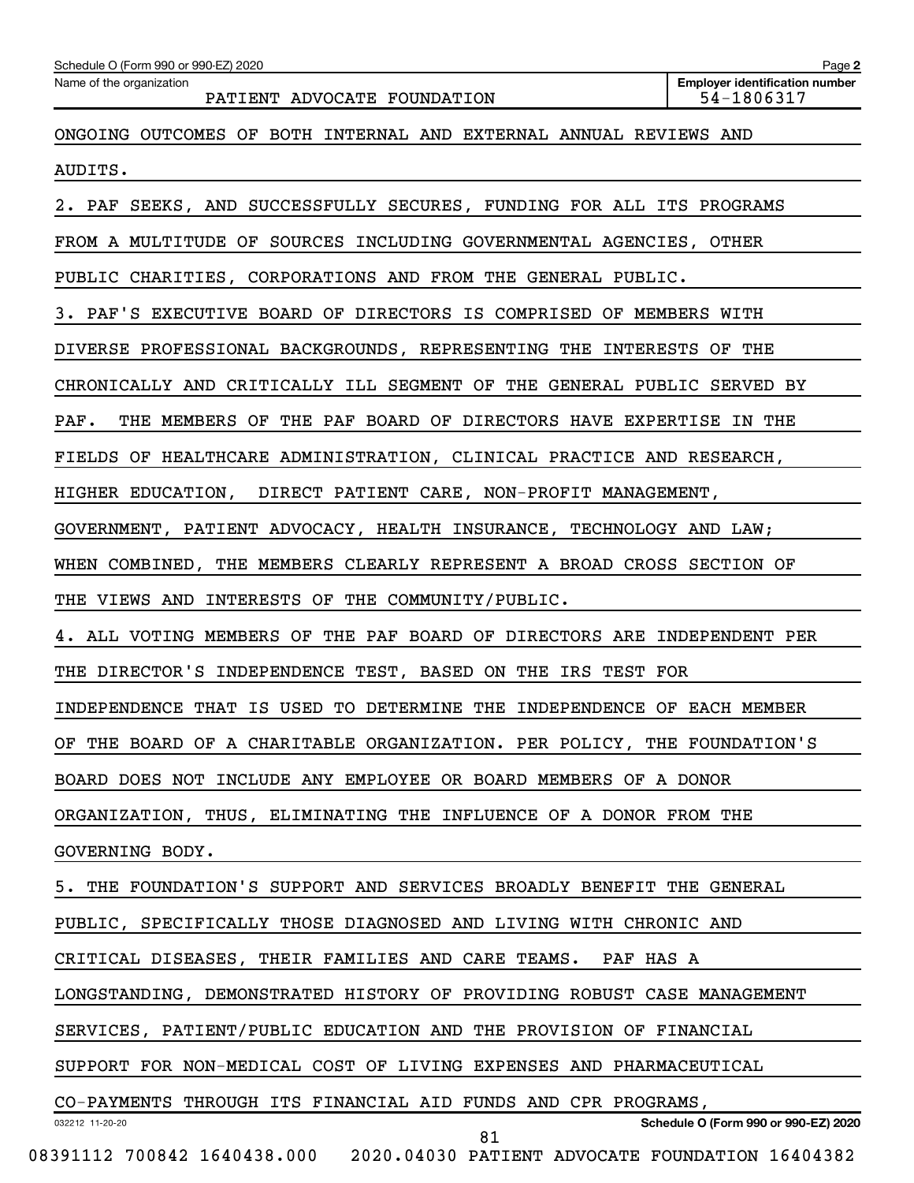Name of the organization: PATIENT ADVOCATE FOUNDATION

Employer identification number: 54-1806317

ONGOING OUTCOMES OF BOTH INTERNAL AND EXTERNAL ANNUAL REVIEWS AND AUDITS.

2. PAF SEEKS, AND SUCCESSFULLY SECURES, FUNDING FOR ALL ITS PROGRAMS FROM A MULTITUDE OF SOURCES INCLUDING GOVERNMENTAL AGENCIES, OTHER PUBLIC CHARITIES, CORPORATIONS AND FROM THE GENERAL PUBLIC.

3. PAF'S EXECUTIVE BOARD OF DIRECTORS IS COMPRISED OF MEMBERS WITH DIVERSE PROFESSIONAL BACKGROUNDS, REPRESENTING THE INTERESTS OF THE CHRONICALLY AND CRITICALLY ILL SEGMENT OF THE GENERAL PUBLIC SERVED BY PAF. THE MEMBERS OF THE PAF BOARD OF DIRECTORS HAVE EXPERTISE IN THE FIELDS OF HEALTHCARE ADMINISTRATION, CLINICAL PRACTICE AND RESEARCH, HIGHER EDUCATION, DIRECT PATIENT CARE, NON-PROFIT MANAGEMENT, GOVERNMENT, PATIENT ADVOCACY, HEALTH INSURANCE, TECHNOLOGY AND LAW; WHEN COMBINED, THE MEMBERS CLEARLY REPRESENT A BROAD CROSS SECTION OF THE VIEWS AND INTERESTS OF THE COMMUNITY/PUBLIC.

4. ALL VOTING MEMBERS OF THE PAF BOARD OF DIRECTORS ARE INDEPENDENT PER THE DIRECTOR'S INDEPENDENCE TEST, BASED ON THE IRS TEST FOR INDEPENDENCE THAT IS USED TO DETERMINE THE INDEPENDENCE OF EACH MEMBER OF THE BOARD OF A CHARITABLE ORGANIZATION. PER POLICY, THE FOUNDATION'S BOARD DOES NOT INCLUDE ANY EMPLOYEE OR BOARD MEMBERS OF A DONOR ORGANIZATION, THUS, ELIMINATING THE INFLUENCE OF A DONOR FROM THE GOVERNING BODY.

5. THE FOUNDATION'S SUPPORT AND SERVICES BROADLY BENEFIT THE GENERAL PUBLIC, SPECIFICALLY THOSE DIAGNOSED AND LIVING WITH CHRONIC AND CRITICAL DISEASES, THEIR FAMILIES AND CARE TEAMS. PAF HAS A LONGSTANDING, DEMONSTRATED HISTORY OF PROVIDING ROBUST CASE MANAGEMENT SERVICES, PATIENT/PUBLIC EDUCATION AND THE PROVISION OF FINANCIAL SUPPORT FOR NON-MEDICAL COST OF LIVING EXPENSES AND PHARMACEUTICAL CO-PAYMENTS THROUGH ITS FINANCIAL AID FUNDS AND CPR PROGRAMS,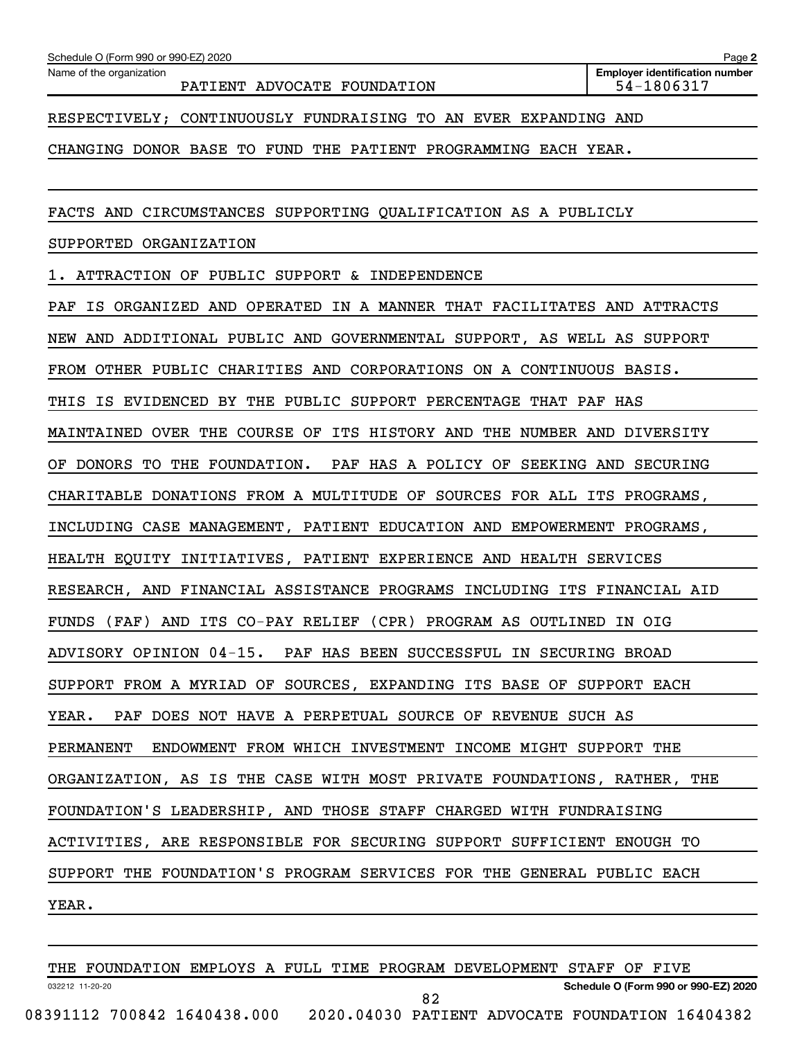RESPECTIVELY; CONTINUOUSLY FUNDRAISING TO AN EVER EXPANDING AND CHANGING DONOR BASE TO FUND THE PATIENT PROGRAMMING EACH YEAR.

FACTS AND CIRCUMSTANCES SUPPORTING QUALIFICATION AS A PUBLICLY SUPPORTED ORGANIZATION

1. ATTRACTION OF PUBLIC SUPPORT & INDEPENDENCE

PAF IS ORGANIZED AND OPERATED IN A MANNER THAT FACILITATES AND ATTRACTS NEW AND ADDITIONAL PUBLIC AND GOVERNMENTAL SUPPORT, AS WELL AS SUPPORT FROM OTHER PUBLIC CHARITIES AND CORPORATIONS ON A CONTINUOUS BASIS. THIS IS EVIDENCED BY THE PUBLIC SUPPORT PERCENTAGE THAT PAF HAS MAINTAINED OVER THE COURSE OF ITS HISTORY AND THE NUMBER AND DIVERSITY OF DONORS TO THE FOUNDATION. PAF HAS A POLICY OF SEEKING AND SECURING CHARITABLE DONATIONS FROM A MULTITUDE OF SOURCES FOR ALL ITS PROGRAMS, INCLUDING CASE MANAGEMENT, PATIENT EDUCATION AND EMPOWERMENT PROGRAMS, HEALTH EQUITY INITIATIVES, PATIENT EXPERIENCE AND HEALTH SERVICES RESEARCH, AND FINANCIAL ASSISTANCE PROGRAMS INCLUDING ITS FINANCIAL AID FUNDS (FAF) AND ITS CO-PAY RELIEF (CPR) PROGRAM AS OUTLINED IN OIG ADVISORY OPINION 04-15. PAF HAS BEEN SUCCESSFUL IN SECURING BROAD SUPPORT FROM A MYRIAD OF SOURCES, EXPANDING ITS BASE OF SUPPORT EACH YEAR. PAF DOES NOT HAVE A PERPETUAL SOURCE OF REVENUE SUCH AS PERMANENT ENDOWMENT FROM WHICH INVESTMENT INCOME MIGHT SUPPORT THE ORGANIZATION, AS IS THE CASE WITH MOST PRIVATE FOUNDATIONS, RATHER, THE FOUNDATION'S LEADERSHIP, AND THOSE STAFF CHARGED WITH FUNDRAISING ACTIVITIES, ARE RESPONSIBLE FOR SECURING SUPPORT SUFFICIENT ENOUGH TO SUPPORT THE FOUNDATION'S PROGRAM SERVICES FOR THE GENERAL PUBLIC EACH YEAR.

THE FOUNDATION EMPLOYS A FULL TIME PROGRAM DEVELOPMENT STAFF OF FIVE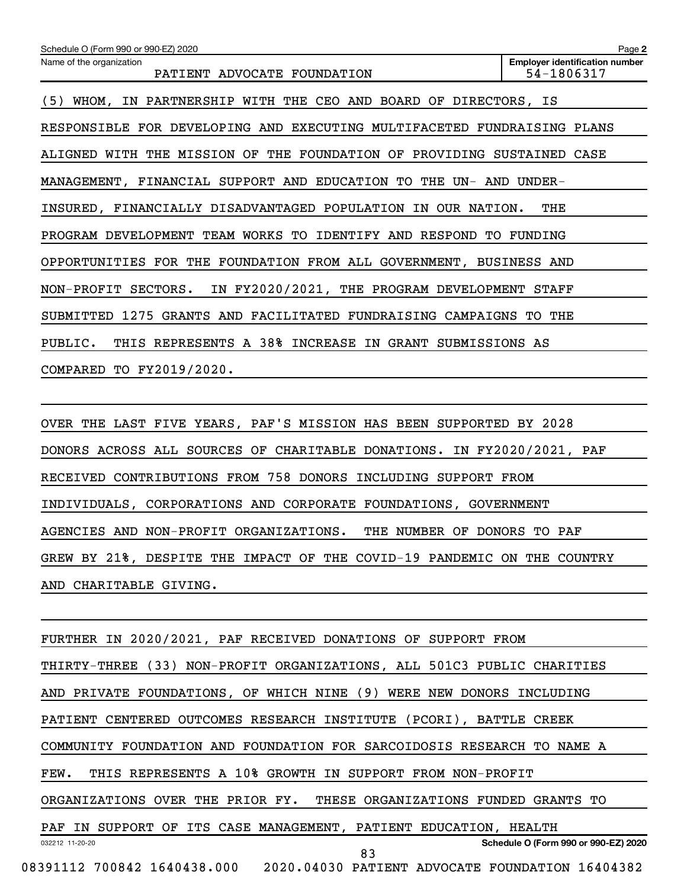Schedule O (Form 990 or 990-EZ) 2020

Name of the organization: PATIENT ADVOCATE FOUNDATION

Employer identification number: 54-1806317

(5) WHOM, IN PARTNERSHIP WITH THE CEO AND BOARD OF DIRECTORS, IS RESPONSIBLE FOR DEVELOPING AND EXECUTING MULTIFACETED FUNDRAISING PLANS ALIGNED WITH THE MISSION OF THE FOUNDATION OF PROVIDING SUSTAINED CASE MANAGEMENT, FINANCIAL SUPPORT AND EDUCATION TO THE UN- AND UNDER-INSURED, FINANCIALLY DISADVANTAGED POPULATION IN OUR NATION. THE PROGRAM DEVELOPMENT TEAM WORKS TO IDENTIFY AND RESPOND TO FUNDING OPPORTUNITIES FOR THE FOUNDATION FROM ALL GOVERNMENT, BUSINESS AND NON-PROFIT SECTORS. IN FY2020/2021, THE PROGRAM DEVELOPMENT STAFF SUBMITTED 1275 GRANTS AND FACILITATED FUNDRAISING CAMPAIGNS TO THE PUBLIC. THIS REPRESENTS A 38% INCREASE IN GRANT SUBMISSIONS AS COMPARED TO FY2019/2020.

OVER THE LAST FIVE YEARS, PAF'S MISSION HAS BEEN SUPPORTED BY 2028 DONORS ACROSS ALL SOURCES OF CHARITABLE DONATIONS. IN FY2020/2021, PAF RECEIVED CONTRIBUTIONS FROM 758 DONORS INCLUDING SUPPORT FROM INDIVIDUALS, CORPORATIONS AND CORPORATE FOUNDATIONS, GOVERNMENT AGENCIES AND NON-PROFIT ORGANIZATIONS. THE NUMBER OF DONORS TO PAF GREW BY 21%, DESPITE THE IMPACT OF THE COVID-19 PANDEMIC ON THE COUNTRY AND CHARITABLE GIVING.

FURTHER IN 2020/2021, PAF RECEIVED DONATIONS OF SUPPORT FROM THIRTY-THREE (33) NON-PROFIT ORGANIZATIONS, ALL 501C3 PUBLIC CHARITIES AND PRIVATE FOUNDATIONS, OF WHICH NINE (9) WERE NEW DONORS INCLUDING PATIENT CENTERED OUTCOMES RESEARCH INSTITUTE (PCORI), BATTLE CREEK COMMUNITY FOUNDATION AND FOUNDATION FOR SARCOIDOSIS RESEARCH TO NAME A FEW. THIS REPRESENTS A 10% GROWTH IN SUPPORT FROM NON-PROFIT ORGANIZATIONS OVER THE PRIOR FY. THESE ORGANIZATIONS FUNDED GRANTS TO PAF IN SUPPORT OF ITS CASE MANAGEMENT, PATIENT EDUCATION, HEALTH

032212 11-20-20

Schedule O (Form 990 or 990-EZ) 2020

08391112 700842 1640438.000 2020.04030 PATIENT ADVOCATE FOUNDATION 16404382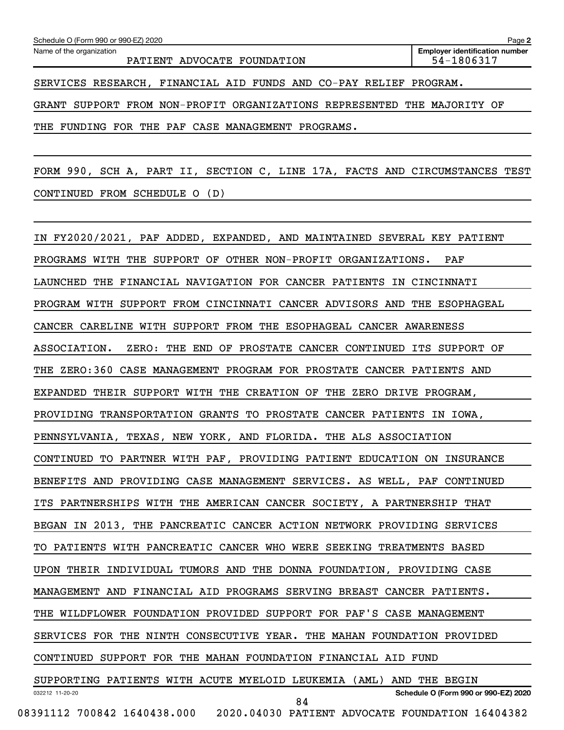SERVICES RESEARCH, FINANCIAL AID FUNDS AND CO-PAY RELIEF PROGRAM.

GRANT SUPPORT FROM NON-PROFIT ORGANIZATIONS REPRESENTED THE MAJORITY OF THE FUNDING FOR THE PAF CASE MANAGEMENT PROGRAMS.

FORM 990, SCH A, PART II, SECTION C, LINE 17A, FACTS AND CIRCUMSTANCES TEST CONTINUED FROM SCHEDULE O (D)

IN FY2020/2021, PAF ADDED, EXPANDED, AND MAINTAINED SEVERAL KEY PATIENT PROGRAMS WITH THE SUPPORT OF OTHER NON-PROFIT ORGANIZATIONS. PAF LAUNCHED THE FINANCIAL NAVIGATION FOR CANCER PATIENTS IN CINCINNATI PROGRAM WITH SUPPORT FROM CINCINNATI CANCER ADVISORS AND THE ESOPHAGEAL CANCER CARELINE WITH SUPPORT FROM THE ESOPHAGEAL CANCER AWARENESS ASSOCIATION. ZERO: THE END OF PROSTATE CANCER CONTINUED ITS SUPPORT OF THE ZERO:360 CASE MANAGEMENT PROGRAM FOR PROSTATE CANCER PATIENTS AND EXPANDED THEIR SUPPORT WITH THE CREATION OF THE ZERO DRIVE PROGRAM, PROVIDING TRANSPORTATION GRANTS TO PROSTATE CANCER PATIENTS IN IOWA, PENNSYLVANIA, TEXAS, NEW YORK, AND FLORIDA. THE ALS ASSOCIATION CONTINUED TO PARTNER WITH PAF, PROVIDING PATIENT EDUCATION ON INSURANCE BENEFITS AND PROVIDING CASE MANAGEMENT SERVICES. AS WELL, PAF CONTINUED ITS PARTNERSHIPS WITH THE AMERICAN CANCER SOCIETY, A PARTNERSHIP THAT BEGAN IN 2013, THE PANCREATIC CANCER ACTION NETWORK PROVIDING SERVICES TO PATIENTS WITH PANCREATIC CANCER WHO WERE SEEKING TREATMENTS BASED UPON THEIR INDIVIDUAL TUMORS AND THE DONNA FOUNDATION, PROVIDING CASE MANAGEMENT AND FINANCIAL AID PROGRAMS SERVING BREAST CANCER PATIENTS. THE WILDFLOWER FOUNDATION PROVIDED SUPPORT FOR PAF'S CASE MANAGEMENT SERVICES FOR THE NINTH CONSECUTIVE YEAR. THE MAHAN FOUNDATION PROVIDED CONTINUED SUPPORT FOR THE MAHAN FOUNDATION FINANCIAL AID FUND SUPPORTING PATIENTS WITH ACUTE MYELOID LEUKEMIA (AML) AND THE BEGIN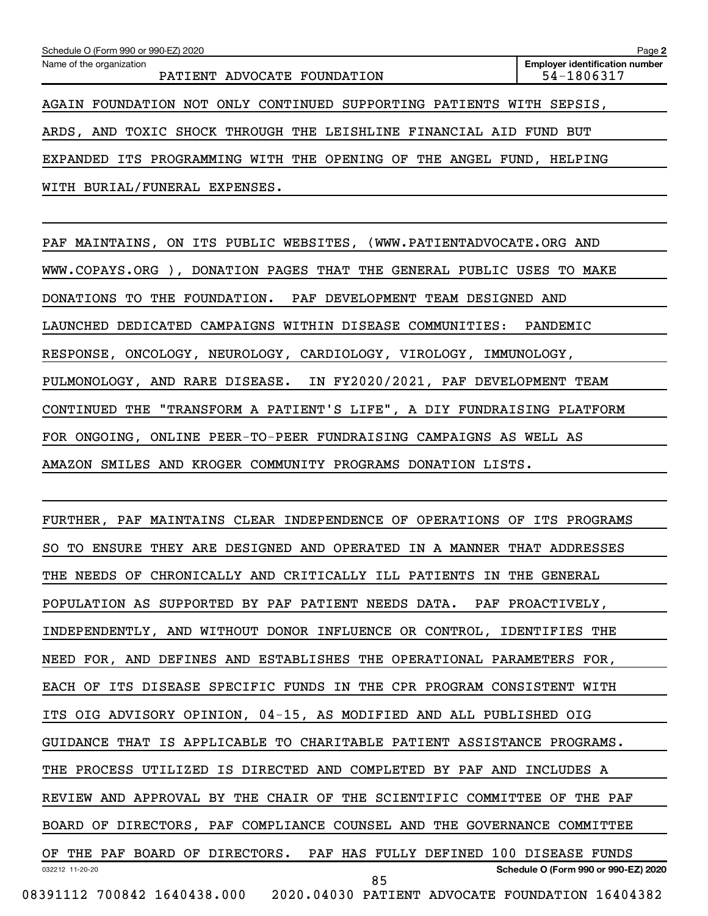AGAIN FOUNDATION NOT ONLY CONTINUED SUPPORTING PATIENTS WITH SEPSIS, ARDS, AND TOXIC SHOCK THROUGH THE LEISHLINE FINANCIAL AID FUND BUT EXPANDED ITS PROGRAMMING WITH THE OPENING OF THE ANGEL FUND, HELPING WITH BURIAL/FUNERAL EXPENSES.

PAF MAINTAINS, ON ITS PUBLIC WEBSITES, (WWW.PATIENTADVOCATE.ORG AND WWW.COPAYS.ORG ), DONATION PAGES THAT THE GENERAL PUBLIC USES TO MAKE DONATIONS TO THE FOUNDATION. PAF DEVELOPMENT TEAM DESIGNED AND LAUNCHED DEDICATED CAMPAIGNS WITHIN DISEASE COMMUNITIES: PANDEMIC RESPONSE, ONCOLOGY, NEUROLOGY, CARDIOLOGY, VIROLOGY, IMMUNOLOGY, PULMONOLOGY, AND RARE DISEASE. IN FY2020/2021, PAF DEVELOPMENT TEAM CONTINUED THE "TRANSFORM A PATIENT'S LIFE", A DIY FUNDRAISING PLATFORM FOR ONGOING, ONLINE PEER-TO-PEER FUNDRAISING CAMPAIGNS AS WELL AS AMAZON SMILES AND KROGER COMMUNITY PROGRAMS DONATION LISTS.

FURTHER, PAF MAINTAINS CLEAR INDEPENDENCE OF OPERATIONS OF ITS PROGRAMS SO TO ENSURE THEY ARE DESIGNED AND OPERATED IN A MANNER THAT ADDRESSES THE NEEDS OF CHRONICALLY AND CRITICALLY ILL PATIENTS IN THE GENERAL POPULATION AS SUPPORTED BY PAF PATIENT NEEDS DATA. PAF PROACTIVELY, INDEPENDENTLY, AND WITHOUT DONOR INFLUENCE OR CONTROL, IDENTIFIES THE NEED FOR, AND DEFINES AND ESTABLISHES THE OPERATIONAL PARAMETERS FOR, EACH OF ITS DISEASE SPECIFIC FUNDS IN THE CPR PROGRAM CONSISTENT WITH ITS OIG ADVISORY OPINION, 04-15, AS MODIFIED AND ALL PUBLISHED OIG GUIDANCE THAT IS APPLICABLE TO CHARITABLE PATIENT ASSISTANCE PROGRAMS. THE PROCESS UTILIZED IS DIRECTED AND COMPLETED BY PAF AND INCLUDES A REVIEW AND APPROVAL BY THE CHAIR OF THE SCIENTIFIC COMMITTEE OF THE PAF BOARD OF DIRECTORS, PAF COMPLIANCE COUNSEL AND THE GOVERNANCE COMMITTEE OF THE PAF BOARD OF DIRECTORS. PAF HAS FULLY DEFINED 100 DISEASE FUNDS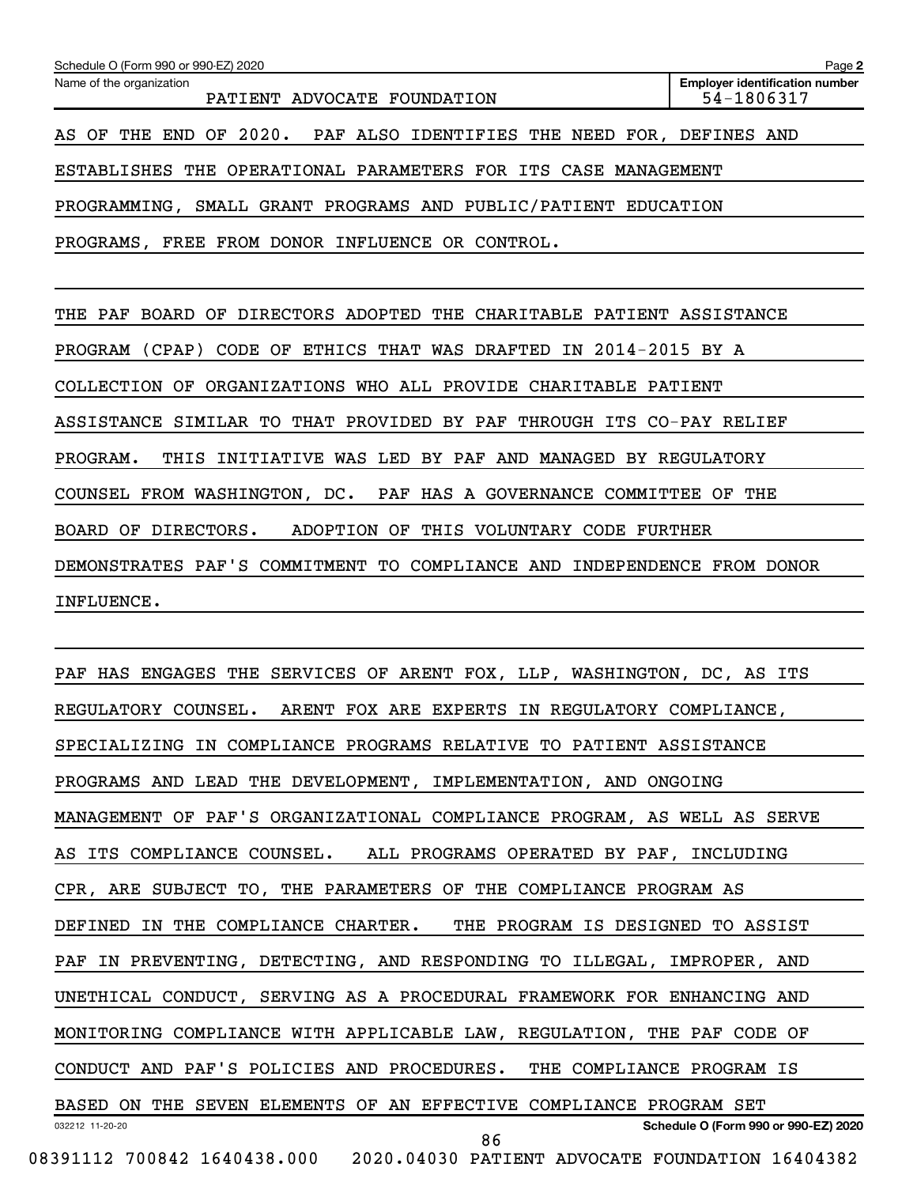AS OF THE END OF 2020. PAF ALSO IDENTIFIES THE NEED FOR, DEFINES AND ESTABLISHES THE OPERATIONAL PARAMETERS FOR ITS CASE MANAGEMENT PROGRAMMING, SMALL GRANT PROGRAMS AND PUBLIC/PATIENT EDUCATION PROGRAMS, FREE FROM DONOR INFLUENCE OR CONTROL.

THE PAF BOARD OF DIRECTORS ADOPTED THE CHARITABLE PATIENT ASSISTANCE PROGRAM (CPAP) CODE OF ETHICS THAT WAS DRAFTED IN 2014-2015 BY A COLLECTION OF ORGANIZATIONS WHO ALL PROVIDE CHARITABLE PATIENT ASSISTANCE SIMILAR TO THAT PROVIDED BY PAF THROUGH ITS CO-PAY RELIEF PROGRAM. THIS INITIATIVE WAS LED BY PAF AND MANAGED BY REGULATORY COUNSEL FROM WASHINGTON, DC. PAF HAS A GOVERNANCE COMMITTEE OF THE BOARD OF DIRECTORS. ADOPTION OF THIS VOLUNTARY CODE FURTHER DEMONSTRATES PAF'S COMMITMENT TO COMPLIANCE AND INDEPENDENCE FROM DONOR INFLUENCE.

PAF HAS ENGAGES THE SERVICES OF ARENT FOX, LLP, WASHINGTON, DC, AS ITS REGULATORY COUNSEL. ARENT FOX ARE EXPERTS IN REGULATORY COMPLIANCE, SPECIALIZING IN COMPLIANCE PROGRAMS RELATIVE TO PATIENT ASSISTANCE PROGRAMS AND LEAD THE DEVELOPMENT, IMPLEMENTATION, AND ONGOING MANAGEMENT OF PAF'S ORGANIZATIONAL COMPLIANCE PROGRAM, AS WELL AS SERVE AS ITS COMPLIANCE COUNSEL. ALL PROGRAMS OPERATED BY PAF, INCLUDING CPR, ARE SUBJECT TO, THE PARAMETERS OF THE COMPLIANCE PROGRAM AS DEFINED IN THE COMPLIANCE CHARTER. THE PROGRAM IS DESIGNED TO ASSIST PAF IN PREVENTING, DETECTING, AND RESPONDING TO ILLEGAL, IMPROPER, AND UNETHICAL CONDUCT, SERVING AS A PROCEDURAL FRAMEWORK FOR ENHANCING AND MONITORING COMPLIANCE WITH APPLICABLE LAW, REGULATION, THE PAF CODE OF CONDUCT AND PAF'S POLICIES AND PROCEDURES. THE COMPLIANCE PROGRAM IS BASED ON THE SEVEN ELEMENTS OF AN EFFECTIVE COMPLIANCE PROGRAM SET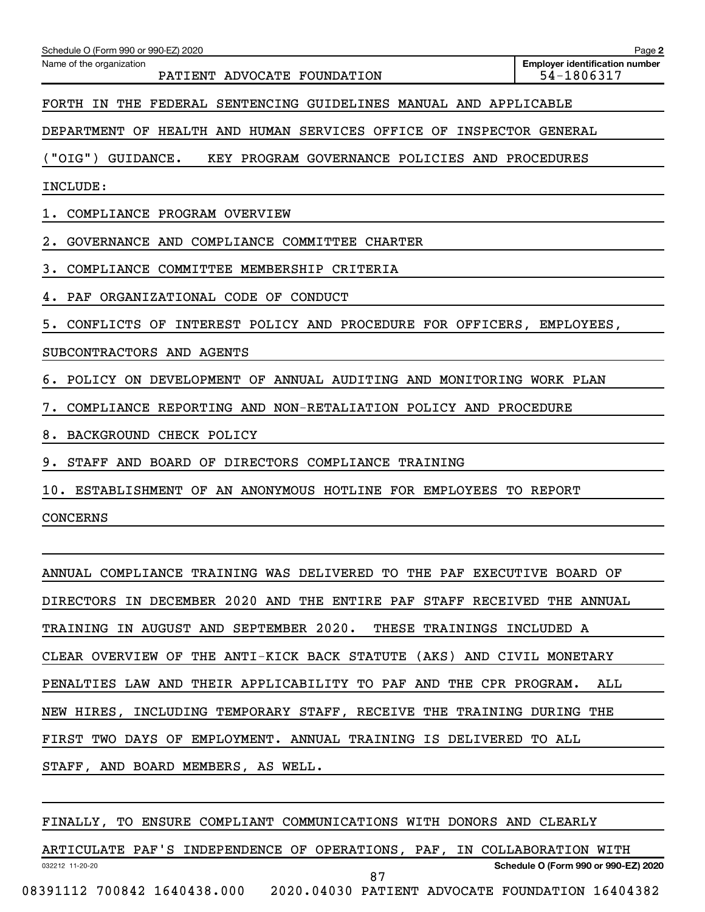FORTH IN THE FEDERAL SENTENCING GUIDELINES MANUAL AND APPLICABLE DEPARTMENT OF HEALTH AND HUMAN SERVICES OFFICE OF INSPECTOR GENERAL ("OIG") GUIDANCE. KEY PROGRAM GOVERNANCE POLICIES AND PROCEDURES INCLUDE:

1. COMPLIANCE PROGRAM OVERVIEW
2. GOVERNANCE AND COMPLIANCE COMMITTEE CHARTER
3. COMPLIANCE COMMITTEE MEMBERSHIP CRITERIA
4. PAF ORGANIZATIONAL CODE OF CONDUCT
5. CONFLICTS OF INTEREST POLICY AND PROCEDURE FOR OFFICERS, EMPLOYEES, SUBCONTRACTORS AND AGENTS
6. POLICY ON DEVELOPMENT OF ANNUAL AUDITING AND MONITORING WORK PLAN
7. COMPLIANCE REPORTING AND NON-RETALIATION POLICY AND PROCEDURE
8. BACKGROUND CHECK POLICY
9. STAFF AND BOARD OF DIRECTORS COMPLIANCE TRAINING
10. ESTABLISHMENT OF AN ANONYMOUS HOTLINE FOR EMPLOYEES TO REPORT CONCERNS

ANNUAL COMPLIANCE TRAINING WAS DELIVERED TO THE PAF EXECUTIVE BOARD OF DIRECTORS IN DECEMBER 2020 AND THE ENTIRE PAF STAFF RECEIVED THE ANNUAL TRAINING IN AUGUST AND SEPTEMBER 2020. THESE TRAININGS INCLUDED A CLEAR OVERVIEW OF THE ANTI-KICK BACK STATUTE (AKS) AND CIVIL MONETARY PENALTIES LAW AND THEIR APPLICABILITY TO PAF AND THE CPR PROGRAM. ALL NEW HIRES, INCLUDING TEMPORARY STAFF, RECEIVE THE TRAINING DURING THE FIRST TWO DAYS OF EMPLOYMENT. ANNUAL TRAINING IS DELIVERED TO ALL STAFF, AND BOARD MEMBERS, AS WELL.

FINALLY, TO ENSURE COMPLIANT COMMUNICATIONS WITH DONORS AND CLEARLY ARTICULATE PAF'S INDEPENDENCE OF OPERATIONS, PAF, IN COLLABORATION WITH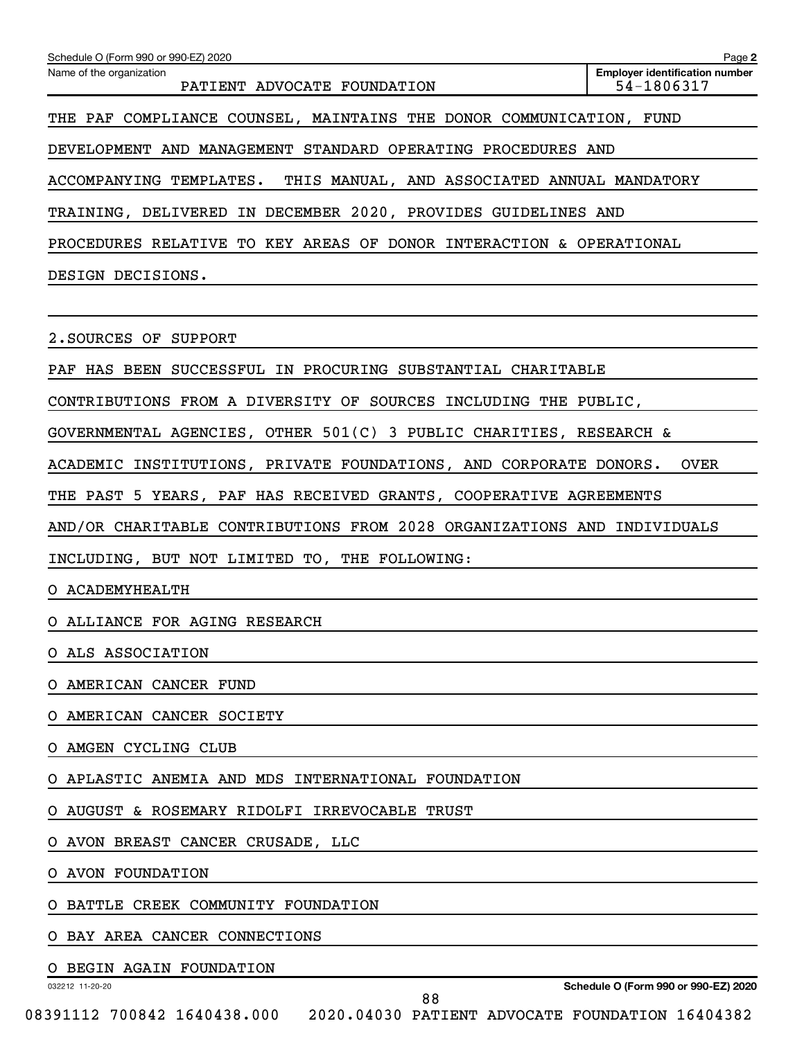THE PAF COMPLIANCE COUNSEL, MAINTAINS THE DONOR COMMUNICATION, FUND DEVELOPMENT AND MANAGEMENT STANDARD OPERATING PROCEDURES AND ACCOMPANYING TEMPLATES. THIS MANUAL, AND ASSOCIATED ANNUAL MANDATORY TRAINING, DELIVERED IN DECEMBER 2020, PROVIDES GUIDELINES AND PROCEDURES RELATIVE TO KEY AREAS OF DONOR INTERACTION & OPERATIONAL DESIGN DECISIONS.

2.SOURCES OF SUPPORT

PAF HAS BEEN SUCCESSFUL IN PROCURING SUBSTANTIAL CHARITABLE CONTRIBUTIONS FROM A DIVERSITY OF SOURCES INCLUDING THE PUBLIC, GOVERNMENTAL AGENCIES, OTHER 501(C) 3 PUBLIC CHARITIES, RESEARCH & ACADEMIC INSTITUTIONS, PRIVATE FOUNDATIONS, AND CORPORATE DONORS. OVER THE PAST 5 YEARS, PAF HAS RECEIVED GRANTS, COOPERATIVE AGREEMENTS AND/OR CHARITABLE CONTRIBUTIONS FROM 2028 ORGANIZATIONS AND INDIVIDUALS INCLUDING, BUT NOT LIMITED TO, THE FOLLOWING:

O ACADEMYHEALTH

O ALLIANCE FOR AGING RESEARCH

O ALS ASSOCIATION

O AMERICAN CANCER FUND

O AMERICAN CANCER SOCIETY

O AMGEN CYCLING CLUB

O APLASTIC ANEMIA AND MDS INTERNATIONAL FOUNDATION

O AUGUST & ROSEMARY RIDOLFI IRREVOCABLE TRUST

O AVON BREAST CANCER CRUSADE, LLC

O AVON FOUNDATION

O BATTLE CREEK COMMUNITY FOUNDATION

O BAY AREA CANCER CONNECTIONS

O BEGIN AGAIN FOUNDATION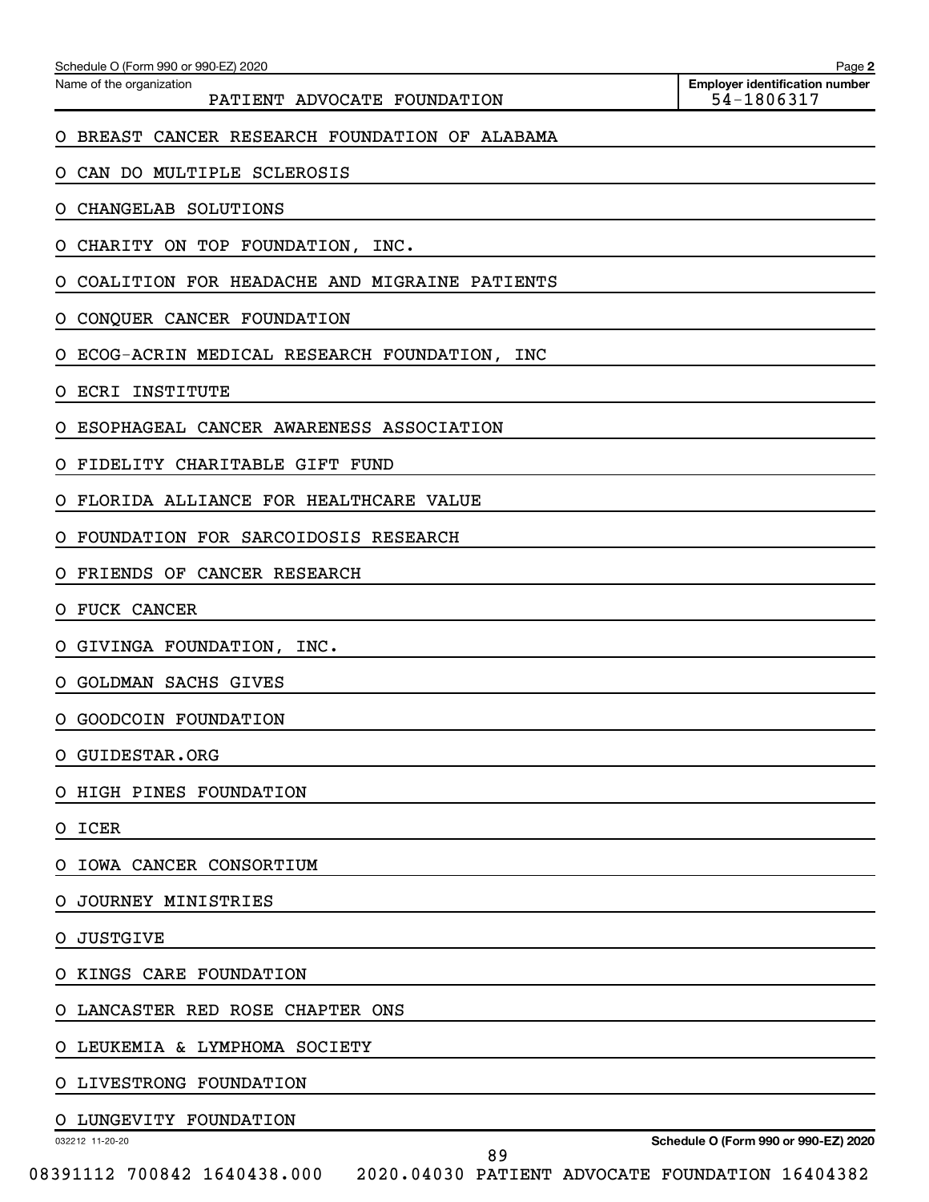Schedule O (Form 990 or 990-EZ) 2020

Name of the organization: PATIENT ADVOCATE FOUNDATION

Employer identification number: 54-1806317

O BREAST CANCER RESEARCH FOUNDATION OF ALABAMA

O CAN DO MULTIPLE SCLEROSIS

O CHANGELAB SOLUTIONS

O CHARITY ON TOP FOUNDATION, INC.

O COALITION FOR HEADACHE AND MIGRAINE PATIENTS

O CONQUER CANCER FOUNDATION

O ECOG-ACRIN MEDICAL RESEARCH FOUNDATION, INC

O ECRI INSTITUTE

O ESOPHAGEAL CANCER AWARENESS ASSOCIATION

O FIDELITY CHARITABLE GIFT FUND

O FLORIDA ALLIANCE FOR HEALTHCARE VALUE

O FOUNDATION FOR SARCOIDOSIS RESEARCH

O FRIENDS OF CANCER RESEARCH

O FUCK CANCER

O GIVINGA FOUNDATION, INC.

O GOLDMAN SACHS GIVES

O GOODCOIN FOUNDATION

O GUIDESTAR.ORG

O HIGH PINES FOUNDATION

O ICER

O IOWA CANCER CONSORTIUM

O JOURNEY MINISTRIES

O JUSTGIVE

O KINGS CARE FOUNDATION

O LANCASTER RED ROSE CHAPTER ONS

O LEUKEMIA & LYMPHOMA SOCIETY

O LIVESTRONG FOUNDATION

O LUNGEVITY FOUNDATION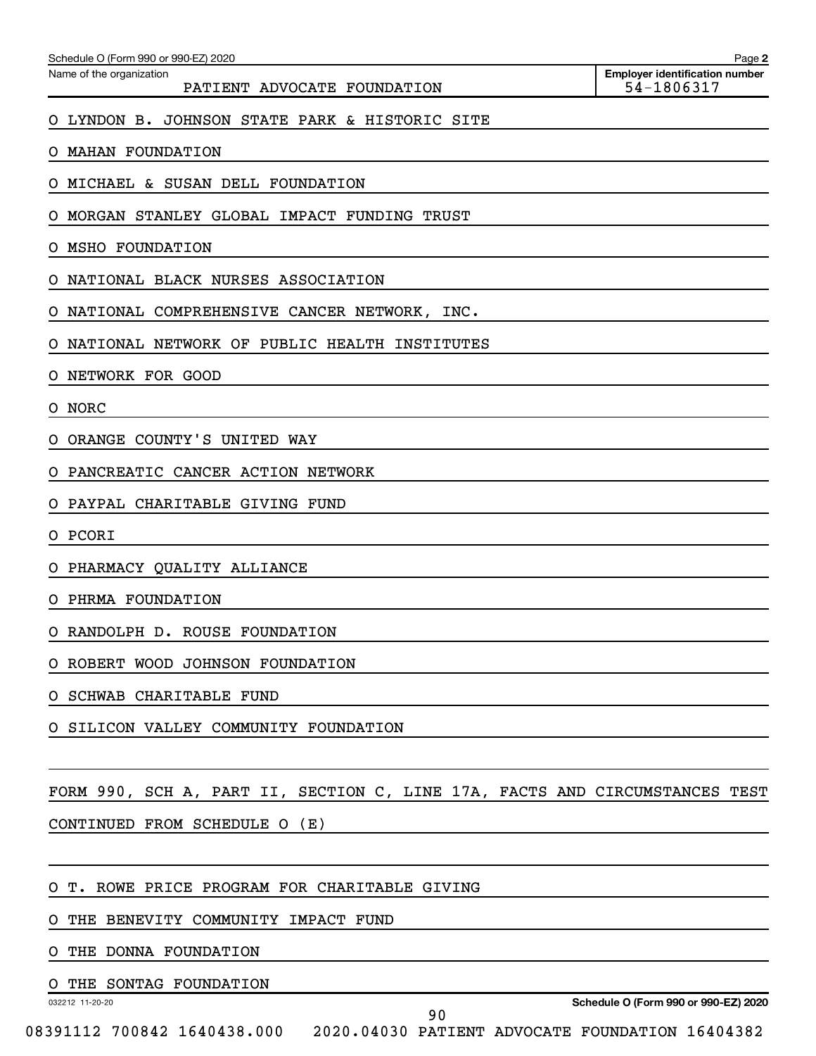Name of the organization: PATIENT ADVOCATE FOUNDATION

Employer identification number: 54-1806317

O LYNDON B. JOHNSON STATE PARK & HISTORIC SITE

O MAHAN FOUNDATION

O MICHAEL & SUSAN DELL FOUNDATION

O MORGAN STANLEY GLOBAL IMPACT FUNDING TRUST

O MSHO FOUNDATION

O NATIONAL BLACK NURSES ASSOCIATION

O NATIONAL COMPREHENSIVE CANCER NETWORK, INC.

O NATIONAL NETWORK OF PUBLIC HEALTH INSTITUTES

O NETWORK FOR GOOD

O NORC

O ORANGE COUNTY'S UNITED WAY

O PANCREATIC CANCER ACTION NETWORK

O PAYPAL CHARITABLE GIVING FUND

O PCORI

O PHARMACY QUALITY ALLIANCE

O PHRMA FOUNDATION

O RANDOLPH D. ROUSE FOUNDATION

O ROBERT WOOD JOHNSON FOUNDATION

O SCHWAB CHARITABLE FUND

O SILICON VALLEY COMMUNITY FOUNDATION

FORM 990, SCH A, PART II, SECTION C, LINE 17A, FACTS AND CIRCUMSTANCES TEST

CONTINUED FROM SCHEDULE O (E)

O T. ROWE PRICE PROGRAM FOR CHARITABLE GIVING

O THE BENEVITY COMMUNITY IMPACT FUND

O THE DONNA FOUNDATION

O THE SONTAG FOUNDATION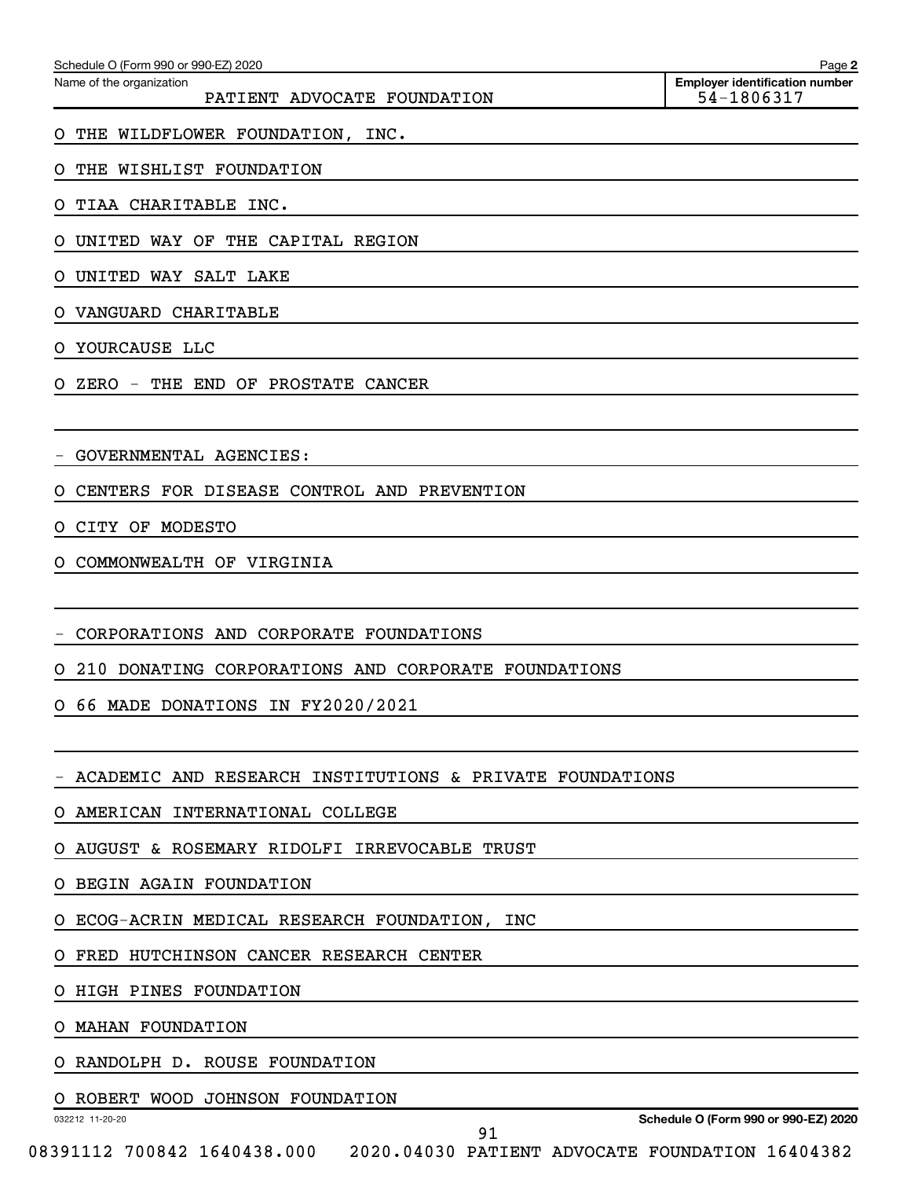Name of the organization: PATIENT ADVOCATE FOUNDATION

Employer identification number: 54-1806317

O THE WILDFLOWER FOUNDATION, INC.

O THE WISHLIST FOUNDATION

O TIAA CHARITABLE INC.

O UNITED WAY OF THE CAPITAL REGION

O UNITED WAY SALT LAKE

O VANGUARD CHARITABLE

O YOURCAUSE LLC

O ZERO - THE END OF PROSTATE CANCER

- GOVERNMENTAL AGENCIES:

O CENTERS FOR DISEASE CONTROL AND PREVENTION

O CITY OF MODESTO

O COMMONWEALTH OF VIRGINIA

- CORPORATIONS AND CORPORATE FOUNDATIONS

O 210 DONATING CORPORATIONS AND CORPORATE FOUNDATIONS

O 66 MADE DONATIONS IN FY2020/2021

- ACADEMIC AND RESEARCH INSTITUTIONS & PRIVATE FOUNDATIONS

O AMERICAN INTERNATIONAL COLLEGE

O AUGUST & ROSEMARY RIDOLFI IRREVOCABLE TRUST

O BEGIN AGAIN FOUNDATION

O ECOG-ACRIN MEDICAL RESEARCH FOUNDATION, INC

O FRED HUTCHINSON CANCER RESEARCH CENTER

O HIGH PINES FOUNDATION

O MAHAN FOUNDATION

O RANDOLPH D. ROUSE FOUNDATION

O ROBERT WOOD JOHNSON FOUNDATION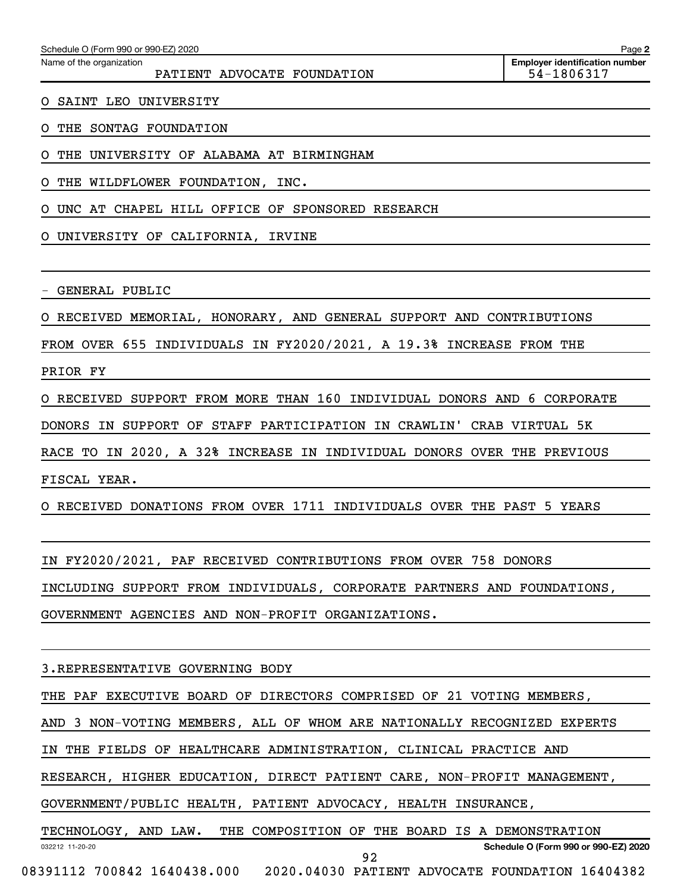Schedule O (Form 990 or 990-EZ) 2020

Name of the organization: PATIENT ADVOCATE FOUNDATION

Employer identification number: 54-1806317

O SAINT LEO UNIVERSITY

O THE SONTAG FOUNDATION

O THE UNIVERSITY OF ALABAMA AT BIRMINGHAM

O THE WILDFLOWER FOUNDATION, INC.

O UNC AT CHAPEL HILL OFFICE OF SPONSORED RESEARCH

O UNIVERSITY OF CALIFORNIA, IRVINE

- GENERAL PUBLIC

O RECEIVED MEMORIAL, HONORARY, AND GENERAL SUPPORT AND CONTRIBUTIONS FROM OVER 655 INDIVIDUALS IN FY2020/2021, A 19.3% INCREASE FROM THE PRIOR FY

O RECEIVED SUPPORT FROM MORE THAN 160 INDIVIDUAL DONORS AND 6 CORPORATE DONORS IN SUPPORT OF STAFF PARTICIPATION IN CRAWLIN' CRAB VIRTUAL 5K RACE TO IN 2020, A 32% INCREASE IN INDIVIDUAL DONORS OVER THE PREVIOUS FISCAL YEAR.

O RECEIVED DONATIONS FROM OVER 1711 INDIVIDUALS OVER THE PAST 5 YEARS

IN FY2020/2021, PAF RECEIVED CONTRIBUTIONS FROM OVER 758 DONORS INCLUDING SUPPORT FROM INDIVIDUALS, CORPORATE PARTNERS AND FOUNDATIONS, GOVERNMENT AGENCIES AND NON-PROFIT ORGANIZATIONS.

3.REPRESENTATIVE GOVERNING BODY

THE PAF EXECUTIVE BOARD OF DIRECTORS COMPRISED OF 21 VOTING MEMBERS, AND 3 NON-VOTING MEMBERS, ALL OF WHOM ARE NATIONALLY RECOGNIZED EXPERTS IN THE FIELDS OF HEALTHCARE ADMINISTRATION, CLINICAL PRACTICE AND RESEARCH, HIGHER EDUCATION, DIRECT PATIENT CARE, NON-PROFIT MANAGEMENT, GOVERNMENT/PUBLIC HEALTH, PATIENT ADVOCACY, HEALTH INSURANCE, TECHNOLOGY, AND LAW. THE COMPOSITION OF THE BOARD IS A DEMONSTRATION

032212 11-20-20

Schedule O (Form 990 or 990-EZ) 2020

08391112 700842 1640438.000 2020.04030 PATIENT ADVOCATE FOUNDATION 16404382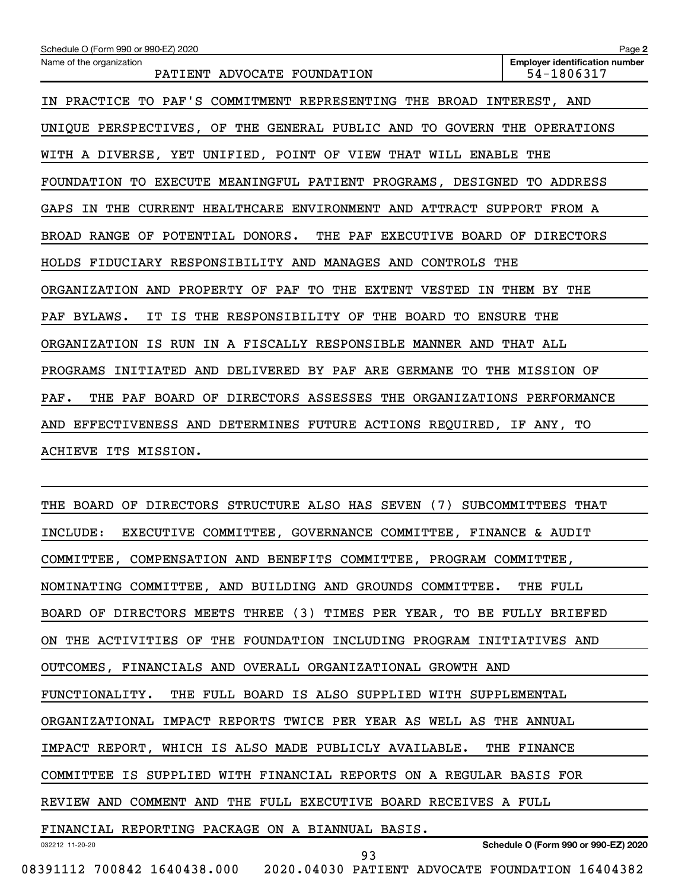IN PRACTICE TO PAF'S COMMITMENT REPRESENTING THE BROAD INTEREST, AND UNIQUE PERSPECTIVES, OF THE GENERAL PUBLIC AND TO GOVERN THE OPERATIONS WITH A DIVERSE, YET UNIFIED, POINT OF VIEW THAT WILL ENABLE THE FOUNDATION TO EXECUTE MEANINGFUL PATIENT PROGRAMS, DESIGNED TO ADDRESS GAPS IN THE CURRENT HEALTHCARE ENVIRONMENT AND ATTRACT SUPPORT FROM A BROAD RANGE OF POTENTIAL DONORS. THE PAF EXECUTIVE BOARD OF DIRECTORS HOLDS FIDUCIARY RESPONSIBILITY AND MANAGES AND CONTROLS THE ORGANIZATION AND PROPERTY OF PAF TO THE EXTENT VESTED IN THEM BY THE PAF BYLAWS. IT IS THE RESPONSIBILITY OF THE BOARD TO ENSURE THE ORGANIZATION IS RUN IN A FISCALLY RESPONSIBLE MANNER AND THAT ALL PROGRAMS INITIATED AND DELIVERED BY PAF ARE GERMANE TO THE MISSION OF PAF. THE PAF BOARD OF DIRECTORS ASSESSES THE ORGANIZATIONS PERFORMANCE AND EFFECTIVENESS AND DETERMINES FUTURE ACTIONS REQUIRED, IF ANY, TO ACHIEVE ITS MISSION.

THE BOARD OF DIRECTORS STRUCTURE ALSO HAS SEVEN (7) SUBCOMMITTEES THAT INCLUDE: EXECUTIVE COMMITTEE, GOVERNANCE COMMITTEE, FINANCE & AUDIT COMMITTEE, COMPENSATION AND BENEFITS COMMITTEE, PROGRAM COMMITTEE, NOMINATING COMMITTEE, AND BUILDING AND GROUNDS COMMITTEE. THE FULL BOARD OF DIRECTORS MEETS THREE (3) TIMES PER YEAR, TO BE FULLY BRIEFED ON THE ACTIVITIES OF THE FOUNDATION INCLUDING PROGRAM INITIATIVES AND OUTCOMES, FINANCIALS AND OVERALL ORGANIZATIONAL GROWTH AND FUNCTIONALITY. THE FULL BOARD IS ALSO SUPPLIED WITH SUPPLEMENTAL ORGANIZATIONAL IMPACT REPORTS TWICE PER YEAR AS WELL AS THE ANNUAL IMPACT REPORT, WHICH IS ALSO MADE PUBLICLY AVAILABLE. THE FINANCE COMMITTEE IS SUPPLIED WITH FINANCIAL REPORTS ON A REGULAR BASIS FOR REVIEW AND COMMENT AND THE FULL EXECUTIVE BOARD RECEIVES A FULL FINANCIAL REPORTING PACKAGE ON A BIANNUAL BASIS.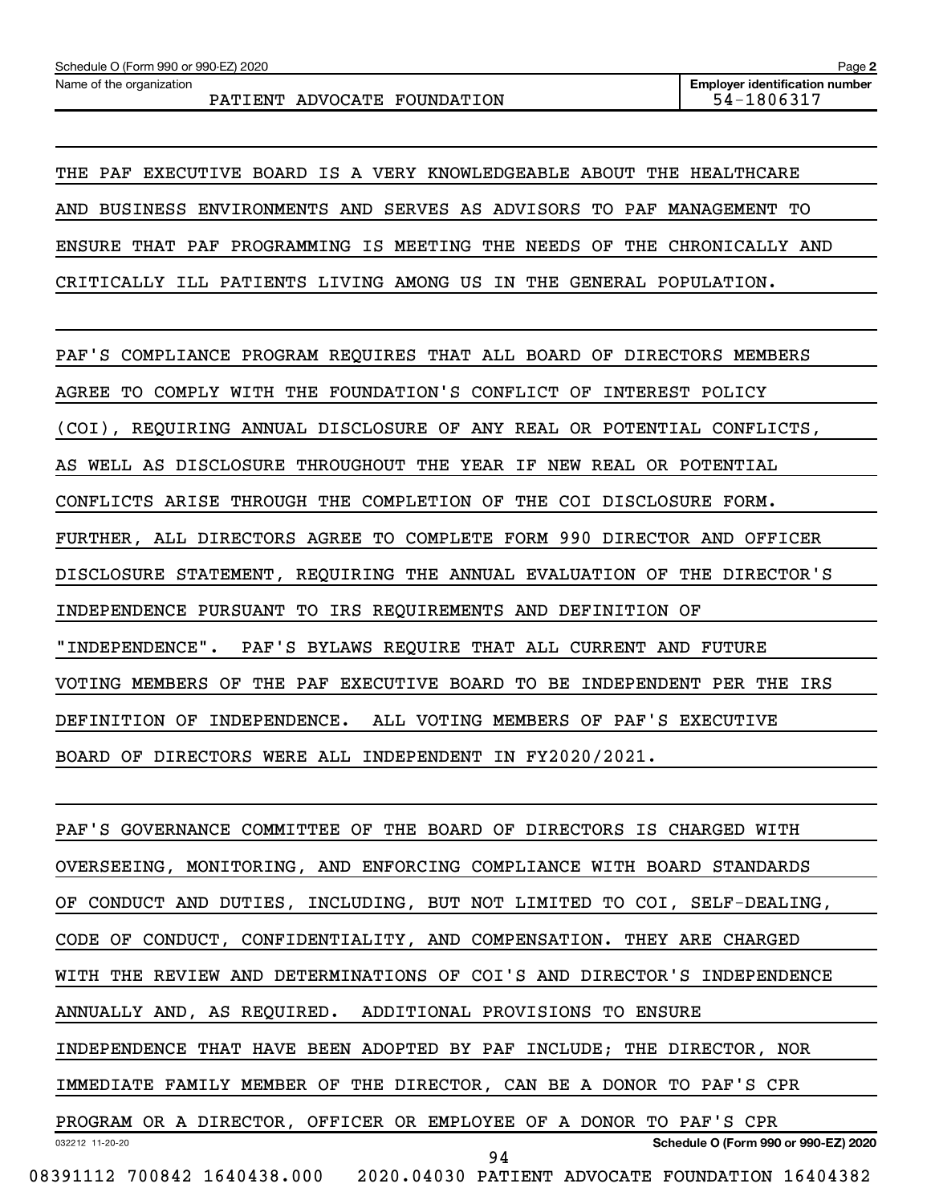| Name of the organization | Employer identification number |
| --- | --- |
| PATIENT ADVOCATE FOUNDATION | 54-1806317 |

THE PAF EXECUTIVE BOARD IS A VERY KNOWLEDGEABLE ABOUT THE HEALTHCARE AND BUSINESS ENVIRONMENTS AND SERVES AS ADVISORS TO PAF MANAGEMENT TO ENSURE THAT PAF PROGRAMMING IS MEETING THE NEEDS OF THE CHRONICALLY AND CRITICALLY ILL PATIENTS LIVING AMONG US IN THE GENERAL POPULATION.

PAF'S COMPLIANCE PROGRAM REQUIRES THAT ALL BOARD OF DIRECTORS MEMBERS AGREE TO COMPLY WITH THE FOUNDATION'S CONFLICT OF INTEREST POLICY (COI), REQUIRING ANNUAL DISCLOSURE OF ANY REAL OR POTENTIAL CONFLICTS, AS WELL AS DISCLOSURE THROUGHOUT THE YEAR IF NEW REAL OR POTENTIAL CONFLICTS ARISE THROUGH THE COMPLETION OF THE COI DISCLOSURE FORM. FURTHER, ALL DIRECTORS AGREE TO COMPLETE FORM 990 DIRECTOR AND OFFICER DISCLOSURE STATEMENT, REQUIRING THE ANNUAL EVALUATION OF THE DIRECTOR'S INDEPENDENCE PURSUANT TO IRS REQUIREMENTS AND DEFINITION OF "INDEPENDENCE". PAF'S BYLAWS REQUIRE THAT ALL CURRENT AND FUTURE VOTING MEMBERS OF THE PAF EXECUTIVE BOARD TO BE INDEPENDENT PER THE IRS DEFINITION OF INDEPENDENCE. ALL VOTING MEMBERS OF PAF'S EXECUTIVE BOARD OF DIRECTORS WERE ALL INDEPENDENT IN FY2020/2021.

PAF'S GOVERNANCE COMMITTEE OF THE BOARD OF DIRECTORS IS CHARGED WITH OVERSEEING, MONITORING, AND ENFORCING COMPLIANCE WITH BOARD STANDARDS OF CONDUCT AND DUTIES, INCLUDING, BUT NOT LIMITED TO COI, SELF-DEALING, CODE OF CONDUCT, CONFIDENTIALITY, AND COMPENSATION. THEY ARE CHARGED WITH THE REVIEW AND DETERMINATIONS OF COI'S AND DIRECTOR'S INDEPENDENCE ANNUALLY AND, AS REQUIRED. ADDITIONAL PROVISIONS TO ENSURE INDEPENDENCE THAT HAVE BEEN ADOPTED BY PAF INCLUDE; THE DIRECTOR, NOR IMMEDIATE FAMILY MEMBER OF THE DIRECTOR, CAN BE A DONOR TO PAF'S CPR PROGRAM OR A DIRECTOR, OFFICER OR EMPLOYEE OF A DONOR TO PAF'S CPR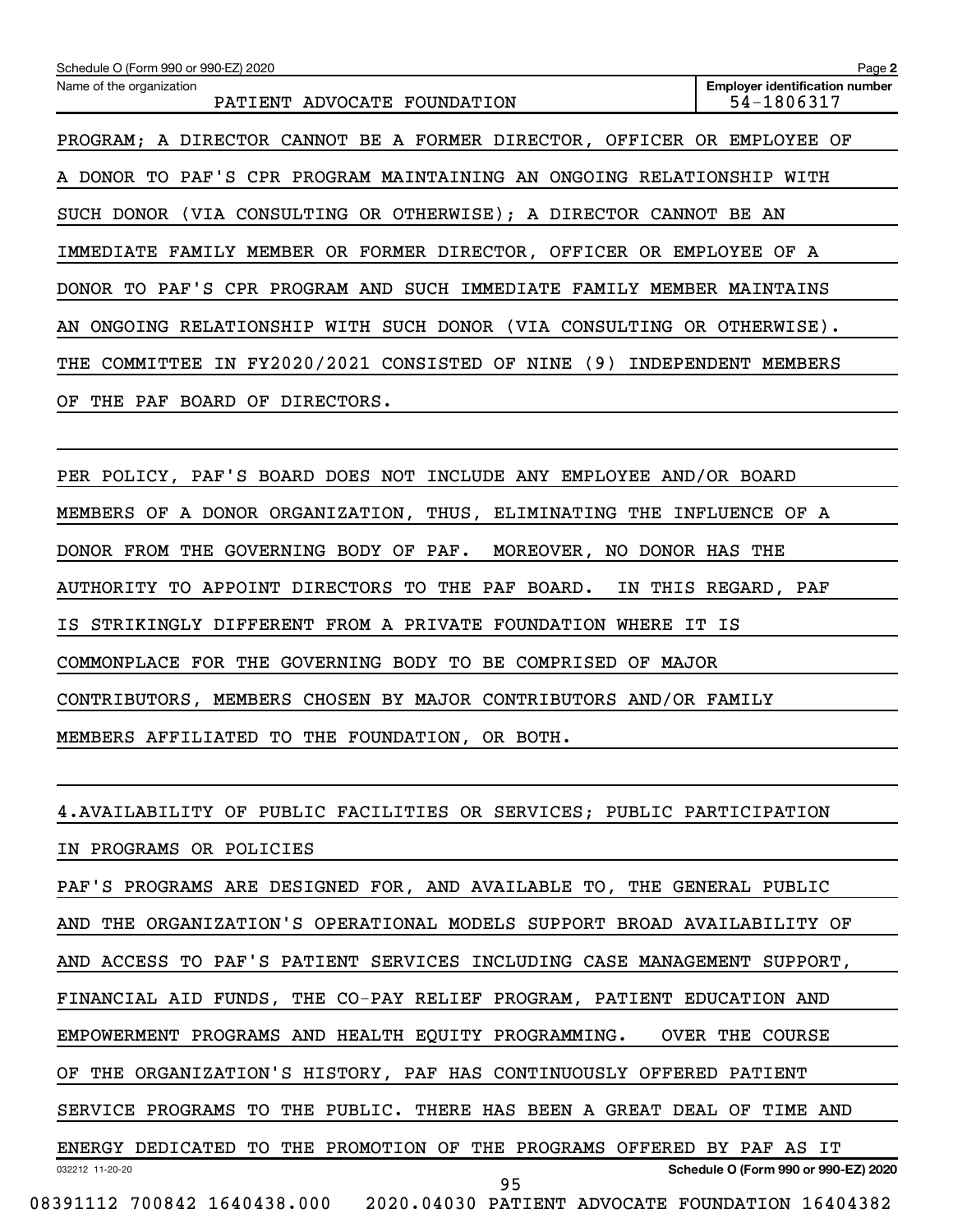PROGRAM; A DIRECTOR CANNOT BE A FORMER DIRECTOR, OFFICER OR EMPLOYEE OF A DONOR TO PAF'S CPR PROGRAM MAINTAINING AN ONGOING RELATIONSHIP WITH SUCH DONOR (VIA CONSULTING OR OTHERWISE); A DIRECTOR CANNOT BE AN IMMEDIATE FAMILY MEMBER OR FORMER DIRECTOR, OFFICER OR EMPLOYEE OF A DONOR TO PAF'S CPR PROGRAM AND SUCH IMMEDIATE FAMILY MEMBER MAINTAINS AN ONGOING RELATIONSHIP WITH SUCH DONOR (VIA CONSULTING OR OTHERWISE). THE COMMITTEE IN FY2020/2021 CONSISTED OF NINE (9) INDEPENDENT MEMBERS OF THE PAF BOARD OF DIRECTORS.

PER POLICY, PAF'S BOARD DOES NOT INCLUDE ANY EMPLOYEE AND/OR BOARD MEMBERS OF A DONOR ORGANIZATION, THUS, ELIMINATING THE INFLUENCE OF A DONOR FROM THE GOVERNING BODY OF PAF. MOREOVER, NO DONOR HAS THE AUTHORITY TO APPOINT DIRECTORS TO THE PAF BOARD. IN THIS REGARD, PAF IS STRIKINGLY DIFFERENT FROM A PRIVATE FOUNDATION WHERE IT IS COMMONPLACE FOR THE GOVERNING BODY TO BE COMPRISED OF MAJOR CONTRIBUTORS, MEMBERS CHOSEN BY MAJOR CONTRIBUTORS AND/OR FAMILY MEMBERS AFFILIATED TO THE FOUNDATION, OR BOTH.

4.AVAILABILITY OF PUBLIC FACILITIES OR SERVICES; PUBLIC PARTICIPATION IN PROGRAMS OR POLICIES

PAF'S PROGRAMS ARE DESIGNED FOR, AND AVAILABLE TO, THE GENERAL PUBLIC AND THE ORGANIZATION'S OPERATIONAL MODELS SUPPORT BROAD AVAILABILITY OF AND ACCESS TO PAF'S PATIENT SERVICES INCLUDING CASE MANAGEMENT SUPPORT, FINANCIAL AID FUNDS, THE CO-PAY RELIEF PROGRAM, PATIENT EDUCATION AND EMPOWERMENT PROGRAMS AND HEALTH EQUITY PROGRAMMING. OVER THE COURSE OF THE ORGANIZATION'S HISTORY, PAF HAS CONTINUOUSLY OFFERED PATIENT SERVICE PROGRAMS TO THE PUBLIC. THERE HAS BEEN A GREAT DEAL OF TIME AND ENERGY DEDICATED TO THE PROMOTION OF THE PROGRAMS OFFERED BY PAF AS IT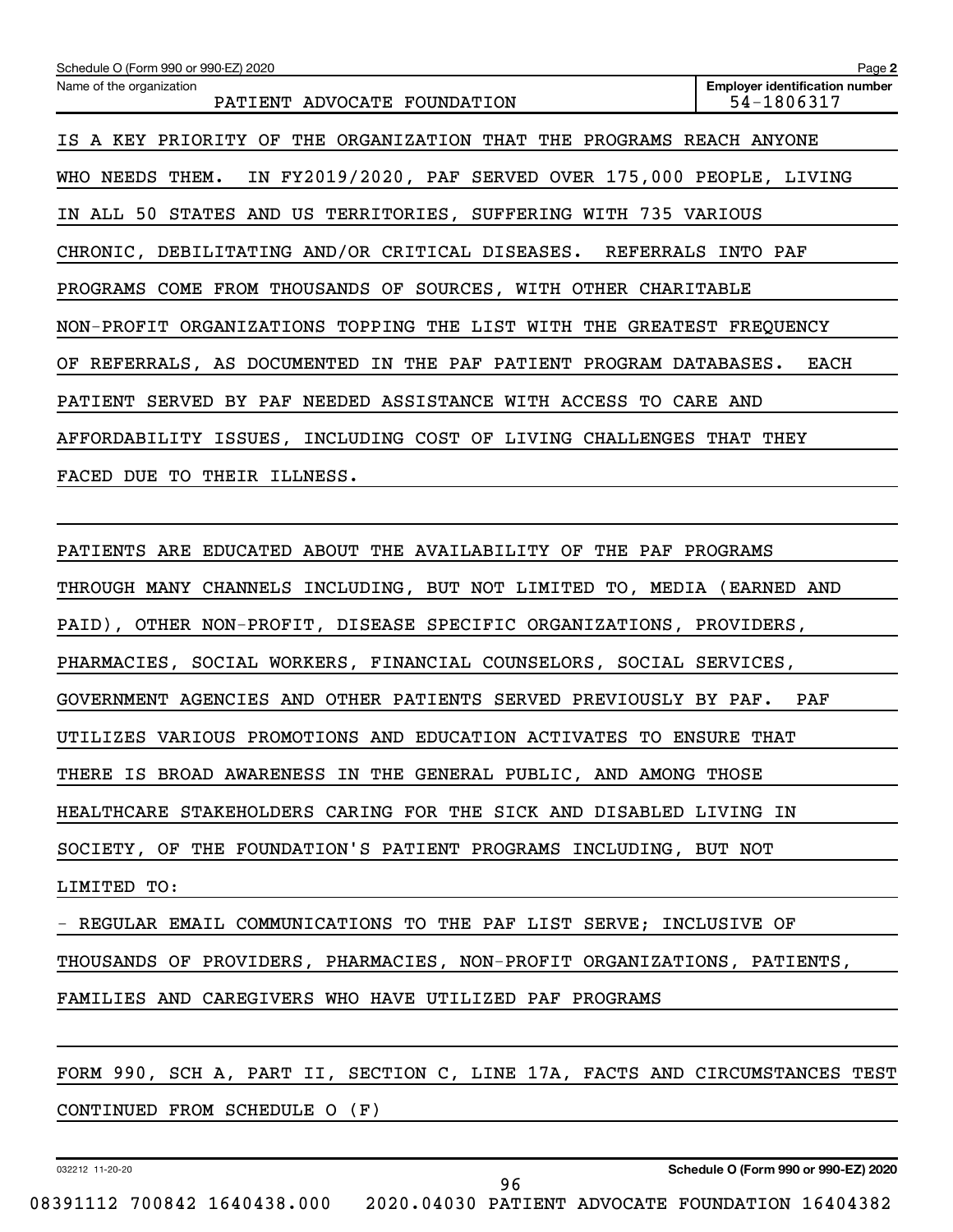Schedule O (Form 990 or 990-EZ) 2020 Page **2**

| Name of the organization | Employer identification number |
|---|---|
| PATIENT ADVOCATE FOUNDATION | 54-1806317 |

IS A KEY PRIORITY OF THE ORGANIZATION THAT THE PROGRAMS REACH ANYONE WHO NEEDS THEM. IN FY2019/2020, PAF SERVED OVER 175,000 PEOPLE, LIVING IN ALL 50 STATES AND US TERRITORIES, SUFFERING WITH 735 VARIOUS CHRONIC, DEBILITATING AND/OR CRITICAL DISEASES. REFERRALS INTO PAF PROGRAMS COME FROM THOUSANDS OF SOURCES, WITH OTHER CHARITABLE NON-PROFIT ORGANIZATIONS TOPPING THE LIST WITH THE GREATEST FREQUENCY OF REFERRALS, AS DOCUMENTED IN THE PAF PATIENT PROGRAM DATABASES. EACH PATIENT SERVED BY PAF NEEDED ASSISTANCE WITH ACCESS TO CARE AND AFFORDABILITY ISSUES, INCLUDING COST OF LIVING CHALLENGES THAT THEY FACED DUE TO THEIR ILLNESS.

PATIENTS ARE EDUCATED ABOUT THE AVAILABILITY OF THE PAF PROGRAMS THROUGH MANY CHANNELS INCLUDING, BUT NOT LIMITED TO, MEDIA (EARNED AND PAID), OTHER NON-PROFIT, DISEASE SPECIFIC ORGANIZATIONS, PROVIDERS, PHARMACIES, SOCIAL WORKERS, FINANCIAL COUNSELORS, SOCIAL SERVICES, GOVERNMENT AGENCIES AND OTHER PATIENTS SERVED PREVIOUSLY BY PAF. PAF UTILIZES VARIOUS PROMOTIONS AND EDUCATION ACTIVATES TO ENSURE THAT THERE IS BROAD AWARENESS IN THE GENERAL PUBLIC, AND AMONG THOSE HEALTHCARE STAKEHOLDERS CARING FOR THE SICK AND DISABLED LIVING IN SOCIETY, OF THE FOUNDATION'S PATIENT PROGRAMS INCLUDING, BUT NOT LIMITED TO:

- REGULAR EMAIL COMMUNICATIONS TO THE PAF LIST SERVE; INCLUSIVE OF THOUSANDS OF PROVIDERS, PHARMACIES, NON-PROFIT ORGANIZATIONS, PATIENTS, FAMILIES AND CAREGIVERS WHO HAVE UTILIZED PAF PROGRAMS

FORM 990, SCH A, PART II, SECTION C, LINE 17A, FACTS AND CIRCUMSTANCES TEST CONTINUED FROM SCHEDULE O (F)

032212 11-20-20 **Schedule O (Form 990 or 990-EZ) 2020**

08391112 700842 1640438.000 2020.04030 PATIENT ADVOCATE FOUNDATION 16404382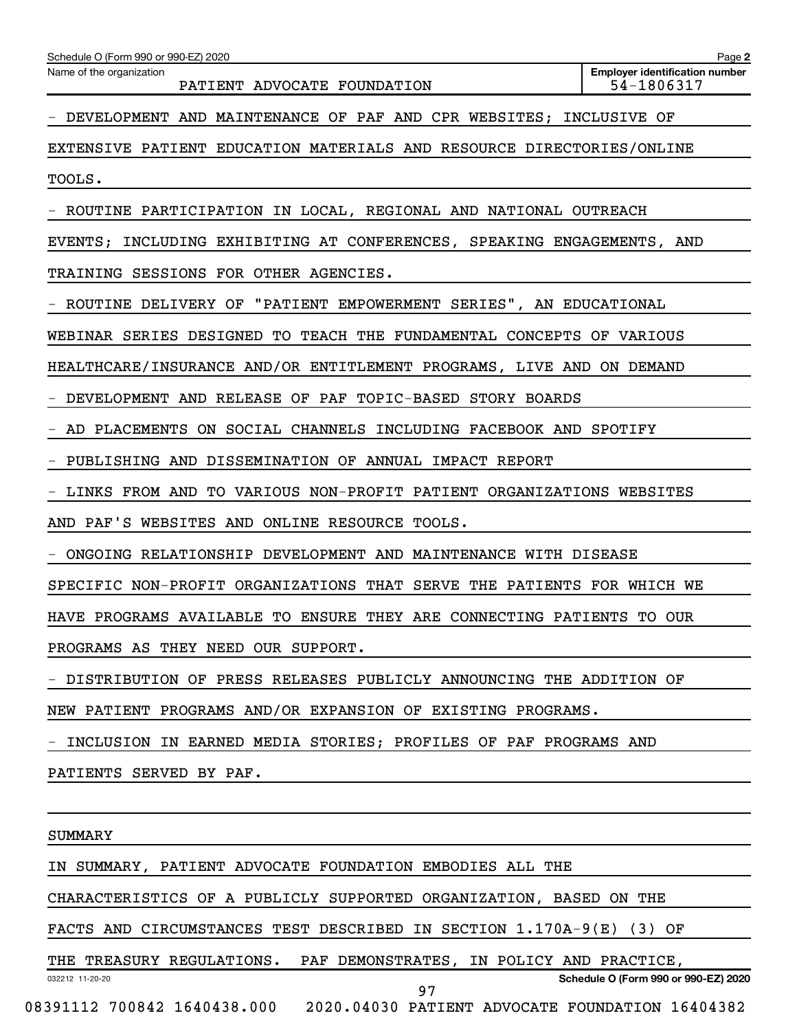- DEVELOPMENT AND MAINTENANCE OF PAF AND CPR WEBSITES; INCLUSIVE OF EXTENSIVE PATIENT EDUCATION MATERIALS AND RESOURCE DIRECTORIES/ONLINE TOOLS.

- ROUTINE PARTICIPATION IN LOCAL, REGIONAL AND NATIONAL OUTREACH EVENTS; INCLUDING EXHIBITING AT CONFERENCES, SPEAKING ENGAGEMENTS, AND TRAINING SESSIONS FOR OTHER AGENCIES.

- ROUTINE DELIVERY OF "PATIENT EMPOWERMENT SERIES", AN EDUCATIONAL WEBINAR SERIES DESIGNED TO TEACH THE FUNDAMENTAL CONCEPTS OF VARIOUS HEALTHCARE/INSURANCE AND/OR ENTITLEMENT PROGRAMS, LIVE AND ON DEMAND

- DEVELOPMENT AND RELEASE OF PAF TOPIC-BASED STORY BOARDS

- AD PLACEMENTS ON SOCIAL CHANNELS INCLUDING FACEBOOK AND SPOTIFY

- PUBLISHING AND DISSEMINATION OF ANNUAL IMPACT REPORT

- LINKS FROM AND TO VARIOUS NON-PROFIT PATIENT ORGANIZATIONS WEBSITES AND PAF'S WEBSITES AND ONLINE RESOURCE TOOLS.

- ONGOING RELATIONSHIP DEVELOPMENT AND MAINTENANCE WITH DISEASE SPECIFIC NON-PROFIT ORGANIZATIONS THAT SERVE THE PATIENTS FOR WHICH WE HAVE PROGRAMS AVAILABLE TO ENSURE THEY ARE CONNECTING PATIENTS TO OUR PROGRAMS AS THEY NEED OUR SUPPORT.

- DISTRIBUTION OF PRESS RELEASES PUBLICLY ANNOUNCING THE ADDITION OF NEW PATIENT PROGRAMS AND/OR EXPANSION OF EXISTING PROGRAMS.

- INCLUSION IN EARNED MEDIA STORIES; PROFILES OF PAF PROGRAMS AND PATIENTS SERVED BY PAF.

SUMMARY

IN SUMMARY, PATIENT ADVOCATE FOUNDATION EMBODIES ALL THE CHARACTERISTICS OF A PUBLICLY SUPPORTED ORGANIZATION, BASED ON THE FACTS AND CIRCUMSTANCES TEST DESCRIBED IN SECTION 1.170A-9(E) (3) OF THE TREASURY REGULATIONS. PAF DEMONSTRATES, IN POLICY AND PRACTICE,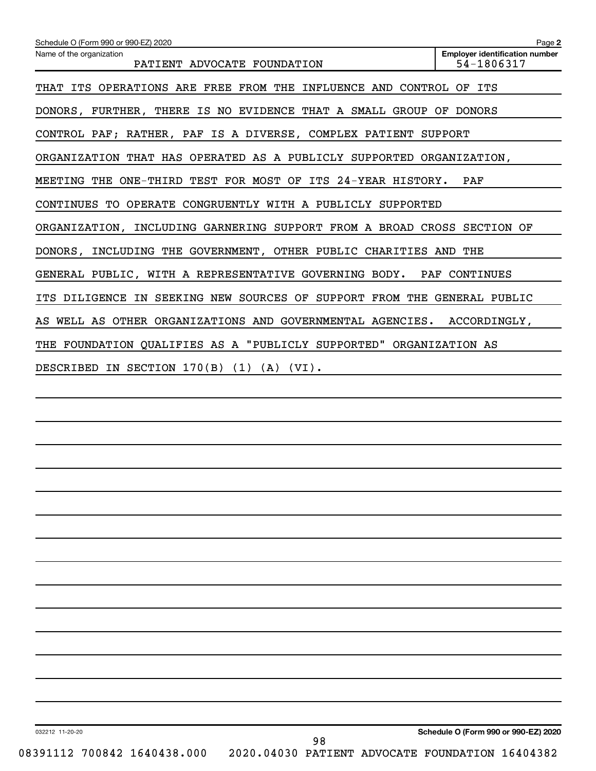Schedule O (Form 990 or 990-EZ) 2020

Name of the organization: PATIENT ADVOCATE FOUNDATION

Employer identification number: 54-1806317

THAT ITS OPERATIONS ARE FREE FROM THE INFLUENCE AND CONTROL OF ITS DONORS, FURTHER, THERE IS NO EVIDENCE THAT A SMALL GROUP OF DONORS CONTROL PAF; RATHER, PAF IS A DIVERSE, COMPLEX PATIENT SUPPORT ORGANIZATION THAT HAS OPERATED AS A PUBLICLY SUPPORTED ORGANIZATION, MEETING THE ONE-THIRD TEST FOR MOST OF ITS 24-YEAR HISTORY. PAF CONTINUES TO OPERATE CONGRUENTLY WITH A PUBLICLY SUPPORTED ORGANIZATION, INCLUDING GARNERING SUPPORT FROM A BROAD CROSS SECTION OF DONORS, INCLUDING THE GOVERNMENT, OTHER PUBLIC CHARITIES AND THE GENERAL PUBLIC, WITH A REPRESENTATIVE GOVERNING BODY. PAF CONTINUES ITS DILIGENCE IN SEEKING NEW SOURCES OF SUPPORT FROM THE GENERAL PUBLIC AS WELL AS OTHER ORGANIZATIONS AND GOVERNMENTAL AGENCIES. ACCORDINGLY, THE FOUNDATION QUALIFIES AS A "PUBLICLY SUPPORTED" ORGANIZATION AS DESCRIBED IN SECTION 170(B) (1) (A) (VI).

032212 11-20-20

Schedule O (Form 990 or 990-EZ) 2020

08391112 700842 1640438.000 2020.04030 PATIENT ADVOCATE FOUNDATION 16404382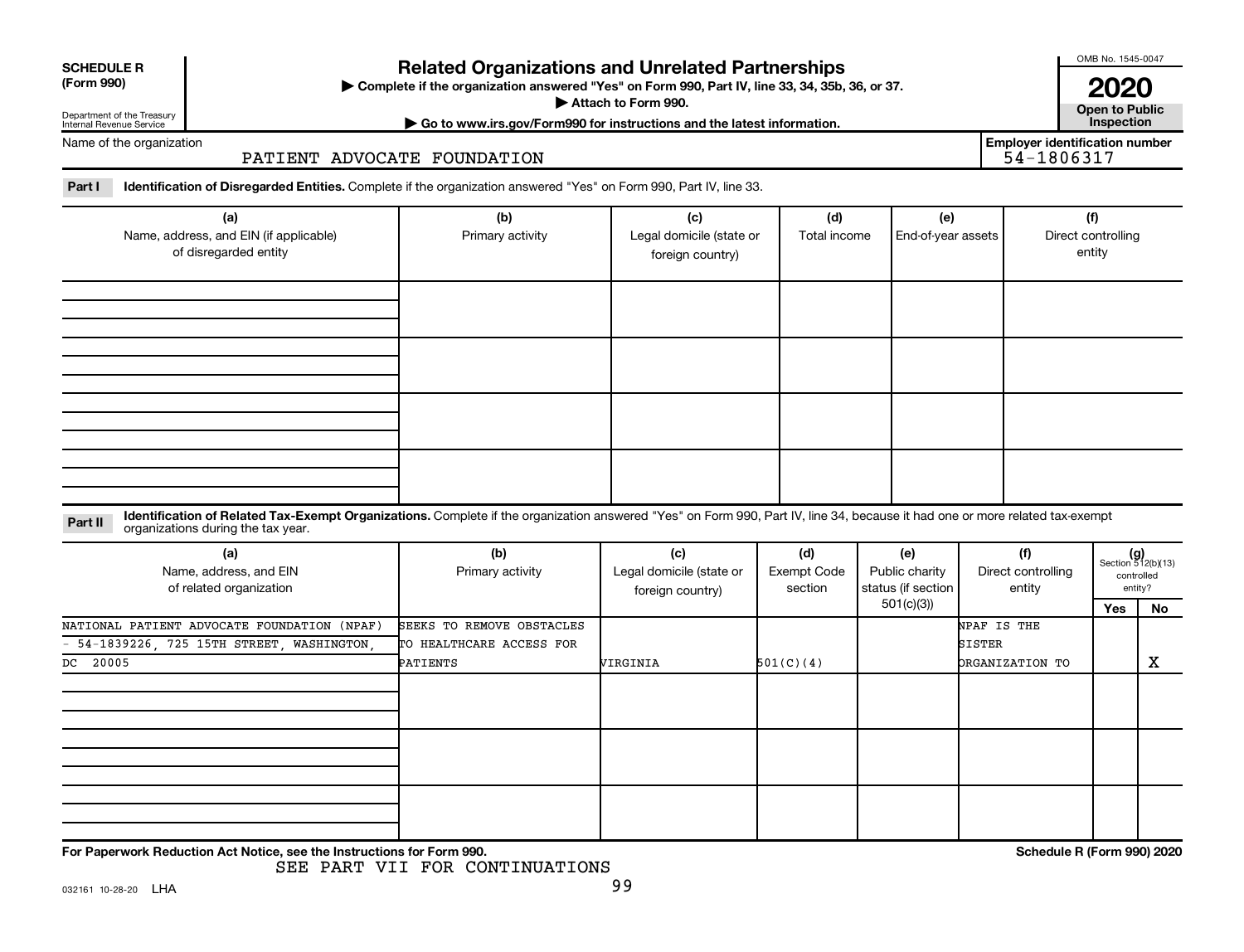**SCHEDULE R**
**(Form 990)**

Department of the Treasury
Internal Revenue Service

# Related Organizations and Unrelated Partnerships

▶ Complete if the organization answered "Yes" on Form 990, Part IV, line 33, 34, 35b, 36, or 37.
▶ Attach to Form 990.
▶ Go to www.irs.gov/Form990 for instructions and the latest information.

OMB No. 1545-0047

**2020**

**Open to Public Inspection**

Name of the organization: PATIENT ADVOCATE FOUNDATION

**Employer identification number:** 54-1806317

**Part I** **Identification of Disregarded Entities.** Complete if the organization answered "Yes" on Form 990, Part IV, line 33.

| (a) Name, address, and EIN (if applicable) of disregarded entity | (b) Primary activity | (c) Legal domicile (state or foreign country) | (d) Total income | (e) End-of-year assets | (f) Direct controlling entity |
|---|---|---|---|---|---|
| | | | | | |
| | | | | | |
| | | | | | |
| | | | | | |

**Part II** **Identification of Related Tax-Exempt Organizations.** Complete if the organization answered "Yes" on Form 990, Part IV, line 34, because it had one or more related tax-exempt organizations during the tax year.

| (a) Name, address, and EIN of related organization | (b) Primary activity | (c) Legal domicile (state or foreign country) | (d) Exempt Code section | (e) Public charity status (if section 501(c)(3)) | (f) Direct controlling entity | (g) Section 512(b)(13) controlled entity? Yes | No |
|---|---|---|---|---|---|---|---|
| NATIONAL PATIENT ADVOCATE FOUNDATION (NPAF) - 54-1839226, 725 15TH STREET, WASHINGTON, DC 20005 | SEEKS TO REMOVE OBSTACLES TO HEALTHCARE ACCESS FOR PATIENTS | VIRGINIA | 501(C)(4) | | NPAF IS THE SISTER ORGANIZATION TO | | X |
| | | | | | | | |
| | | | | | | | |
| | | | | | | | |

**For Paperwork Reduction Act Notice, see the Instructions for Form 990.** **Schedule R (Form 990) 2020**

SEE PART VII FOR CONTINUATIONS

032161 10-28-20 LHA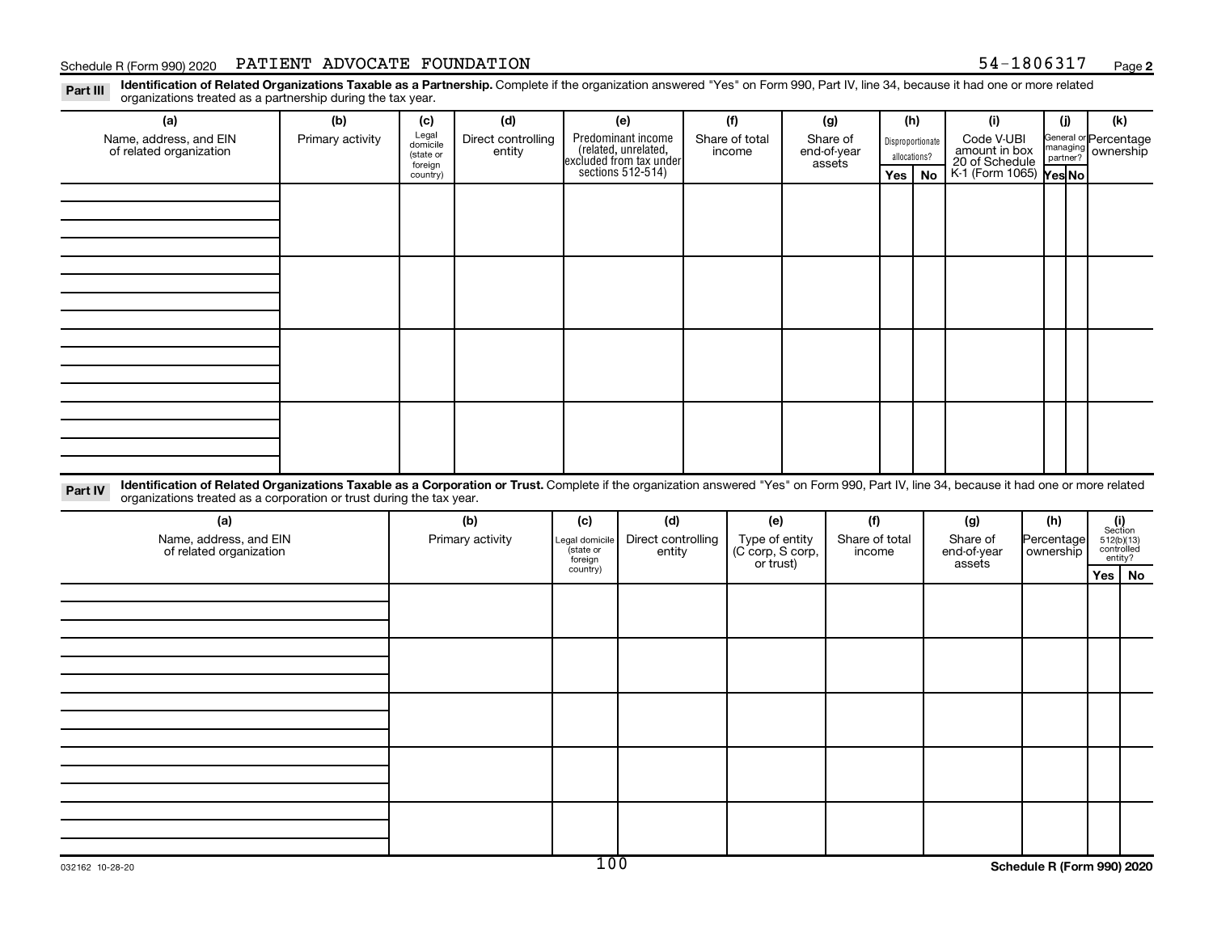Schedule R (Form 990) 2020 PATIENT ADVOCATE FOUNDATION 54-1806317 Page 2

**Part III** **Identification of Related Organizations Taxable as a Partnership.** Complete if the organization answered "Yes" on Form 990, Part IV, line 34, because it had one or more related organizations treated as a partnership during the tax year.

| (a) Name, address, and EIN of related organization | (b) Primary activity | (c) Legal domicile (state or foreign country) | (d) Direct controlling entity | (e) Predominant income (related, unrelated, excluded from tax under sections 512-514) | (f) Share of total income | (g) Share of end-of-year assets | (h) Disproportionate allocations? | | (i) Code V-UBI amount in box 20 of Schedule K-1 (Form 1065) | (j) General or managing partner? | | (k) Percentage ownership |
|---|---|---|---|---|---|---|---|---|---|---|---|---|
| | | | | | | | Yes | No | | Yes | No | |
| | | | | | | | | | | | | |
| | | | | | | | | | | | | |
| | | | | | | | | | | | | |
| | | | | | | | | | | | | |

**Part IV** **Identification of Related Organizations Taxable as a Corporation or Trust.** Complete if the organization answered "Yes" on Form 990, Part IV, line 34, because it had one or more related organizations treated as a corporation or trust during the tax year.

| (a) Name, address, and EIN of related organization | (b) Primary activity | (c) Legal domicile (state or foreign country) | (d) Direct controlling entity | (e) Type of entity (C corp, S corp, or trust) | (f) Share of total income | (g) Share of end-of-year assets | (h) Percentage ownership | (i) Section 512(b)(13) controlled entity? | |
|---|---|---|---|---|---|---|---|---|---|
| | | | | | | | | Yes | No |
| | | | | | | | | | |
| | | | | | | | | | |
| | | | | | | | | | |
| | | | | | | | | | |
| | | | | | | | | | |

032162 10-28-20

Schedule R (Form 990) 2020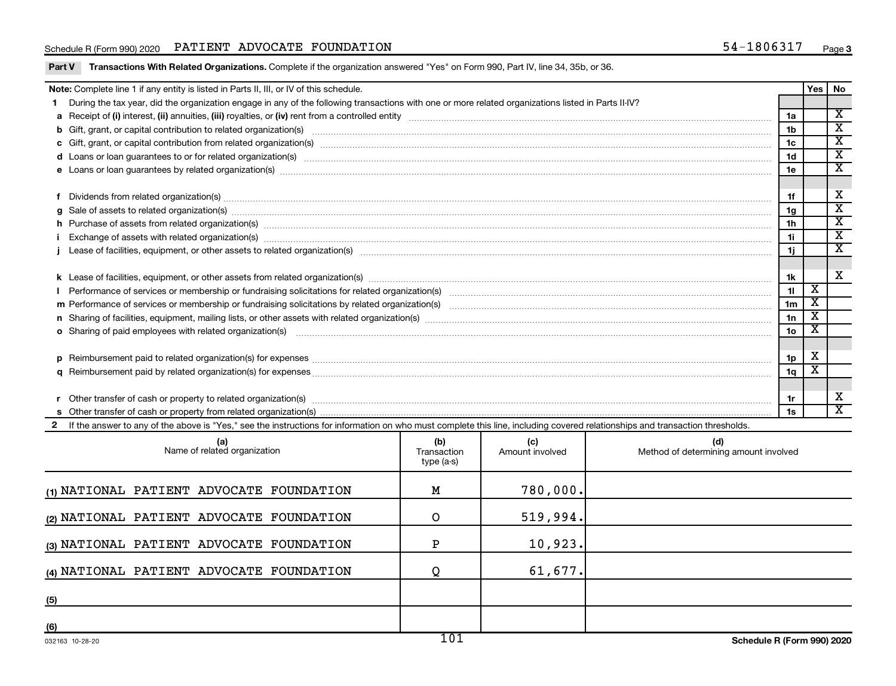Schedule R (Form 990) 2020 PATIENT ADVOCATE FOUNDATION 54-1806317 Page 3

**Part V Transactions With Related Organizations.** Complete if the organization answered "Yes" on Form 990, Part IV, line 34, 35b, or 36.

| **Note:** Complete line 1 if any entity is listed in Parts II, III, or IV of this schedule. | | Yes | No |
|---|---|---|---|
| **1** During the tax year, did the organization engage in any of the following transactions with one or more related organizations listed in Parts II-IV? | | | |
| **a** Receipt of (i) interest, (ii) annuities, (iii) royalties, or (iv) rent from a controlled entity | 1a | | X |
| **b** Gift, grant, or capital contribution to related organization(s) | 1b | | X |
| **c** Gift, grant, or capital contribution from related organization(s) | 1c | | X |
| **d** Loans or loan guarantees to or for related organization(s) | 1d | | X |
| **e** Loans or loan guarantees by related organization(s) | 1e | | X |
| **f** Dividends from related organization(s) | 1f | | X |
| **g** Sale of assets to related organization(s) | 1g | | X |
| **h** Purchase of assets from related organization(s) | 1h | | X |
| **i** Exchange of assets with related organization(s) | 1i | | X |
| **j** Lease of facilities, equipment, or other assets to related organization(s) | 1j | | X |
| **k** Lease of facilities, equipment, or other assets from related organization(s) | 1k | | X |
| **l** Performance of services or membership or fundraising solicitations for related organization(s) | 1l | X | |
| **m** Performance of services or membership or fundraising solicitations by related organization(s) | 1m | X | |
| **n** Sharing of facilities, equipment, mailing lists, or other assets with related organization(s) | 1n | X | |
| **o** Sharing of paid employees with related organization(s) | 1o | X | |
| **p** Reimbursement paid to related organization(s) for expenses | 1p | X | |
| **q** Reimbursement paid by related organization(s) for expenses | 1q | X | |
| **r** Other transfer of cash or property to related organization(s) | 1r | | X |
| **s** Other transfer of cash or property from related organization(s) | 1s | | X |

**2** If the answer to any of the above is "Yes," see the instructions for information on who must complete this line, including covered relationships and transaction thresholds.

| (a) Name of related organization | (b) Transaction type (a-s) | (c) Amount involved | (d) Method of determining amount involved |
|---|---|---|---|
| (1) NATIONAL PATIENT ADVOCATE FOUNDATION | M | 780,000. | |
| (2) NATIONAL PATIENT ADVOCATE FOUNDATION | O | 519,994. | |
| (3) NATIONAL PATIENT ADVOCATE FOUNDATION | P | 10,923. | |
| (4) NATIONAL PATIENT ADVOCATE FOUNDATION | Q | 61,677. | |
| (5) | | | |
| (6) | | | |

032163 10-28-20 Schedule R (Form 990) 2020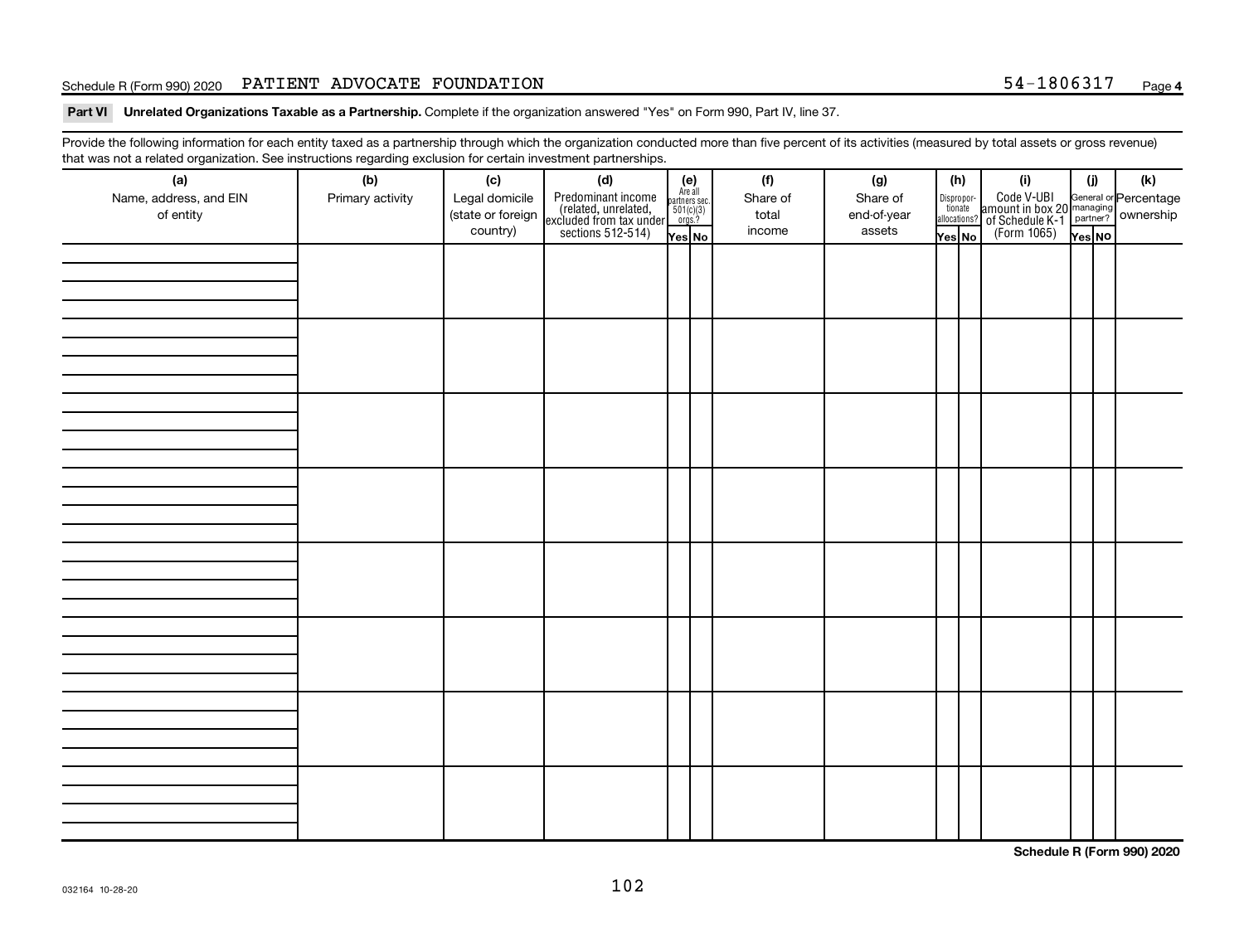Schedule R (Form 990) 2020 PATIENT ADVOCATE FOUNDATION 54-1806317 Page 4

**Part VI Unrelated Organizations Taxable as a Partnership.** Complete if the organization answered "Yes" on Form 990, Part IV, line 37.

Provide the following information for each entity taxed as a partnership through which the organization conducted more than five percent of its activities (measured by total assets or gross revenue) that was not a related organization. See instructions regarding exclusion for certain investment partnerships.

| (a) Name, address, and EIN of entity | (b) Primary activity | (c) Legal domicile (state or foreign country) | (d) Predominant income (related, unrelated, excluded from tax under sections 512-514) | (e) Are all partners sec. 501(c)(3) orgs.? | | (f) Share of total income | (g) Share of end-of-year assets | (h) Disproportionate allocations? | | (i) Code V-UBI amount in box 20 of Schedule K-1 (Form 1065) | (j) General or managing partner? | | (k) Percentage ownership |
|---|---|---|---|---|---|---|---|---|---|---|---|---|---|
| | | | | Yes | No | | | Yes | No | | Yes | No | |
| | | | | | | | | | | | | | |
| | | | | | | | | | | | | | |
| | | | | | | | | | | | | | |
| | | | | | | | | | | | | | |
| | | | | | | | | | | | | | |
| | | | | | | | | | | | | | |
| | | | | | | | | | | | | | |
| | | | | | | | | | | | | | |

**Schedule R (Form 990) 2020**

032164 10-28-20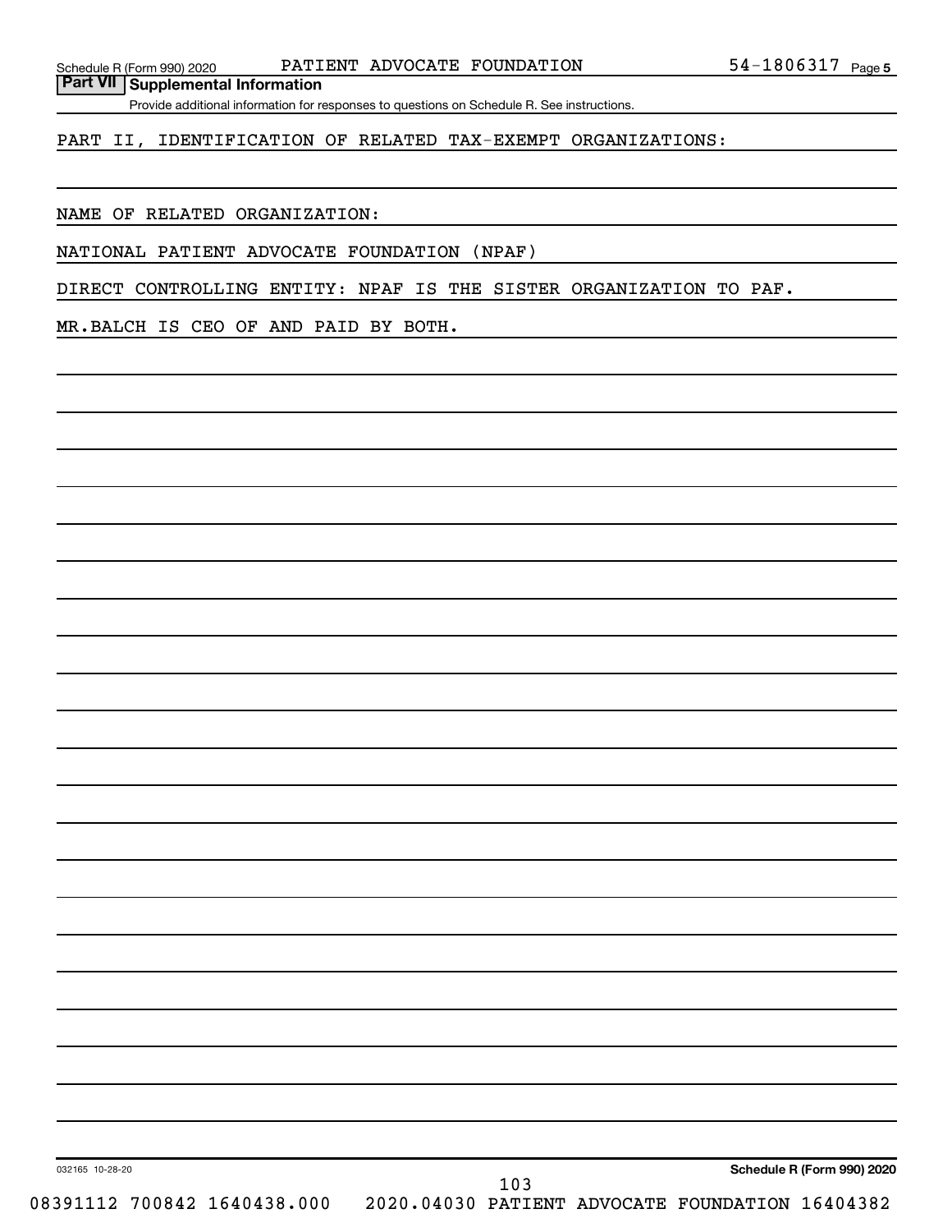Schedule R (Form 990) 2020 PATIENT ADVOCATE FOUNDATION 54-1806317 Page 5

## Part VII Supplemental Information

Provide additional information for responses to questions on Schedule R. See instructions.

PART II, IDENTIFICATION OF RELATED TAX-EXEMPT ORGANIZATIONS:

NAME OF RELATED ORGANIZATION:

NATIONAL PATIENT ADVOCATE FOUNDATION (NPAF)

DIRECT CONTROLLING ENTITY: NPAF IS THE SISTER ORGANIZATION TO PAF.

MR.BALCH IS CEO OF AND PAID BY BOTH.

032165 10-28-20

Schedule R (Form 990) 2020

08391112 700842 1640438.000 2020.04030 PATIENT ADVOCATE FOUNDATION 16404382